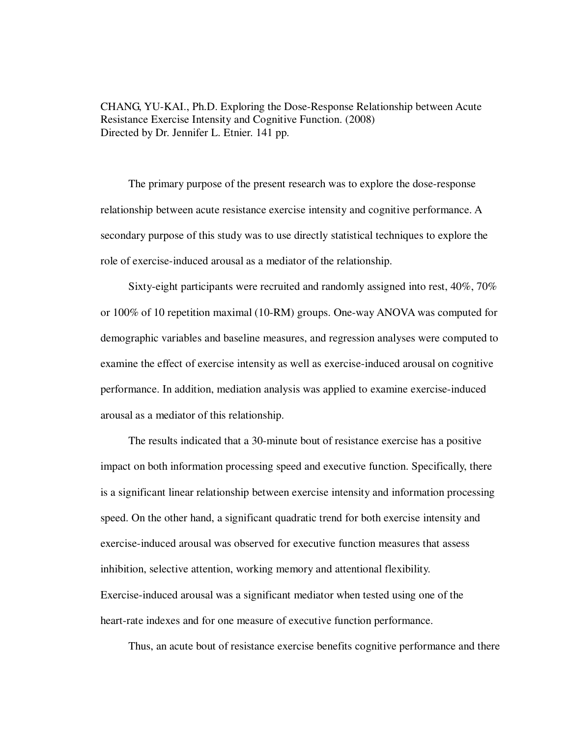CHANG, YU-KAI., Ph.D. Exploring the Dose-Response Relationship between Acute Resistance Exercise Intensity and Cognitive Function. (2008)
Directed by Dr. Jennifer L. Etnier. 141 pp.

The primary purpose of the present research was to explore the dose-response relationship between acute resistance exercise intensity and cognitive performance. A secondary purpose of this study was to use directly statistical techniques to explore the role of exercise-induced arousal as a mediator of the relationship.

Sixty-eight participants were recruited and randomly assigned into rest, 40%, 70% or 100% of 10 repetition maximal (10-RM) groups. One-way ANOVA was computed for demographic variables and baseline measures, and regression analyses were computed to examine the effect of exercise intensity as well as exercise-induced arousal on cognitive performance. In addition, mediation analysis was applied to examine exercise-induced arousal as a mediator of this relationship.

The results indicated that a 30-minute bout of resistance exercise has a positive impact on both information processing speed and executive function. Specifically, there is a significant linear relationship between exercise intensity and information processing speed. On the other hand, a significant quadratic trend for both exercise intensity and exercise-induced arousal was observed for executive function measures that assess inhibition, selective attention, working memory and attentional flexibility. Exercise-induced arousal was a significant mediator when tested using one of the heart-rate indexes and for one measure of executive function performance.

Thus, an acute bout of resistance exercise benefits cognitive performance and there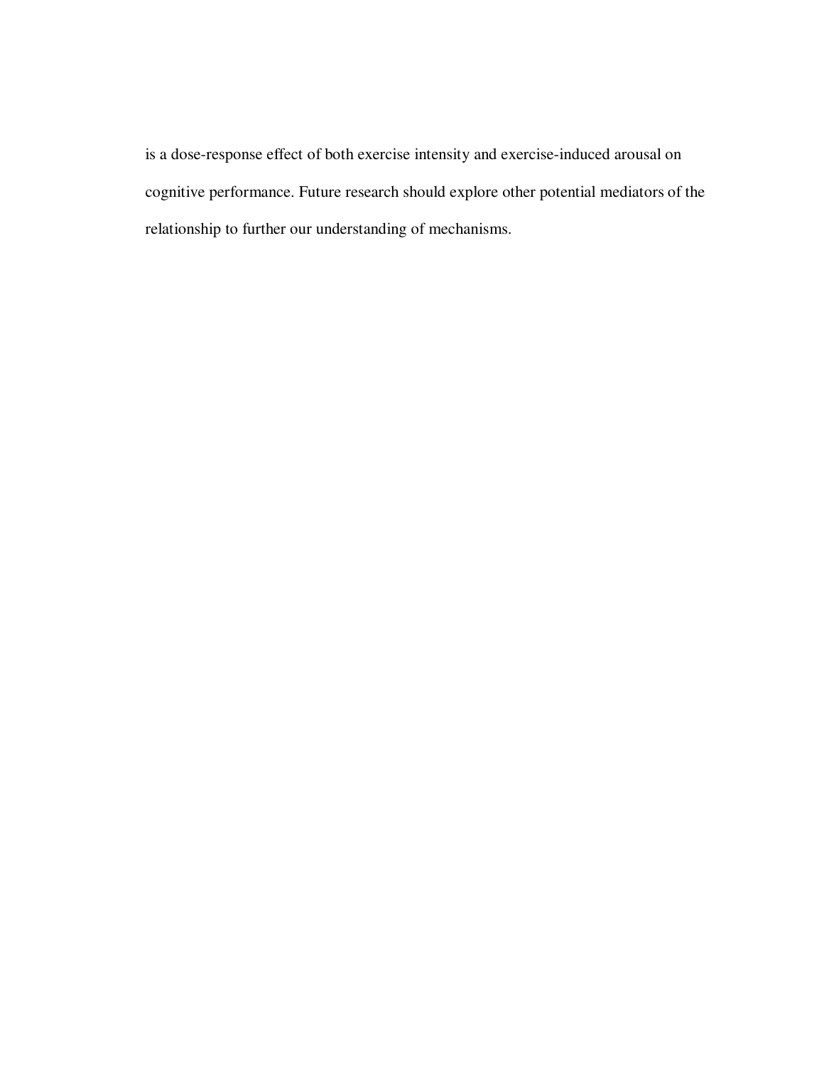is a dose-response effect of both exercise intensity and exercise-induced arousal on cognitive performance. Future research should explore other potential mediators of the relationship to further our understanding of mechanisms.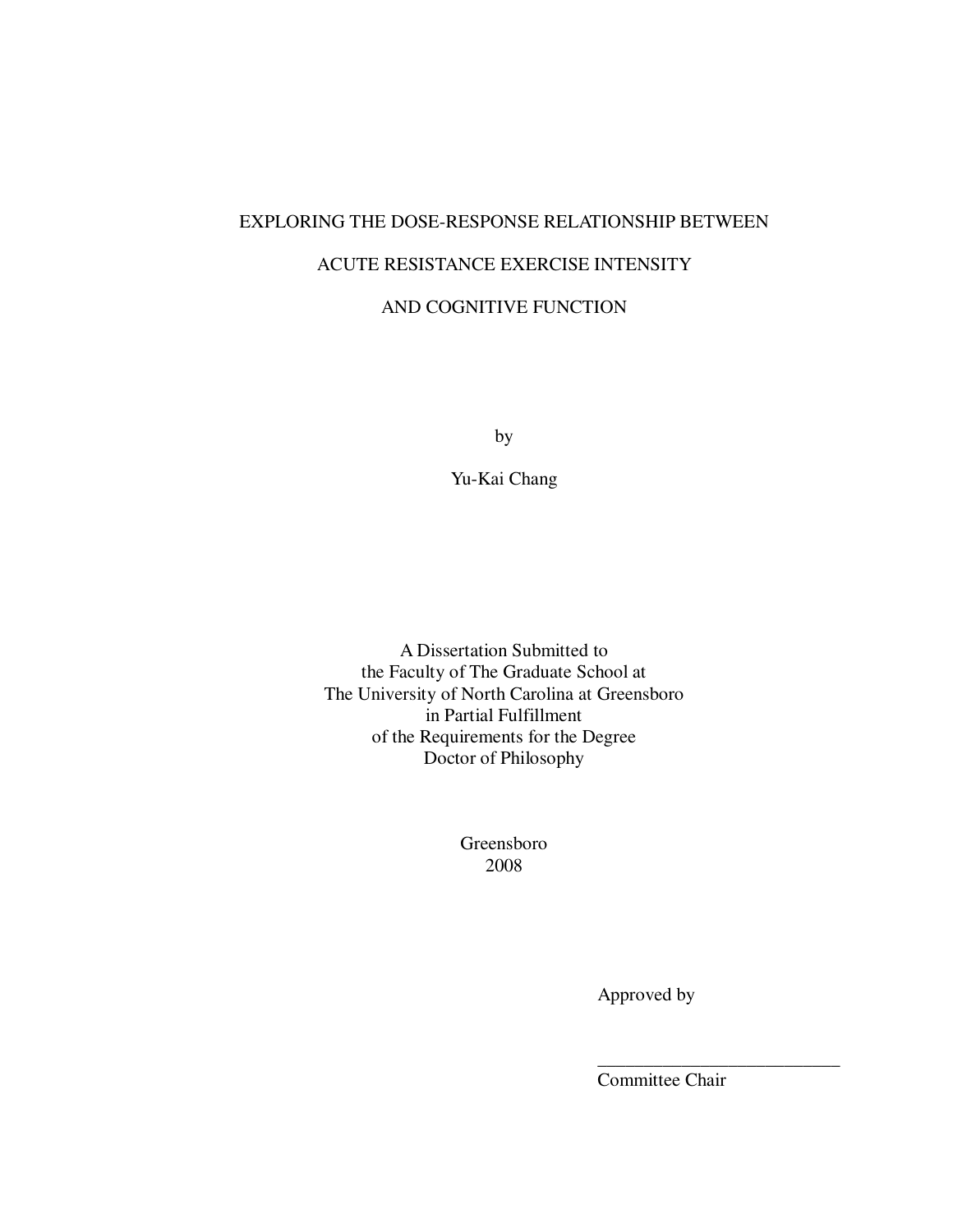# EXPLORING THE DOSE-RESPONSE RELATIONSHIP BETWEEN ACUTE RESISTANCE EXERCISE INTENSITY AND COGNITIVE FUNCTION

by

Yu-Kai Chang

A Dissertation Submitted to
the Faculty of The Graduate School at
The University of North Carolina at Greensboro
in Partial Fulfillment
of the Requirements for the Degree
Doctor of Philosophy

Greensboro
2008

Approved by

___________________________
Committee Chair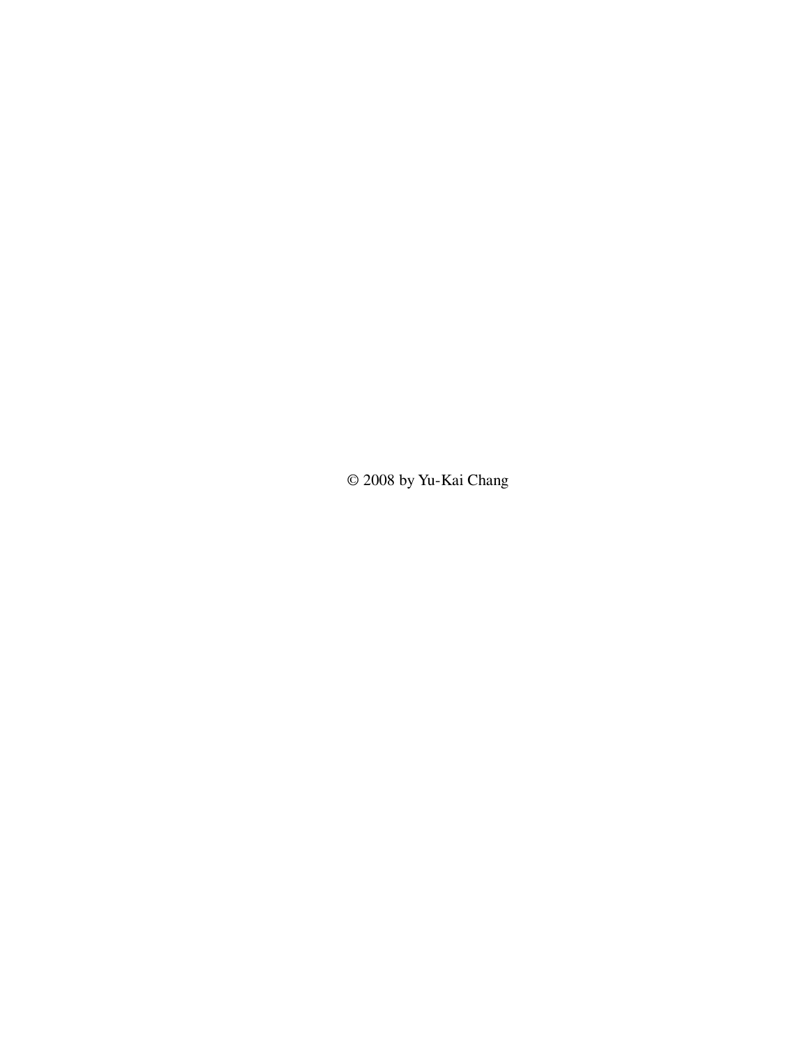© 2008 by Yu-Kai Chang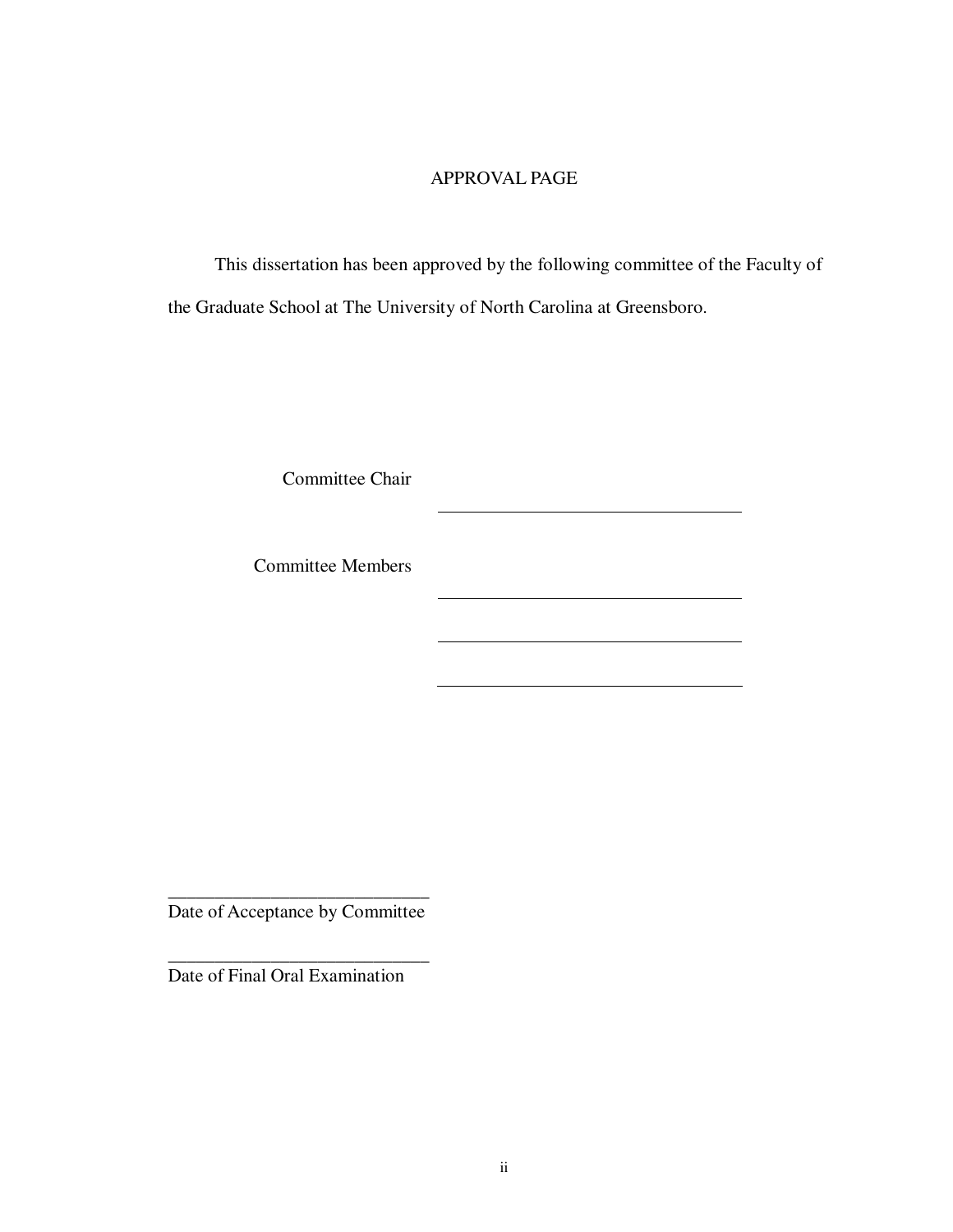# APPROVAL PAGE

This dissertation has been approved by the following committee of the Faculty of the Graduate School at The University of North Carolina at Greensboro.

Committee Chair ______________________________

Committee Members ______________________________

______________________________

______________________________

______________________________
Date of Acceptance by Committee

______________________________
Date of Final Oral Examination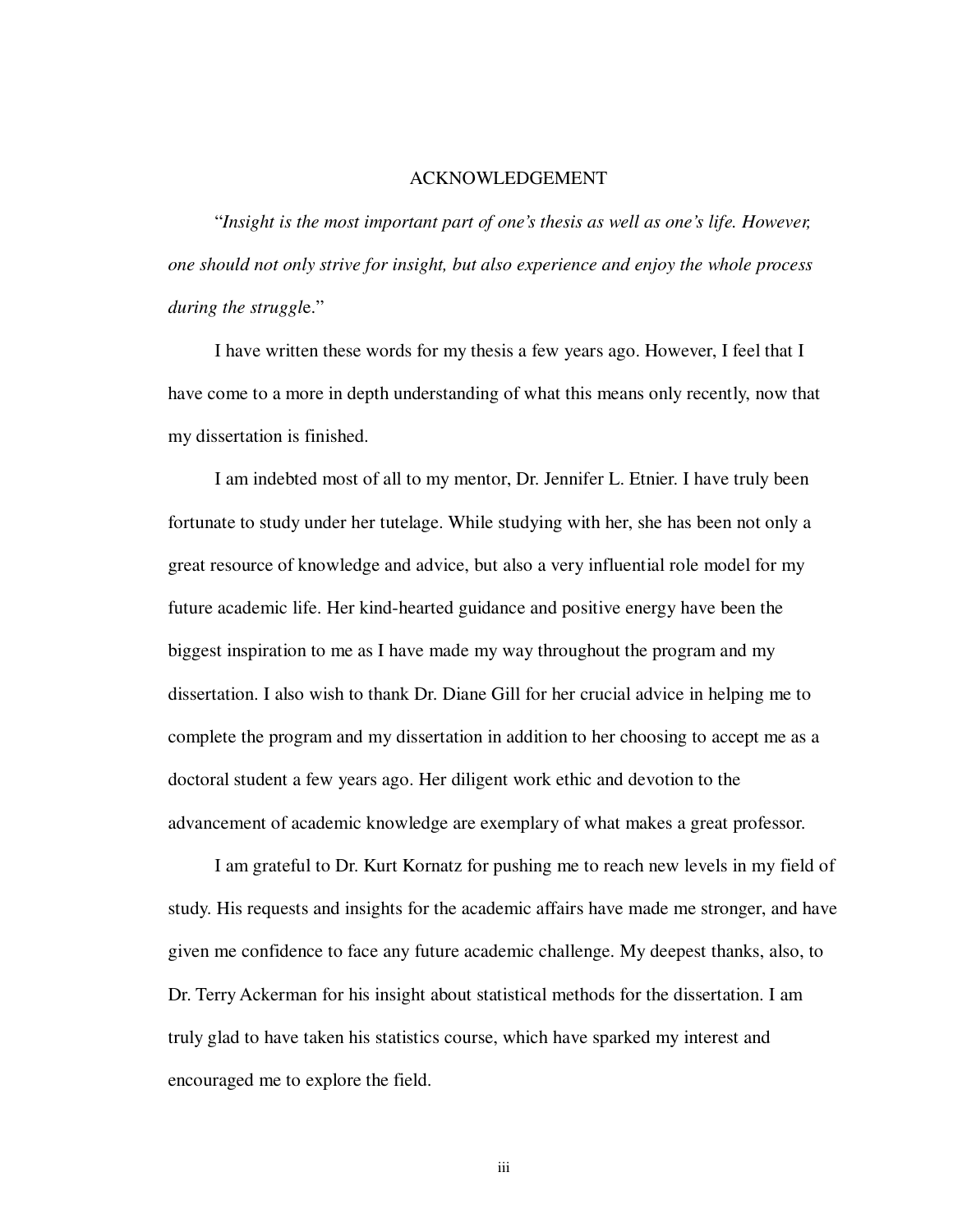# ACKNOWLEDGEMENT

"*Insight is the most important part of one's thesis as well as one's life. However, one should not only strive for insight, but also experience and enjoy the whole process during the struggle.*"

I have written these words for my thesis a few years ago. However, I feel that I have come to a more in depth understanding of what this means only recently, now that my dissertation is finished.

I am indebted most of all to my mentor, Dr. Jennifer L. Etnier. I have truly been fortunate to study under her tutelage. While studying with her, she has been not only a great resource of knowledge and advice, but also a very influential role model for my future academic life. Her kind-hearted guidance and positive energy have been the biggest inspiration to me as I have made my way throughout the program and my dissertation. I also wish to thank Dr. Diane Gill for her crucial advice in helping me to complete the program and my dissertation in addition to her choosing to accept me as a doctoral student a few years ago. Her diligent work ethic and devotion to the advancement of academic knowledge are exemplary of what makes a great professor.

I am grateful to Dr. Kurt Kornatz for pushing me to reach new levels in my field of study. His requests and insights for the academic affairs have made me stronger, and have given me confidence to face any future academic challenge. My deepest thanks, also, to Dr. Terry Ackerman for his insight about statistical methods for the dissertation. I am truly glad to have taken his statistics course, which have sparked my interest and encouraged me to explore the field.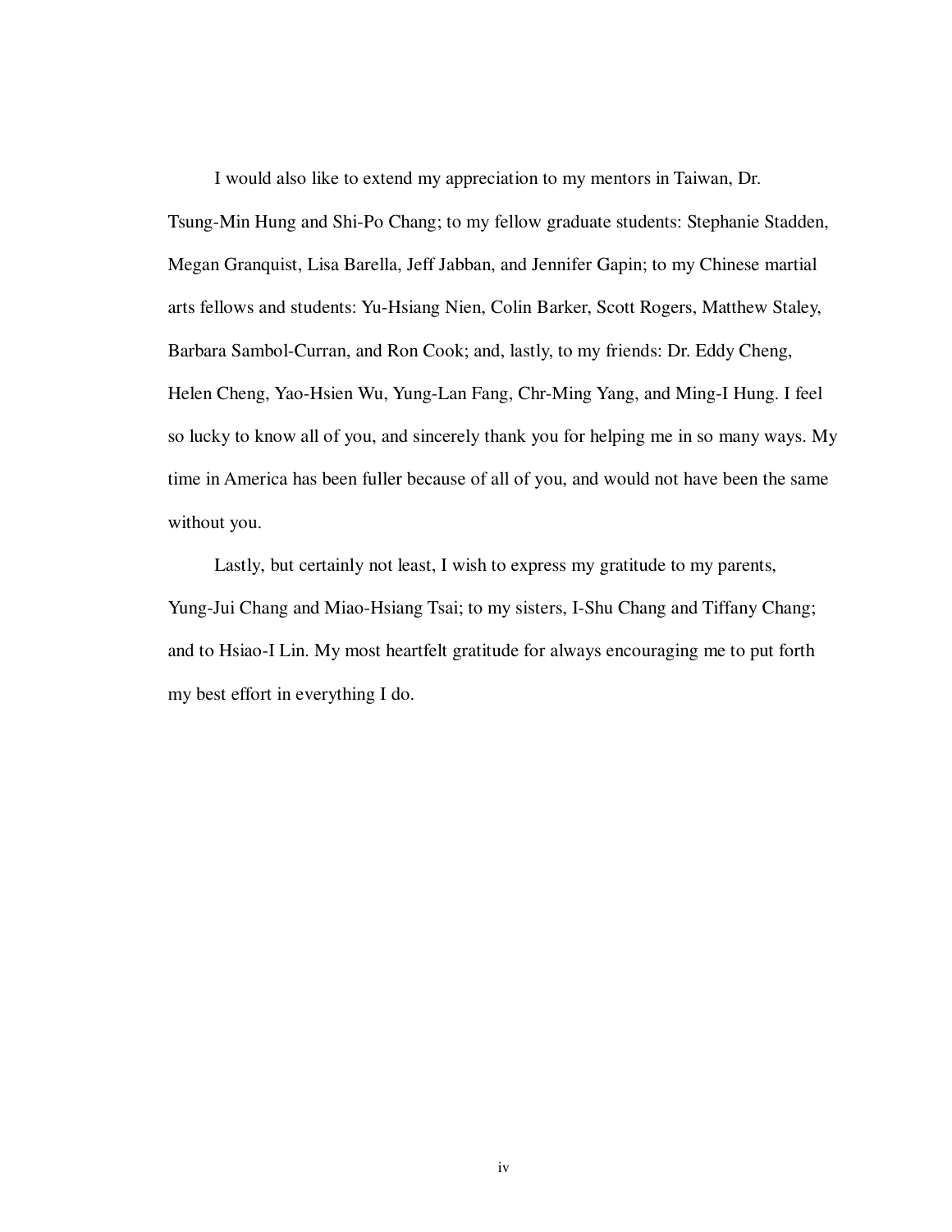I would also like to extend my appreciation to my mentors in Taiwan, Dr. Tsung-Min Hung and Shi-Po Chang; to my fellow graduate students: Stephanie Stadden, Megan Granquist, Lisa Barella, Jeff Jabban, and Jennifer Gapin; to my Chinese martial arts fellows and students: Yu-Hsiang Nien, Colin Barker, Scott Rogers, Matthew Staley, Barbara Sambol-Curran, and Ron Cook; and, lastly, to my friends: Dr. Eddy Cheng, Helen Cheng, Yao-Hsien Wu, Yung-Lan Fang, Chr-Ming Yang, and Ming-I Hung. I feel so lucky to know all of you, and sincerely thank you for helping me in so many ways. My time in America has been fuller because of all of you, and would not have been the same without you.

Lastly, but certainly not least, I wish to express my gratitude to my parents, Yung-Jui Chang and Miao-Hsiang Tsai; to my sisters, I-Shu Chang and Tiffany Chang; and to Hsiao-I Lin. My most heartfelt gratitude for always encouraging me to put forth my best effort in everything I do.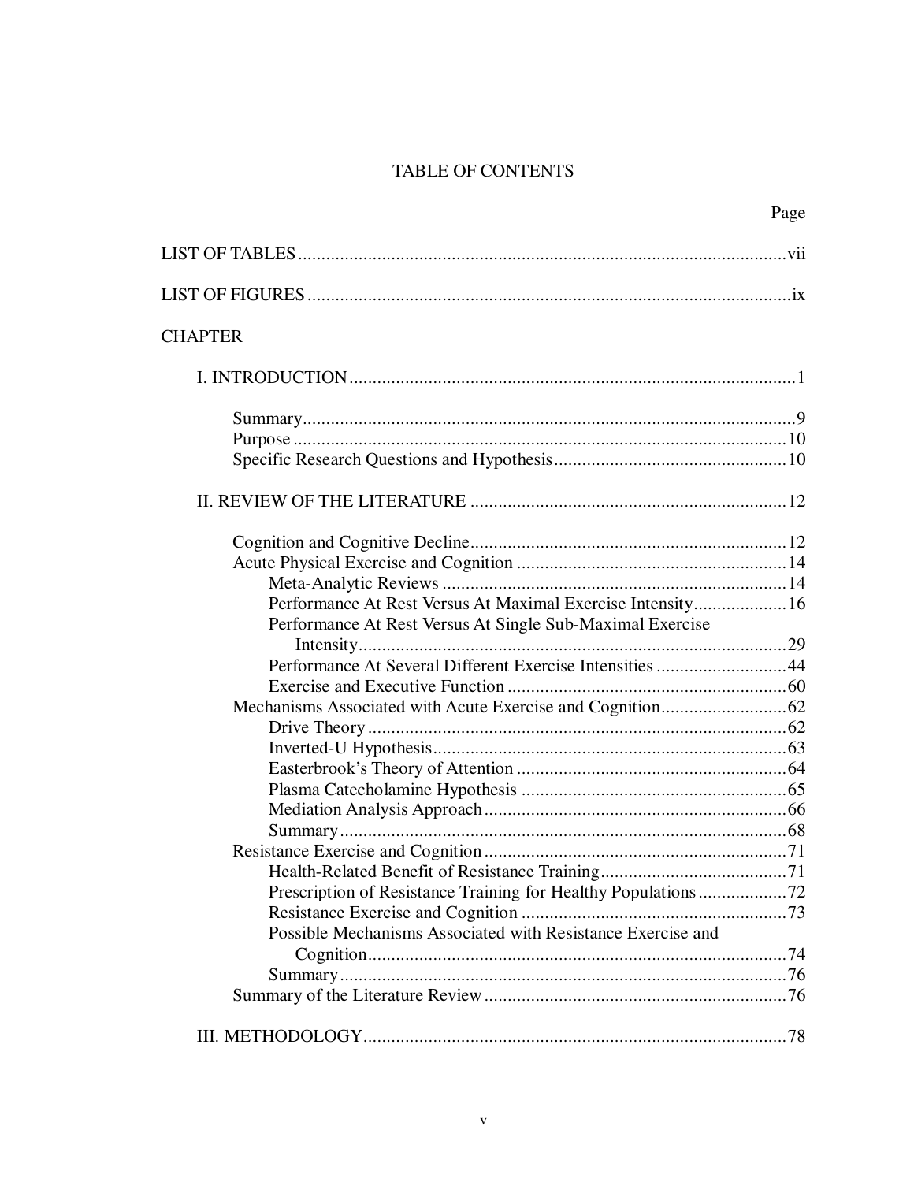# TABLE OF CONTENTS

Page

LIST OF TABLES ........................................................................................................vii

LIST OF FIGURES .......................................................................................................ix

CHAPTER

I. INTRODUCTION ...............................................................................................1

- Summary.........................................................................................................9
- Purpose .........................................................................................................10
- Specific Research Questions and Hypothesis.................................................10

II. REVIEW OF THE LITERATURE ...................................................................12

- Cognition and Cognitive Decline...................................................................12
- Acute Physical Exercise and Cognition .........................................................14
  - Meta-Analytic Reviews .........................................................................14
  - Performance At Rest Versus At Maximal Exercise Intensity....................16
  - Performance At Rest Versus At Single Sub-Maximal Exercise Intensity...........................................................................................29
  - Performance At Several Different Exercise Intensities ............................44
  - Exercise and Executive Function ............................................................60
- Mechanisms Associated with Acute Exercise and Cognition...........................62
  - Drive Theory .........................................................................................62
  - Inverted-U Hypothesis...........................................................................63
  - Easterbrook's Theory of Attention ..........................................................64
  - Plasma Catecholamine Hypothesis .........................................................65
  - Mediation Analysis Approach ................................................................66
  - Summary ...............................................................................................68
- Resistance Exercise and Cognition ................................................................71
  - Health-Related Benefit of Resistance Training........................................71
  - Prescription of Resistance Training for Healthy Populations...................72
  - Resistance Exercise and Cognition ........................................................73
  - Possible Mechanisms Associated with Resistance Exercise and Cognition.........................................................................................74
  - Summary ...............................................................................................76
- Summary of the Literature Review ................................................................76

III. METHODOLOGY...........................................................................................78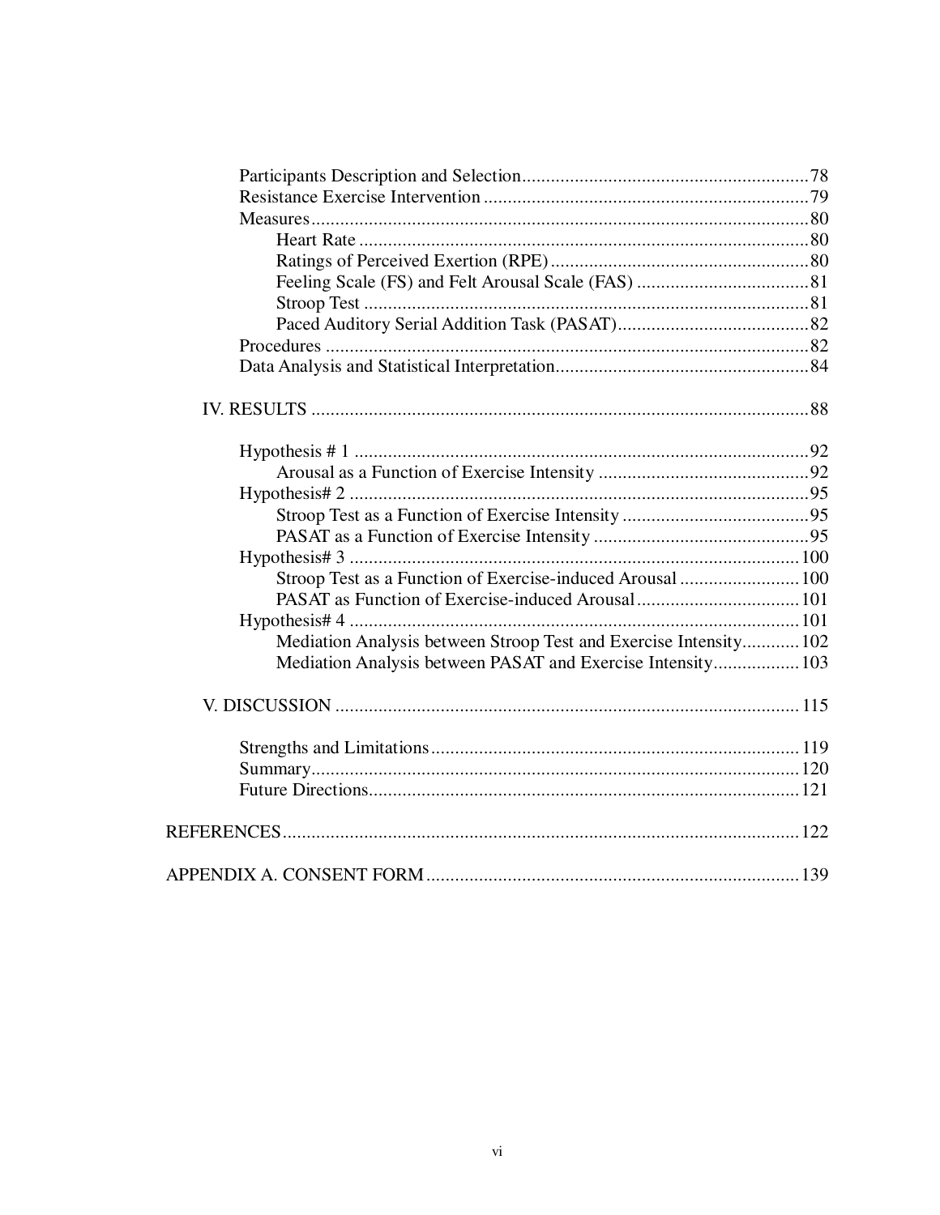Participants Description and Selection ............ 78
Resistance Exercise Intervention ............ 79
Measures ............ 80
    Heart Rate ............ 80
    Ratings of Perceived Exertion (RPE) ............ 80
    Feeling Scale (FS) and Felt Arousal Scale (FAS) ............ 81
    Stroop Test ............ 81
    Paced Auditory Serial Addition Task (PASAT) ............ 82
Procedures ............ 82
Data Analysis and Statistical Interpretation ............ 84

IV. RESULTS ............ 88

Hypothesis # 1 ............ 92
    Arousal as a Function of Exercise Intensity ............ 92
Hypothesis# 2 ............ 95
    Stroop Test as a Function of Exercise Intensity ............ 95
    PASAT as a Function of Exercise Intensity ............ 95
Hypothesis# 3 ............ 100
    Stroop Test as a Function of Exercise-induced Arousal ............ 100
    PASAT as Function of Exercise-induced Arousal ............ 101
Hypothesis# 4 ............ 101
    Mediation Analysis between Stroop Test and Exercise Intensity ............ 102
    Mediation Analysis between PASAT and Exercise Intensity ............ 103

V. DISCUSSION ............ 115

Strengths and Limitations ............ 119
Summary ............ 120
Future Directions ............ 121

REFERENCES ............ 122

APPENDIX A. CONSENT FORM ............ 139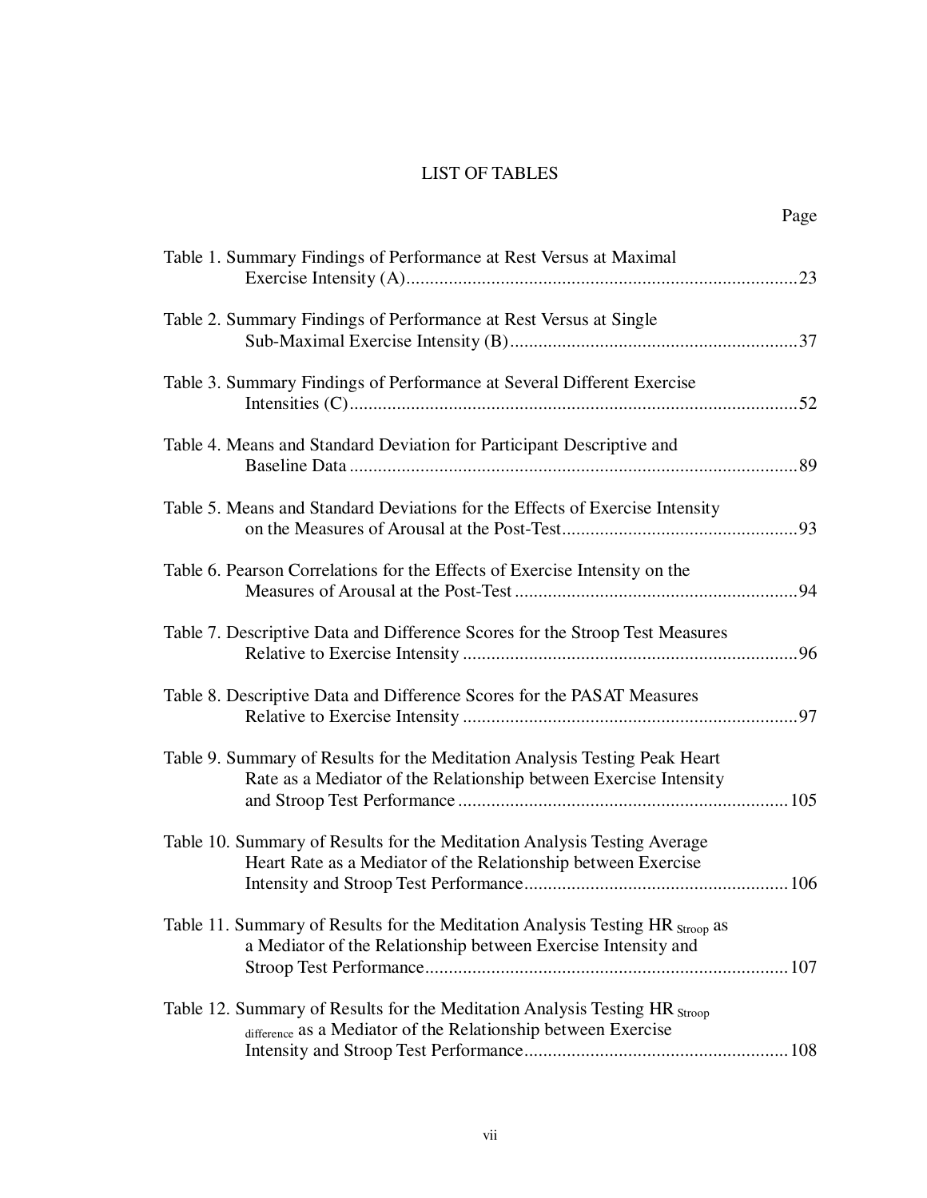# LIST OF TABLES

| | Page |
|---|---|
| Table 1. Summary Findings of Performance at Rest Versus at Maximal Exercise Intensity (A) | 23 |
| Table 2. Summary Findings of Performance at Rest Versus at Single Sub-Maximal Exercise Intensity (B) | 37 |
| Table 3. Summary Findings of Performance at Several Different Exercise Intensities (C) | 52 |
| Table 4. Means and Standard Deviation for Participant Descriptive and Baseline Data | 89 |
| Table 5. Means and Standard Deviations for the Effects of Exercise Intensity on the Measures of Arousal at the Post-Test | 93 |
| Table 6. Pearson Correlations for the Effects of Exercise Intensity on the Measures of Arousal at the Post-Test | 94 |
| Table 7. Descriptive Data and Difference Scores for the Stroop Test Measures Relative to Exercise Intensity | 96 |
| Table 8. Descriptive Data and Difference Scores for the PASAT Measures Relative to Exercise Intensity | 97 |
| Table 9. Summary of Results for the Meditation Analysis Testing Peak Heart Rate as a Mediator of the Relationship between Exercise Intensity and Stroop Test Performance | 105 |
| Table 10. Summary of Results for the Meditation Analysis Testing Average Heart Rate as a Mediator of the Relationship between Exercise Intensity and Stroop Test Performance | 106 |
| Table 11. Summary of Results for the Meditation Analysis Testing $HR_{Stroop}$ as a Mediator of the Relationship between Exercise Intensity and Stroop Test Performance | 107 |
| Table 12. Summary of Results for the Meditation Analysis Testing $HR_{Stroop\ difference}$ as a Mediator of the Relationship between Exercise Intensity and Stroop Test Performance | 108 |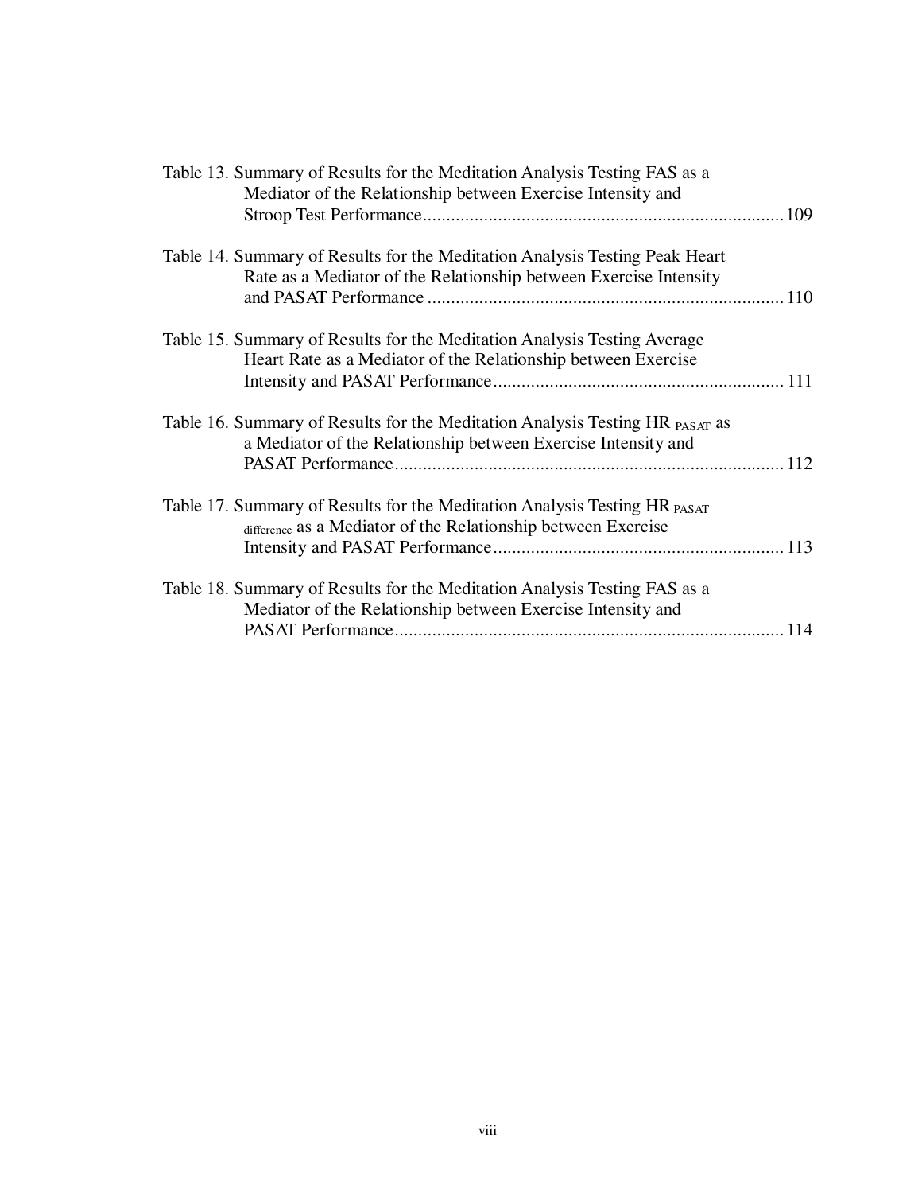Table 13. Summary of Results for the Meditation Analysis Testing FAS as a Mediator of the Relationship between Exercise Intensity and Stroop Test Performance ............ 109

Table 14. Summary of Results for the Meditation Analysis Testing Peak Heart Rate as a Mediator of the Relationship between Exercise Intensity and PASAT Performance ............ 110

Table 15. Summary of Results for the Meditation Analysis Testing Average Heart Rate as a Mediator of the Relationship between Exercise Intensity and PASAT Performance ............ 111

Table 16. Summary of Results for the Meditation Analysis Testing $HR_{PASAT}$ as a Mediator of the Relationship between Exercise Intensity and PASAT Performance ............ 112

Table 17. Summary of Results for the Meditation Analysis Testing $HR_{PASAT\ difference}$ as a Mediator of the Relationship between Exercise Intensity and PASAT Performance ............ 113

Table 18. Summary of Results for the Meditation Analysis Testing FAS as a Mediator of the Relationship between Exercise Intensity and PASAT Performance ............ 114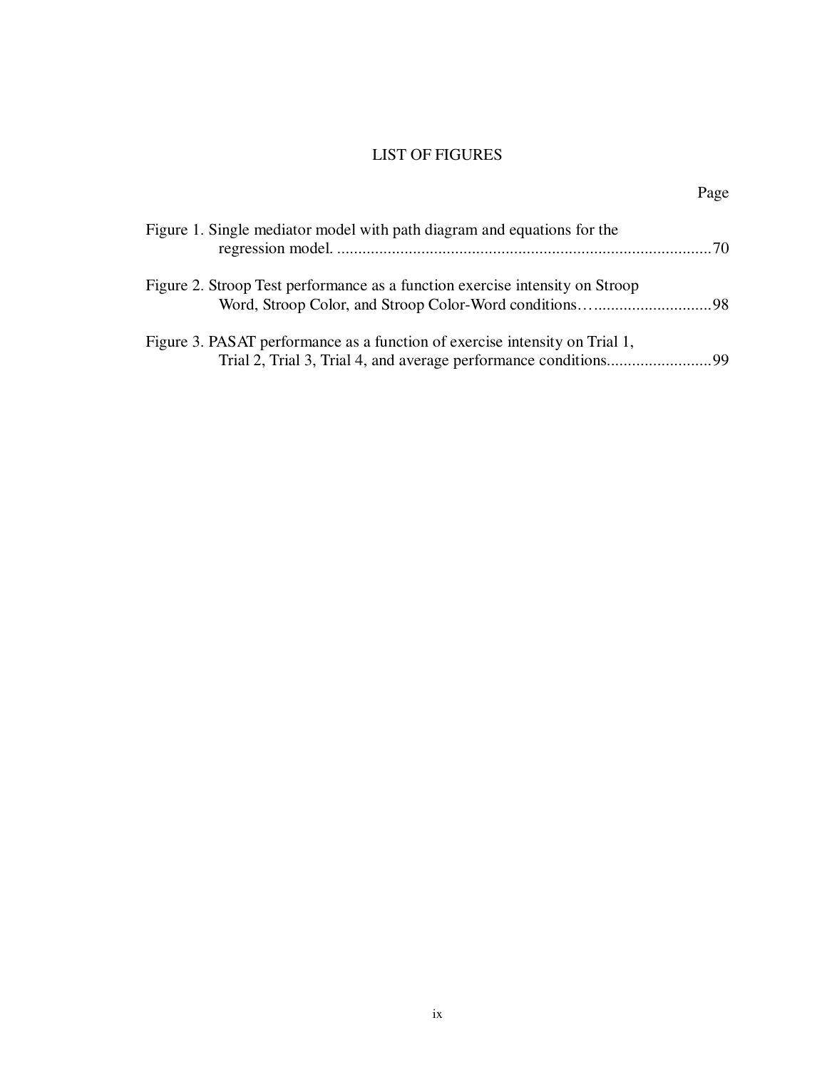# LIST OF FIGURES

| | Page |
|---|---|
| Figure 1. Single mediator model with path diagram and equations for the regression model. | 70 |
| Figure 2. Stroop Test performance as a function exercise intensity on Stroop Word, Stroop Color, and Stroop Color-Word conditions | 98 |
| Figure 3. PASAT performance as a function of exercise intensity on Trial 1, Trial 2, Trial 3, Trial 4, and average performance conditions | 99 |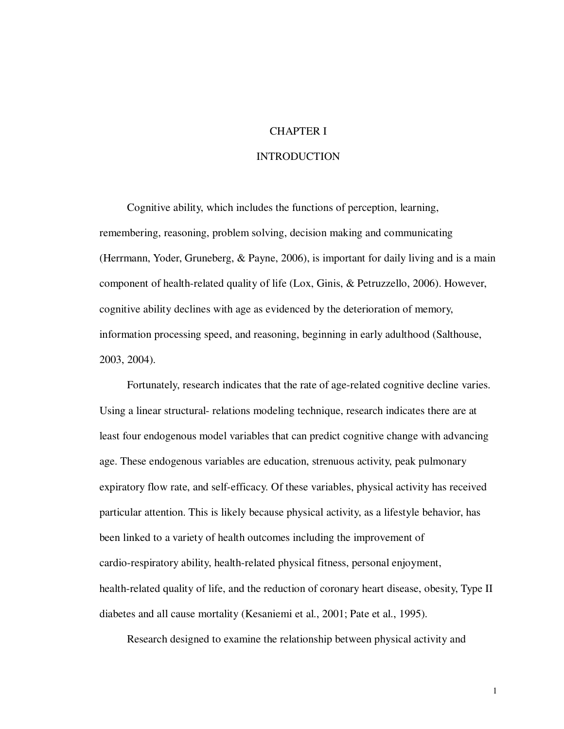# CHAPTER I

# INTRODUCTION

Cognitive ability, which includes the functions of perception, learning, remembering, reasoning, problem solving, decision making and communicating (Herrmann, Yoder, Gruneberg, & Payne, 2006), is important for daily living and is a main component of health-related quality of life (Lox, Ginis, & Petruzzello, 2006). However, cognitive ability declines with age as evidenced by the deterioration of memory, information processing speed, and reasoning, beginning in early adulthood (Salthouse, 2003, 2004).

Fortunately, research indicates that the rate of age-related cognitive decline varies. Using a linear structural- relations modeling technique, research indicates there are at least four endogenous model variables that can predict cognitive change with advancing age. These endogenous variables are education, strenuous activity, peak pulmonary expiratory flow rate, and self-efficacy. Of these variables, physical activity has received particular attention. This is likely because physical activity, as a lifestyle behavior, has been linked to a variety of health outcomes including the improvement of cardio-respiratory ability, health-related physical fitness, personal enjoyment, health-related quality of life, and the reduction of coronary heart disease, obesity, Type II diabetes and all cause mortality (Kesaniemi et al., 2001; Pate et al., 1995).

Research designed to examine the relationship between physical activity and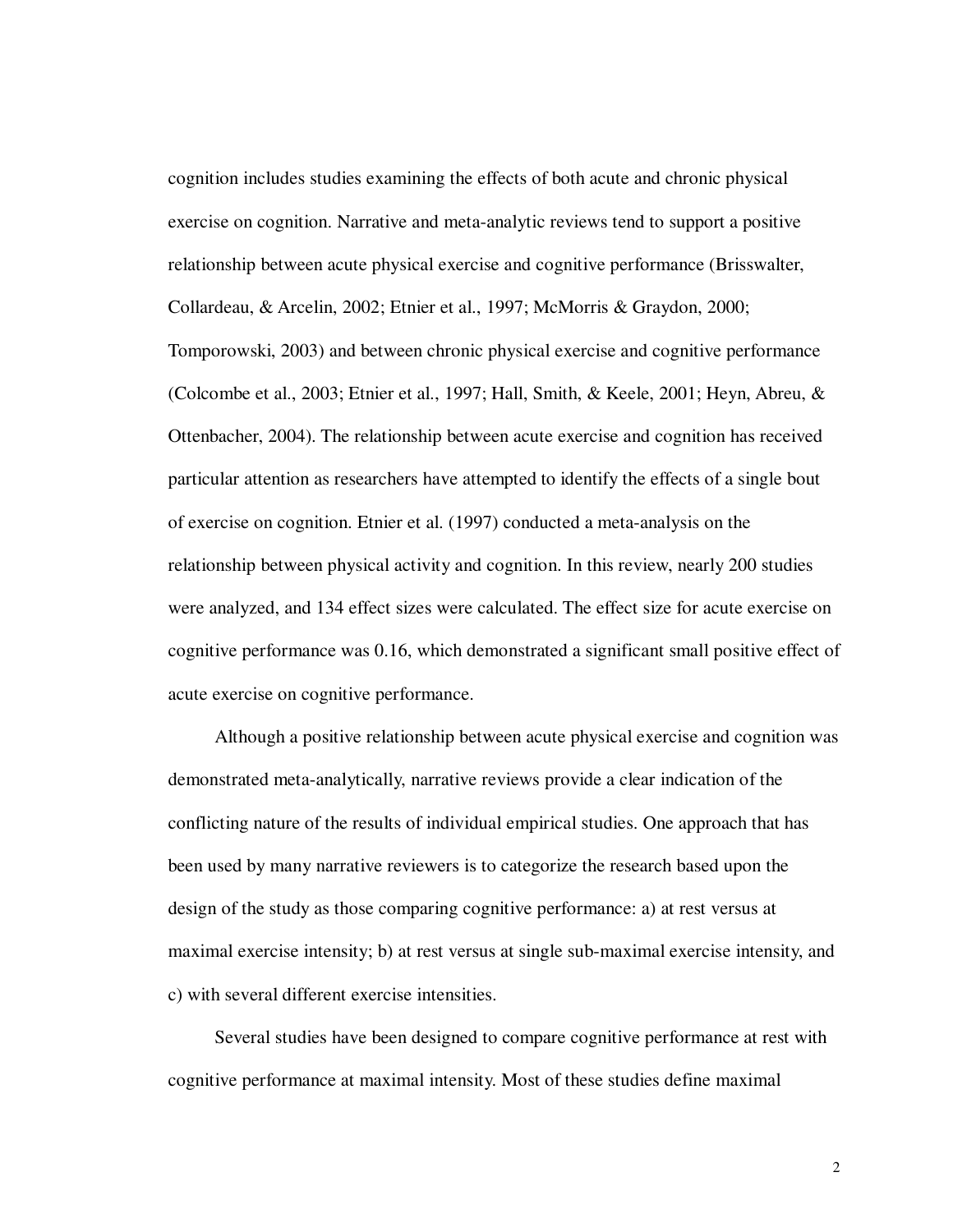cognition includes studies examining the effects of both acute and chronic physical exercise on cognition. Narrative and meta-analytic reviews tend to support a positive relationship between acute physical exercise and cognitive performance (Brisswalter, Collardeau, & Arcelin, 2002; Etnier et al., 1997; McMorris & Graydon, 2000; Tomporowski, 2003) and between chronic physical exercise and cognitive performance (Colcombe et al., 2003; Etnier et al., 1997; Hall, Smith, & Keele, 2001; Heyn, Abreu, & Ottenbacher, 2004). The relationship between acute exercise and cognition has received particular attention as researchers have attempted to identify the effects of a single bout of exercise on cognition. Etnier et al. (1997) conducted a meta-analysis on the relationship between physical activity and cognition. In this review, nearly 200 studies were analyzed, and 134 effect sizes were calculated. The effect size for acute exercise on cognitive performance was 0.16, which demonstrated a significant small positive effect of acute exercise on cognitive performance.

Although a positive relationship between acute physical exercise and cognition was demonstrated meta-analytically, narrative reviews provide a clear indication of the conflicting nature of the results of individual empirical studies. One approach that has been used by many narrative reviewers is to categorize the research based upon the design of the study as those comparing cognitive performance: a) at rest versus at maximal exercise intensity; b) at rest versus at single sub-maximal exercise intensity, and c) with several different exercise intensities.

Several studies have been designed to compare cognitive performance at rest with cognitive performance at maximal intensity. Most of these studies define maximal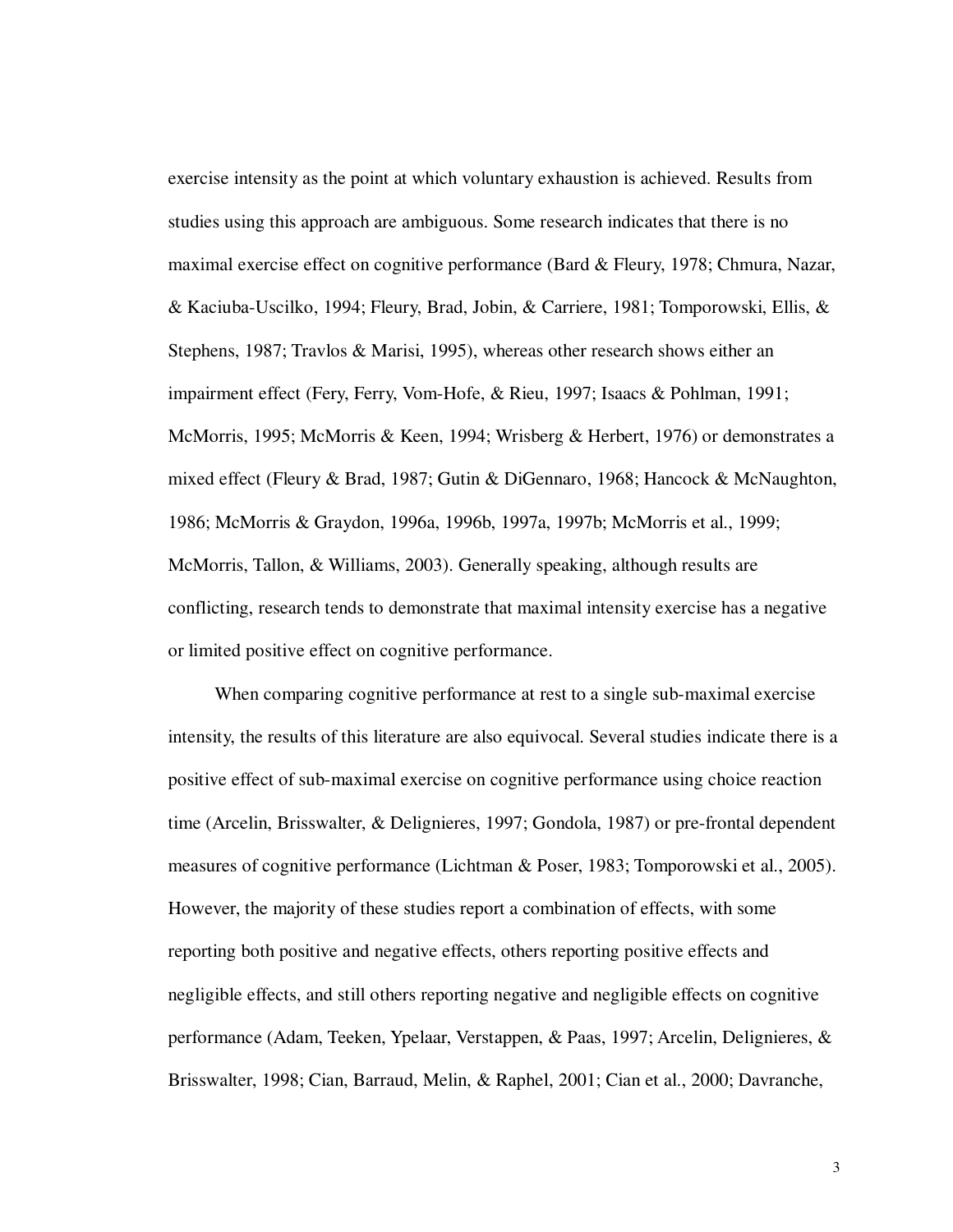exercise intensity as the point at which voluntary exhaustion is achieved. Results from studies using this approach are ambiguous. Some research indicates that there is no maximal exercise effect on cognitive performance (Bard & Fleury, 1978; Chmura, Nazar, & Kaciuba-Uscilko, 1994; Fleury, Brad, Jobin, & Carriere, 1981; Tomporowski, Ellis, & Stephens, 1987; Travlos & Marisi, 1995), whereas other research shows either an impairment effect (Fery, Ferry, Vom-Hofe, & Rieu, 1997; Isaacs & Pohlman, 1991; McMorris, 1995; McMorris & Keen, 1994; Wrisberg & Herbert, 1976) or demonstrates a mixed effect (Fleury & Brad, 1987; Gutin & DiGennaro, 1968; Hancock & McNaughton, 1986; McMorris & Graydon, 1996a, 1996b, 1997a, 1997b; McMorris et al., 1999; McMorris, Tallon, & Williams, 2003). Generally speaking, although results are conflicting, research tends to demonstrate that maximal intensity exercise has a negative or limited positive effect on cognitive performance.

When comparing cognitive performance at rest to a single sub-maximal exercise intensity, the results of this literature are also equivocal. Several studies indicate there is a positive effect of sub-maximal exercise on cognitive performance using choice reaction time (Arcelin, Brisswalter, & Delignieres, 1997; Gondola, 1987) or pre-frontal dependent measures of cognitive performance (Lichtman & Poser, 1983; Tomporowski et al., 2005). However, the majority of these studies report a combination of effects, with some reporting both positive and negative effects, others reporting positive effects and negligible effects, and still others reporting negative and negligible effects on cognitive performance (Adam, Teeken, Ypelaar, Verstappen, & Paas, 1997; Arcelin, Delignieres, & Brisswalter, 1998; Cian, Barraud, Melin, & Raphel, 2001; Cian et al., 2000; Davranche,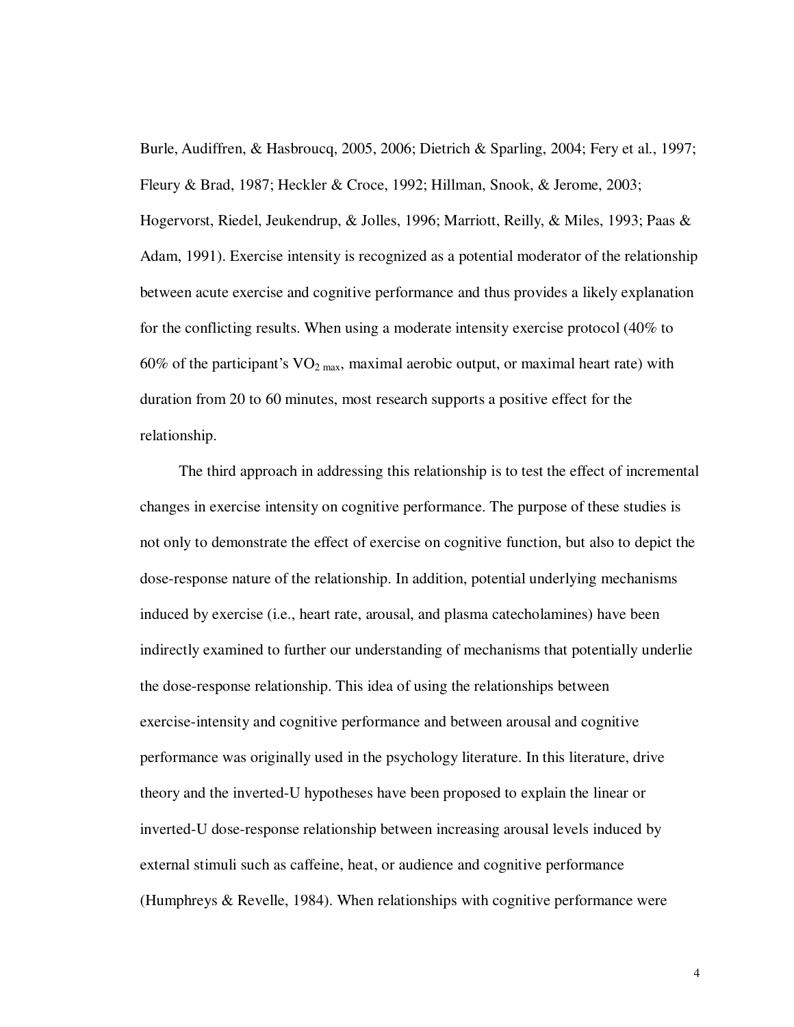Burle, Audiffren, & Hasbroucq, 2005, 2006; Dietrich & Sparling, 2004; Fery et al., 1997; Fleury & Brad, 1987; Heckler & Croce, 1992; Hillman, Snook, & Jerome, 2003; Hogervorst, Riedel, Jeukendrup, & Jolles, 1996; Marriott, Reilly, & Miles, 1993; Paas & Adam, 1991). Exercise intensity is recognized as a potential moderator of the relationship between acute exercise and cognitive performance and thus provides a likely explanation for the conflicting results. When using a moderate intensity exercise protocol (40% to 60% of the participant's $VO_{2\ max}$, maximal aerobic output, or maximal heart rate) with duration from 20 to 60 minutes, most research supports a positive effect for the relationship.

The third approach in addressing this relationship is to test the effect of incremental changes in exercise intensity on cognitive performance. The purpose of these studies is not only to demonstrate the effect of exercise on cognitive function, but also to depict the dose-response nature of the relationship. In addition, potential underlying mechanisms induced by exercise (i.e., heart rate, arousal, and plasma catecholamines) have been indirectly examined to further our understanding of mechanisms that potentially underlie the dose-response relationship. This idea of using the relationships between exercise-intensity and cognitive performance and between arousal and cognitive performance was originally used in the psychology literature. In this literature, drive theory and the inverted-U hypotheses have been proposed to explain the linear or inverted-U dose-response relationship between increasing arousal levels induced by external stimuli such as caffeine, heat, or audience and cognitive performance (Humphreys & Revelle, 1984). When relationships with cognitive performance were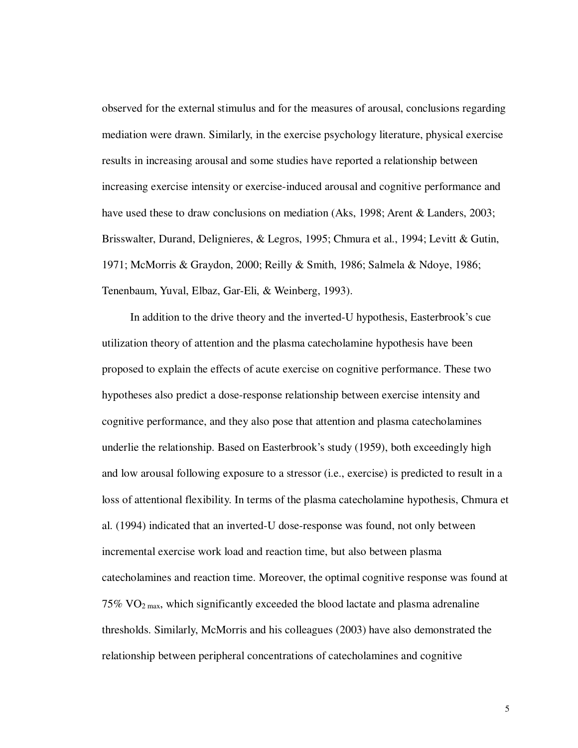observed for the external stimulus and for the measures of arousal, conclusions regarding mediation were drawn. Similarly, in the exercise psychology literature, physical exercise results in increasing arousal and some studies have reported a relationship between increasing exercise intensity or exercise-induced arousal and cognitive performance and have used these to draw conclusions on mediation (Aks, 1998; Arent & Landers, 2003; Brisswalter, Durand, Delignieres, & Legros, 1995; Chmura et al., 1994; Levitt & Gutin, 1971; McMorris & Graydon, 2000; Reilly & Smith, 1986; Salmela & Ndoye, 1986; Tenenbaum, Yuval, Elbaz, Gar-Eli, & Weinberg, 1993).

In addition to the drive theory and the inverted-U hypothesis, Easterbrook's cue utilization theory of attention and the plasma catecholamine hypothesis have been proposed to explain the effects of acute exercise on cognitive performance. These two hypotheses also predict a dose-response relationship between exercise intensity and cognitive performance, and they also pose that attention and plasma catecholamines underlie the relationship. Based on Easterbrook's study (1959), both exceedingly high and low arousal following exposure to a stressor (i.e., exercise) is predicted to result in a loss of attentional flexibility. In terms of the plasma catecholamine hypothesis, Chmura et al. (1994) indicated that an inverted-U dose-response was found, not only between incremental exercise work load and reaction time, but also between plasma catecholamines and reaction time. Moreover, the optimal cognitive response was found at 75% $VO_{2\ max}$, which significantly exceeded the blood lactate and plasma adrenaline thresholds. Similarly, McMorris and his colleagues (2003) have also demonstrated the relationship between peripheral concentrations of catecholamines and cognitive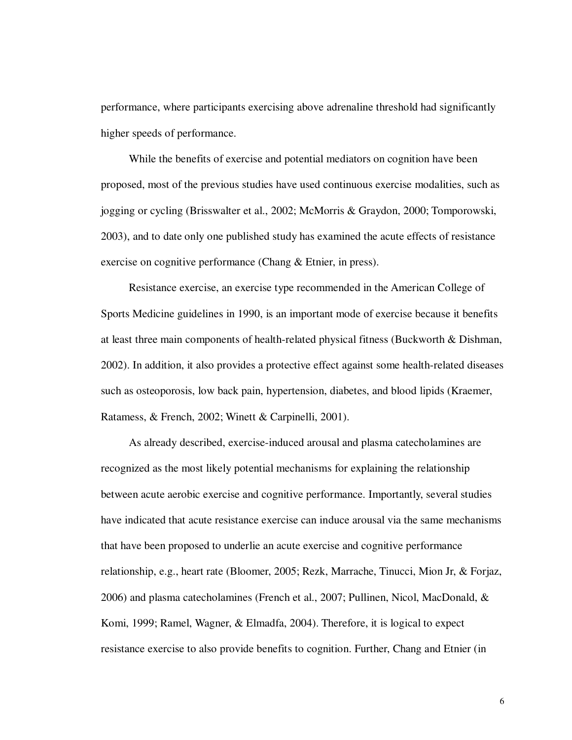performance, where participants exercising above adrenaline threshold had significantly higher speeds of performance.

While the benefits of exercise and potential mediators on cognition have been proposed, most of the previous studies have used continuous exercise modalities, such as jogging or cycling (Brisswalter et al., 2002; McMorris & Graydon, 2000; Tomporowski, 2003), and to date only one published study has examined the acute effects of resistance exercise on cognitive performance (Chang & Etnier, in press).

Resistance exercise, an exercise type recommended in the American College of Sports Medicine guidelines in 1990, is an important mode of exercise because it benefits at least three main components of health-related physical fitness (Buckworth & Dishman, 2002). In addition, it also provides a protective effect against some health-related diseases such as osteoporosis, low back pain, hypertension, diabetes, and blood lipids (Kraemer, Ratamess, & French, 2002; Winett & Carpinelli, 2001).

As already described, exercise-induced arousal and plasma catecholamines are recognized as the most likely potential mechanisms for explaining the relationship between acute aerobic exercise and cognitive performance. Importantly, several studies have indicated that acute resistance exercise can induce arousal via the same mechanisms that have been proposed to underlie an acute exercise and cognitive performance relationship, e.g., heart rate (Bloomer, 2005; Rezk, Marrache, Tinucci, Mion Jr, & Forjaz, 2006) and plasma catecholamines (French et al., 2007; Pullinen, Nicol, MacDonald, & Komi, 1999; Ramel, Wagner, & Elmadfa, 2004). Therefore, it is logical to expect resistance exercise to also provide benefits to cognition. Further, Chang and Etnier (in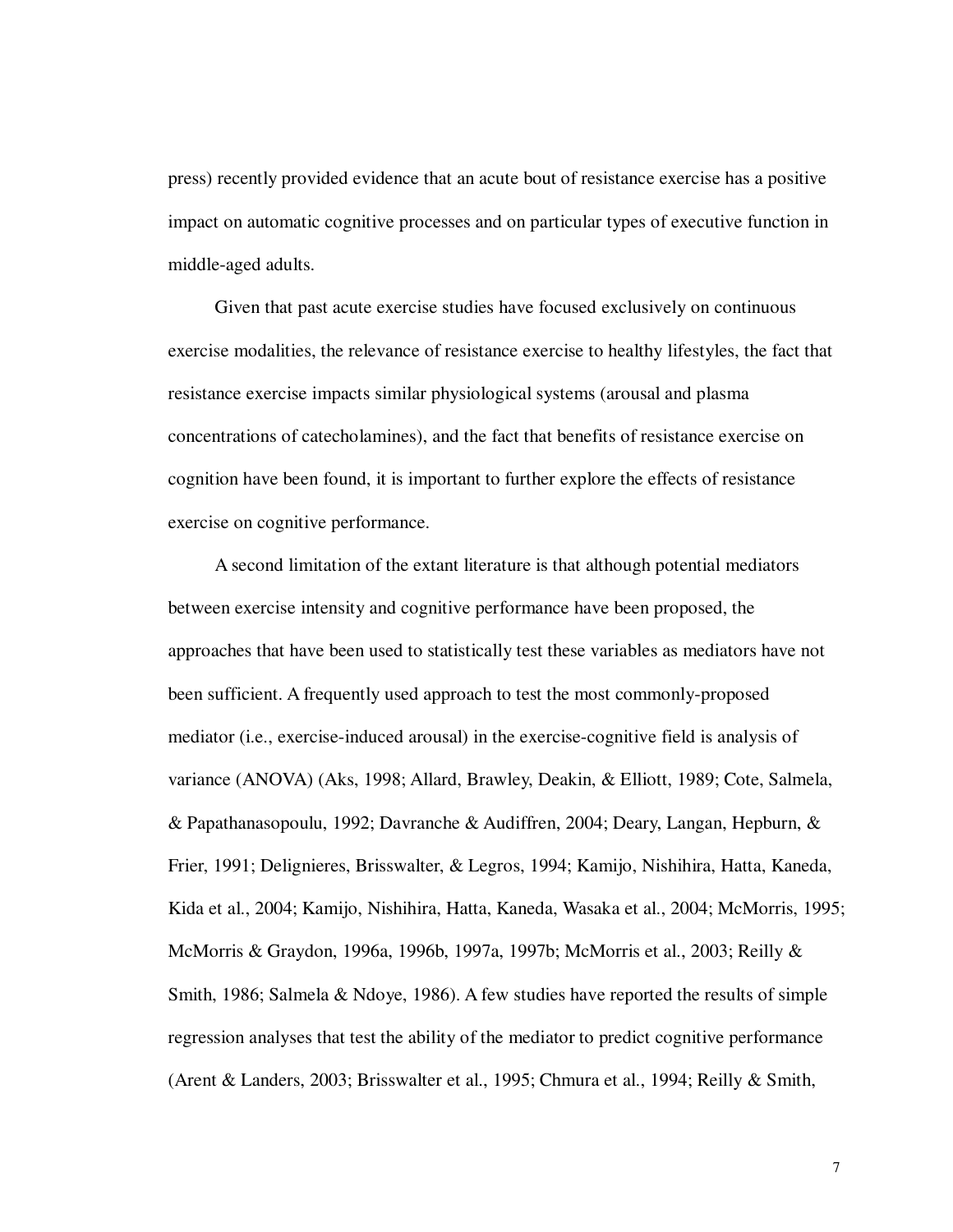press) recently provided evidence that an acute bout of resistance exercise has a positive impact on automatic cognitive processes and on particular types of executive function in middle-aged adults.

Given that past acute exercise studies have focused exclusively on continuous exercise modalities, the relevance of resistance exercise to healthy lifestyles, the fact that resistance exercise impacts similar physiological systems (arousal and plasma concentrations of catecholamines), and the fact that benefits of resistance exercise on cognition have been found, it is important to further explore the effects of resistance exercise on cognitive performance.

A second limitation of the extant literature is that although potential mediators between exercise intensity and cognitive performance have been proposed, the approaches that have been used to statistically test these variables as mediators have not been sufficient. A frequently used approach to test the most commonly-proposed mediator (i.e., exercise-induced arousal) in the exercise-cognitive field is analysis of variance (ANOVA) (Aks, 1998; Allard, Brawley, Deakin, & Elliott, 1989; Cote, Salmela, & Papathanasopoulu, 1992; Davranche & Audiffren, 2004; Deary, Langan, Hepburn, & Frier, 1991; Delignieres, Brisswalter, & Legros, 1994; Kamijo, Nishihira, Hatta, Kaneda, Kida et al., 2004; Kamijo, Nishihira, Hatta, Kaneda, Wasaka et al., 2004; McMorris, 1995; McMorris & Graydon, 1996a, 1996b, 1997a, 1997b; McMorris et al., 2003; Reilly & Smith, 1986; Salmela & Ndoye, 1986). A few studies have reported the results of simple regression analyses that test the ability of the mediator to predict cognitive performance (Arent & Landers, 2003; Brisswalter et al., 1995; Chmura et al., 1994; Reilly & Smith,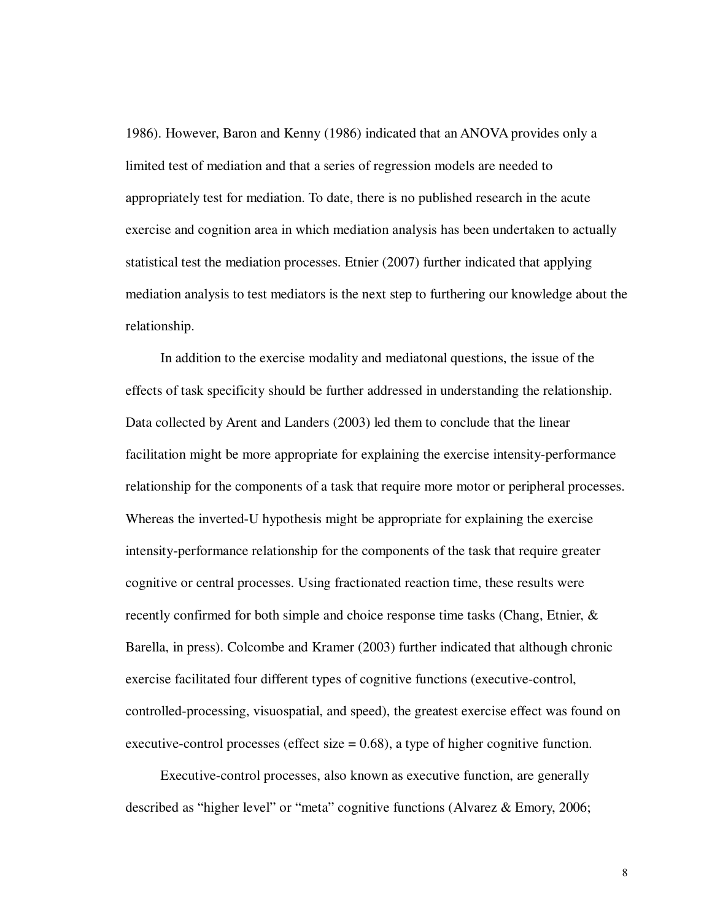1986). However, Baron and Kenny (1986) indicated that an ANOVA provides only a limited test of mediation and that a series of regression models are needed to appropriately test for mediation. To date, there is no published research in the acute exercise and cognition area in which mediation analysis has been undertaken to actually statistical test the mediation processes. Etnier (2007) further indicated that applying mediation analysis to test mediators is the next step to furthering our knowledge about the relationship.

In addition to the exercise modality and mediatonal questions, the issue of the effects of task specificity should be further addressed in understanding the relationship. Data collected by Arent and Landers (2003) led them to conclude that the linear facilitation might be more appropriate for explaining the exercise intensity-performance relationship for the components of a task that require more motor or peripheral processes. Whereas the inverted-U hypothesis might be appropriate for explaining the exercise intensity-performance relationship for the components of the task that require greater cognitive or central processes. Using fractionated reaction time, these results were recently confirmed for both simple and choice response time tasks (Chang, Etnier, & Barella, in press). Colcombe and Kramer (2003) further indicated that although chronic exercise facilitated four different types of cognitive functions (executive-control, controlled-processing, visuospatial, and speed), the greatest exercise effect was found on executive-control processes (effect size = 0.68), a type of higher cognitive function.

Executive-control processes, also known as executive function, are generally described as "higher level" or "meta" cognitive functions (Alvarez & Emory, 2006;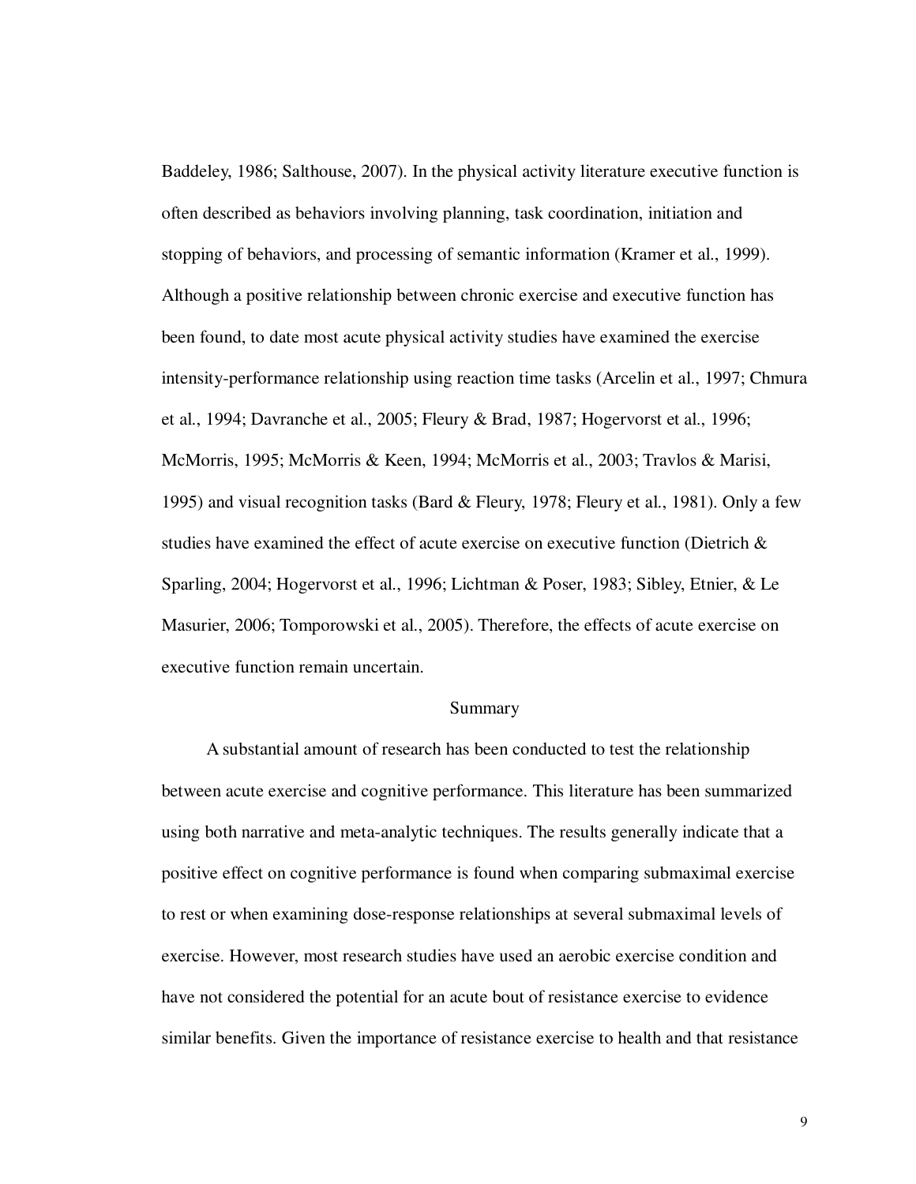Baddeley, 1986; Salthouse, 2007). In the physical activity literature executive function is often described as behaviors involving planning, task coordination, initiation and stopping of behaviors, and processing of semantic information (Kramer et al., 1999). Although a positive relationship between chronic exercise and executive function has been found, to date most acute physical activity studies have examined the exercise intensity-performance relationship using reaction time tasks (Arcelin et al., 1997; Chmura et al., 1994; Davranche et al., 2005; Fleury & Brad, 1987; Hogervorst et al., 1996; McMorris, 1995; McMorris & Keen, 1994; McMorris et al., 2003; Travlos & Marisi, 1995) and visual recognition tasks (Bard & Fleury, 1978; Fleury et al., 1981). Only a few studies have examined the effect of acute exercise on executive function (Dietrich & Sparling, 2004; Hogervorst et al., 1996; Lichtman & Poser, 1983; Sibley, Etnier, & Le Masurier, 2006; Tomporowski et al., 2005). Therefore, the effects of acute exercise on executive function remain uncertain.

## Summary

A substantial amount of research has been conducted to test the relationship between acute exercise and cognitive performance. This literature has been summarized using both narrative and meta-analytic techniques. The results generally indicate that a positive effect on cognitive performance is found when comparing submaximal exercise to rest or when examining dose-response relationships at several submaximal levels of exercise. However, most research studies have used an aerobic exercise condition and have not considered the potential for an acute bout of resistance exercise to evidence similar benefits. Given the importance of resistance exercise to health and that resistance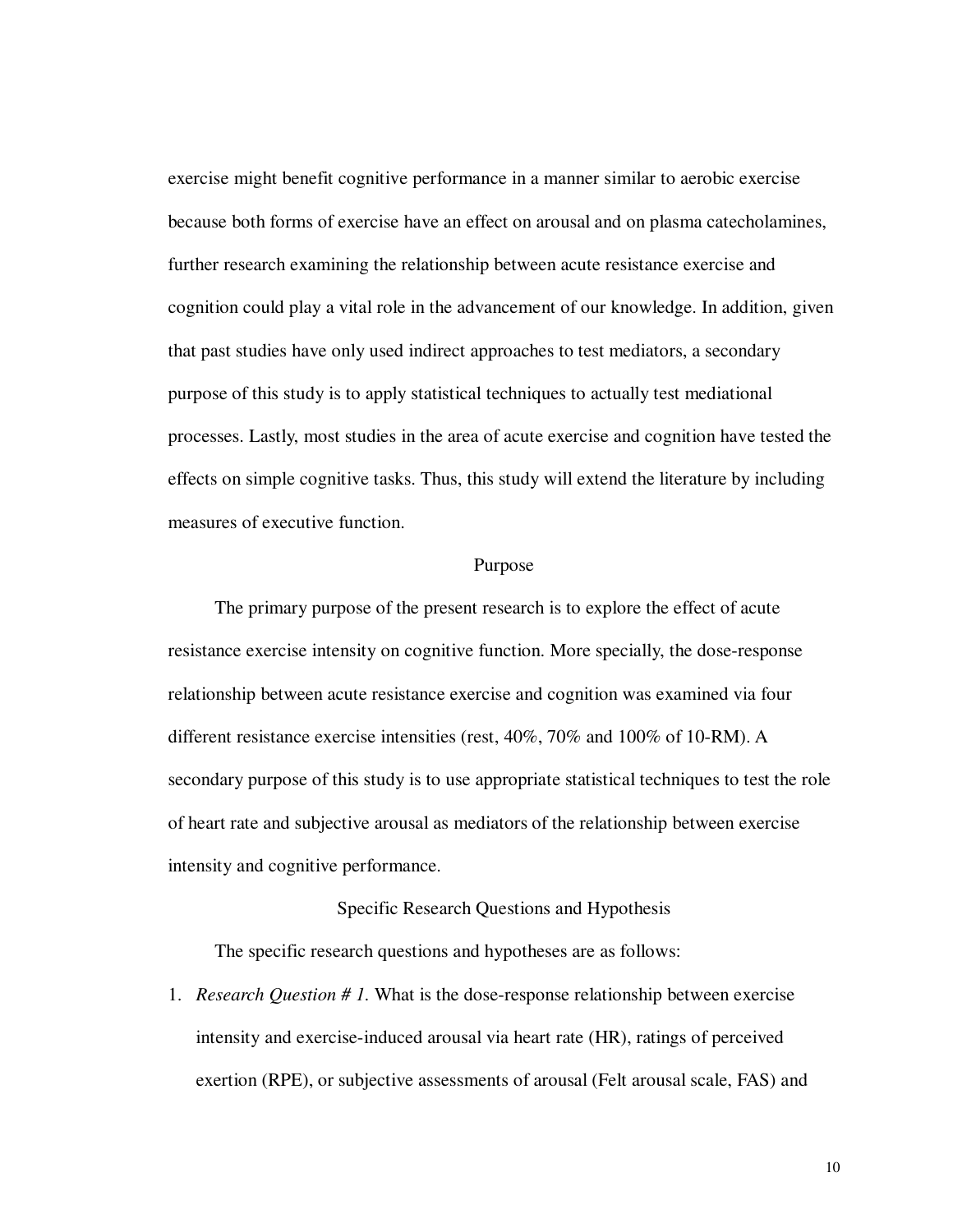exercise might benefit cognitive performance in a manner similar to aerobic exercise because both forms of exercise have an effect on arousal and on plasma catecholamines, further research examining the relationship between acute resistance exercise and cognition could play a vital role in the advancement of our knowledge. In addition, given that past studies have only used indirect approaches to test mediators, a secondary purpose of this study is to apply statistical techniques to actually test mediational processes. Lastly, most studies in the area of acute exercise and cognition have tested the effects on simple cognitive tasks. Thus, this study will extend the literature by including measures of executive function.

## Purpose

The primary purpose of the present research is to explore the effect of acute resistance exercise intensity on cognitive function. More specially, the dose-response relationship between acute resistance exercise and cognition was examined via four different resistance exercise intensities (rest, 40%, 70% and 100% of 10-RM). A secondary purpose of this study is to use appropriate statistical techniques to test the role of heart rate and subjective arousal as mediators of the relationship between exercise intensity and cognitive performance.

## Specific Research Questions and Hypothesis

The specific research questions and hypotheses are as follows:

1. *Research Question # 1.* What is the dose-response relationship between exercise intensity and exercise-induced arousal via heart rate (HR), ratings of perceived exertion (RPE), or subjective assessments of arousal (Felt arousal scale, FAS) and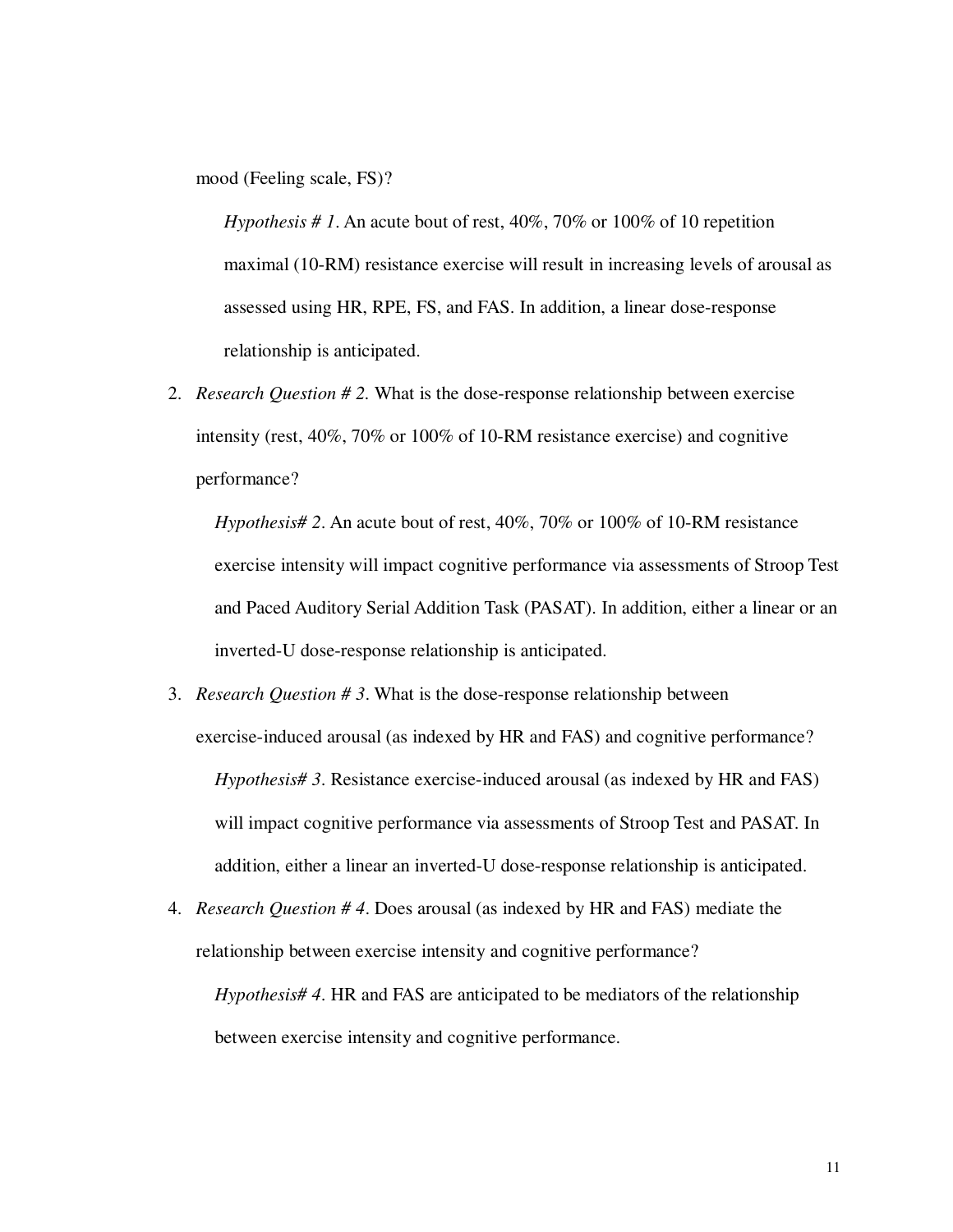mood (Feeling scale, FS)?

*Hypothesis # 1*. An acute bout of rest, 40%, 70% or 100% of 10 repetition maximal (10-RM) resistance exercise will result in increasing levels of arousal as assessed using HR, RPE, FS, and FAS. In addition, a linear dose-response relationship is anticipated.

2. *Research Question # 2.* What is the dose-response relationship between exercise intensity (rest, 40%, 70% or 100% of 10-RM resistance exercise) and cognitive performance?

   *Hypothesis# 2*. An acute bout of rest, 40%, 70% or 100% of 10-RM resistance exercise intensity will impact cognitive performance via assessments of Stroop Test and Paced Auditory Serial Addition Task (PASAT). In addition, either a linear or an inverted-U dose-response relationship is anticipated.

3. *Research Question # 3*. What is the dose-response relationship between exercise-induced arousal (as indexed by HR and FAS) and cognitive performance?

   *Hypothesis# 3*. Resistance exercise-induced arousal (as indexed by HR and FAS) will impact cognitive performance via assessments of Stroop Test and PASAT. In addition, either a linear an inverted-U dose-response relationship is anticipated.

4. *Research Question # 4*. Does arousal (as indexed by HR and FAS) mediate the relationship between exercise intensity and cognitive performance?

   *Hypothesis# 4*. HR and FAS are anticipated to be mediators of the relationship between exercise intensity and cognitive performance.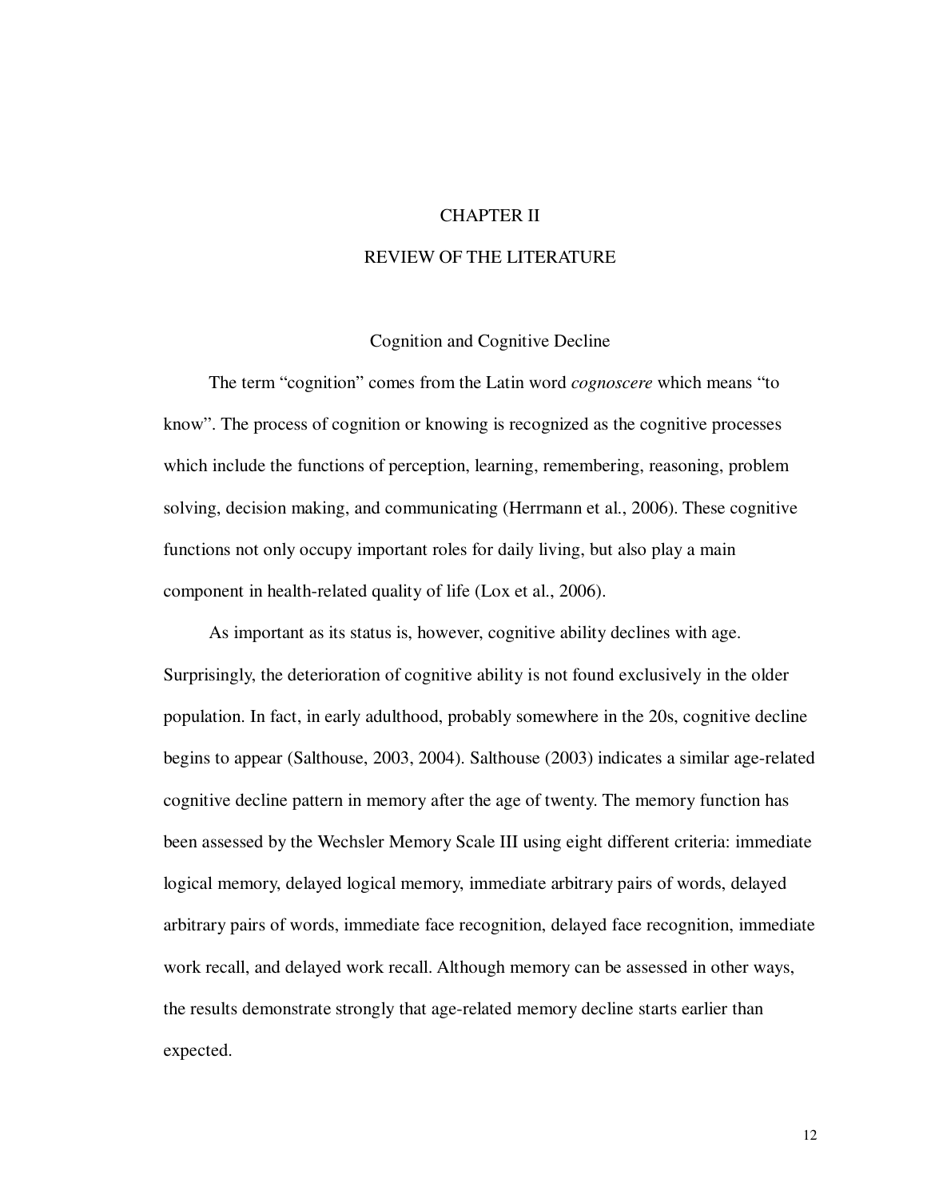# CHAPTER II

# REVIEW OF THE LITERATURE

## Cognition and Cognitive Decline

The term "cognition" comes from the Latin word *cognoscere* which means "to know". The process of cognition or knowing is recognized as the cognitive processes which include the functions of perception, learning, remembering, reasoning, problem solving, decision making, and communicating (Herrmann et al., 2006). These cognitive functions not only occupy important roles for daily living, but also play a main component in health-related quality of life (Lox et al., 2006).

As important as its status is, however, cognitive ability declines with age. Surprisingly, the deterioration of cognitive ability is not found exclusively in the older population. In fact, in early adulthood, probably somewhere in the 20s, cognitive decline begins to appear (Salthouse, 2003, 2004). Salthouse (2003) indicates a similar age-related cognitive decline pattern in memory after the age of twenty. The memory function has been assessed by the Wechsler Memory Scale III using eight different criteria: immediate logical memory, delayed logical memory, immediate arbitrary pairs of words, delayed arbitrary pairs of words, immediate face recognition, delayed face recognition, immediate work recall, and delayed work recall. Although memory can be assessed in other ways, the results demonstrate strongly that age-related memory decline starts earlier than expected.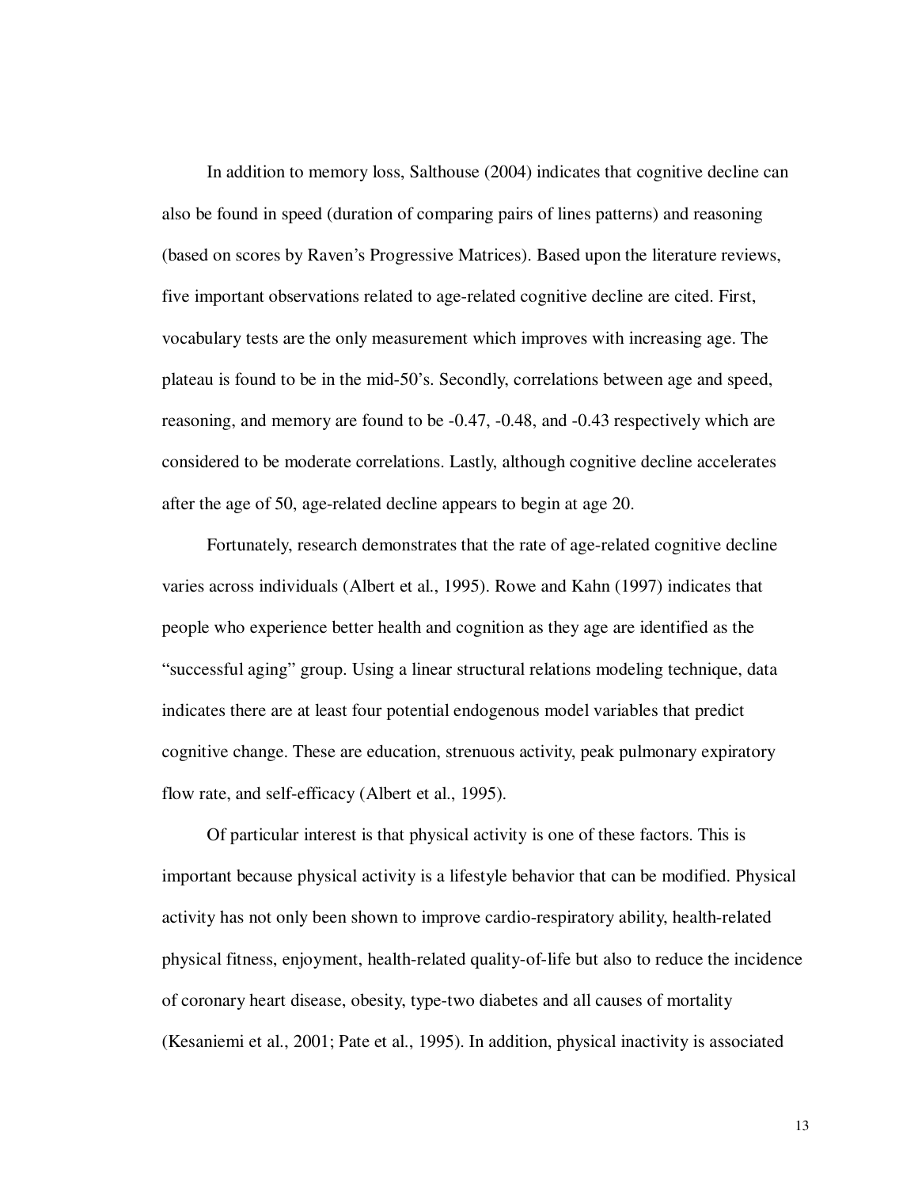In addition to memory loss, Salthouse (2004) indicates that cognitive decline can also be found in speed (duration of comparing pairs of lines patterns) and reasoning (based on scores by Raven's Progressive Matrices). Based upon the literature reviews, five important observations related to age-related cognitive decline are cited. First, vocabulary tests are the only measurement which improves with increasing age. The plateau is found to be in the mid-50's. Secondly, correlations between age and speed, reasoning, and memory are found to be -0.47, -0.48, and -0.43 respectively which are considered to be moderate correlations. Lastly, although cognitive decline accelerates after the age of 50, age-related decline appears to begin at age 20.

Fortunately, research demonstrates that the rate of age-related cognitive decline varies across individuals (Albert et al., 1995). Rowe and Kahn (1997) indicates that people who experience better health and cognition as they age are identified as the "successful aging" group. Using a linear structural relations modeling technique, data indicates there are at least four potential endogenous model variables that predict cognitive change. These are education, strenuous activity, peak pulmonary expiratory flow rate, and self-efficacy (Albert et al., 1995).

Of particular interest is that physical activity is one of these factors. This is important because physical activity is a lifestyle behavior that can be modified. Physical activity has not only been shown to improve cardio-respiratory ability, health-related physical fitness, enjoyment, health-related quality-of-life but also to reduce the incidence of coronary heart disease, obesity, type-two diabetes and all causes of mortality (Kesaniemi et al., 2001; Pate et al., 1995). In addition, physical inactivity is associated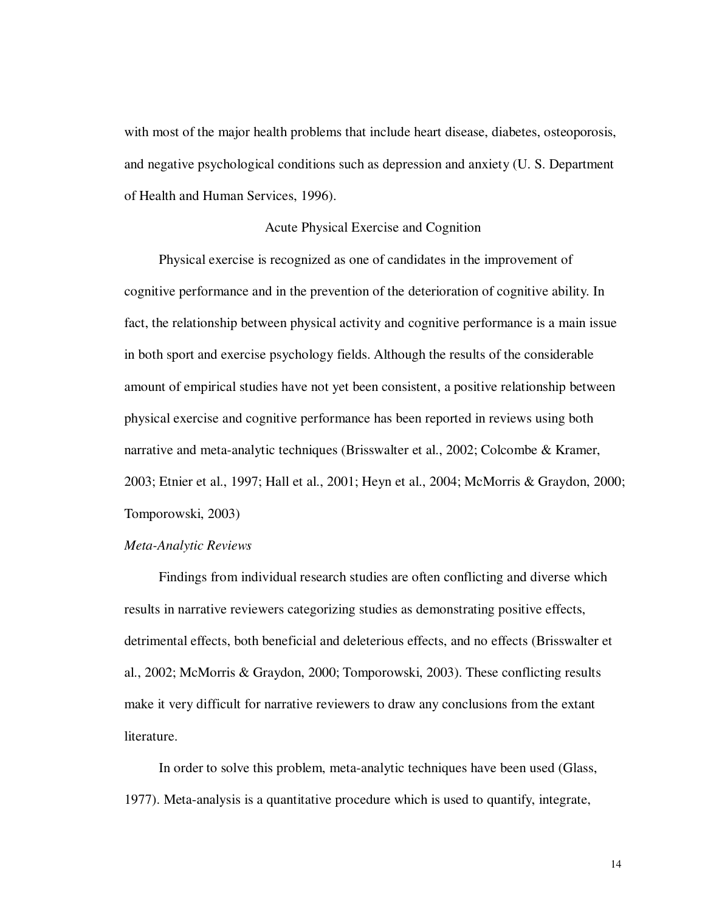with most of the major health problems that include heart disease, diabetes, osteoporosis, and negative psychological conditions such as depression and anxiety (U. S. Department of Health and Human Services, 1996).

## Acute Physical Exercise and Cognition

Physical exercise is recognized as one of candidates in the improvement of cognitive performance and in the prevention of the deterioration of cognitive ability. In fact, the relationship between physical activity and cognitive performance is a main issue in both sport and exercise psychology fields. Although the results of the considerable amount of empirical studies have not yet been consistent, a positive relationship between physical exercise and cognitive performance has been reported in reviews using both narrative and meta-analytic techniques (Brisswalter et al., 2002; Colcombe & Kramer, 2003; Etnier et al., 1997; Hall et al., 2001; Heyn et al., 2004; McMorris & Graydon, 2000; Tomporowski, 2003)

### *Meta-Analytic Reviews*

Findings from individual research studies are often conflicting and diverse which results in narrative reviewers categorizing studies as demonstrating positive effects, detrimental effects, both beneficial and deleterious effects, and no effects (Brisswalter et al., 2002; McMorris & Graydon, 2000; Tomporowski, 2003). These conflicting results make it very difficult for narrative reviewers to draw any conclusions from the extant literature.

In order to solve this problem, meta-analytic techniques have been used (Glass, 1977). Meta-analysis is a quantitative procedure which is used to quantify, integrate,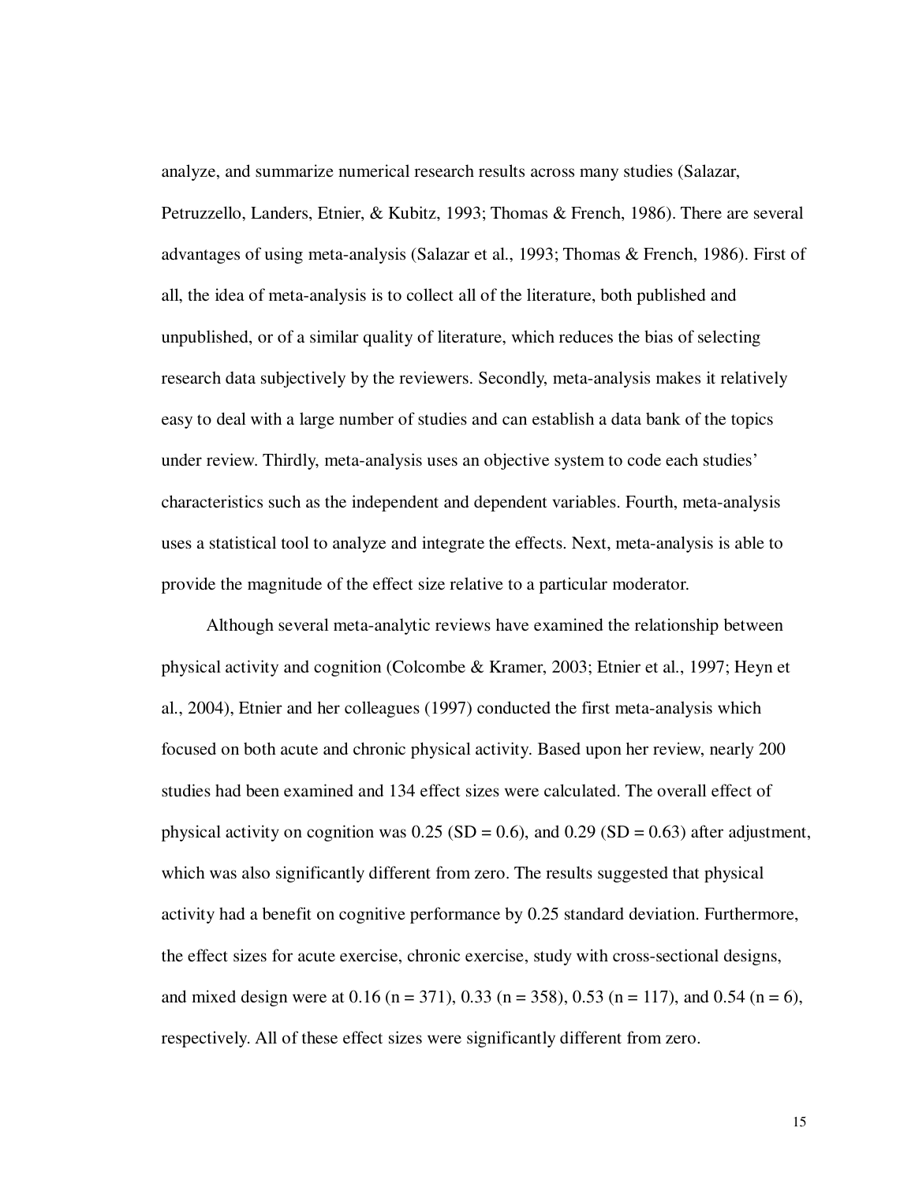analyze, and summarize numerical research results across many studies (Salazar, Petruzzello, Landers, Etnier, & Kubitz, 1993; Thomas & French, 1986). There are several advantages of using meta-analysis (Salazar et al., 1993; Thomas & French, 1986). First of all, the idea of meta-analysis is to collect all of the literature, both published and unpublished, or of a similar quality of literature, which reduces the bias of selecting research data subjectively by the reviewers. Secondly, meta-analysis makes it relatively easy to deal with a large number of studies and can establish a data bank of the topics under review. Thirdly, meta-analysis uses an objective system to code each studies' characteristics such as the independent and dependent variables. Fourth, meta-analysis uses a statistical tool to analyze and integrate the effects. Next, meta-analysis is able to provide the magnitude of the effect size relative to a particular moderator.

Although several meta-analytic reviews have examined the relationship between physical activity and cognition (Colcombe & Kramer, 2003; Etnier et al., 1997; Heyn et al., 2004), Etnier and her colleagues (1997) conducted the first meta-analysis which focused on both acute and chronic physical activity. Based upon her review, nearly 200 studies had been examined and 134 effect sizes were calculated. The overall effect of physical activity on cognition was 0.25 ($SD = 0.6$), and 0.29 ($SD = 0.63$) after adjustment, which was also significantly different from zero. The results suggested that physical activity had a benefit on cognitive performance by 0.25 standard deviation. Furthermore, the effect sizes for acute exercise, chronic exercise, study with cross-sectional designs, and mixed design were at 0.16 ($n = 371$), 0.33 ($n = 358$), 0.53 ($n = 117$), and 0.54 ($n = 6$), respectively. All of these effect sizes were significantly different from zero.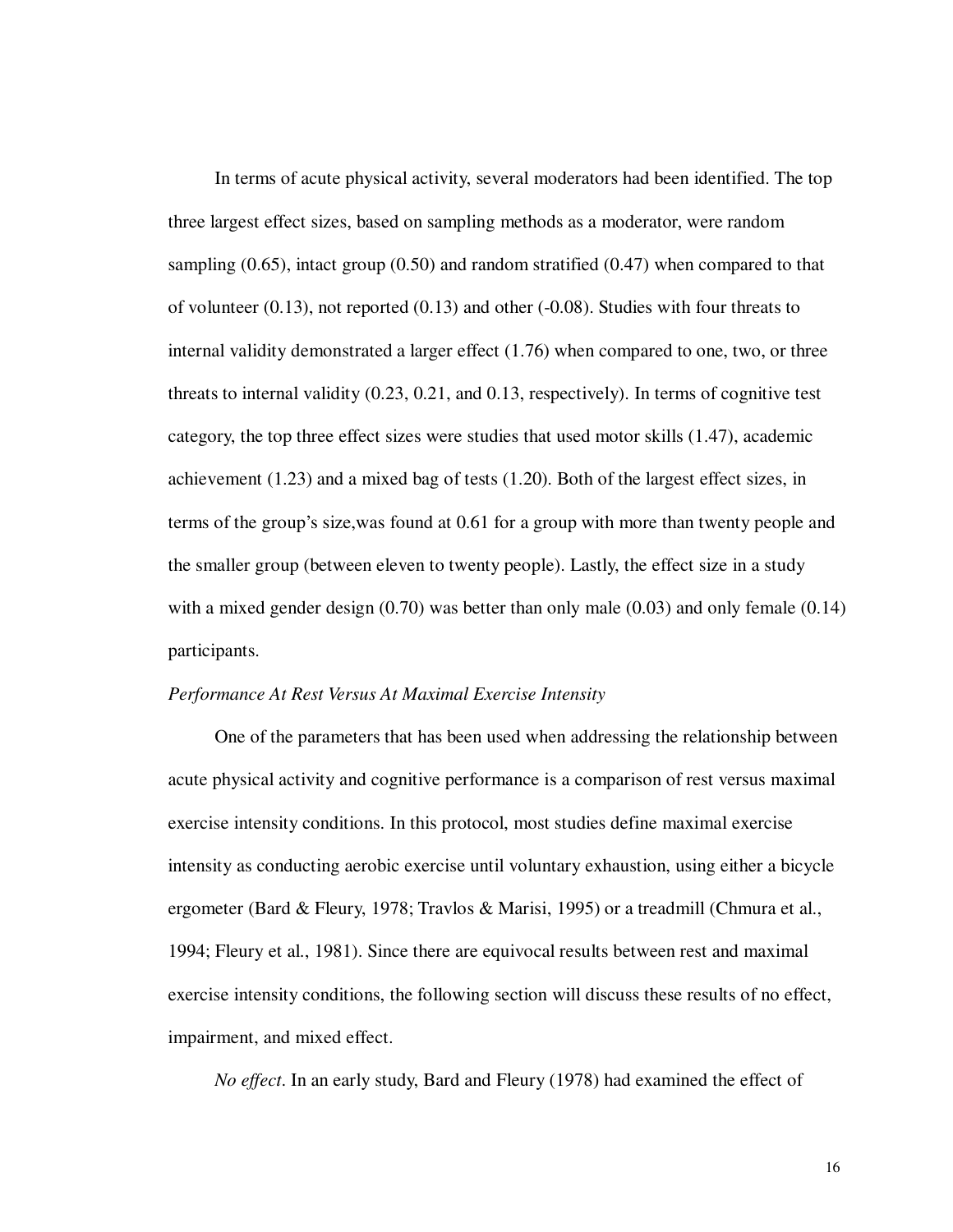In terms of acute physical activity, several moderators had been identified. The top three largest effect sizes, based on sampling methods as a moderator, were random sampling (0.65), intact group (0.50) and random stratified (0.47) when compared to that of volunteer (0.13), not reported (0.13) and other (-0.08). Studies with four threats to internal validity demonstrated a larger effect (1.76) when compared to one, two, or three threats to internal validity (0.23, 0.21, and 0.13, respectively). In terms of cognitive test category, the top three effect sizes were studies that used motor skills (1.47), academic achievement (1.23) and a mixed bag of tests (1.20). Both of the largest effect sizes, in terms of the group's size,was found at 0.61 for a group with more than twenty people and the smaller group (between eleven to twenty people). Lastly, the effect size in a study with a mixed gender design (0.70) was better than only male (0.03) and only female (0.14) participants.

*Performance At Rest Versus At Maximal Exercise Intensity*

One of the parameters that has been used when addressing the relationship between acute physical activity and cognitive performance is a comparison of rest versus maximal exercise intensity conditions. In this protocol, most studies define maximal exercise intensity as conducting aerobic exercise until voluntary exhaustion, using either a bicycle ergometer (Bard & Fleury, 1978; Travlos & Marisi, 1995) or a treadmill (Chmura et al., 1994; Fleury et al., 1981). Since there are equivocal results between rest and maximal exercise intensity conditions, the following section will discuss these results of no effect, impairment, and mixed effect.

*No effect*. In an early study, Bard and Fleury (1978) had examined the effect of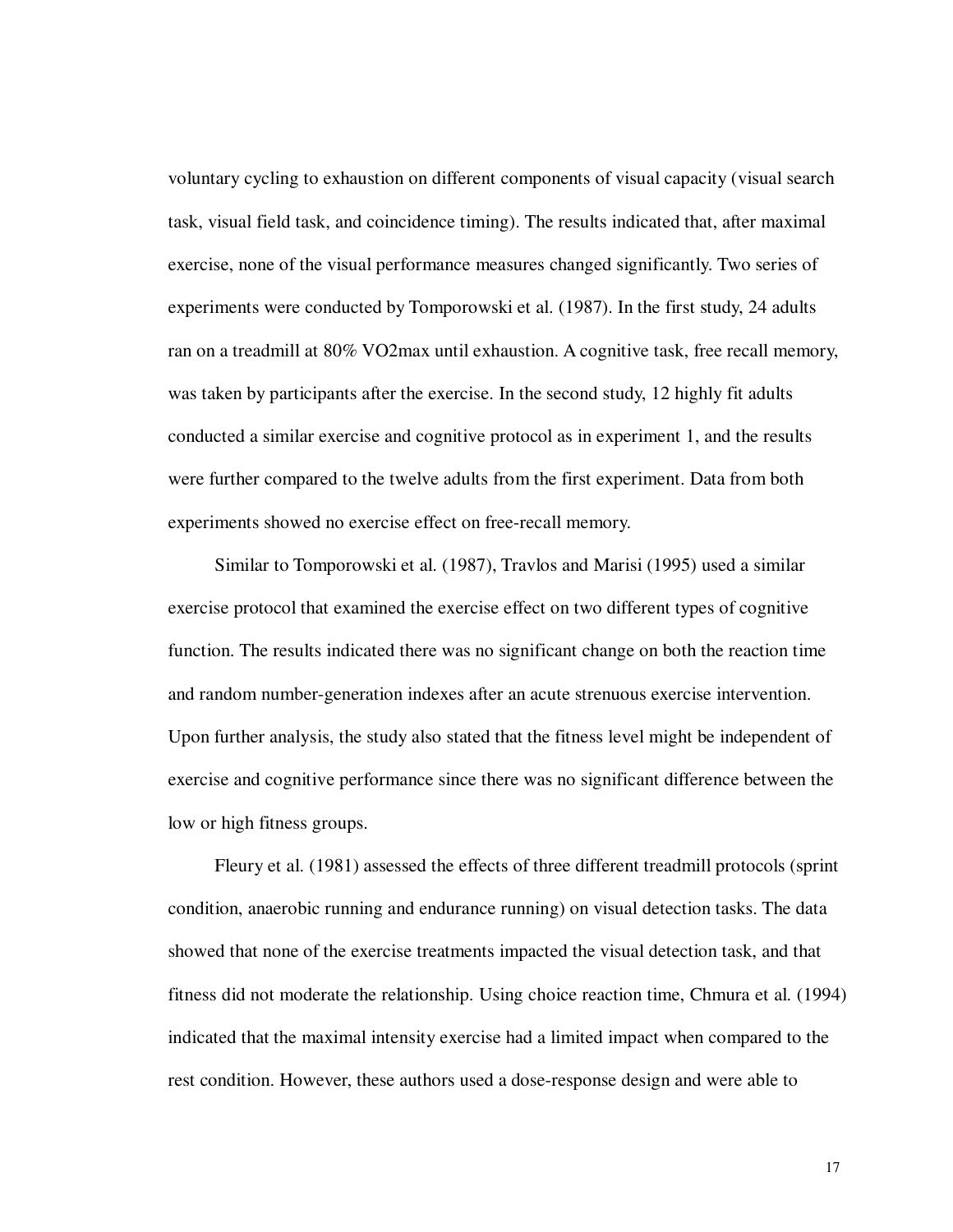voluntary cycling to exhaustion on different components of visual capacity (visual search task, visual field task, and coincidence timing). The results indicated that, after maximal exercise, none of the visual performance measures changed significantly. Two series of experiments were conducted by Tomporowski et al. (1987). In the first study, 24 adults ran on a treadmill at 80% VO2max until exhaustion. A cognitive task, free recall memory, was taken by participants after the exercise. In the second study, 12 highly fit adults conducted a similar exercise and cognitive protocol as in experiment 1, and the results were further compared to the twelve adults from the first experiment. Data from both experiments showed no exercise effect on free-recall memory.

Similar to Tomporowski et al. (1987), Travlos and Marisi (1995) used a similar exercise protocol that examined the exercise effect on two different types of cognitive function. The results indicated there was no significant change on both the reaction time and random number-generation indexes after an acute strenuous exercise intervention. Upon further analysis, the study also stated that the fitness level might be independent of exercise and cognitive performance since there was no significant difference between the low or high fitness groups.

Fleury et al. (1981) assessed the effects of three different treadmill protocols (sprint condition, anaerobic running and endurance running) on visual detection tasks. The data showed that none of the exercise treatments impacted the visual detection task, and that fitness did not moderate the relationship. Using choice reaction time, Chmura et al. (1994) indicated that the maximal intensity exercise had a limited impact when compared to the rest condition. However, these authors used a dose-response design and were able to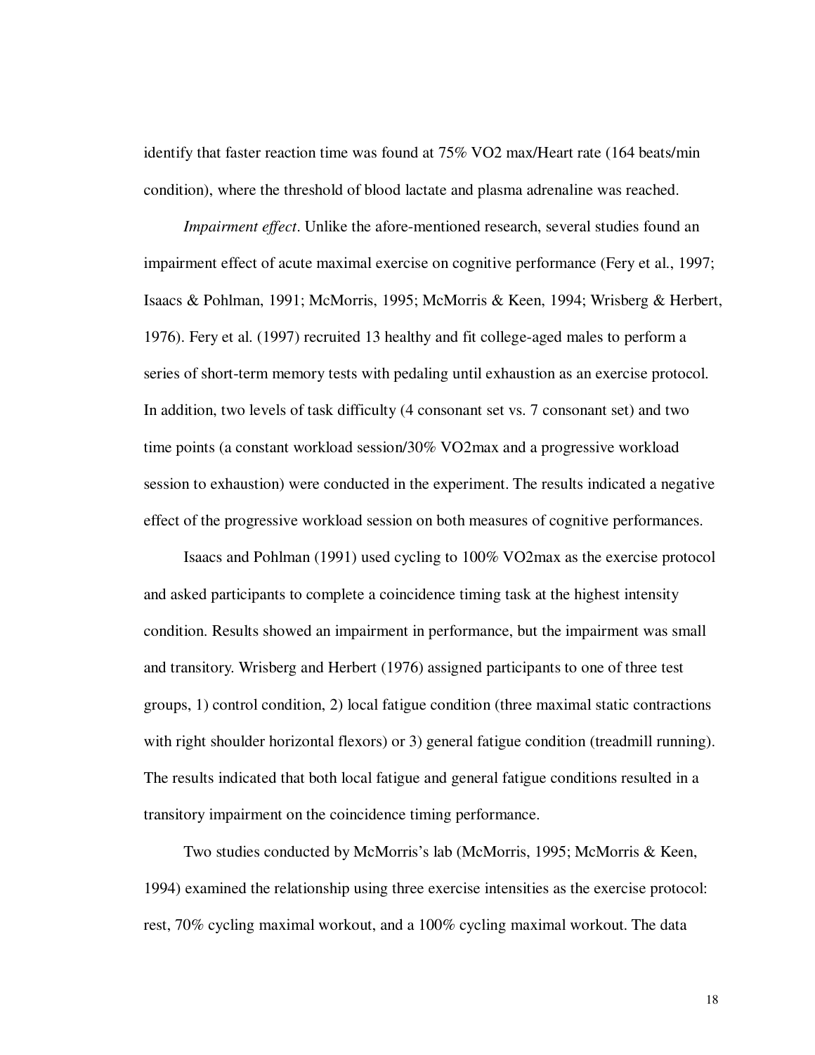identify that faster reaction time was found at 75% VO2 max/Heart rate (164 beats/min condition), where the threshold of blood lactate and plasma adrenaline was reached.

*Impairment effect*. Unlike the afore-mentioned research, several studies found an impairment effect of acute maximal exercise on cognitive performance (Fery et al., 1997; Isaacs & Pohlman, 1991; McMorris, 1995; McMorris & Keen, 1994; Wrisberg & Herbert, 1976). Fery et al. (1997) recruited 13 healthy and fit college-aged males to perform a series of short-term memory tests with pedaling until exhaustion as an exercise protocol. In addition, two levels of task difficulty (4 consonant set vs. 7 consonant set) and two time points (a constant workload session/30% VO2max and a progressive workload session to exhaustion) were conducted in the experiment. The results indicated a negative effect of the progressive workload session on both measures of cognitive performances.

Isaacs and Pohlman (1991) used cycling to 100% VO2max as the exercise protocol and asked participants to complete a coincidence timing task at the highest intensity condition. Results showed an impairment in performance, but the impairment was small and transitory. Wrisberg and Herbert (1976) assigned participants to one of three test groups, 1) control condition, 2) local fatigue condition (three maximal static contractions with right shoulder horizontal flexors) or 3) general fatigue condition (treadmill running). The results indicated that both local fatigue and general fatigue conditions resulted in a transitory impairment on the coincidence timing performance.

Two studies conducted by McMorris's lab (McMorris, 1995; McMorris & Keen, 1994) examined the relationship using three exercise intensities as the exercise protocol: rest, 70% cycling maximal workout, and a 100% cycling maximal workout. The data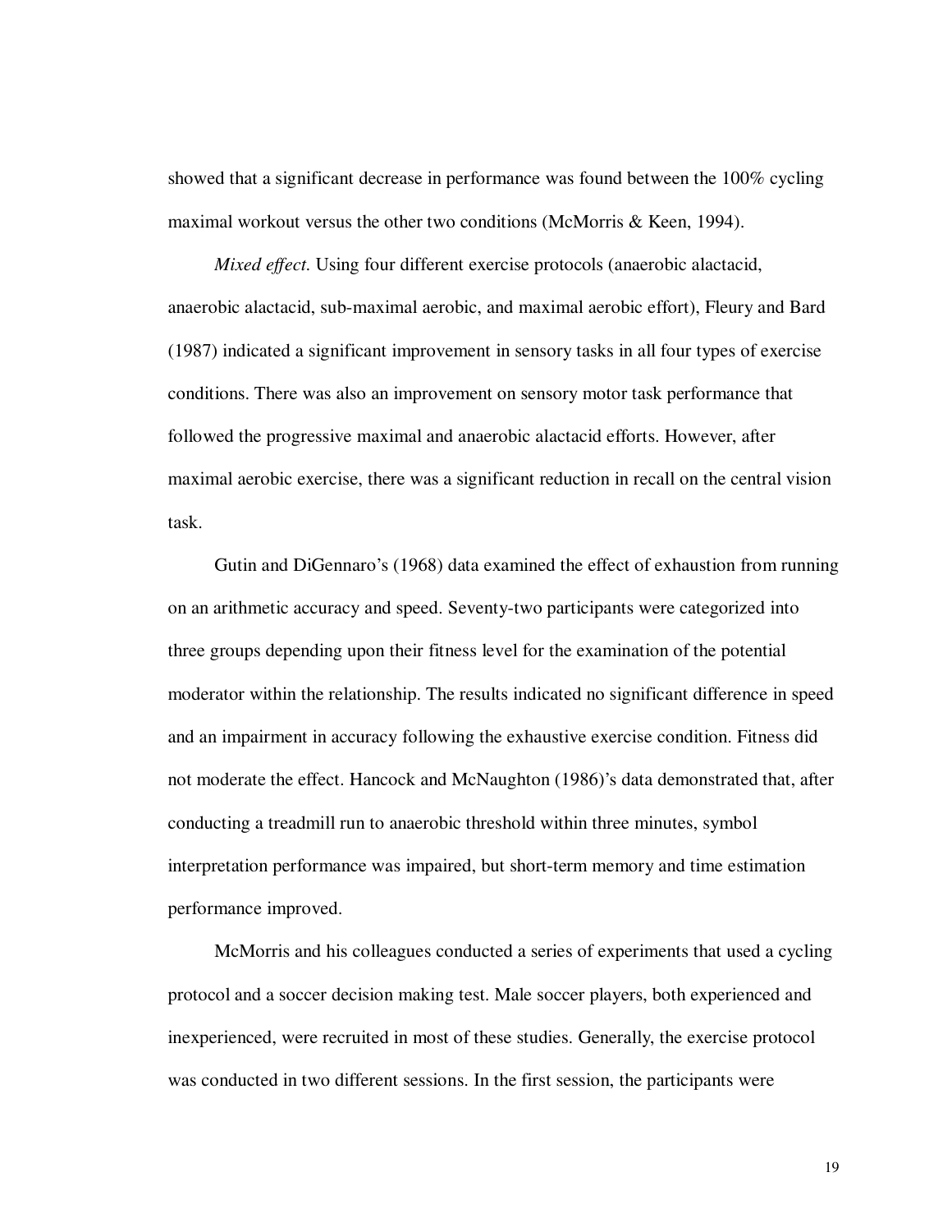showed that a significant decrease in performance was found between the 100% cycling maximal workout versus the other two conditions (McMorris & Keen, 1994).

*Mixed effect.* Using four different exercise protocols (anaerobic alactacid, anaerobic alactacid, sub-maximal aerobic, and maximal aerobic effort), Fleury and Bard (1987) indicated a significant improvement in sensory tasks in all four types of exercise conditions. There was also an improvement on sensory motor task performance that followed the progressive maximal and anaerobic alactacid efforts. However, after maximal aerobic exercise, there was a significant reduction in recall on the central vision task.

Gutin and DiGennaro's (1968) data examined the effect of exhaustion from running on an arithmetic accuracy and speed. Seventy-two participants were categorized into three groups depending upon their fitness level for the examination of the potential moderator within the relationship. The results indicated no significant difference in speed and an impairment in accuracy following the exhaustive exercise condition. Fitness did not moderate the effect. Hancock and McNaughton (1986)'s data demonstrated that, after conducting a treadmill run to anaerobic threshold within three minutes, symbol interpretation performance was impaired, but short-term memory and time estimation performance improved.

McMorris and his colleagues conducted a series of experiments that used a cycling protocol and a soccer decision making test. Male soccer players, both experienced and inexperienced, were recruited in most of these studies. Generally, the exercise protocol was conducted in two different sessions. In the first session, the participants were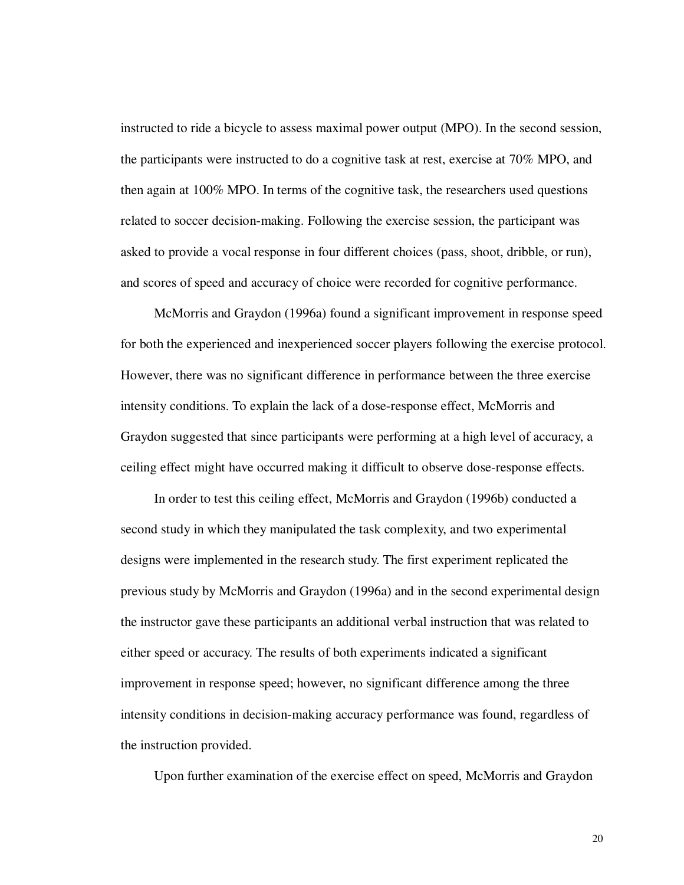instructed to ride a bicycle to assess maximal power output (MPO). In the second session, the participants were instructed to do a cognitive task at rest, exercise at 70% MPO, and then again at 100% MPO. In terms of the cognitive task, the researchers used questions related to soccer decision-making. Following the exercise session, the participant was asked to provide a vocal response in four different choices (pass, shoot, dribble, or run), and scores of speed and accuracy of choice were recorded for cognitive performance.

McMorris and Graydon (1996a) found a significant improvement in response speed for both the experienced and inexperienced soccer players following the exercise protocol. However, there was no significant difference in performance between the three exercise intensity conditions. To explain the lack of a dose-response effect, McMorris and Graydon suggested that since participants were performing at a high level of accuracy, a ceiling effect might have occurred making it difficult to observe dose-response effects.

In order to test this ceiling effect, McMorris and Graydon (1996b) conducted a second study in which they manipulated the task complexity, and two experimental designs were implemented in the research study. The first experiment replicated the previous study by McMorris and Graydon (1996a) and in the second experimental design the instructor gave these participants an additional verbal instruction that was related to either speed or accuracy. The results of both experiments indicated a significant improvement in response speed; however, no significant difference among the three intensity conditions in decision-making accuracy performance was found, regardless of the instruction provided.

Upon further examination of the exercise effect on speed, McMorris and Graydon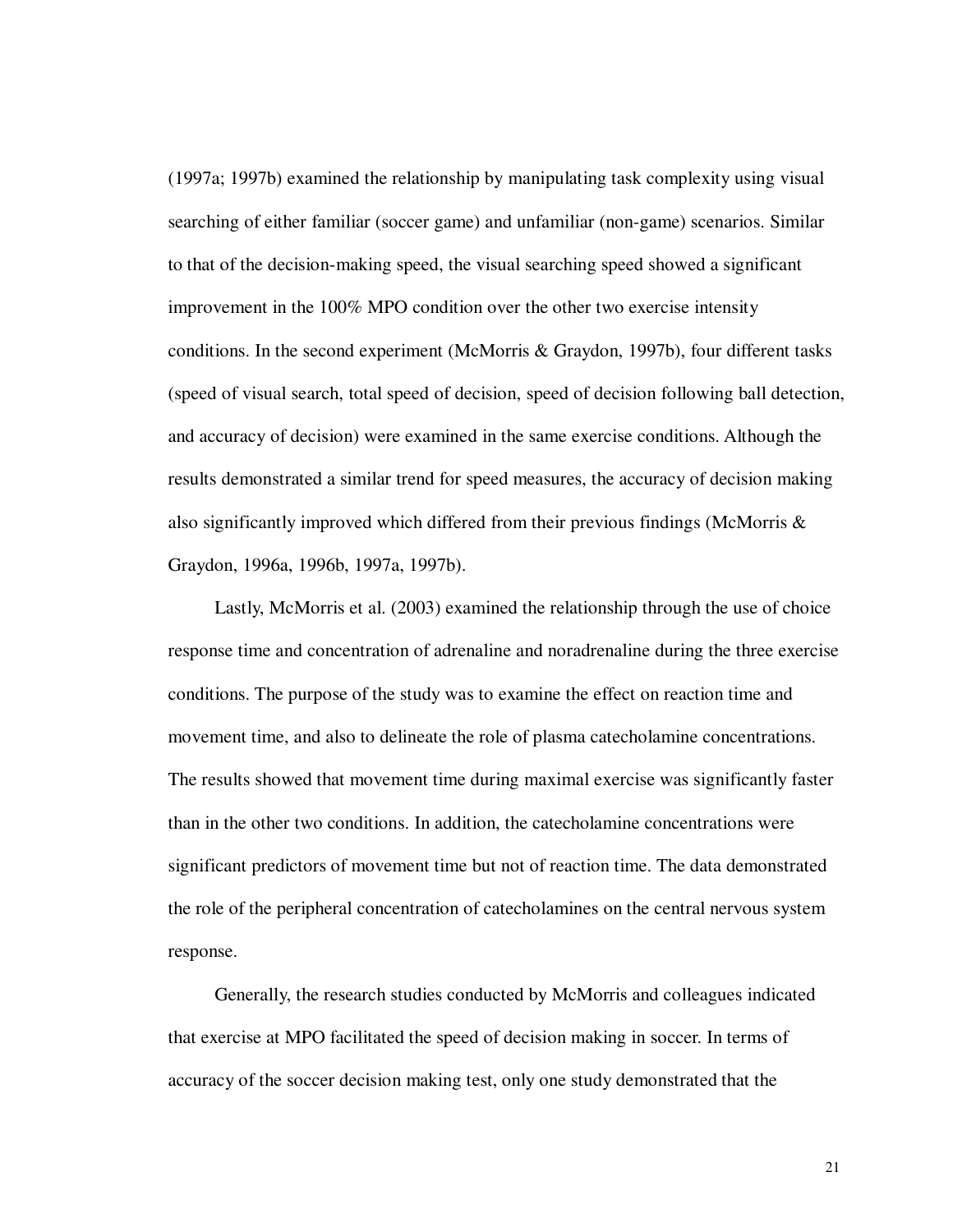(1997a; 1997b) examined the relationship by manipulating task complexity using visual searching of either familiar (soccer game) and unfamiliar (non-game) scenarios. Similar to that of the decision-making speed, the visual searching speed showed a significant improvement in the 100% MPO condition over the other two exercise intensity conditions. In the second experiment (McMorris & Graydon, 1997b), four different tasks (speed of visual search, total speed of decision, speed of decision following ball detection, and accuracy of decision) were examined in the same exercise conditions. Although the results demonstrated a similar trend for speed measures, the accuracy of decision making also significantly improved which differed from their previous findings (McMorris & Graydon, 1996a, 1996b, 1997a, 1997b).

Lastly, McMorris et al. (2003) examined the relationship through the use of choice response time and concentration of adrenaline and noradrenaline during the three exercise conditions. The purpose of the study was to examine the effect on reaction time and movement time, and also to delineate the role of plasma catecholamine concentrations. The results showed that movement time during maximal exercise was significantly faster than in the other two conditions. In addition, the catecholamine concentrations were significant predictors of movement time but not of reaction time. The data demonstrated the role of the peripheral concentration of catecholamines on the central nervous system response.

Generally, the research studies conducted by McMorris and colleagues indicated that exercise at MPO facilitated the speed of decision making in soccer. In terms of accuracy of the soccer decision making test, only one study demonstrated that the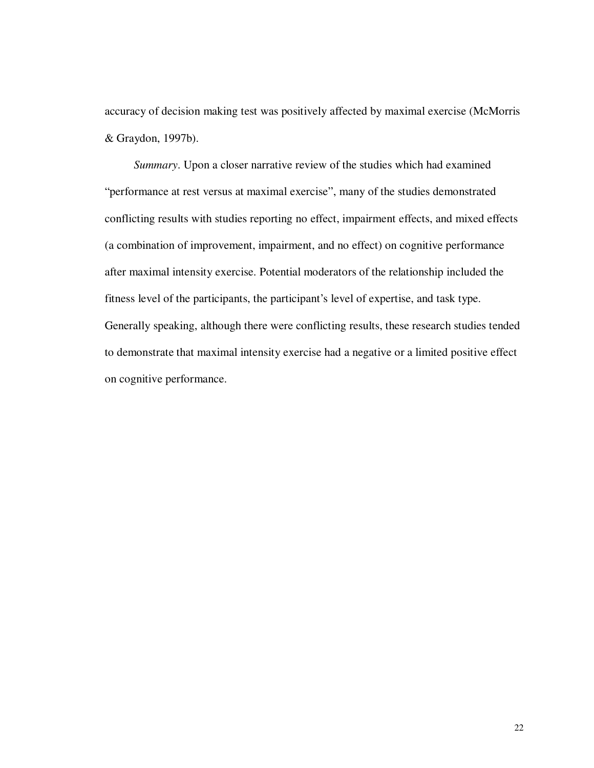accuracy of decision making test was positively affected by maximal exercise (McMorris & Graydon, 1997b).

*Summary*. Upon a closer narrative review of the studies which had examined "performance at rest versus at maximal exercise", many of the studies demonstrated conflicting results with studies reporting no effect, impairment effects, and mixed effects (a combination of improvement, impairment, and no effect) on cognitive performance after maximal intensity exercise. Potential moderators of the relationship included the fitness level of the participants, the participant's level of expertise, and task type. Generally speaking, although there were conflicting results, these research studies tended to demonstrate that maximal intensity exercise had a negative or a limited positive effect on cognitive performance.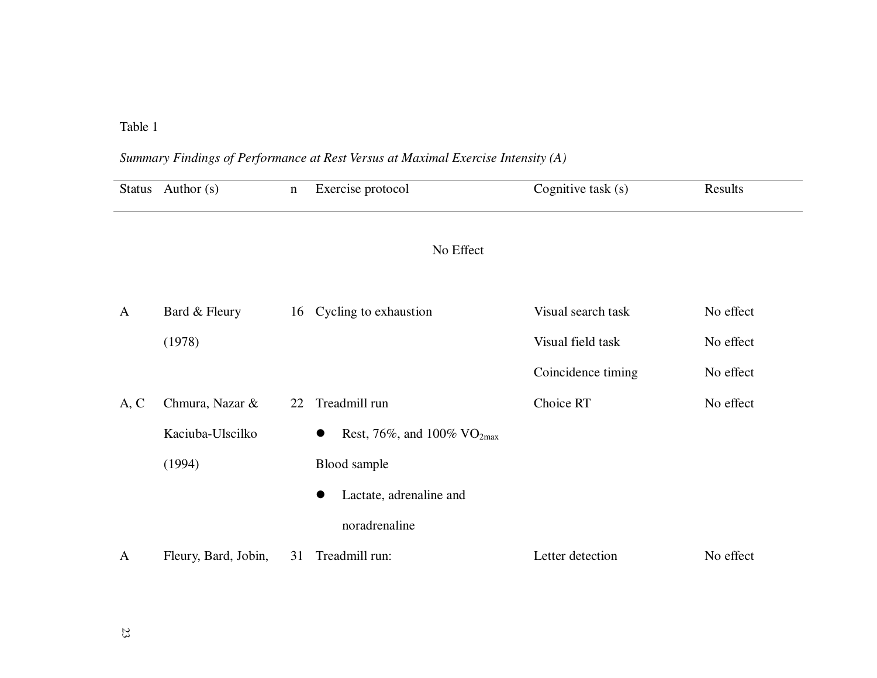Table 1

*Summary Findings of Performance at Rest Versus at Maximal Exercise Intensity (A)*

| Status | Author (s) | n | Exercise protocol | Cognitive task (s) | Results |
|---|---|---|---|---|---|
| | | | No Effect | | |
| A | Bard & Fleury (1978) | 16 | Cycling to exhaustion | Visual search task | No effect |
| | | | | Visual field task | No effect |
| | | | | Coincidence timing | No effect |
| A, C | Chmura, Nazar & Kaciuba-Ulscilko (1994) | 22 | Treadmill run<br>● Rest, 76%, and 100% $VO_{2max}$<br>Blood sample<br>● Lactate, adrenaline and noradrenaline | Choice RT | No effect |
| A | Fleury, Bard, Jobin, | 31 | Treadmill run: | Letter detection | No effect |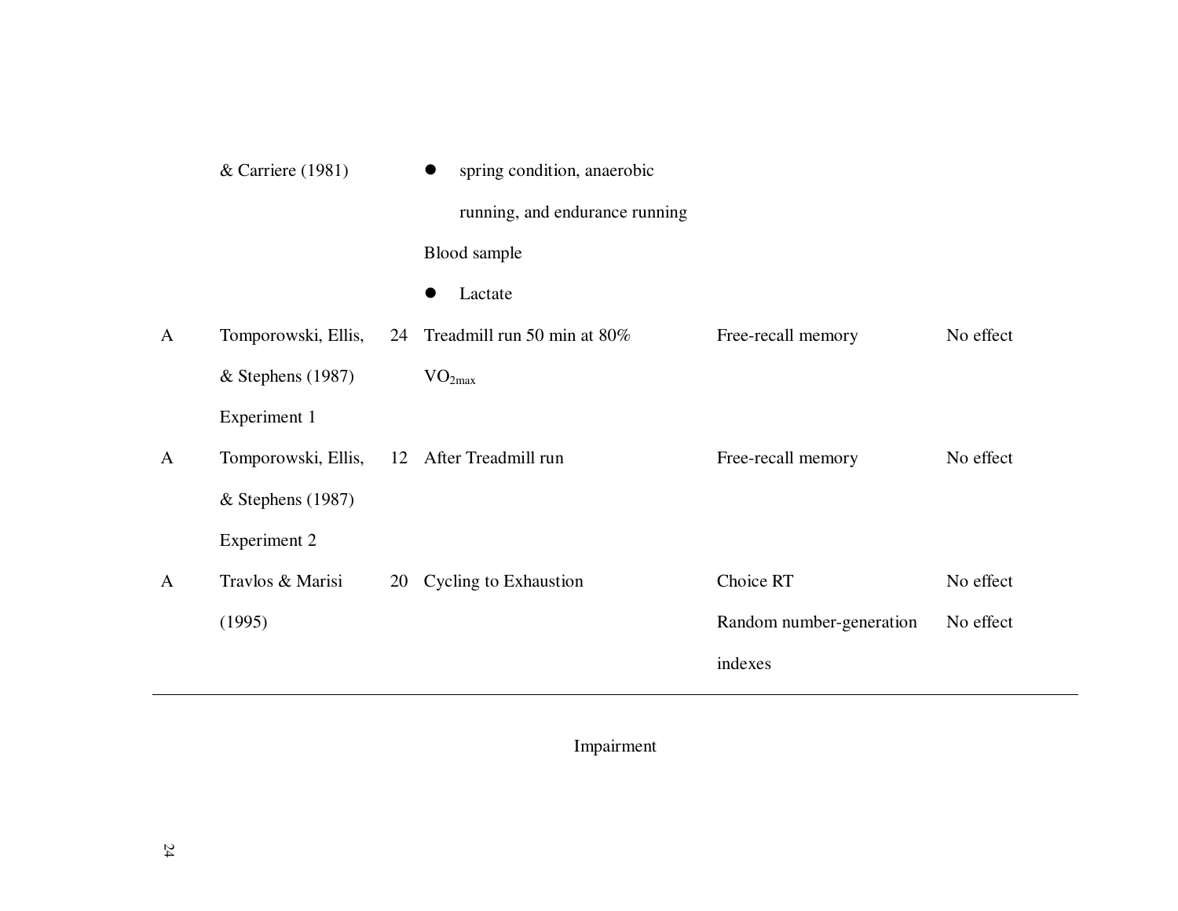| | | | | | |
|---|---|---|---|---|---|
| | & Carriere (1981) | | • spring condition, anaerobic running, and endurance running<br>Blood sample<br>• Lactate | | |
| A | Tomporowski, Ellis, & Stephens (1987) Experiment 1 | 24 | Treadmill run 50 min at 80% $VO_{2max}$ | Free-recall memory | No effect |
| A | Tomporowski, Ellis, & Stephens (1987) Experiment 2 | 12 | After Treadmill run | Free-recall memory | No effect |
| A | Travlos & Marisi (1995) | 20 | Cycling to Exhaustion | Choice RT<br>Random number-generation indexes | No effect<br>No effect |

Impairment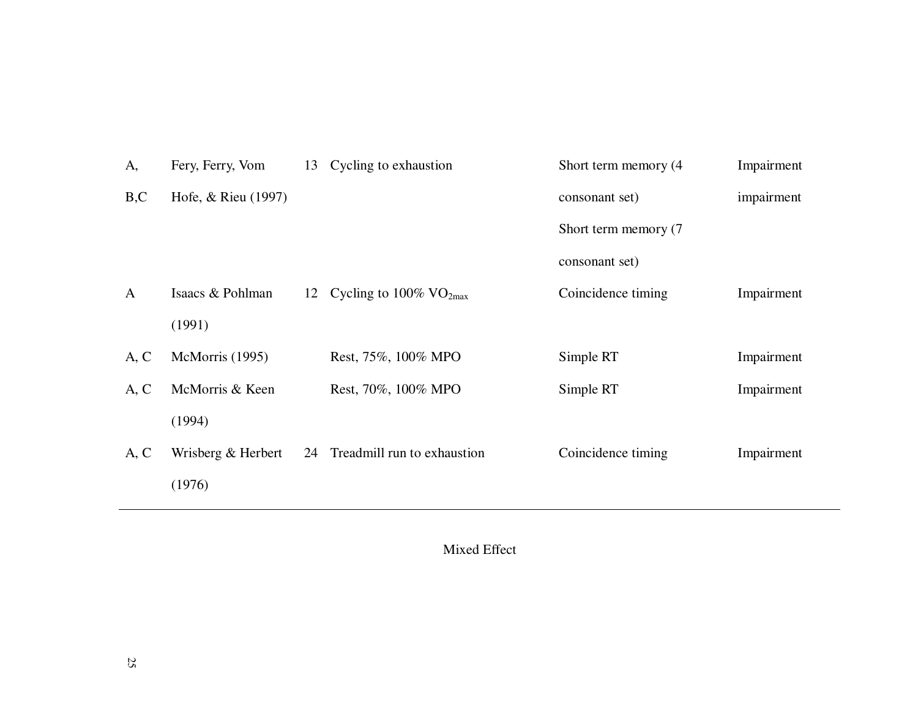| | | | | | |
|---|---|---|---|---|---|
| A, B,C | Fery, Ferry, Vom Hofe, & Rieu (1997) | 13 | Cycling to exhaustion | Short term memory (4 consonant set) | Impairment |
| | | | | Short term memory (7 consonant set) | impairment |
| A | Isaacs & Pohlman (1991) | 12 | Cycling to 100% $VO_{2max}$ | Coincidence timing | Impairment |
| A, C | McMorris (1995) | | Rest, 75%, 100% MPO | Simple RT | Impairment |
| A, C | McMorris & Keen (1994) | | Rest, 70%, 100% MPO | Simple RT | Impairment |
| A, C | Wrisberg & Herbert (1976) | 24 | Treadmill run to exhaustion | Coincidence timing | Impairment |

Mixed Effect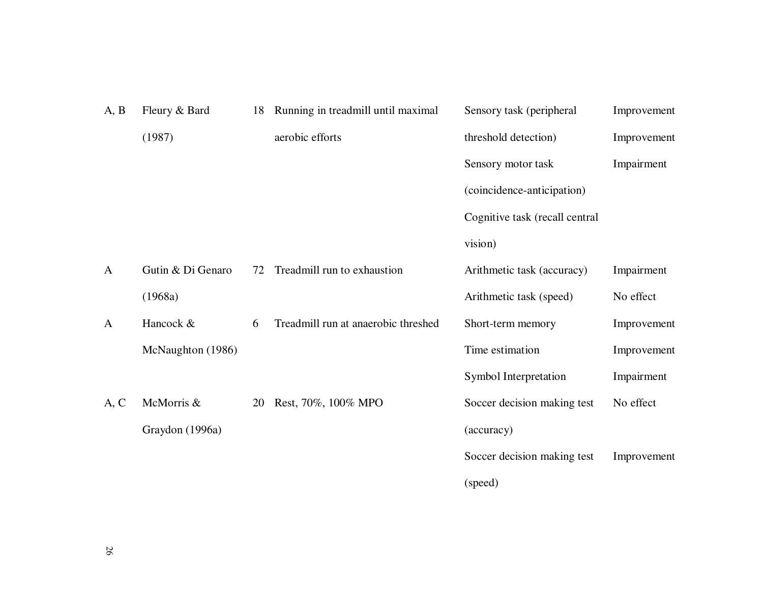| | | | | | |
|---|---|---|---|---|---|
| A, B | Fleury & Bard (1987) | 18 | Running in treadmill until maximal aerobic efforts | Sensory task (peripheral threshold detection) | Improvement |
| | | | | Sensory motor task (coincidence-anticipation) | Improvement |
| | | | | Cognitive task (recall central vision) | Impairment |
| A | Gutin & Di Genaro (1968a) | 72 | Treadmill run to exhaustion | Arithmetic task (accuracy) | Impairment |
| | | | | Arithmetic task (speed) | No effect |
| A | Hancock & McNaughton (1986) | 6 | Treadmill run at anaerobic threshed | Short-term memory | Improvement |
| | | | | Time estimation | Improvement |
| | | | | Symbol Interpretation | Impairment |
| A, C | McMorris & Graydon (1996a) | 20 | Rest, 70%, 100% MPO | Soccer decision making test (accuracy) | No effect |
| | | | | Soccer decision making test (speed) | Improvement |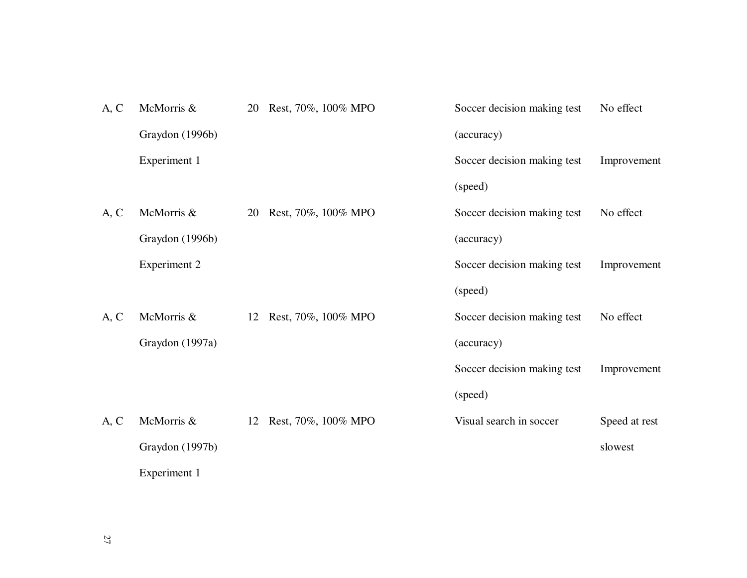| | | | | | |
|---|---|---|---|---|---|
| A, C | McMorris & Graydon (1996b) Experiment 1 | 20 | Rest, 70%, 100% MPO | Soccer decision making test (accuracy) | No effect |
| | | | | Soccer decision making test (speed) | Improvement |
| A, C | McMorris & Graydon (1996b) Experiment 2 | 20 | Rest, 70%, 100% MPO | Soccer decision making test (accuracy) | No effect |
| | | | | Soccer decision making test (speed) | Improvement |
| A, C | McMorris & Graydon (1997a) | 12 | Rest, 70%, 100% MPO | Soccer decision making test (accuracy) | No effect |
| | | | | Soccer decision making test (speed) | Improvement |
| A, C | McMorris & Graydon (1997b) Experiment 1 | 12 | Rest, 70%, 100% MPO | Visual search in soccer | Speed at rest slowest |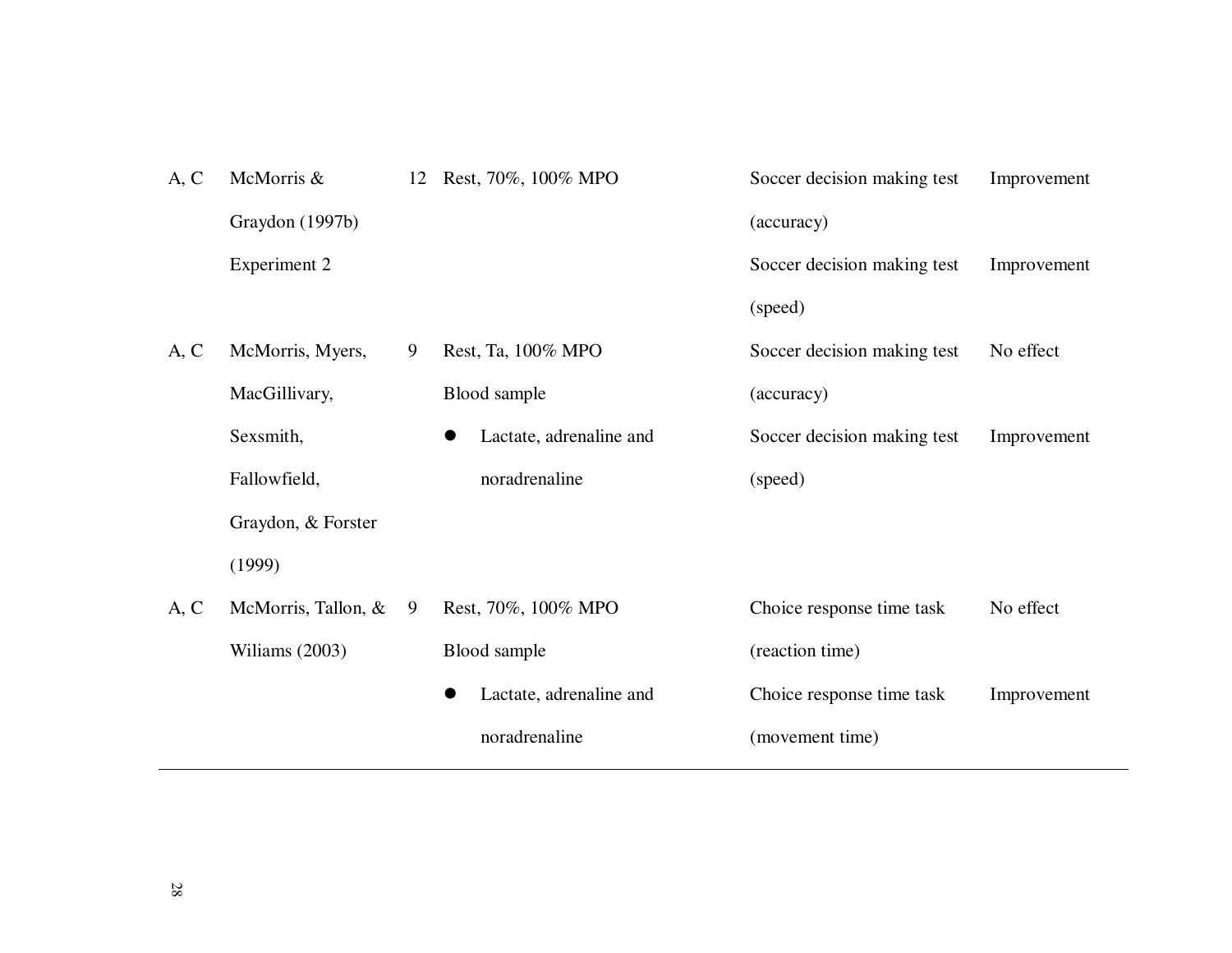| | | | | | |
|---|---|---|---|---|---|
| A, C | McMorris & Graydon (1997b) Experiment 2 | 12 | Rest, 70%, 100% MPO | Soccer decision making test (accuracy) | Improvement |
| | | | | Soccer decision making test (speed) | Improvement |
| A, C | McMorris, Myers, MacGillivary, Sexsmith, Fallowfield, Graydon, & Forster (1999) | 9 | Rest, Ta, 100% MPO<br>Blood sample<br>● Lactate, adrenaline and noradrenaline | Soccer decision making test (accuracy) | No effect |
| | | | | Soccer decision making test (speed) | Improvement |
| A, C | McMorris, Tallon, & Wiliams (2003) | 9 | Rest, 70%, 100% MPO<br>Blood sample<br>● Lactate, adrenaline and noradrenaline | Choice response time task (reaction time) | No effect |
| | | | | Choice response time task (movement time) | Improvement |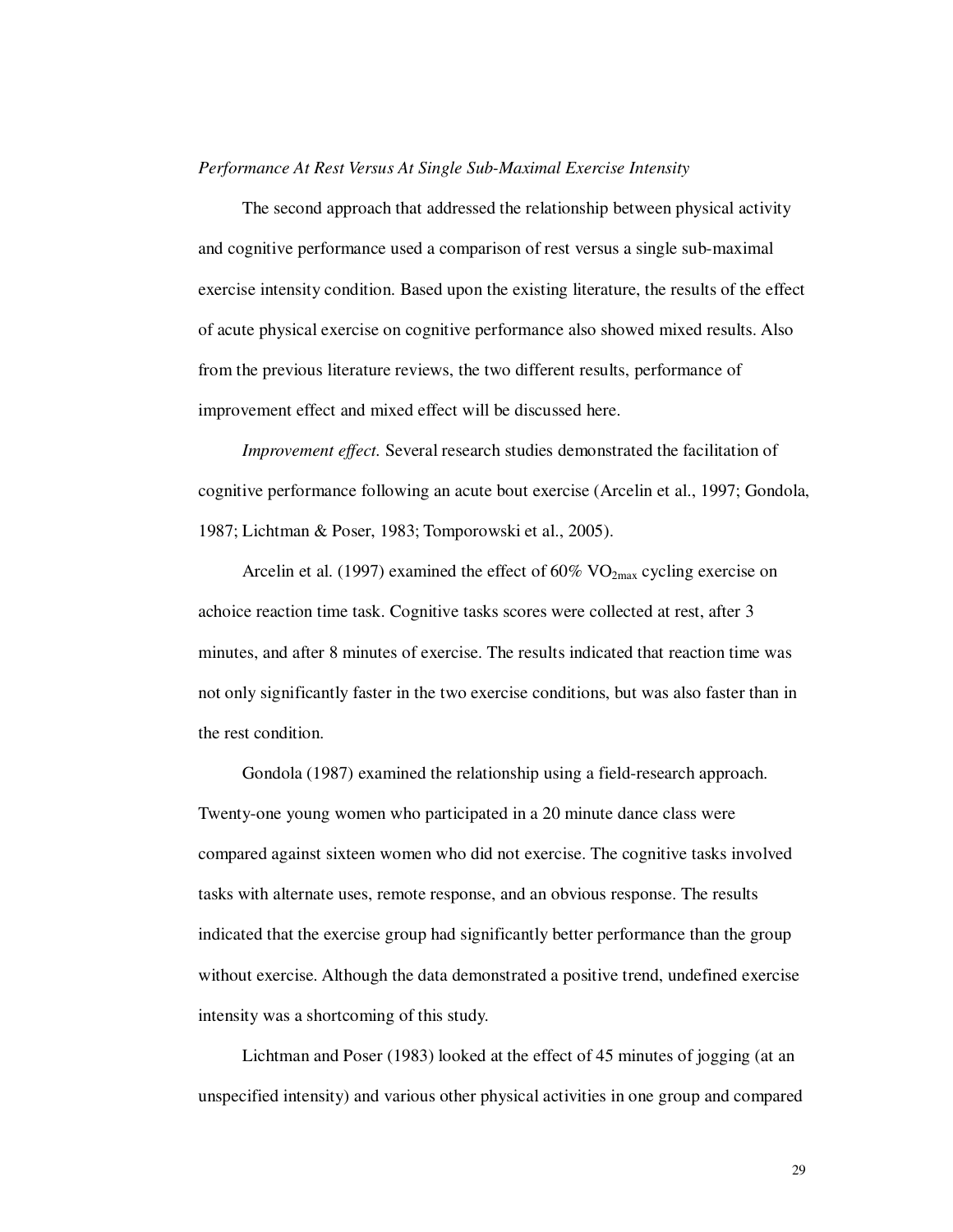*Performance At Rest Versus At Single Sub-Maximal Exercise Intensity*

The second approach that addressed the relationship between physical activity and cognitive performance used a comparison of rest versus a single sub-maximal exercise intensity condition. Based upon the existing literature, the results of the effect of acute physical exercise on cognitive performance also showed mixed results. Also from the previous literature reviews, the two different results, performance of improvement effect and mixed effect will be discussed here.

*Improvement effect.* Several research studies demonstrated the facilitation of cognitive performance following an acute bout exercise (Arcelin et al., 1997; Gondola, 1987; Lichtman & Poser, 1983; Tomporowski et al., 2005).

Arcelin et al. (1997) examined the effect of 60% $VO_{2max}$ cycling exercise on achoice reaction time task. Cognitive tasks scores were collected at rest, after 3 minutes, and after 8 minutes of exercise. The results indicated that reaction time was not only significantly faster in the two exercise conditions, but was also faster than in the rest condition.

Gondola (1987) examined the relationship using a field-research approach. Twenty-one young women who participated in a 20 minute dance class were compared against sixteen women who did not exercise. The cognitive tasks involved tasks with alternate uses, remote response, and an obvious response. The results indicated that the exercise group had significantly better performance than the group without exercise. Although the data demonstrated a positive trend, undefined exercise intensity was a shortcoming of this study.

Lichtman and Poser (1983) looked at the effect of 45 minutes of jogging (at an unspecified intensity) and various other physical activities in one group and compared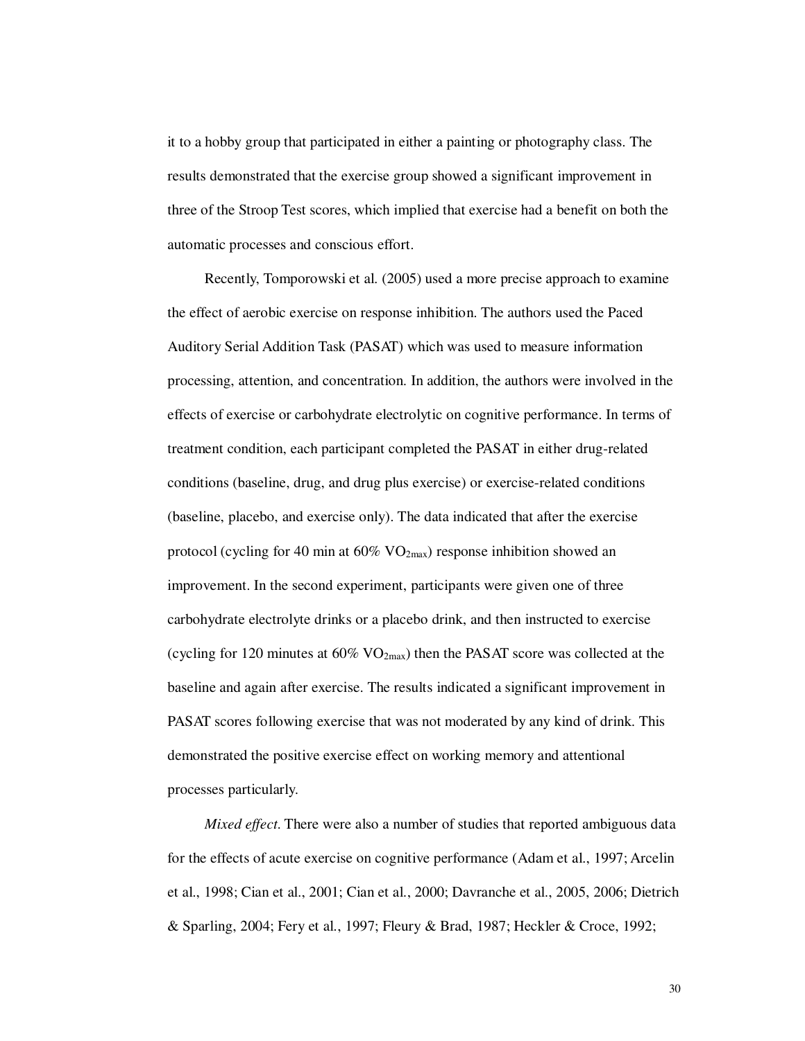it to a hobby group that participated in either a painting or photography class. The results demonstrated that the exercise group showed a significant improvement in three of the Stroop Test scores, which implied that exercise had a benefit on both the automatic processes and conscious effort.

Recently, Tomporowski et al. (2005) used a more precise approach to examine the effect of aerobic exercise on response inhibition. The authors used the Paced Auditory Serial Addition Task (PASAT) which was used to measure information processing, attention, and concentration. In addition, the authors were involved in the effects of exercise or carbohydrate electrolytic on cognitive performance. In terms of treatment condition, each participant completed the PASAT in either drug-related conditions (baseline, drug, and drug plus exercise) or exercise-related conditions (baseline, placebo, and exercise only). The data indicated that after the exercise protocol (cycling for 40 min at 60% $VO_{2max}$) response inhibition showed an improvement. In the second experiment, participants were given one of three carbohydrate electrolyte drinks or a placebo drink, and then instructed to exercise (cycling for 120 minutes at 60% $VO_{2max}$) then the PASAT score was collected at the baseline and again after exercise. The results indicated a significant improvement in PASAT scores following exercise that was not moderated by any kind of drink. This demonstrated the positive exercise effect on working memory and attentional processes particularly.

*Mixed effect*. There were also a number of studies that reported ambiguous data for the effects of acute exercise on cognitive performance (Adam et al., 1997; Arcelin et al., 1998; Cian et al., 2001; Cian et al., 2000; Davranche et al., 2005, 2006; Dietrich & Sparling, 2004; Fery et al., 1997; Fleury & Brad, 1987; Heckler & Croce, 1992;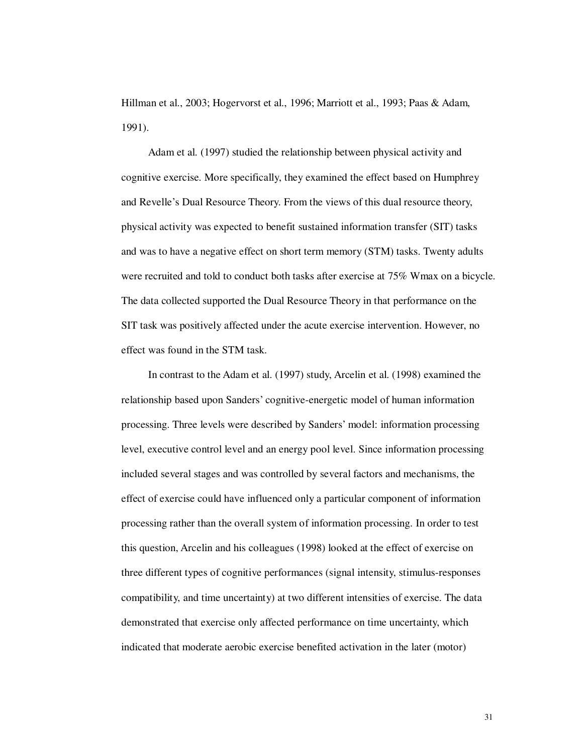Hillman et al., 2003; Hogervorst et al., 1996; Marriott et al., 1993; Paas & Adam, 1991).

Adam et al. (1997) studied the relationship between physical activity and cognitive exercise. More specifically, they examined the effect based on Humphrey and Revelle's Dual Resource Theory. From the views of this dual resource theory, physical activity was expected to benefit sustained information transfer (SIT) tasks and was to have a negative effect on short term memory (STM) tasks. Twenty adults were recruited and told to conduct both tasks after exercise at 75% Wmax on a bicycle. The data collected supported the Dual Resource Theory in that performance on the SIT task was positively affected under the acute exercise intervention. However, no effect was found in the STM task.

In contrast to the Adam et al. (1997) study, Arcelin et al. (1998) examined the relationship based upon Sanders' cognitive-energetic model of human information processing. Three levels were described by Sanders' model: information processing level, executive control level and an energy pool level. Since information processing included several stages and was controlled by several factors and mechanisms, the effect of exercise could have influenced only a particular component of information processing rather than the overall system of information processing. In order to test this question, Arcelin and his colleagues (1998) looked at the effect of exercise on three different types of cognitive performances (signal intensity, stimulus-responses compatibility, and time uncertainty) at two different intensities of exercise. The data demonstrated that exercise only affected performance on time uncertainty, which indicated that moderate aerobic exercise benefited activation in the later (motor)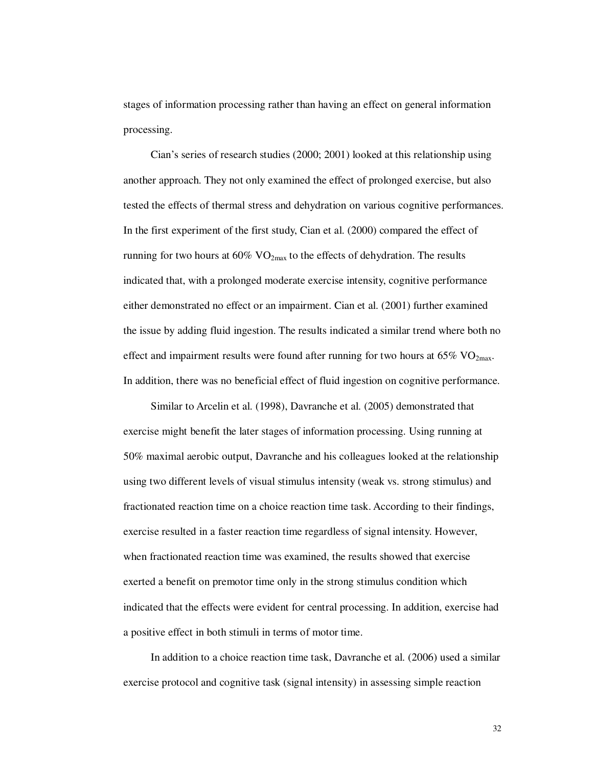stages of information processing rather than having an effect on general information processing.

Cian's series of research studies (2000; 2001) looked at this relationship using another approach. They not only examined the effect of prolonged exercise, but also tested the effects of thermal stress and dehydration on various cognitive performances. In the first experiment of the first study, Cian et al. (2000) compared the effect of running for two hours at 60% $VO_{2max}$ to the effects of dehydration. The results indicated that, with a prolonged moderate exercise intensity, cognitive performance either demonstrated no effect or an impairment. Cian et al. (2001) further examined the issue by adding fluid ingestion. The results indicated a similar trend where both no effect and impairment results were found after running for two hours at 65% $VO_{2max}$. In addition, there was no beneficial effect of fluid ingestion on cognitive performance.

Similar to Arcelin et al. (1998), Davranche et al. (2005) demonstrated that exercise might benefit the later stages of information processing. Using running at 50% maximal aerobic output, Davranche and his colleagues looked at the relationship using two different levels of visual stimulus intensity (weak vs. strong stimulus) and fractionated reaction time on a choice reaction time task. According to their findings, exercise resulted in a faster reaction time regardless of signal intensity. However, when fractionated reaction time was examined, the results showed that exercise exerted a benefit on premotor time only in the strong stimulus condition which indicated that the effects were evident for central processing. In addition, exercise had a positive effect in both stimuli in terms of motor time.

In addition to a choice reaction time task, Davranche et al. (2006) used a similar exercise protocol and cognitive task (signal intensity) in assessing simple reaction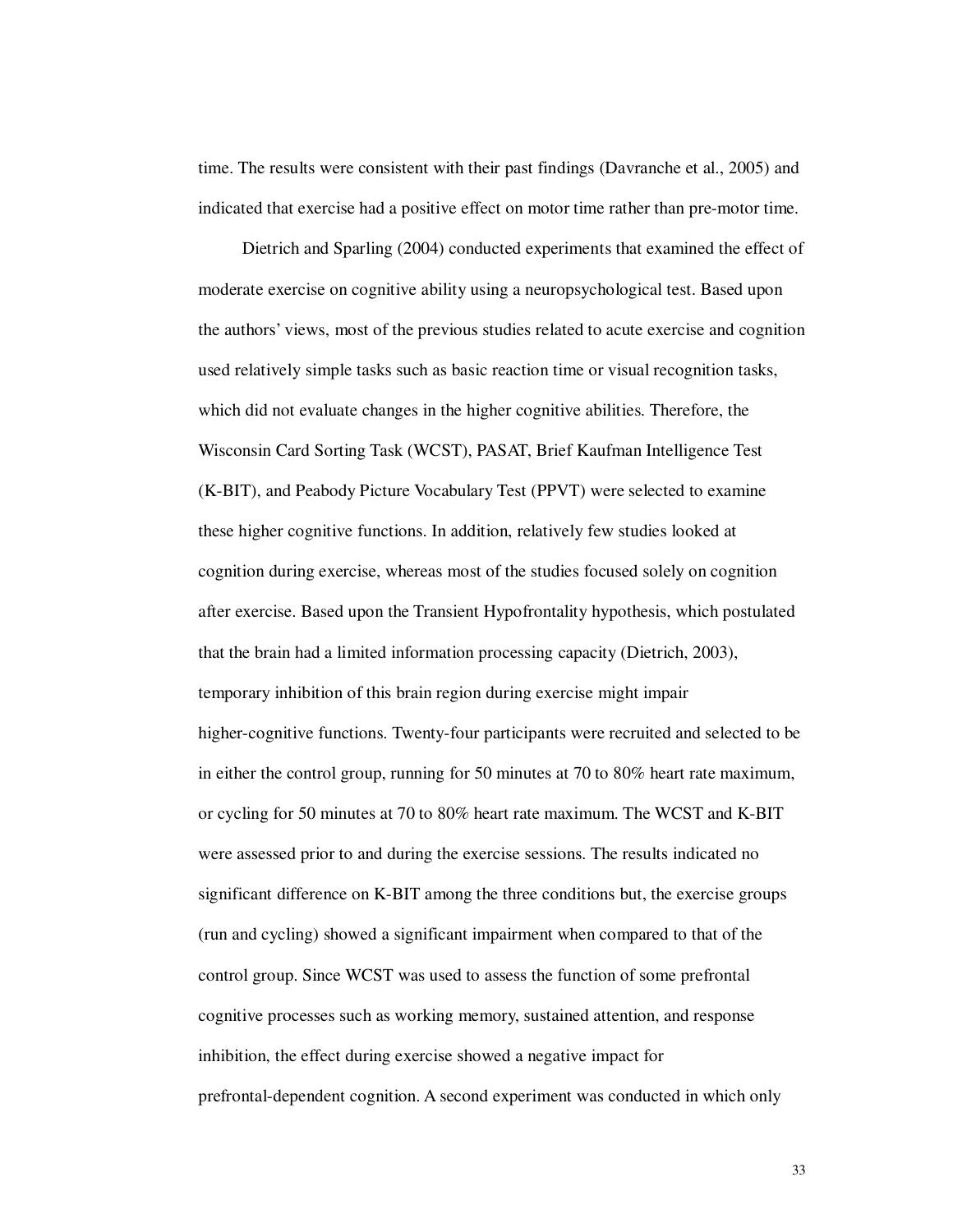time. The results were consistent with their past findings (Davranche et al., 2005) and indicated that exercise had a positive effect on motor time rather than pre-motor time.

Dietrich and Sparling (2004) conducted experiments that examined the effect of moderate exercise on cognitive ability using a neuropsychological test. Based upon the authors' views, most of the previous studies related to acute exercise and cognition used relatively simple tasks such as basic reaction time or visual recognition tasks, which did not evaluate changes in the higher cognitive abilities. Therefore, the Wisconsin Card Sorting Task (WCST), PASAT, Brief Kaufman Intelligence Test (K-BIT), and Peabody Picture Vocabulary Test (PPVT) were selected to examine these higher cognitive functions. In addition, relatively few studies looked at cognition during exercise, whereas most of the studies focused solely on cognition after exercise. Based upon the Transient Hypofrontality hypothesis, which postulated that the brain had a limited information processing capacity (Dietrich, 2003), temporary inhibition of this brain region during exercise might impair higher-cognitive functions. Twenty-four participants were recruited and selected to be in either the control group, running for 50 minutes at 70 to 80% heart rate maximum, or cycling for 50 minutes at 70 to 80% heart rate maximum. The WCST and K-BIT were assessed prior to and during the exercise sessions. The results indicated no significant difference on K-BIT among the three conditions but, the exercise groups (run and cycling) showed a significant impairment when compared to that of the control group. Since WCST was used to assess the function of some prefrontal cognitive processes such as working memory, sustained attention, and response inhibition, the effect during exercise showed a negative impact for prefrontal-dependent cognition. A second experiment was conducted in which only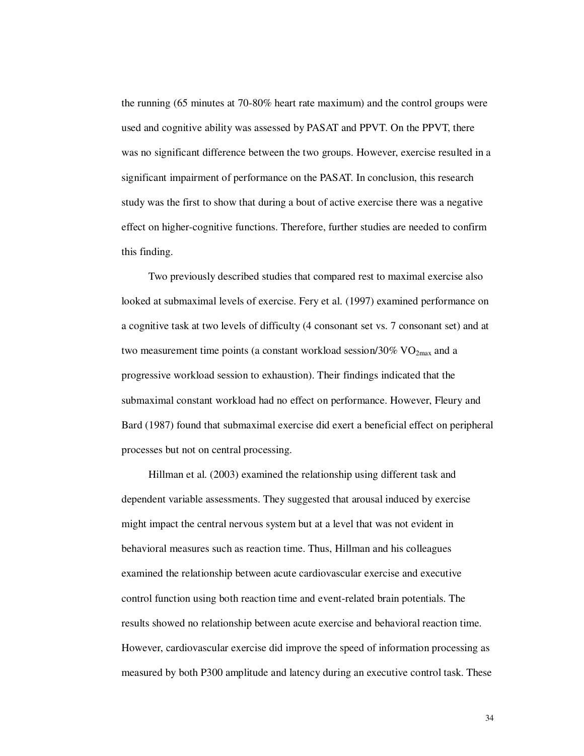the running (65 minutes at 70-80% heart rate maximum) and the control groups were used and cognitive ability was assessed by PASAT and PPVT. On the PPVT, there was no significant difference between the two groups. However, exercise resulted in a significant impairment of performance on the PASAT. In conclusion, this research study was the first to show that during a bout of active exercise there was a negative effect on higher-cognitive functions. Therefore, further studies are needed to confirm this finding.

Two previously described studies that compared rest to maximal exercise also looked at submaximal levels of exercise. Fery et al. (1997) examined performance on a cognitive task at two levels of difficulty (4 consonant set vs. 7 consonant set) and at two measurement time points (a constant workload session/30% $VO_{2max}$ and a progressive workload session to exhaustion). Their findings indicated that the submaximal constant workload had no effect on performance. However, Fleury and Bard (1987) found that submaximal exercise did exert a beneficial effect on peripheral processes but not on central processing.

Hillman et al. (2003) examined the relationship using different task and dependent variable assessments. They suggested that arousal induced by exercise might impact the central nervous system but at a level that was not evident in behavioral measures such as reaction time. Thus, Hillman and his colleagues examined the relationship between acute cardiovascular exercise and executive control function using both reaction time and event-related brain potentials. The results showed no relationship between acute exercise and behavioral reaction time. However, cardiovascular exercise did improve the speed of information processing as measured by both P300 amplitude and latency during an executive control task. These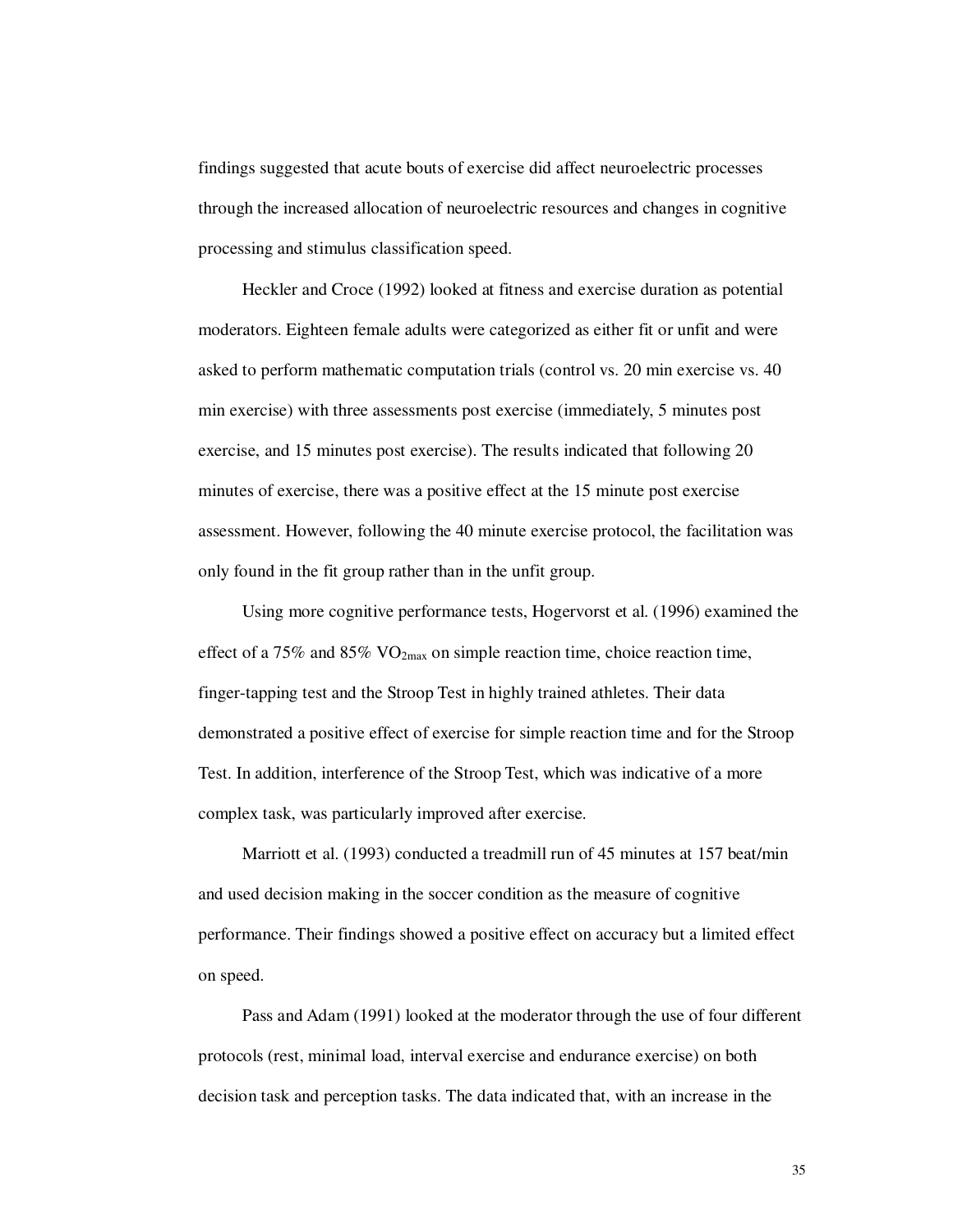findings suggested that acute bouts of exercise did affect neuroelectric processes through the increased allocation of neuroelectric resources and changes in cognitive processing and stimulus classification speed.

Heckler and Croce (1992) looked at fitness and exercise duration as potential moderators. Eighteen female adults were categorized as either fit or unfit and were asked to perform mathematic computation trials (control vs. 20 min exercise vs. 40 min exercise) with three assessments post exercise (immediately, 5 minutes post exercise, and 15 minutes post exercise). The results indicated that following 20 minutes of exercise, there was a positive effect at the 15 minute post exercise assessment. However, following the 40 minute exercise protocol, the facilitation was only found in the fit group rather than in the unfit group.

Using more cognitive performance tests, Hogervorst et al. (1996) examined the effect of a 75% and 85% $VO_{2max}$ on simple reaction time, choice reaction time, finger-tapping test and the Stroop Test in highly trained athletes. Their data demonstrated a positive effect of exercise for simple reaction time and for the Stroop Test. In addition, interference of the Stroop Test, which was indicative of a more complex task, was particularly improved after exercise.

Marriott et al. (1993) conducted a treadmill run of 45 minutes at 157 beat/min and used decision making in the soccer condition as the measure of cognitive performance. Their findings showed a positive effect on accuracy but a limited effect on speed.

Pass and Adam (1991) looked at the moderator through the use of four different protocols (rest, minimal load, interval exercise and endurance exercise) on both decision task and perception tasks. The data indicated that, with an increase in the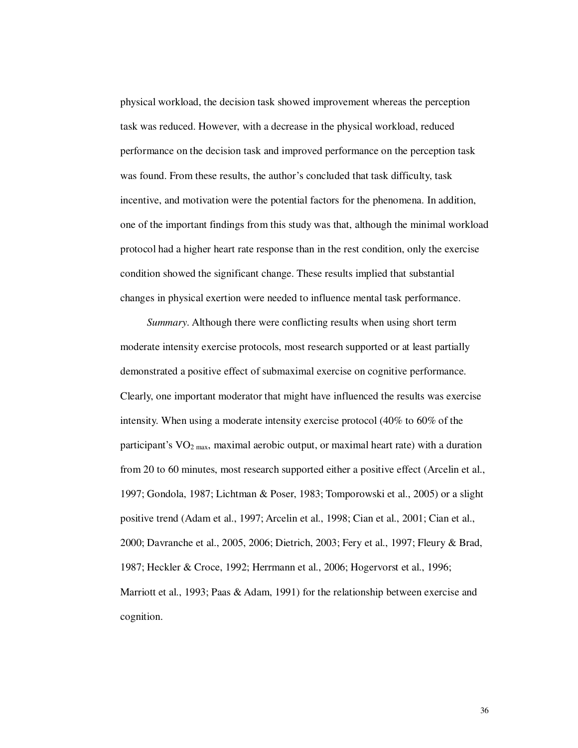physical workload, the decision task showed improvement whereas the perception task was reduced. However, with a decrease in the physical workload, reduced performance on the decision task and improved performance on the perception task was found. From these results, the author's concluded that task difficulty, task incentive, and motivation were the potential factors for the phenomena. In addition, one of the important findings from this study was that, although the minimal workload protocol had a higher heart rate response than in the rest condition, only the exercise condition showed the significant change. These results implied that substantial changes in physical exertion were needed to influence mental task performance.

*Summary*. Although there were conflicting results when using short term moderate intensity exercise protocols, most research supported or at least partially demonstrated a positive effect of submaximal exercise on cognitive performance. Clearly, one important moderator that might have influenced the results was exercise intensity. When using a moderate intensity exercise protocol (40% to 60% of the participant's $VO_{2\ max}$, maximal aerobic output, or maximal heart rate) with a duration from 20 to 60 minutes, most research supported either a positive effect (Arcelin et al., 1997; Gondola, 1987; Lichtman & Poser, 1983; Tomporowski et al., 2005) or a slight positive trend (Adam et al., 1997; Arcelin et al., 1998; Cian et al., 2001; Cian et al., 2000; Davranche et al., 2005, 2006; Dietrich, 2003; Fery et al., 1997; Fleury & Brad, 1987; Heckler & Croce, 1992; Herrmann et al., 2006; Hogervorst et al., 1996; Marriott et al., 1993; Paas & Adam, 1991) for the relationship between exercise and cognition.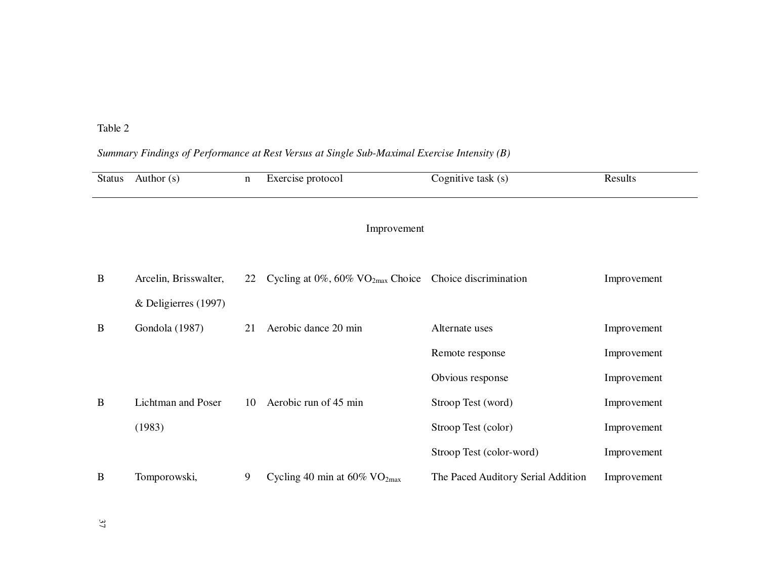Table 2

*Summary Findings of Performance at Rest Versus at Single Sub-Maximal Exercise Intensity (B)*

| Status | Author (s) | n | Exercise protocol | Cognitive task (s) | Results |
|---|---|---|---|---|---|
| | | | Improvement | | |
| B | Arcelin, Brisswalter, & Deligierres (1997) | 22 | Cycling at 0%, 60% $VO_{2max}$ Choice | Choice discrimination | Improvement |
| B | Gondola (1987) | 21 | Aerobic dance 20 min | Alternate uses | Improvement |
| | | | | Remote response | Improvement |
| | | | | Obvious response | Improvement |
| B | Lichtman and Poser (1983) | 10 | Aerobic run of 45 min | Stroop Test (word) | Improvement |
| | | | | Stroop Test (color) | Improvement |
| | | | | Stroop Test (color-word) | Improvement |
| B | Tomporowski, | 9 | Cycling 40 min at 60% $VO_{2max}$ | The Paced Auditory Serial Addition | Improvement |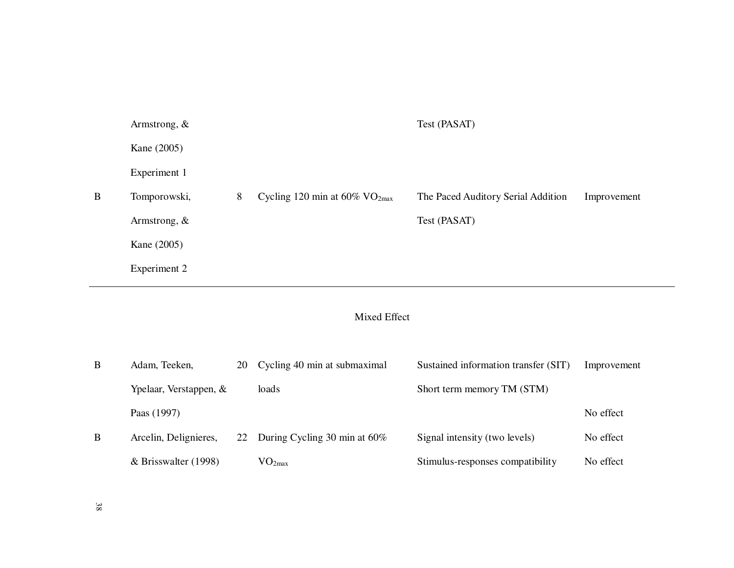| | | | | | |
|---|---|---|---|---|---|
| | Armstrong, & Kane (2005) Experiment 1 | | | Test (PASAT) | |
| B | Tomporowski, Armstrong, & Kane (2005) Experiment 2 | 8 | Cycling 120 min at 60% $VO_{2max}$ | The Paced Auditory Serial Addition Test (PASAT) | Improvement |

Mixed Effect

| | | | | | |
|---|---|---|---|---|---|
| B | Adam, Teeken, Ypelaar, Verstappen, & Paas (1997) | 20 | Cycling 40 min at submaximal loads | Sustained information transfer (SIT) Short term memory TM (STM) | Improvement No effect |
| B | Arcelin, Delignieres, & Brisswalter (1998) | 22 | During Cycling 30 min at 60% $VO_{2max}$ | Signal intensity (two levels) Stimulus-responses compatibility | No effect No effect |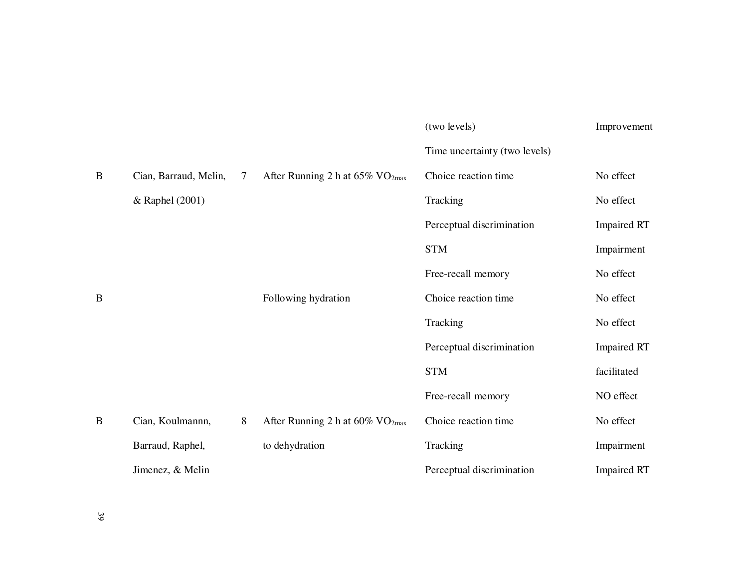| | | | | | |
|---|---|---|---|---|---|
| | | | | (two levels) | Improvement |
| | | | | Time uncertainty (two levels) | |
| B | Cian, Barraud, Melin, & Raphel (2001) | 7 | After Running 2 h at 65% $VO_{2max}$ | Choice reaction time | No effect |
| | | | | Tracking | No effect |
| | | | | Perceptual discrimination | Impaired RT |
| | | | | STM | Impairment |
| | | | | Free-recall memory | No effect |
| B | | | Following hydration | Choice reaction time | No effect |
| | | | | Tracking | No effect |
| | | | | Perceptual discrimination | Impaired RT |
| | | | | STM | facilitated |
| | | | | Free-recall memory | NO effect |
| B | Cian, Koulmannn, Barraud, Raphel, Jimenez, & Melin | 8 | After Running 2 h at 60% $VO_{2max}$ to dehydration | Choice reaction time | No effect |
| | | | | Tracking | Impairment |
| | | | | Perceptual discrimination | Impaired RT |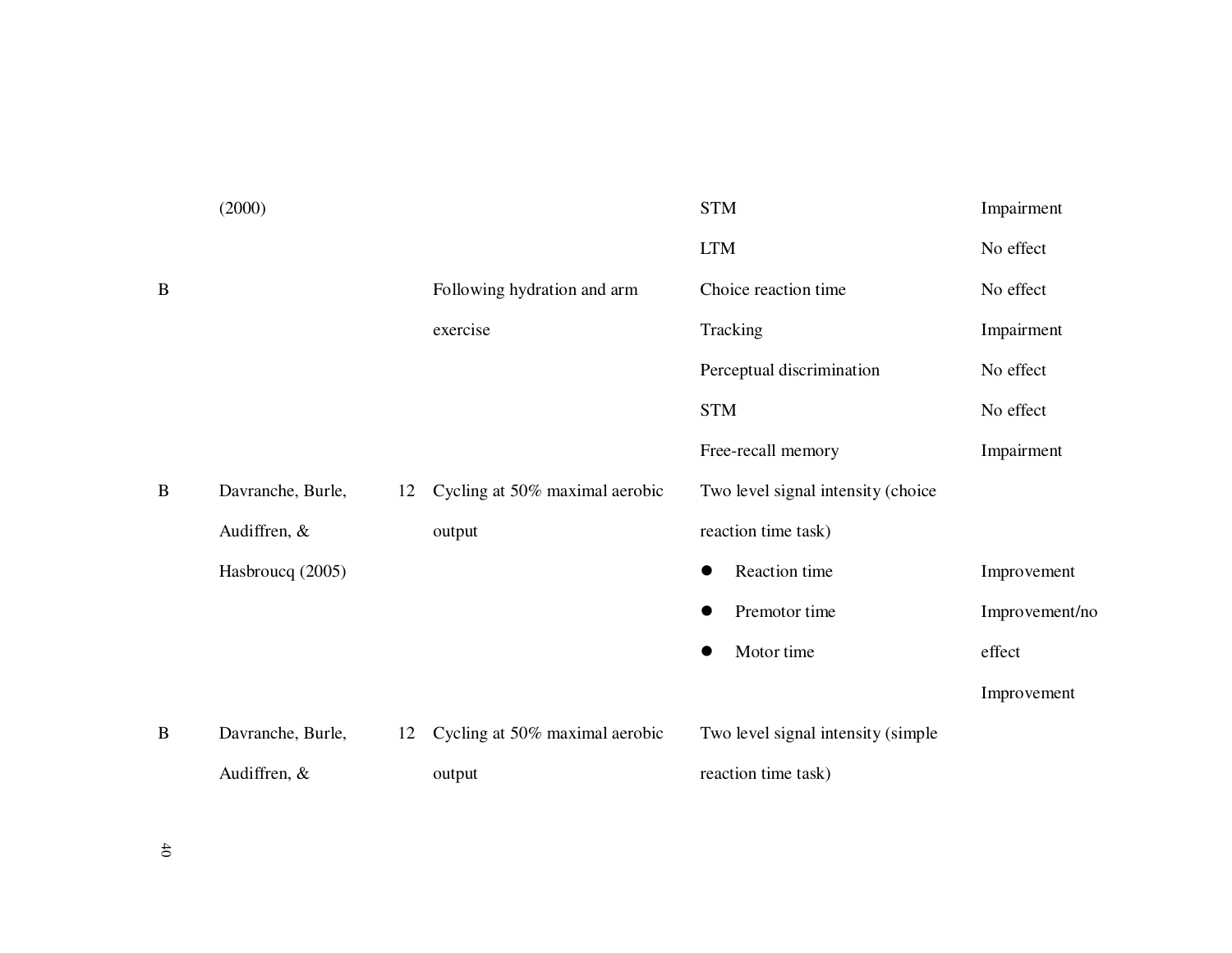| | | | | | |
|---|---|---|---|---|---|
| | (2000) | | | STM | Impairment |
| | | | | LTM | No effect |
| B | | | Following hydration and arm exercise | Choice reaction time | No effect |
| | | | | Tracking | Impairment |
| | | | | Perceptual discrimination | No effect |
| | | | | STM | No effect |
| | | | | Free-recall memory | Impairment |
| B | Davranche, Burle, Audiffren, & Hasbroucq (2005) | 12 | Cycling at 50% maximal aerobic output | Two level signal intensity (choice reaction time task) | |
| | | | | • Reaction time | Improvement |
| | | | | • Premotor time | Improvement/no effect |
| | | | | • Motor time | Improvement |
| B | Davranche, Burle, Audiffren, & | 12 | Cycling at 50% maximal aerobic output | Two level signal intensity (simple reaction time task) | |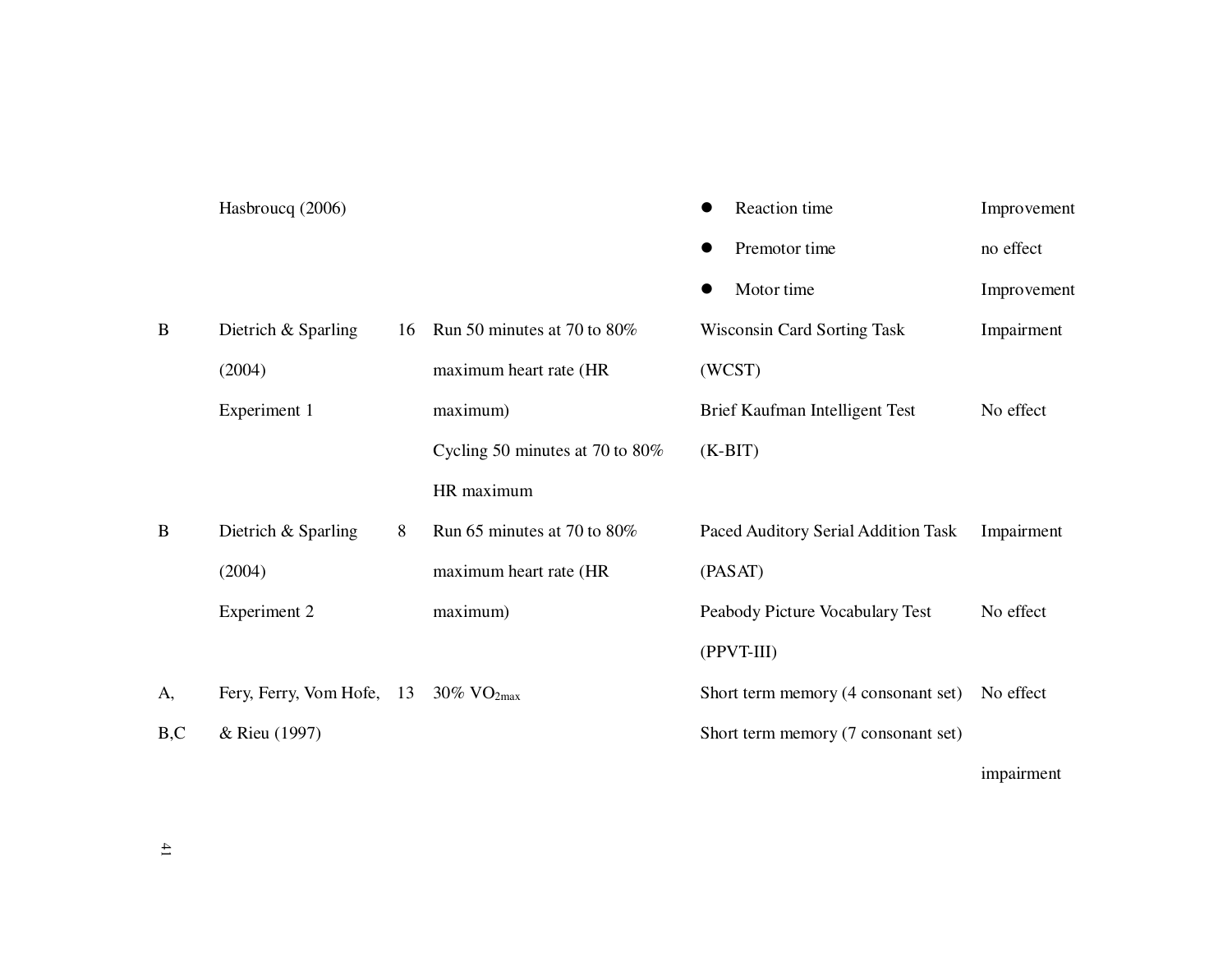| | | | | | |
|---|---|---|---|---|---|
| | Hasbroucq (2006) | | | • Reaction time | Improvement |
| | | | | • Premotor time | no effect |
| | | | | • Motor time | Improvement |
| B | Dietrich & Sparling (2004) Experiment 1 | 16 | Run 50 minutes at 70 to 80% maximum heart rate (HR maximum) | Wisconsin Card Sorting Task (WCST) | Impairment |
| | | | Cycling 50 minutes at 70 to 80% HR maximum | Brief Kaufman Intelligent Test (K-BIT) | No effect |
| B | Dietrich & Sparling (2004) Experiment 2 | 8 | Run 65 minutes at 70 to 80% maximum heart rate (HR maximum) | Paced Auditory Serial Addition Task (PASAT) | Impairment |
| | | | | Peabody Picture Vocabulary Test (PPVT-III) | No effect |
| A, B,C | Fery, Ferry, Vom Hofe, & Rieu (1997) | 13 | 30% $VO_{2max}$ | Short term memory (4 consonant set) | No effect |
| | | | | Short term memory (7 consonant set) | impairment |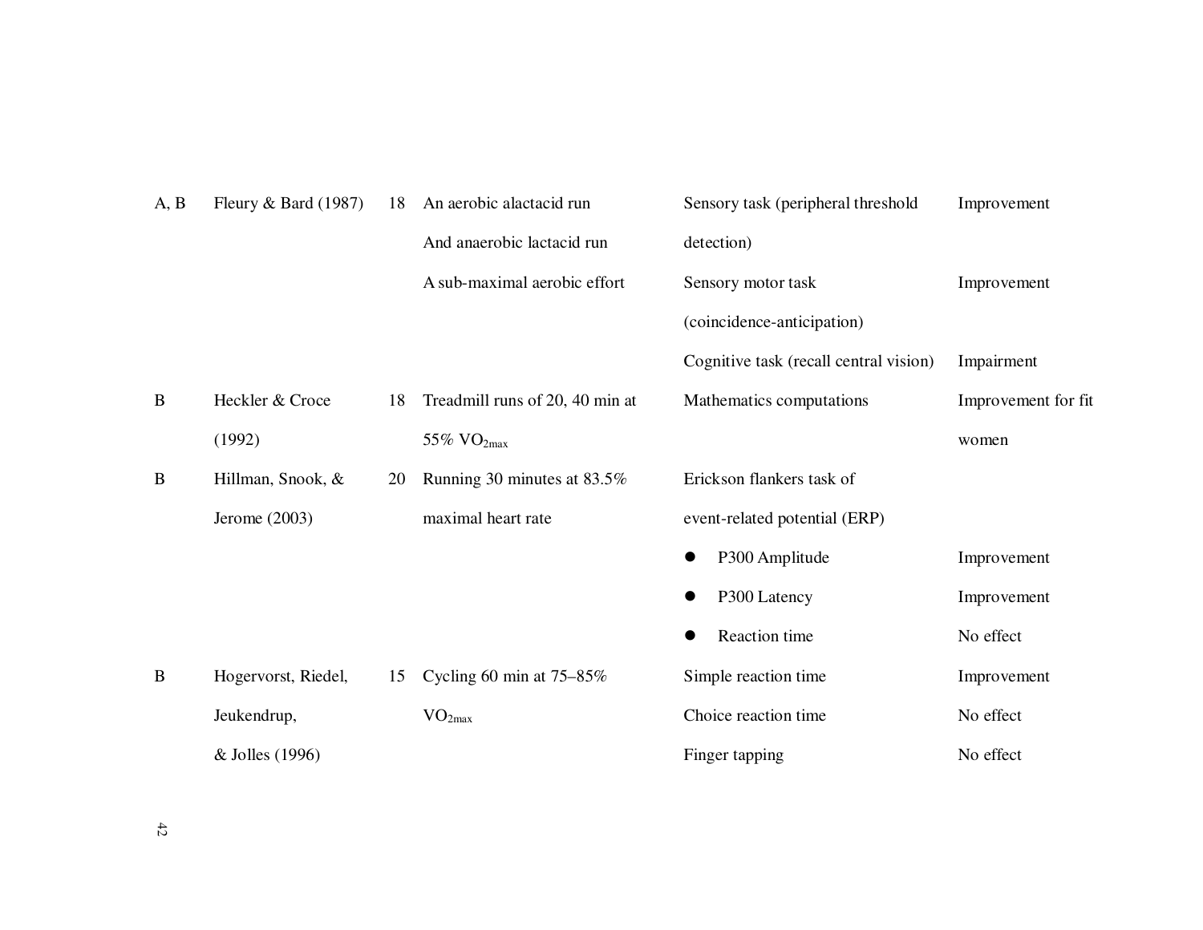| | | | | | |
|---|---|---|---|---|---|
| A, B | Fleury & Bard (1987) | 18 | An aerobic alactacid run And anaerobic lactacid run | Sensory task (peripheral threshold detection) | Improvement |
| | | | A sub-maximal aerobic effort | Sensory motor task (coincidence-anticipation) | Improvement |
| | | | | Cognitive task (recall central vision) | Impairment |
| B | Heckler & Croce (1992) | 18 | Treadmill runs of 20, 40 min at 55% $VO_{2max}$ | Mathematics computations | Improvement for fit women |
| B | Hillman, Snook, & Jerome (2003) | 20 | Running 30 minutes at 83.5% maximal heart rate | Erickson flankers task of event-related potential (ERP) | |
| | | | | ● P300 Amplitude | Improvement |
| | | | | ● P300 Latency | Improvement |
| | | | | ● Reaction time | No effect |
| B | Hogervorst, Riedel, Jeukendrup, & Jolles (1996) | 15 | Cycling 60 min at 75–85% $VO_{2max}$ | Simple reaction time | Improvement |
| | | | | Choice reaction time | No effect |
| | | | | Finger tapping | No effect |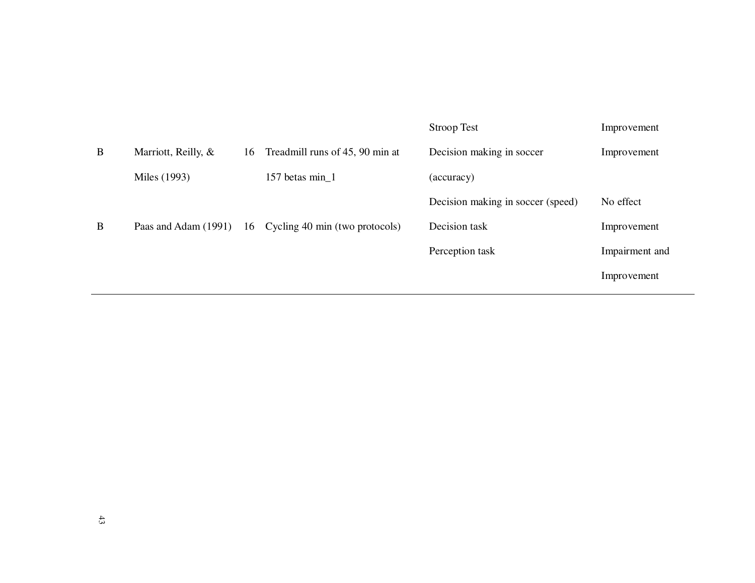| | | | | Stroop Test | Improvement |
|---|---|---|---|---|---|
| B | Marriott, Reilly, & Miles (1993) | 16 | Treadmill runs of 45, 90 min at 157 betas min_1 | Decision making in soccer (accuracy) | Improvement |
| | | | | Decision making in soccer (speed) | No effect |
| B | Paas and Adam (1991) | 16 | Cycling 40 min (two protocols) | Decision task | Improvement |
| | | | | Perception task | Impairment and Improvement |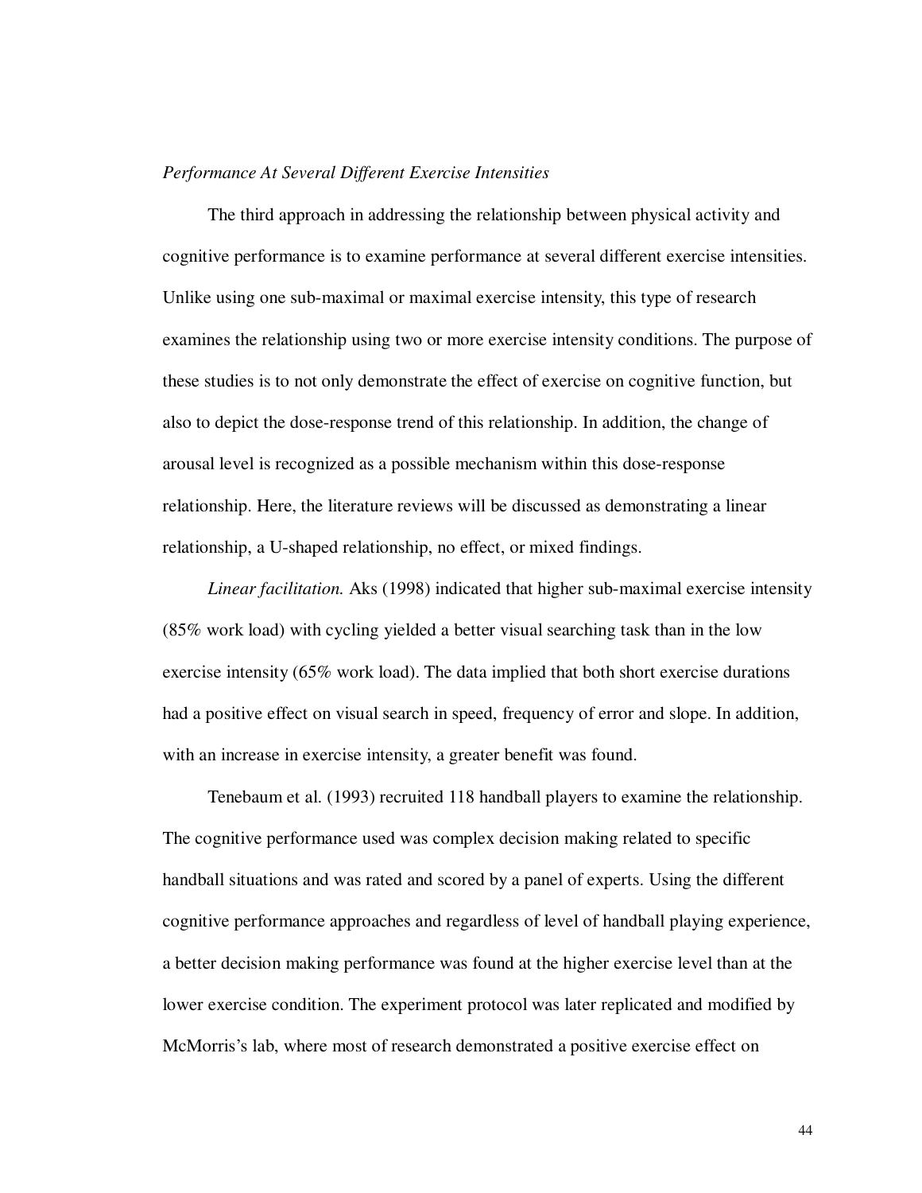*Performance At Several Different Exercise Intensities*

The third approach in addressing the relationship between physical activity and cognitive performance is to examine performance at several different exercise intensities. Unlike using one sub-maximal or maximal exercise intensity, this type of research examines the relationship using two or more exercise intensity conditions. The purpose of these studies is to not only demonstrate the effect of exercise on cognitive function, but also to depict the dose-response trend of this relationship. In addition, the change of arousal level is recognized as a possible mechanism within this dose-response relationship. Here, the literature reviews will be discussed as demonstrating a linear relationship, a U-shaped relationship, no effect, or mixed findings.

*Linear facilitation.* Aks (1998) indicated that higher sub-maximal exercise intensity (85% work load) with cycling yielded a better visual searching task than in the low exercise intensity (65% work load). The data implied that both short exercise durations had a positive effect on visual search in speed, frequency of error and slope. In addition, with an increase in exercise intensity, a greater benefit was found.

Tenebaum et al. (1993) recruited 118 handball players to examine the relationship. The cognitive performance used was complex decision making related to specific handball situations and was rated and scored by a panel of experts. Using the different cognitive performance approaches and regardless of level of handball playing experience, a better decision making performance was found at the higher exercise level than at the lower exercise condition. The experiment protocol was later replicated and modified by McMorris's lab, where most of research demonstrated a positive exercise effect on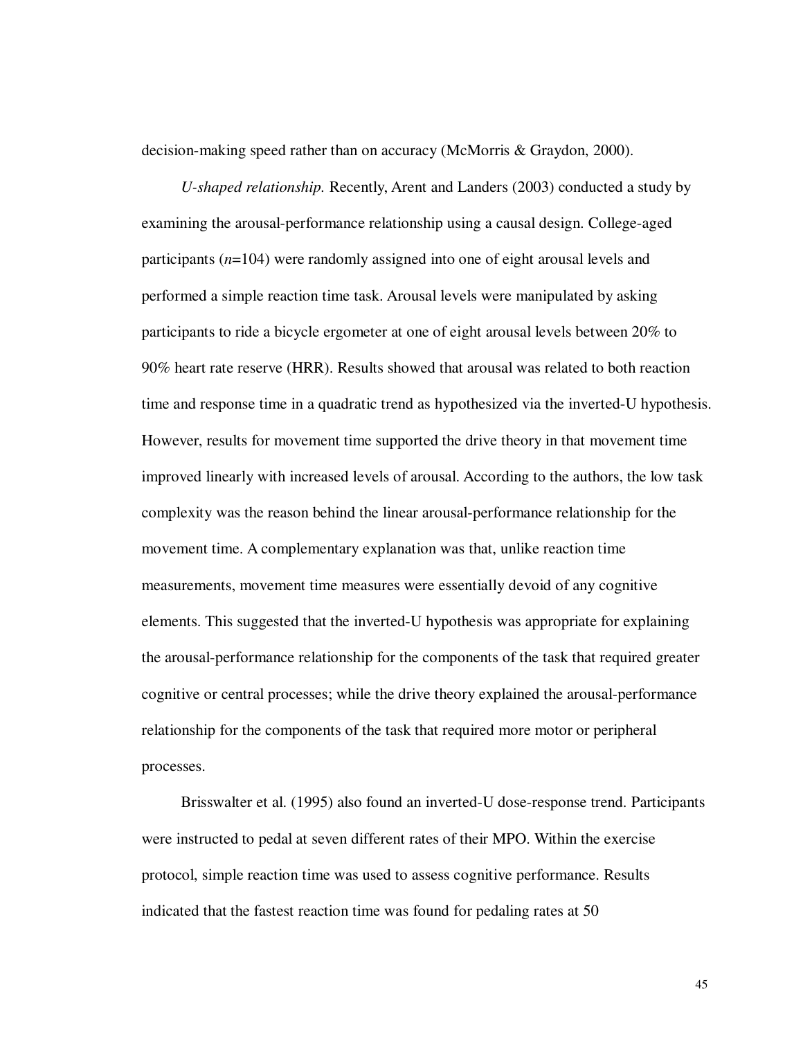decision-making speed rather than on accuracy (McMorris & Graydon, 2000).

*U-shaped relationship.* Recently, Arent and Landers (2003) conducted a study by examining the arousal-performance relationship using a causal design. College-aged participants (*n*=104) were randomly assigned into one of eight arousal levels and performed a simple reaction time task. Arousal levels were manipulated by asking participants to ride a bicycle ergometer at one of eight arousal levels between 20% to 90% heart rate reserve (HRR). Results showed that arousal was related to both reaction time and response time in a quadratic trend as hypothesized via the inverted-U hypothesis. However, results for movement time supported the drive theory in that movement time improved linearly with increased levels of arousal. According to the authors, the low task complexity was the reason behind the linear arousal-performance relationship for the movement time. A complementary explanation was that, unlike reaction time measurements, movement time measures were essentially devoid of any cognitive elements. This suggested that the inverted-U hypothesis was appropriate for explaining the arousal-performance relationship for the components of the task that required greater cognitive or central processes; while the drive theory explained the arousal-performance relationship for the components of the task that required more motor or peripheral processes.

Brisswalter et al. (1995) also found an inverted-U dose-response trend. Participants were instructed to pedal at seven different rates of their MPO. Within the exercise protocol, simple reaction time was used to assess cognitive performance. Results indicated that the fastest reaction time was found for pedaling rates at 50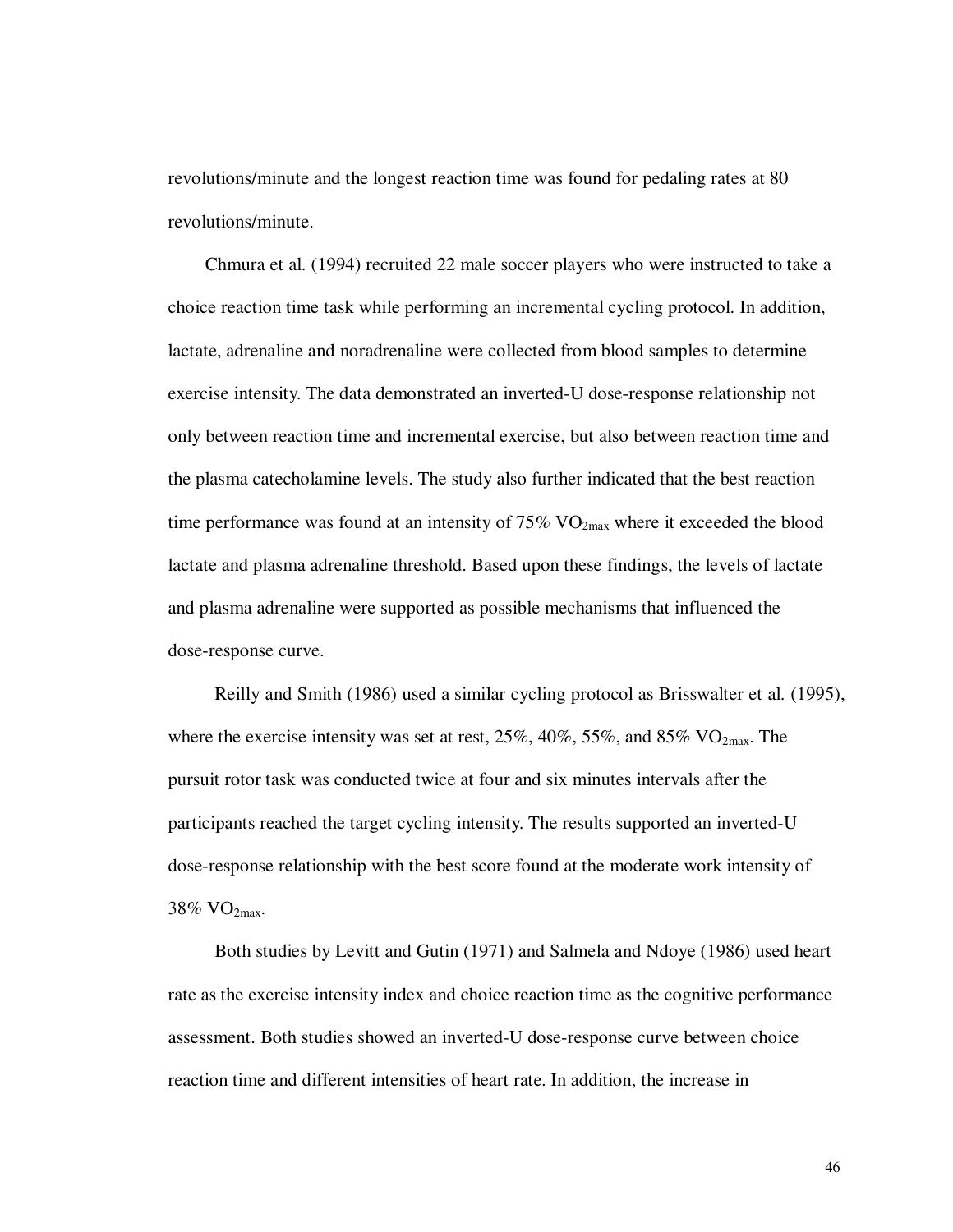revolutions/minute and the longest reaction time was found for pedaling rates at 80 revolutions/minute.

Chmura et al. (1994) recruited 22 male soccer players who were instructed to take a choice reaction time task while performing an incremental cycling protocol. In addition, lactate, adrenaline and noradrenaline were collected from blood samples to determine exercise intensity. The data demonstrated an inverted-U dose-response relationship not only between reaction time and incremental exercise, but also between reaction time and the plasma catecholamine levels. The study also further indicated that the best reaction time performance was found at an intensity of 75% $VO_{2max}$ where it exceeded the blood lactate and plasma adrenaline threshold. Based upon these findings, the levels of lactate and plasma adrenaline were supported as possible mechanisms that influenced the dose-response curve.

Reilly and Smith (1986) used a similar cycling protocol as Brisswalter et al. (1995), where the exercise intensity was set at rest, 25%, 40%, 55%, and 85% $VO_{2max}$. The pursuit rotor task was conducted twice at four and six minutes intervals after the participants reached the target cycling intensity. The results supported an inverted-U dose-response relationship with the best score found at the moderate work intensity of 38% $VO_{2max}$.

Both studies by Levitt and Gutin (1971) and Salmela and Ndoye (1986) used heart rate as the exercise intensity index and choice reaction time as the cognitive performance assessment. Both studies showed an inverted-U dose-response curve between choice reaction time and different intensities of heart rate. In addition, the increase in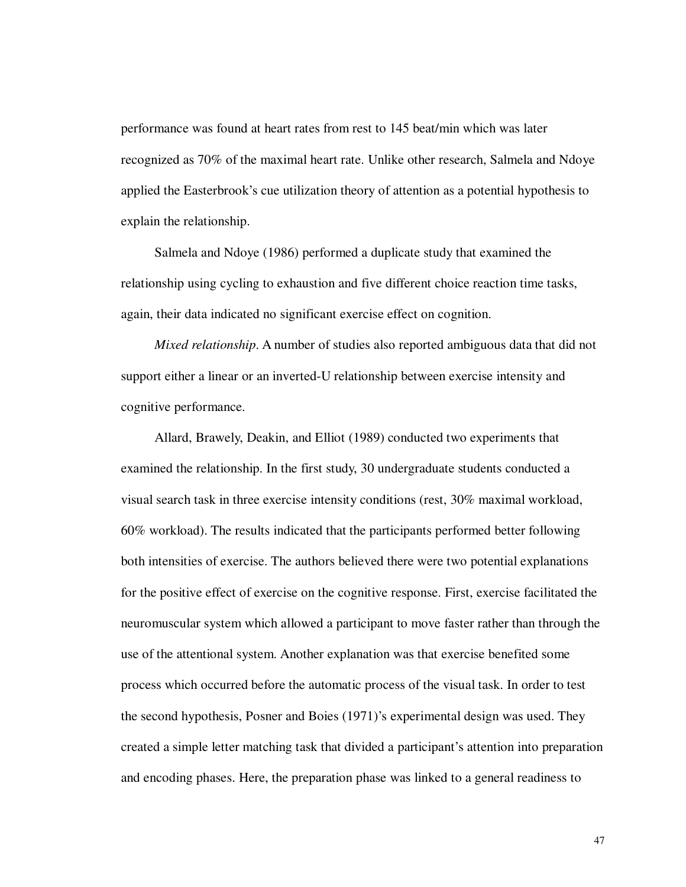performance was found at heart rates from rest to 145 beat/min which was later recognized as 70% of the maximal heart rate. Unlike other research, Salmela and Ndoye applied the Easterbrook's cue utilization theory of attention as a potential hypothesis to explain the relationship.

Salmela and Ndoye (1986) performed a duplicate study that examined the relationship using cycling to exhaustion and five different choice reaction time tasks, again, their data indicated no significant exercise effect on cognition.

*Mixed relationship*. A number of studies also reported ambiguous data that did not support either a linear or an inverted-U relationship between exercise intensity and cognitive performance.

Allard, Brawely, Deakin, and Elliot (1989) conducted two experiments that examined the relationship. In the first study, 30 undergraduate students conducted a visual search task in three exercise intensity conditions (rest, 30% maximal workload, 60% workload). The results indicated that the participants performed better following both intensities of exercise. The authors believed there were two potential explanations for the positive effect of exercise on the cognitive response. First, exercise facilitated the neuromuscular system which allowed a participant to move faster rather than through the use of the attentional system. Another explanation was that exercise benefited some process which occurred before the automatic process of the visual task. In order to test the second hypothesis, Posner and Boies (1971)'s experimental design was used. They created a simple letter matching task that divided a participant's attention into preparation and encoding phases. Here, the preparation phase was linked to a general readiness to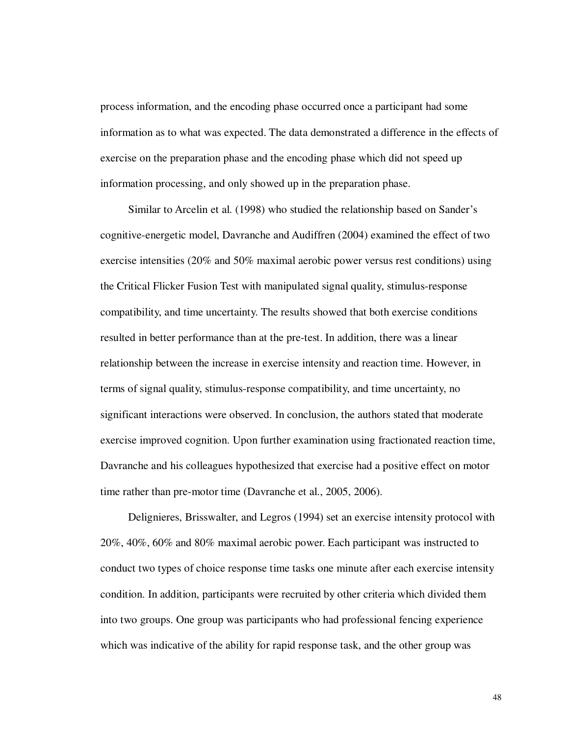process information, and the encoding phase occurred once a participant had some information as to what was expected. The data demonstrated a difference in the effects of exercise on the preparation phase and the encoding phase which did not speed up information processing, and only showed up in the preparation phase.

Similar to Arcelin et al. (1998) who studied the relationship based on Sander's cognitive-energetic model, Davranche and Audiffren (2004) examined the effect of two exercise intensities (20% and 50% maximal aerobic power versus rest conditions) using the Critical Flicker Fusion Test with manipulated signal quality, stimulus-response compatibility, and time uncertainty. The results showed that both exercise conditions resulted in better performance than at the pre-test. In addition, there was a linear relationship between the increase in exercise intensity and reaction time. However, in terms of signal quality, stimulus-response compatibility, and time uncertainty, no significant interactions were observed. In conclusion, the authors stated that moderate exercise improved cognition. Upon further examination using fractionated reaction time, Davranche and his colleagues hypothesized that exercise had a positive effect on motor time rather than pre-motor time (Davranche et al., 2005, 2006).

Delignieres, Brisswalter, and Legros (1994) set an exercise intensity protocol with 20%, 40%, 60% and 80% maximal aerobic power. Each participant was instructed to conduct two types of choice response time tasks one minute after each exercise intensity condition. In addition, participants were recruited by other criteria which divided them into two groups. One group was participants who had professional fencing experience which was indicative of the ability for rapid response task, and the other group was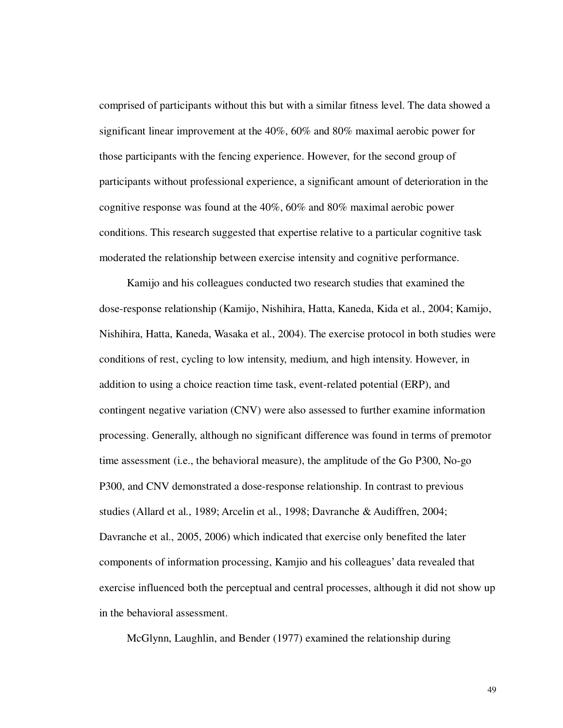comprised of participants without this but with a similar fitness level. The data showed a significant linear improvement at the 40%, 60% and 80% maximal aerobic power for those participants with the fencing experience. However, for the second group of participants without professional experience, a significant amount of deterioration in the cognitive response was found at the 40%, 60% and 80% maximal aerobic power conditions. This research suggested that expertise relative to a particular cognitive task moderated the relationship between exercise intensity and cognitive performance.

Kamijo and his colleagues conducted two research studies that examined the dose-response relationship (Kamijo, Nishihira, Hatta, Kaneda, Kida et al., 2004; Kamijo, Nishihira, Hatta, Kaneda, Wasaka et al., 2004). The exercise protocol in both studies were conditions of rest, cycling to low intensity, medium, and high intensity. However, in addition to using a choice reaction time task, event-related potential (ERP), and contingent negative variation (CNV) were also assessed to further examine information processing. Generally, although no significant difference was found in terms of premotor time assessment (i.e., the behavioral measure), the amplitude of the Go P300, No-go P300, and CNV demonstrated a dose-response relationship. In contrast to previous studies (Allard et al., 1989; Arcelin et al., 1998; Davranche & Audiffren, 2004; Davranche et al., 2005, 2006) which indicated that exercise only benefited the later components of information processing, Kamjio and his colleagues' data revealed that exercise influenced both the perceptual and central processes, although it did not show up in the behavioral assessment.

McGlynn, Laughlin, and Bender (1977) examined the relationship during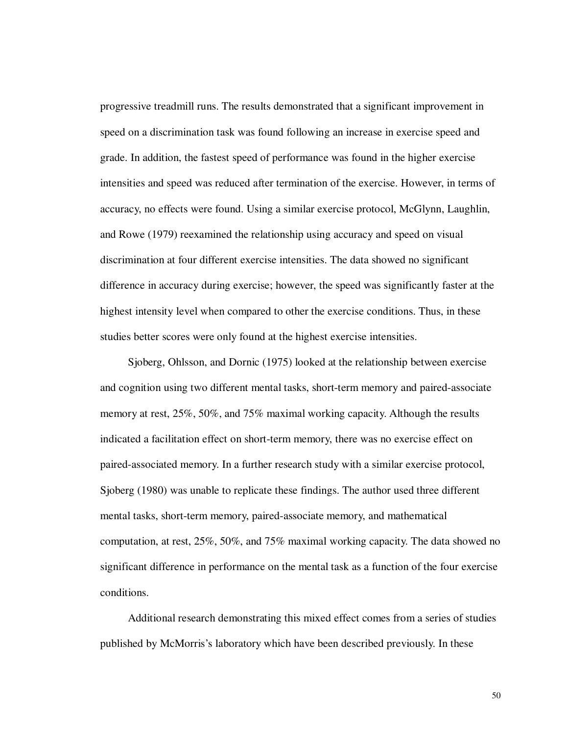progressive treadmill runs. The results demonstrated that a significant improvement in speed on a discrimination task was found following an increase in exercise speed and grade. In addition, the fastest speed of performance was found in the higher exercise intensities and speed was reduced after termination of the exercise. However, in terms of accuracy, no effects were found. Using a similar exercise protocol, McGlynn, Laughlin, and Rowe (1979) reexamined the relationship using accuracy and speed on visual discrimination at four different exercise intensities. The data showed no significant difference in accuracy during exercise; however, the speed was significantly faster at the highest intensity level when compared to other the exercise conditions. Thus, in these studies better scores were only found at the highest exercise intensities.

Sjoberg, Ohlsson, and Dornic (1975) looked at the relationship between exercise and cognition using two different mental tasks, short-term memory and paired-associate memory at rest, 25%, 50%, and 75% maximal working capacity. Although the results indicated a facilitation effect on short-term memory, there was no exercise effect on paired-associated memory. In a further research study with a similar exercise protocol, Sjoberg (1980) was unable to replicate these findings. The author used three different mental tasks, short-term memory, paired-associate memory, and mathematical computation, at rest, 25%, 50%, and 75% maximal working capacity. The data showed no significant difference in performance on the mental task as a function of the four exercise conditions.

Additional research demonstrating this mixed effect comes from a series of studies published by McMorris's laboratory which have been described previously. In these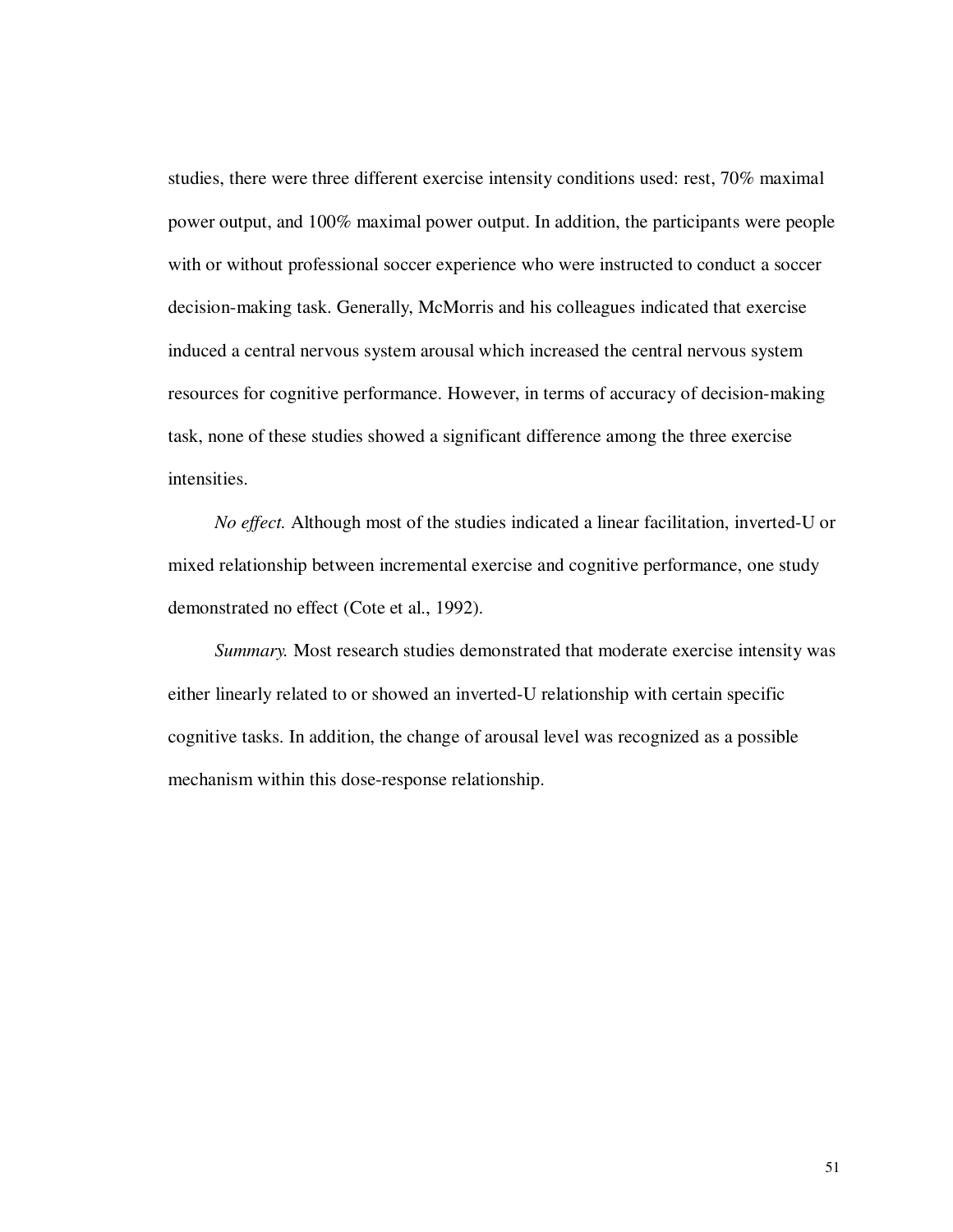studies, there were three different exercise intensity conditions used: rest, 70% maximal power output, and 100% maximal power output. In addition, the participants were people with or without professional soccer experience who were instructed to conduct a soccer decision-making task. Generally, McMorris and his colleagues indicated that exercise induced a central nervous system arousal which increased the central nervous system resources for cognitive performance. However, in terms of accuracy of decision-making task, none of these studies showed a significant difference among the three exercise intensities.

*No effect.* Although most of the studies indicated a linear facilitation, inverted-U or mixed relationship between incremental exercise and cognitive performance, one study demonstrated no effect (Cote et al., 1992).

*Summary.* Most research studies demonstrated that moderate exercise intensity was either linearly related to or showed an inverted-U relationship with certain specific cognitive tasks. In addition, the change of arousal level was recognized as a possible mechanism within this dose-response relationship.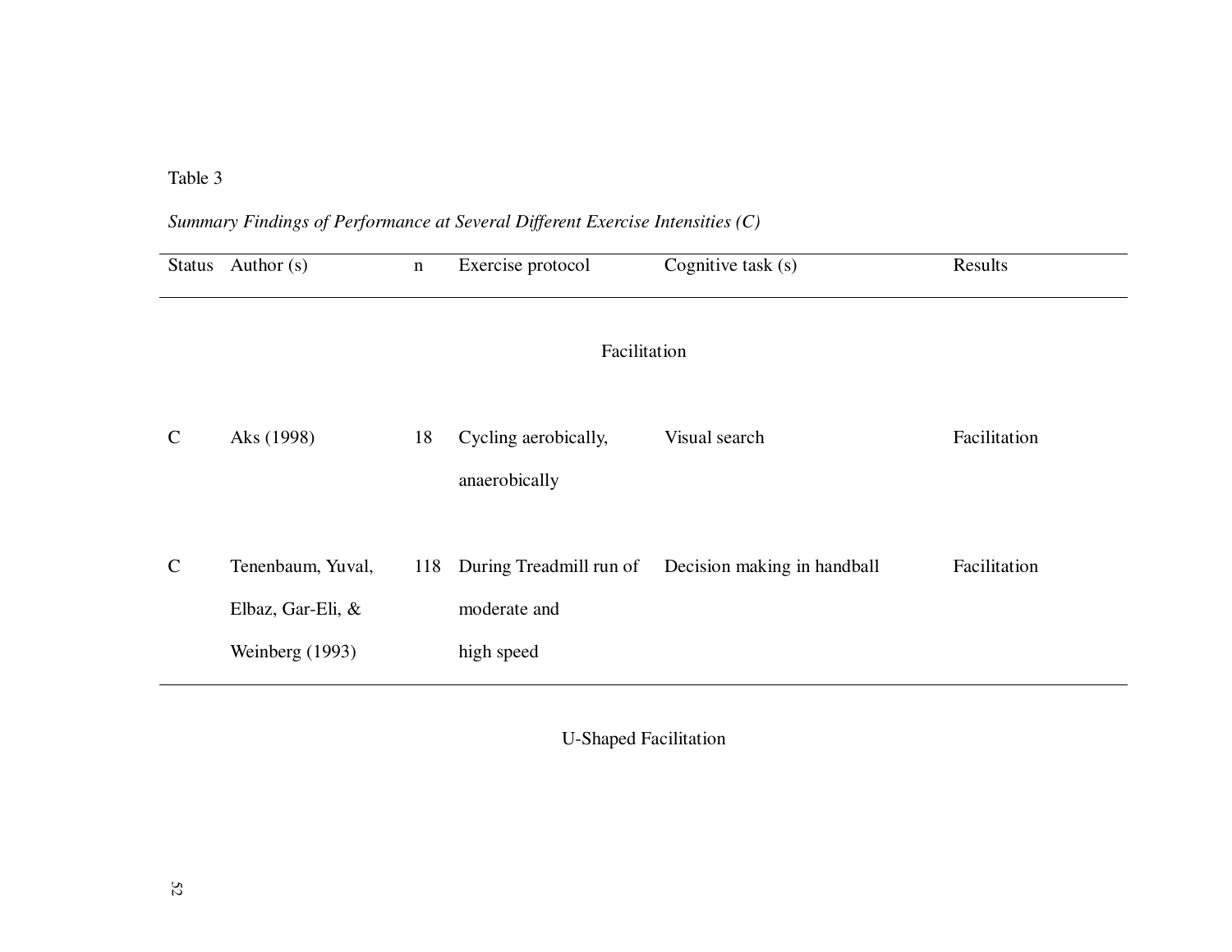Table 3

*Summary Findings of Performance at Several Different Exercise Intensities (C)*

| Status | Author (s) | n | Exercise protocol | Cognitive task (s) | Results |
|---|---|---|---|---|---|
| | | | Facilitation | | |
| C | Aks (1998) | 18 | Cycling aerobically, anaerobically | Visual search | Facilitation |
| C | Tenenbaum, Yuval, Elbaz, Gar-Eli, & Weinberg (1993) | 118 | During Treadmill run of moderate and high speed | Decision making in handball | Facilitation |
| | | | U-Shaped Facilitation | | |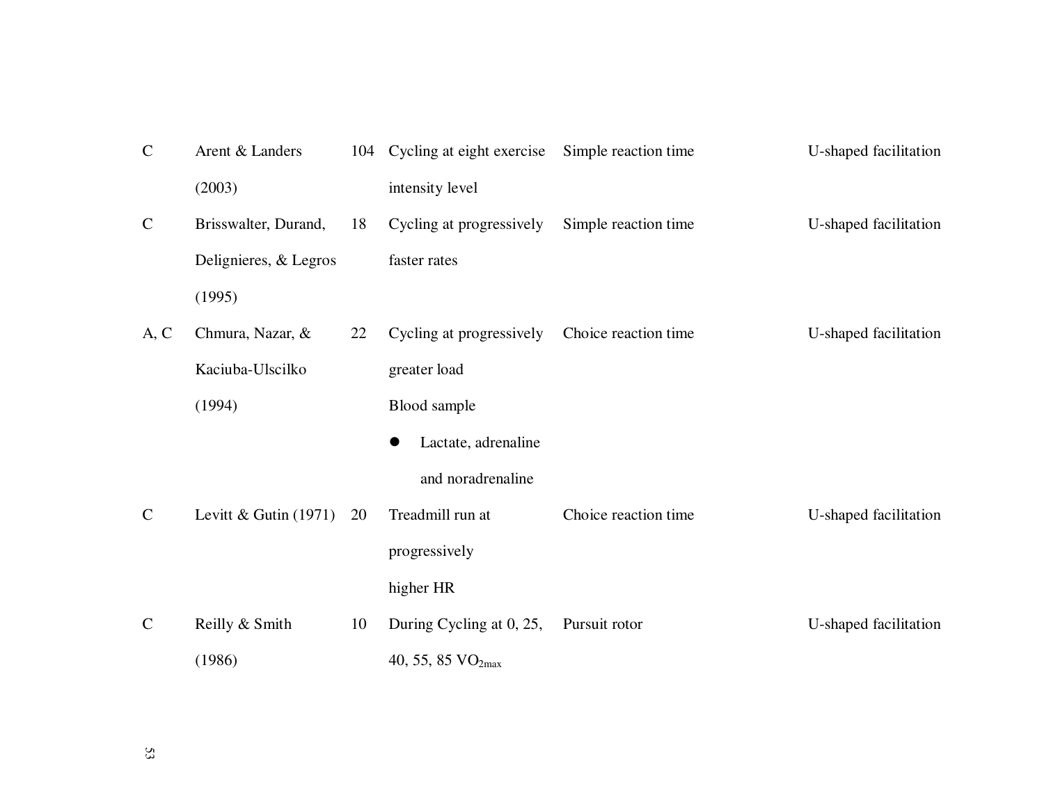| | | | | | |
|---|---|---|---|---|---|
| C | Arent & Landers (2003) | 104 | Cycling at eight exercise intensity level | Simple reaction time | U-shaped facilitation |
| C | Brisswalter, Durand, Delignieres, & Legros (1995) | 18 | Cycling at progressively faster rates | Simple reaction time | U-shaped facilitation |
| A, C | Chmura, Nazar, & Kaciuba-Ulscilko (1994) | 22 | Cycling at progressively greater load<br>Blood sample<br>● Lactate, adrenaline and noradrenaline | Choice reaction time | U-shaped facilitation |
| C | Levitt & Gutin (1971) | 20 | Treadmill run at progressively higher HR | Choice reaction time | U-shaped facilitation |
| C | Reilly & Smith (1986) | 10 | During Cycling at 0, 25, 40, 55, 85 $VO_{2max}$ | Pursuit rotor | U-shaped facilitation |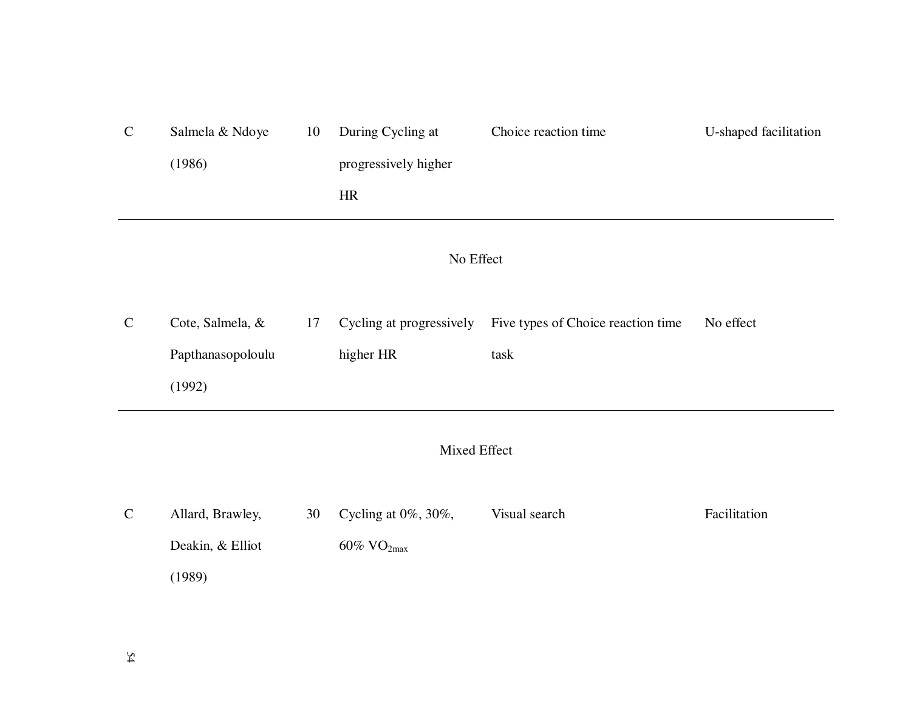| | | | | | |
|---|---|---|---|---|---|
| C | Salmela & Ndoye (1986) | 10 | During Cycling at progressively higher HR | Choice reaction time | U-shaped facilitation |
| | | | No Effect | | |
| C | Cote, Salmela, & Papthanasopoloulu (1992) | 17 | Cycling at progressively higher HR | Five types of Choice reaction time task | No effect |
| | | | Mixed Effect | | |
| C | Allard, Brawley, Deakin, & Elliot (1989) | 30 | Cycling at 0%, 30%, 60% $VO_{2max}$ | Visual search | Facilitation |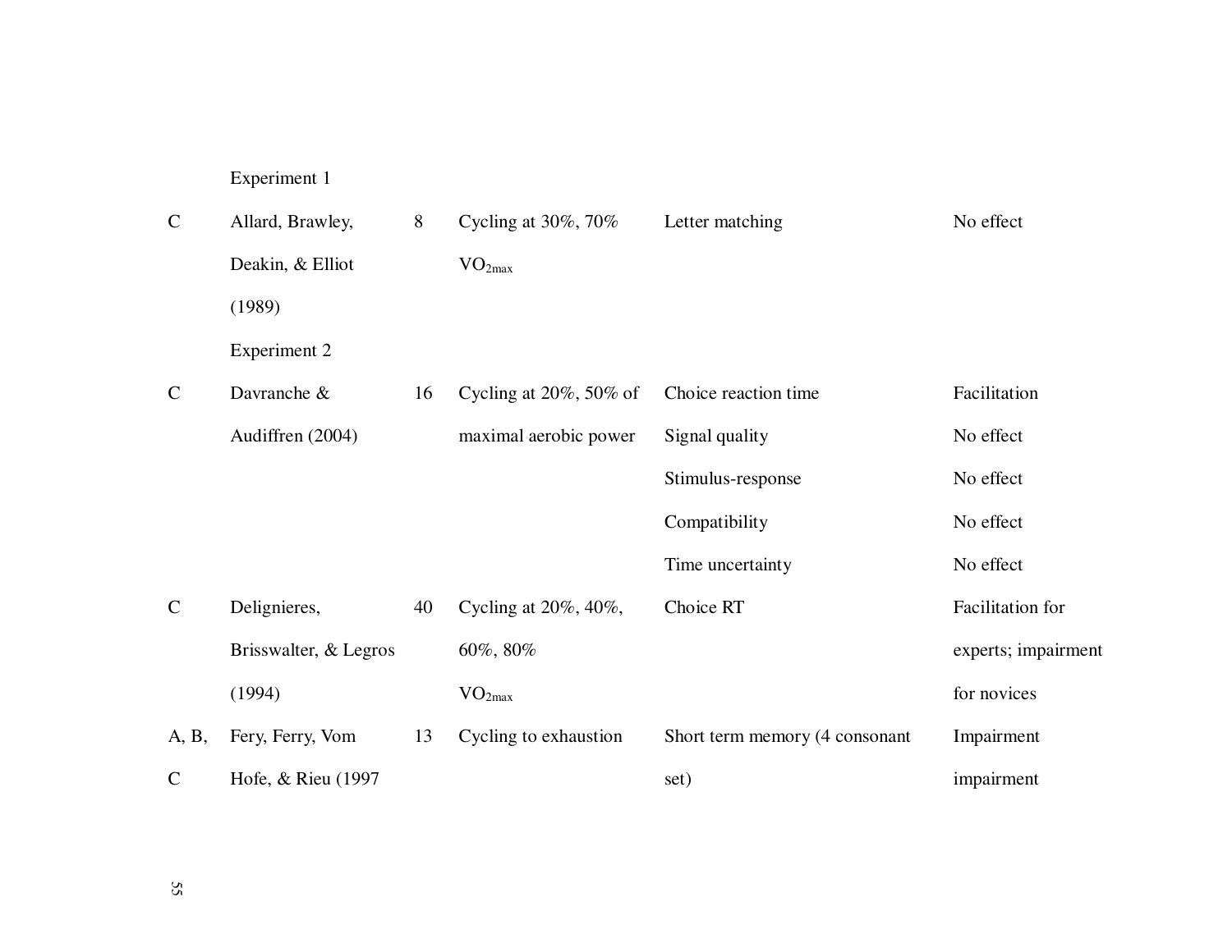| | | | | | |
|---|---|---|---|---|---|
| | Experiment 1 | | | | |
| C | Allard, Brawley, Deakin, & Elliot (1989) Experiment 2 | 8 | Cycling at 30%, 70% $VO_{2max}$ | Letter matching | No effect |
| C | Davranche & Audiffren (2004) | 16 | Cycling at 20%, 50% of maximal aerobic power | Choice reaction time | Facilitation |
| | | | | Signal quality | No effect |
| | | | | Stimulus-response | No effect |
| | | | | Compatibility | No effect |
| | | | | Time uncertainty | No effect |
| C | Delignieres, Brisswalter, & Legros (1994) | 40 | Cycling at 20%, 40%, 60%, 80% $VO_{2max}$ | Choice RT | Facilitation for experts; impairment for novices |
| A, B, C | Fery, Ferry, Vom Hofe, & Rieu (1997 | 13 | Cycling to exhaustion | Short term memory (4 consonant set) | Impairment impairment |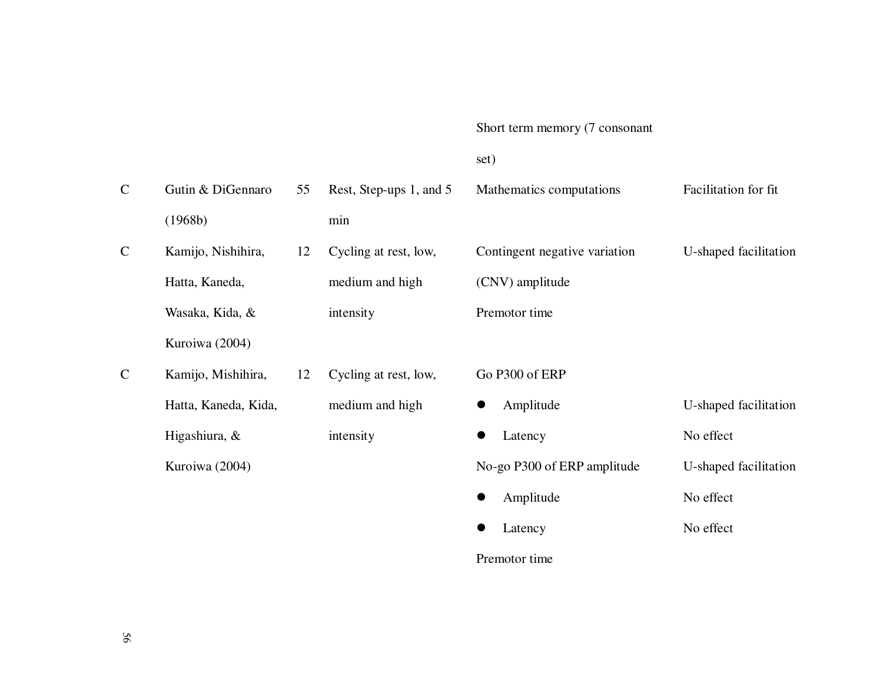| | | | | | |
|---|---|---|---|---|---|
| | | | | Short term memory (7 consonant set) | |
| C | Gutin & DiGennaro (1968b) | 55 | Rest, Step-ups 1, and 5 min | Mathematics computations | Facilitation for fit |
| C | Kamijo, Nishihira, Hatta, Kaneda, Wasaka, Kida, & Kuroiwa (2004) | 12 | Cycling at rest, low, medium and high intensity | Contingent negative variation (CNV) amplitude<br>Premotor time | U-shaped facilitation |
| C | Kamijo, Mishihira, Hatta, Kaneda, Kida, Higashiura, & Kuroiwa (2004) | 12 | Cycling at rest, low, medium and high intensity | Go P300 of ERP | |
| | | | | ● Amplitude | U-shaped facilitation |
| | | | | ● Latency | No effect |
| | | | | No-go P300 of ERP amplitude | U-shaped facilitation |
| | | | | ● Amplitude | No effect |
| | | | | ● Latency | No effect |
| | | | | Premotor time | |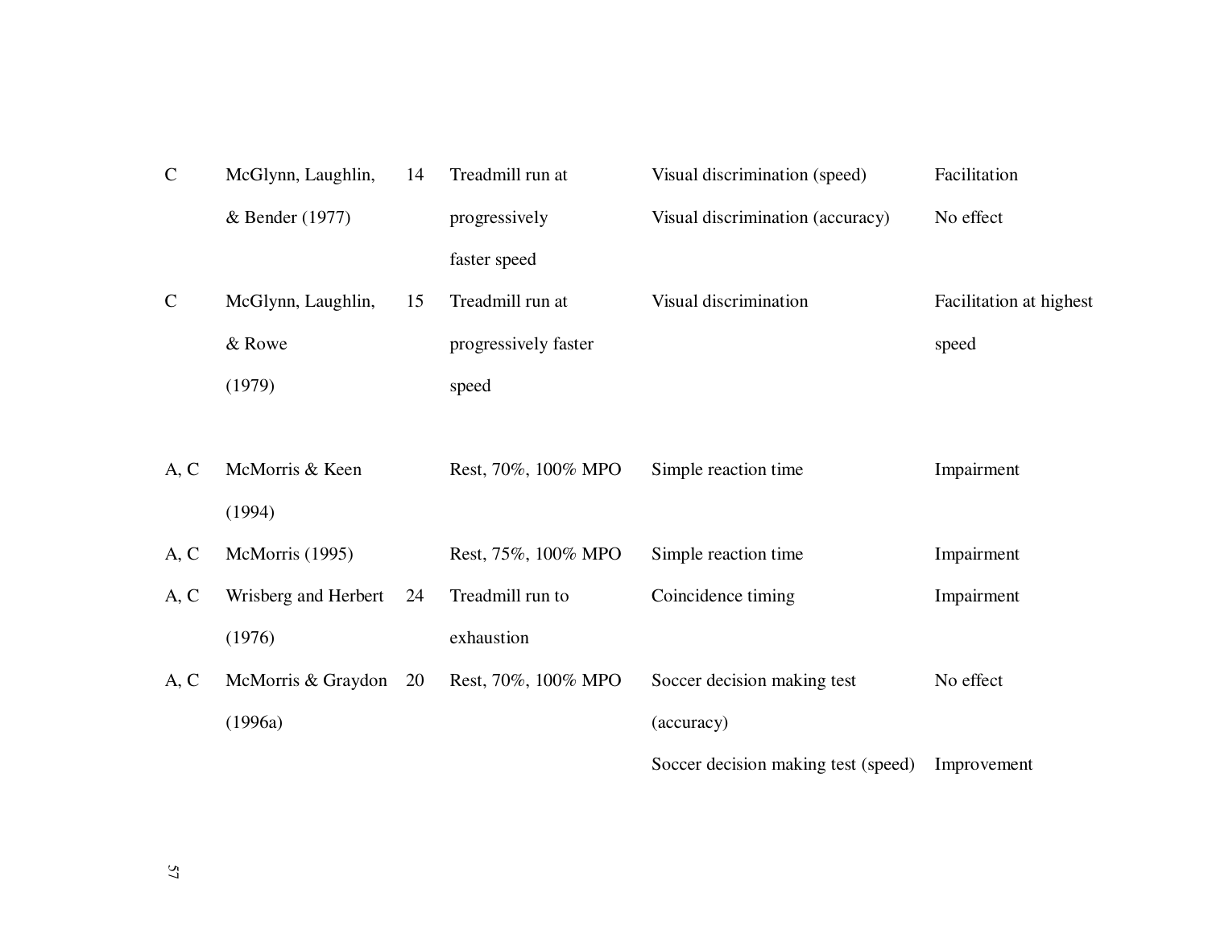| | | | | | |
|---|---|---|---|---|---|
| C | McGlynn, Laughlin, & Bender (1977) | 14 | Treadmill run at progressively faster speed | Visual discrimination (speed) | Facilitation |
| | | | | Visual discrimination (accuracy) | No effect |
| C | McGlynn, Laughlin, & Rowe (1979) | 15 | Treadmill run at progressively faster speed | Visual discrimination | Facilitation at highest speed |
| A, C | McMorris & Keen (1994) | | Rest, 70%, 100% MPO | Simple reaction time | Impairment |
| A, C | McMorris (1995) | | Rest, 75%, 100% MPO | Simple reaction time | Impairment |
| A, C | Wrisberg and Herbert (1976) | 24 | Treadmill run to exhaustion | Coincidence timing | Impairment |
| A, C | McMorris & Graydon (1996a) | 20 | Rest, 70%, 100% MPO | Soccer decision making test (accuracy) | No effect |
| | | | | Soccer decision making test (speed) | Improvement |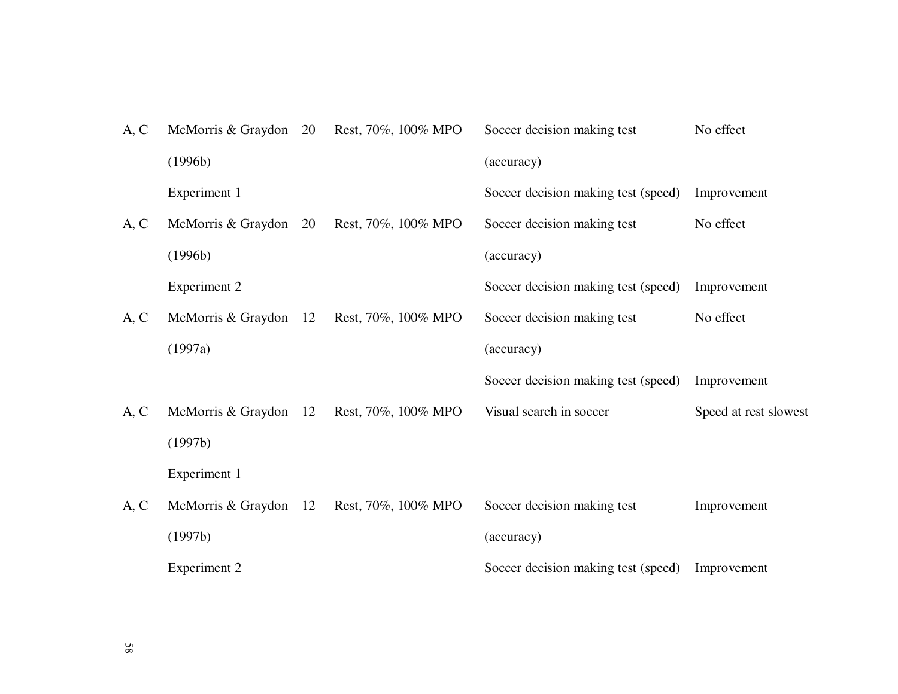| | | | | | |
|---|---|---|---|---|---|
| A, C | McMorris & Graydon (1996b) Experiment 1 | 20 | Rest, 70%, 100% MPO | Soccer decision making test (accuracy) | No effect |
| | | | | Soccer decision making test (speed) | Improvement |
| A, C | McMorris & Graydon (1996b) Experiment 2 | 20 | Rest, 70%, 100% MPO | Soccer decision making test (accuracy) | No effect |
| | | | | Soccer decision making test (speed) | Improvement |
| A, C | McMorris & Graydon (1997a) | 12 | Rest, 70%, 100% MPO | Soccer decision making test (accuracy) | No effect |
| | | | | Soccer decision making test (speed) | Improvement |
| A, C | McMorris & Graydon (1997b) Experiment 1 | 12 | Rest, 70%, 100% MPO | Visual search in soccer | Speed at rest slowest |
| A, C | McMorris & Graydon (1997b) Experiment 2 | 12 | Rest, 70%, 100% MPO | Soccer decision making test (accuracy) | Improvement |
| | | | | Soccer decision making test (speed) | Improvement |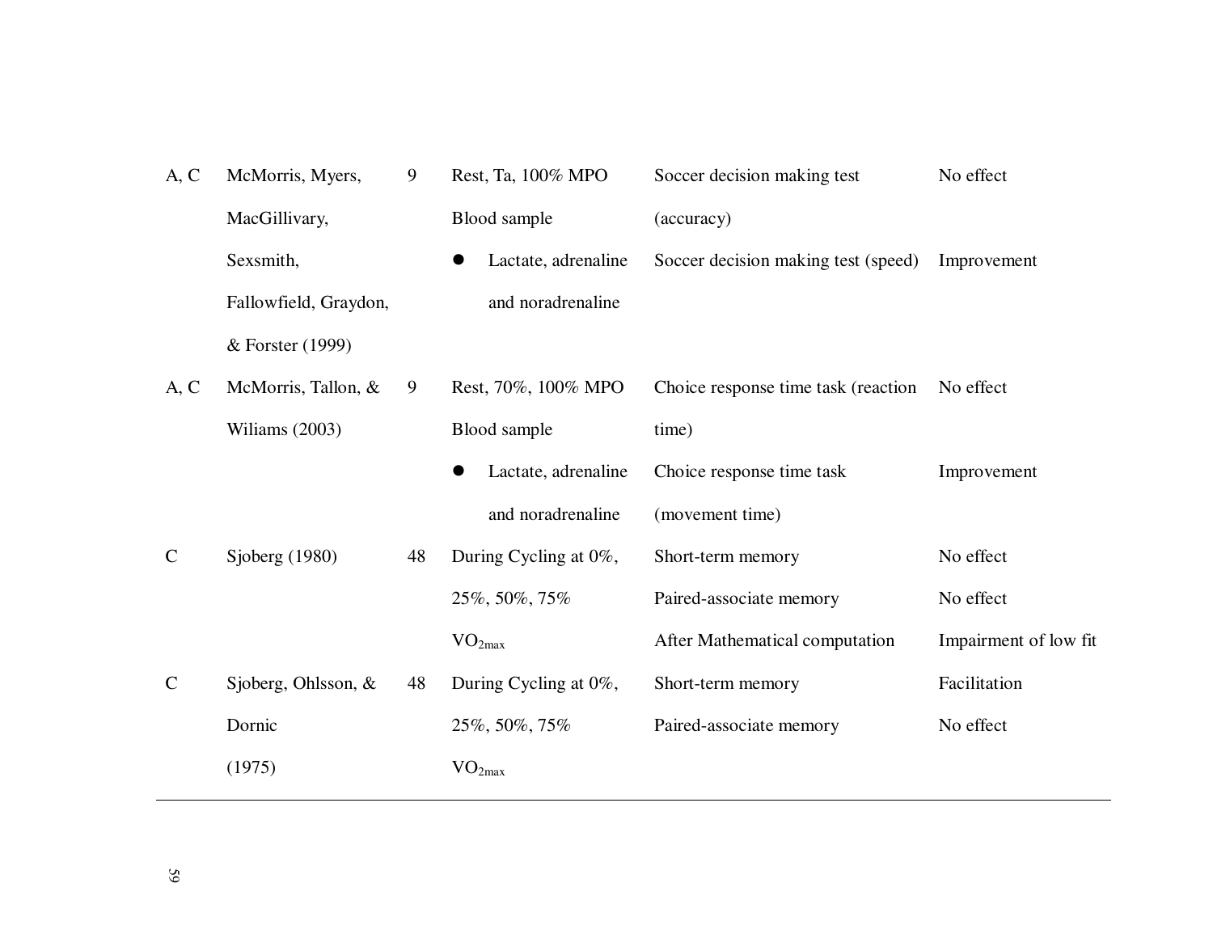| | | | | | |
|---|---|---|---|---|---|
| A, C | McMorris, Myers, MacGillivary, Sexsmith, Fallowfield, Graydon, & Forster (1999) | 9 | Rest, Ta, 100% MPO<br>Blood sample<br>● Lactate, adrenaline and noradrenaline | Soccer decision making test (accuracy) | No effect |
| | | | | Soccer decision making test (speed) | Improvement |
| A, C | McMorris, Tallon, & Wiliams (2003) | 9 | Rest, 70%, 100% MPO<br>Blood sample<br>● Lactate, adrenaline and noradrenaline | Choice response time task (reaction time) | No effect |
| | | | | Choice response time task (movement time) | Improvement |
| C | Sjoberg (1980) | 48 | During Cycling at 0%, 25%, 50%, 75% $VO_{2max}$ | Short-term memory | No effect |
| | | | | Paired-associate memory | No effect |
| | | | | After Mathematical computation | Impairment of low fit |
| C | Sjoberg, Ohlsson, & Dornic (1975) | 48 | During Cycling at 0%, 25%, 50%, 75% $VO_{2max}$ | Short-term memory | Facilitation |
| | | | | Paired-associate memory | No effect |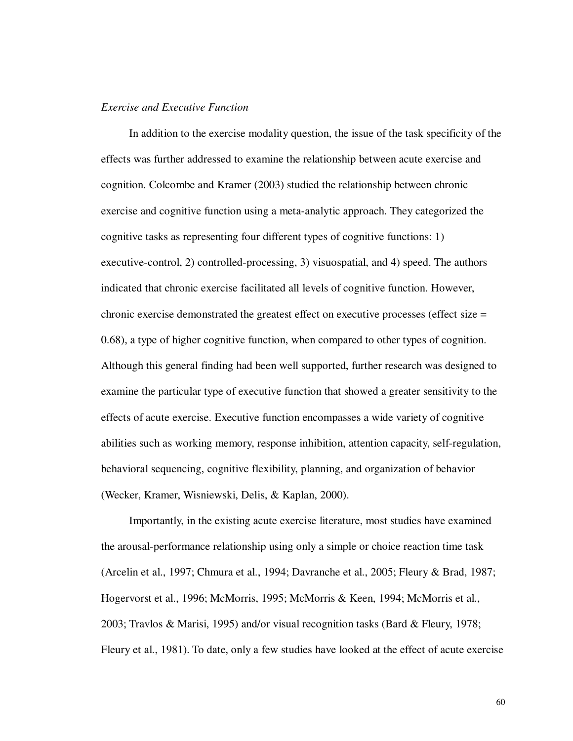*Exercise and Executive Function*

In addition to the exercise modality question, the issue of the task specificity of the effects was further addressed to examine the relationship between acute exercise and cognition. Colcombe and Kramer (2003) studied the relationship between chronic exercise and cognitive function using a meta-analytic approach. They categorized the cognitive tasks as representing four different types of cognitive functions: 1) executive-control, 2) controlled-processing, 3) visuospatial, and 4) speed. The authors indicated that chronic exercise facilitated all levels of cognitive function. However, chronic exercise demonstrated the greatest effect on executive processes (effect size = 0.68), a type of higher cognitive function, when compared to other types of cognition. Although this general finding had been well supported, further research was designed to examine the particular type of executive function that showed a greater sensitivity to the effects of acute exercise. Executive function encompasses a wide variety of cognitive abilities such as working memory, response inhibition, attention capacity, self-regulation, behavioral sequencing, cognitive flexibility, planning, and organization of behavior (Wecker, Kramer, Wisniewski, Delis, & Kaplan, 2000).

Importantly, in the existing acute exercise literature, most studies have examined the arousal-performance relationship using only a simple or choice reaction time task (Arcelin et al., 1997; Chmura et al., 1994; Davranche et al., 2005; Fleury & Brad, 1987; Hogervorst et al., 1996; McMorris, 1995; McMorris & Keen, 1994; McMorris et al., 2003; Travlos & Marisi, 1995) and/or visual recognition tasks (Bard & Fleury, 1978; Fleury et al., 1981). To date, only a few studies have looked at the effect of acute exercise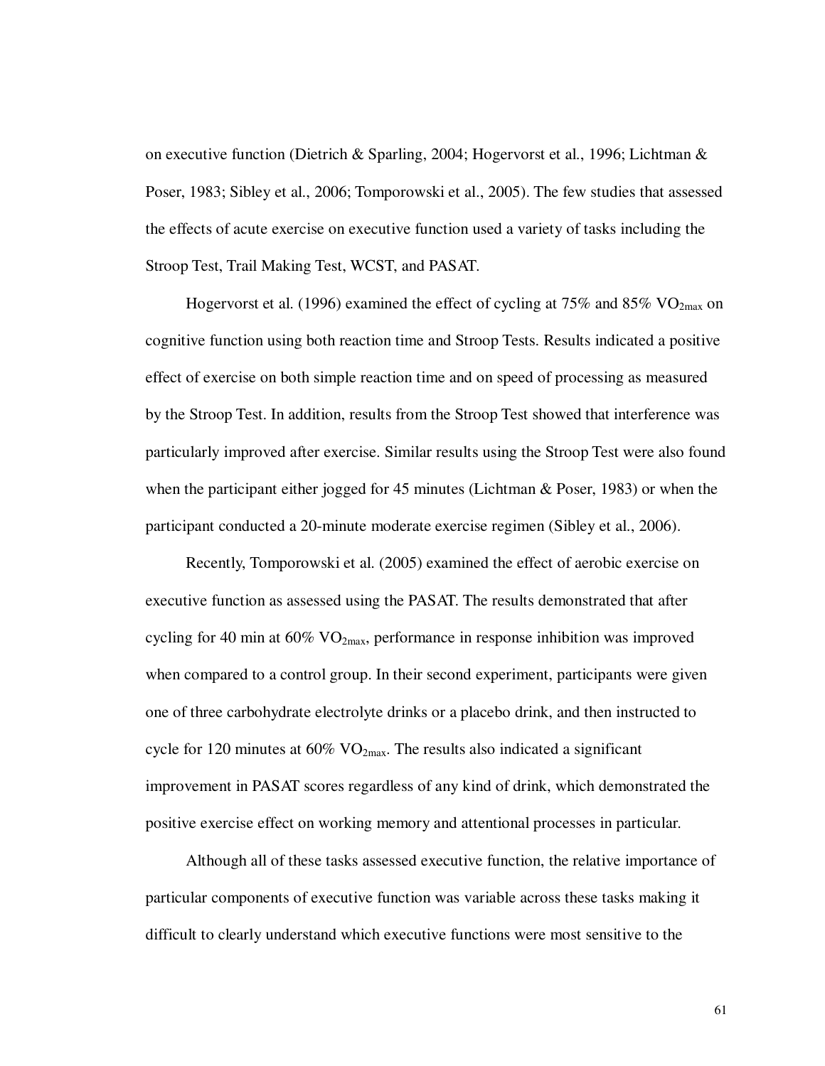on executive function (Dietrich & Sparling, 2004; Hogervorst et al., 1996; Lichtman & Poser, 1983; Sibley et al., 2006; Tomporowski et al., 2005). The few studies that assessed the effects of acute exercise on executive function used a variety of tasks including the Stroop Test, Trail Making Test, WCST, and PASAT.

Hogervorst et al. (1996) examined the effect of cycling at 75% and 85% $VO_{2max}$ on cognitive function using both reaction time and Stroop Tests. Results indicated a positive effect of exercise on both simple reaction time and on speed of processing as measured by the Stroop Test. In addition, results from the Stroop Test showed that interference was particularly improved after exercise. Similar results using the Stroop Test were also found when the participant either jogged for 45 minutes (Lichtman & Poser, 1983) or when the participant conducted a 20-minute moderate exercise regimen (Sibley et al., 2006).

Recently, Tomporowski et al. (2005) examined the effect of aerobic exercise on executive function as assessed using the PASAT. The results demonstrated that after cycling for 40 min at 60% $VO_{2max}$, performance in response inhibition was improved when compared to a control group. In their second experiment, participants were given one of three carbohydrate electrolyte drinks or a placebo drink, and then instructed to cycle for 120 minutes at 60% $VO_{2max}$. The results also indicated a significant improvement in PASAT scores regardless of any kind of drink, which demonstrated the positive exercise effect on working memory and attentional processes in particular.

Although all of these tasks assessed executive function, the relative importance of particular components of executive function was variable across these tasks making it difficult to clearly understand which executive functions were most sensitive to the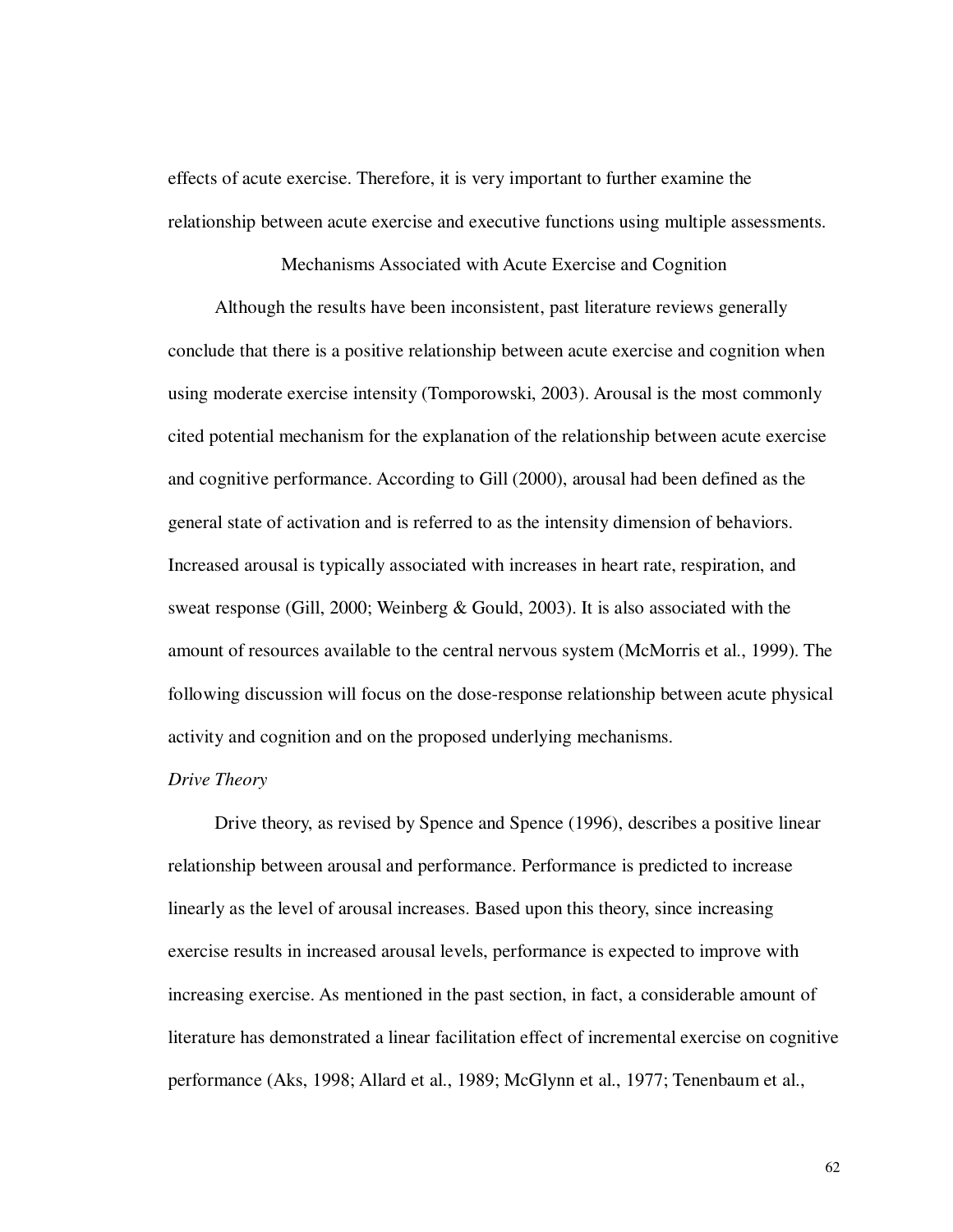effects of acute exercise. Therefore, it is very important to further examine the relationship between acute exercise and executive functions using multiple assessments.

## Mechanisms Associated with Acute Exercise and Cognition

Although the results have been inconsistent, past literature reviews generally conclude that there is a positive relationship between acute exercise and cognition when using moderate exercise intensity (Tomporowski, 2003). Arousal is the most commonly cited potential mechanism for the explanation of the relationship between acute exercise and cognitive performance. According to Gill (2000), arousal had been defined as the general state of activation and is referred to as the intensity dimension of behaviors. Increased arousal is typically associated with increases in heart rate, respiration, and sweat response (Gill, 2000; Weinberg & Gould, 2003). It is also associated with the amount of resources available to the central nervous system (McMorris et al., 1999). The following discussion will focus on the dose-response relationship between acute physical activity and cognition and on the proposed underlying mechanisms.

### *Drive Theory*

Drive theory, as revised by Spence and Spence (1996), describes a positive linear relationship between arousal and performance. Performance is predicted to increase linearly as the level of arousal increases. Based upon this theory, since increasing exercise results in increased arousal levels, performance is expected to improve with increasing exercise. As mentioned in the past section, in fact, a considerable amount of literature has demonstrated a linear facilitation effect of incremental exercise on cognitive performance (Aks, 1998; Allard et al., 1989; McGlynn et al., 1977; Tenenbaum et al.,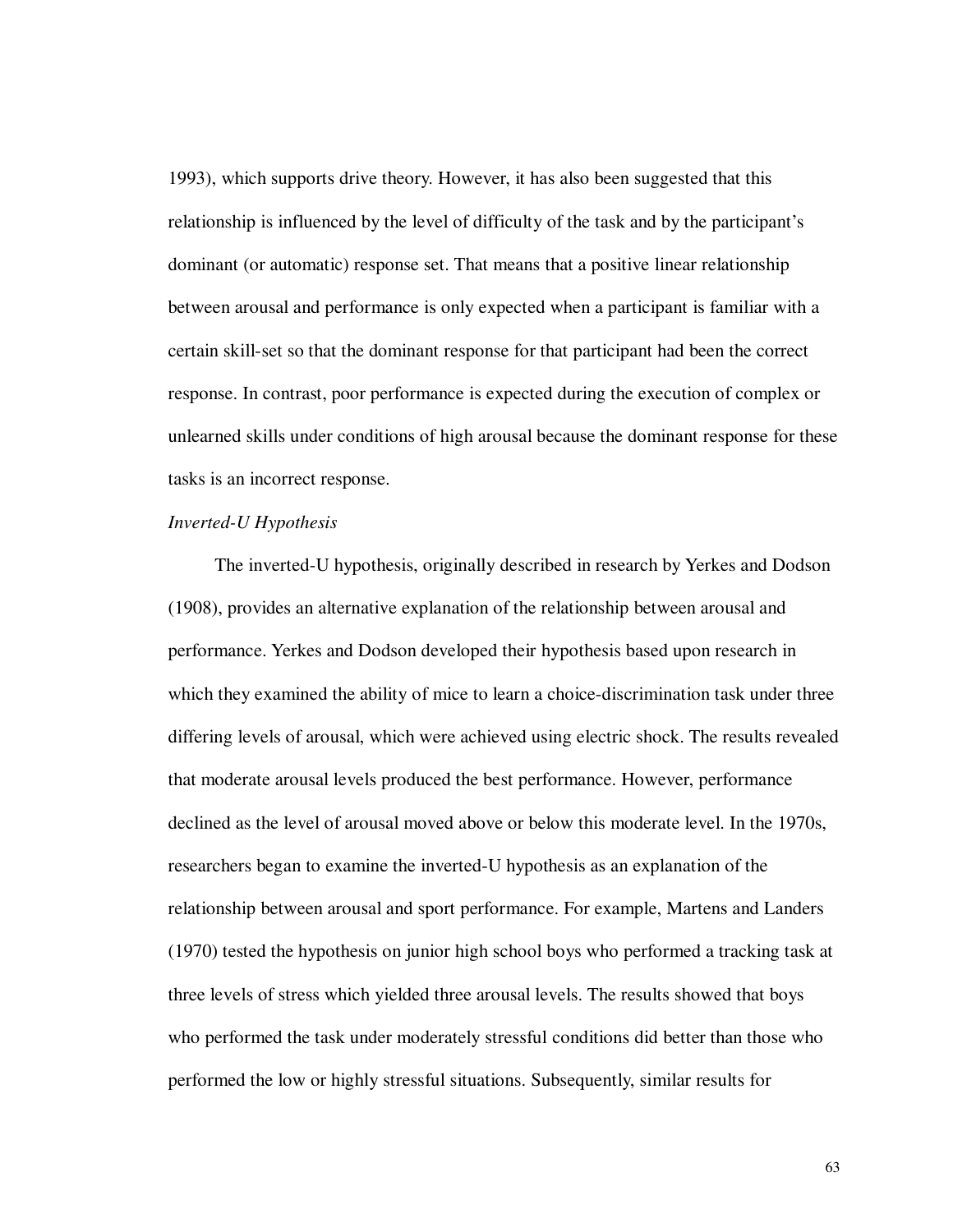1993), which supports drive theory. However, it has also been suggested that this relationship is influenced by the level of difficulty of the task and by the participant's dominant (or automatic) response set. That means that a positive linear relationship between arousal and performance is only expected when a participant is familiar with a certain skill-set so that the dominant response for that participant had been the correct response. In contrast, poor performance is expected during the execution of complex or unlearned skills under conditions of high arousal because the dominant response for these tasks is an incorrect response.

*Inverted-U Hypothesis*

The inverted-U hypothesis, originally described in research by Yerkes and Dodson (1908), provides an alternative explanation of the relationship between arousal and performance. Yerkes and Dodson developed their hypothesis based upon research in which they examined the ability of mice to learn a choice-discrimination task under three differing levels of arousal, which were achieved using electric shock. The results revealed that moderate arousal levels produced the best performance. However, performance declined as the level of arousal moved above or below this moderate level. In the 1970s, researchers began to examine the inverted-U hypothesis as an explanation of the relationship between arousal and sport performance. For example, Martens and Landers (1970) tested the hypothesis on junior high school boys who performed a tracking task at three levels of stress which yielded three arousal levels. The results showed that boys who performed the task under moderately stressful conditions did better than those who performed the low or highly stressful situations. Subsequently, similar results for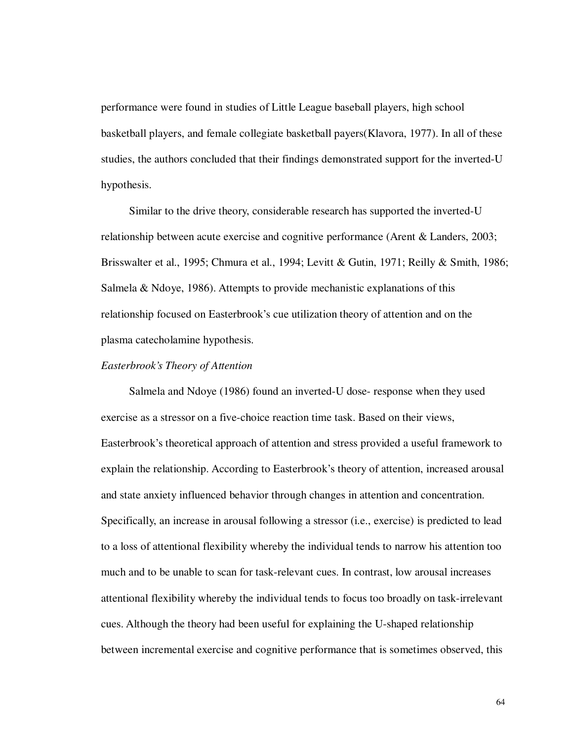performance were found in studies of Little League baseball players, high school basketball players, and female collegiate basketball payers(Klavora, 1977). In all of these studies, the authors concluded that their findings demonstrated support for the inverted-U hypothesis.

Similar to the drive theory, considerable research has supported the inverted-U relationship between acute exercise and cognitive performance (Arent & Landers, 2003; Brisswalter et al., 1995; Chmura et al., 1994; Levitt & Gutin, 1971; Reilly & Smith, 1986; Salmela & Ndoye, 1986). Attempts to provide mechanistic explanations of this relationship focused on Easterbrook's cue utilization theory of attention and on the plasma catecholamine hypothesis.

*Easterbrook's Theory of Attention*

Salmela and Ndoye (1986) found an inverted-U dose- response when they used exercise as a stressor on a five-choice reaction time task. Based on their views, Easterbrook's theoretical approach of attention and stress provided a useful framework to explain the relationship. According to Easterbrook's theory of attention, increased arousal and state anxiety influenced behavior through changes in attention and concentration. Specifically, an increase in arousal following a stressor (i.e., exercise) is predicted to lead to a loss of attentional flexibility whereby the individual tends to narrow his attention too much and to be unable to scan for task-relevant cues. In contrast, low arousal increases attentional flexibility whereby the individual tends to focus too broadly on task-irrelevant cues. Although the theory had been useful for explaining the U-shaped relationship between incremental exercise and cognitive performance that is sometimes observed, this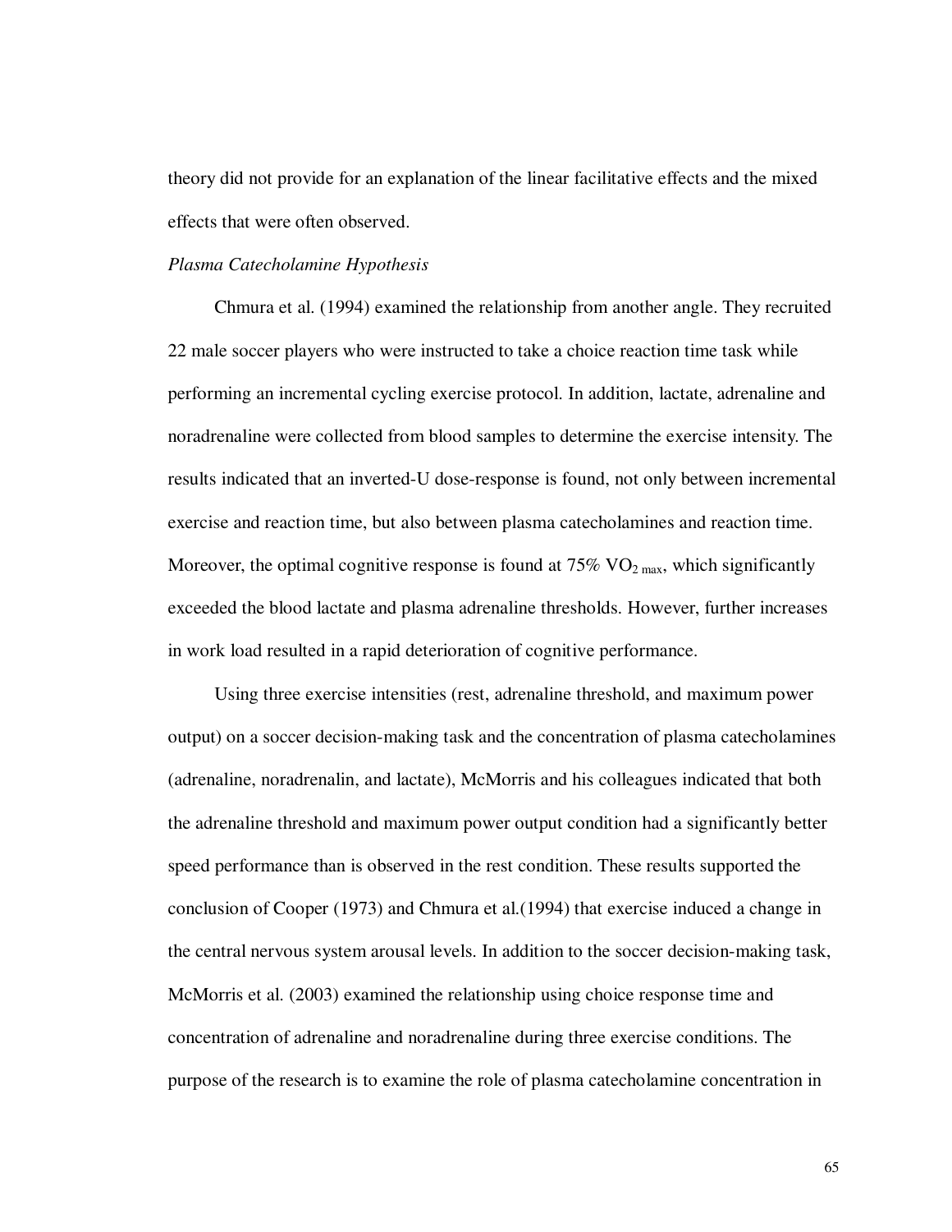theory did not provide for an explanation of the linear facilitative effects and the mixed effects that were often observed.

*Plasma Catecholamine Hypothesis*

Chmura et al. (1994) examined the relationship from another angle. They recruited 22 male soccer players who were instructed to take a choice reaction time task while performing an incremental cycling exercise protocol. In addition, lactate, adrenaline and noradrenaline were collected from blood samples to determine the exercise intensity. The results indicated that an inverted-U dose-response is found, not only between incremental exercise and reaction time, but also between plasma catecholamines and reaction time. Moreover, the optimal cognitive response is found at 75% $VO_{2\ max}$, which significantly exceeded the blood lactate and plasma adrenaline thresholds. However, further increases in work load resulted in a rapid deterioration of cognitive performance.

Using three exercise intensities (rest, adrenaline threshold, and maximum power output) on a soccer decision-making task and the concentration of plasma catecholamines (adrenaline, noradrenalin, and lactate), McMorris and his colleagues indicated that both the adrenaline threshold and maximum power output condition had a significantly better speed performance than is observed in the rest condition. These results supported the conclusion of Cooper (1973) and Chmura et al.(1994) that exercise induced a change in the central nervous system arousal levels. In addition to the soccer decision-making task, McMorris et al. (2003) examined the relationship using choice response time and concentration of adrenaline and noradrenaline during three exercise conditions. The purpose of the research is to examine the role of plasma catecholamine concentration in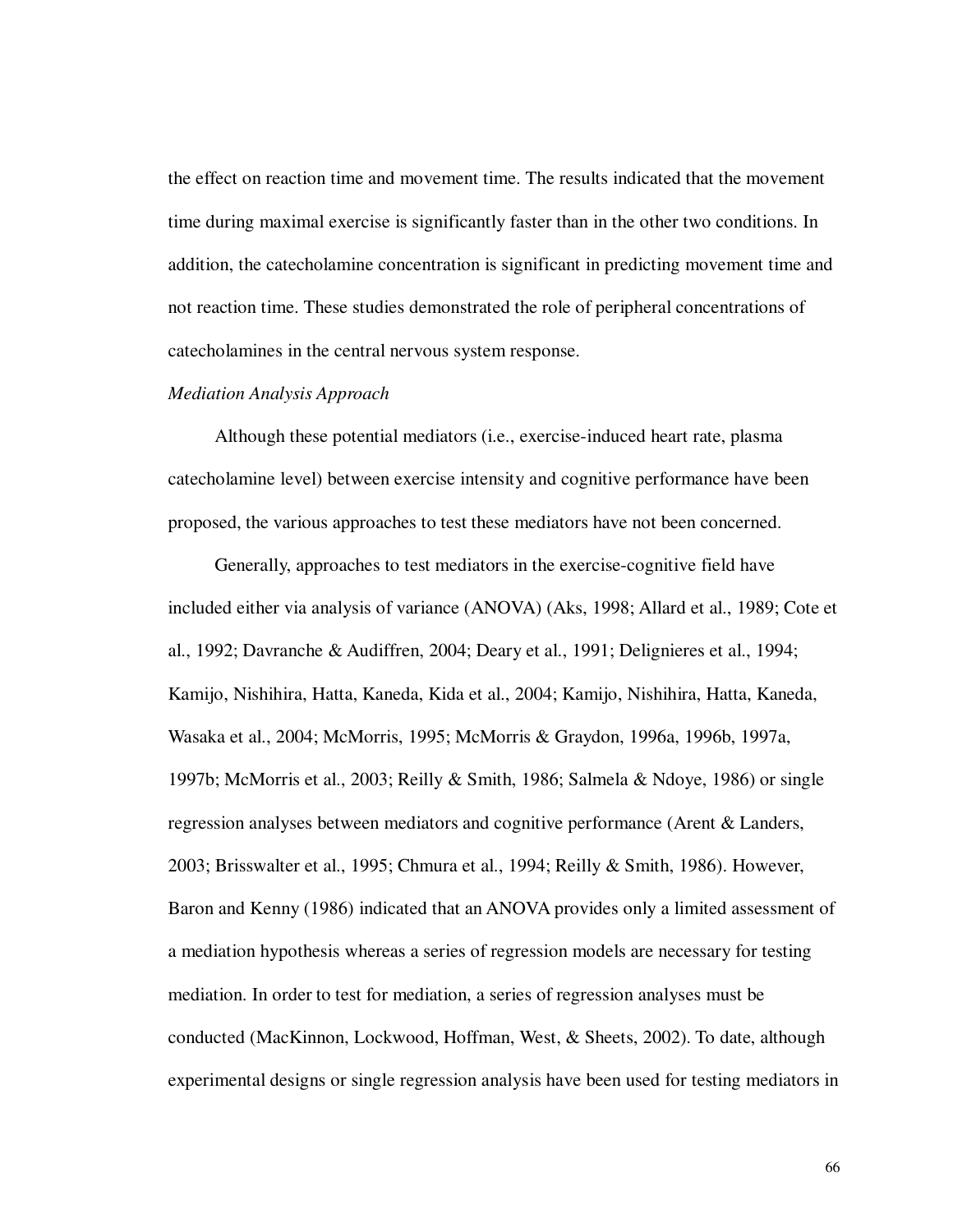the effect on reaction time and movement time. The results indicated that the movement time during maximal exercise is significantly faster than in the other two conditions. In addition, the catecholamine concentration is significant in predicting movement time and not reaction time. These studies demonstrated the role of peripheral concentrations of catecholamines in the central nervous system response.

*Mediation Analysis Approach*

Although these potential mediators (i.e., exercise-induced heart rate, plasma catecholamine level) between exercise intensity and cognitive performance have been proposed, the various approaches to test these mediators have not been concerned.

Generally, approaches to test mediators in the exercise-cognitive field have included either via analysis of variance (ANOVA) (Aks, 1998; Allard et al., 1989; Cote et al., 1992; Davranche & Audiffren, 2004; Deary et al., 1991; Delignieres et al., 1994; Kamijo, Nishihira, Hatta, Kaneda, Kida et al., 2004; Kamijo, Nishihira, Hatta, Kaneda, Wasaka et al., 2004; McMorris, 1995; McMorris & Graydon, 1996a, 1996b, 1997a, 1997b; McMorris et al., 2003; Reilly & Smith, 1986; Salmela & Ndoye, 1986) or single regression analyses between mediators and cognitive performance (Arent & Landers, 2003; Brisswalter et al., 1995; Chmura et al., 1994; Reilly & Smith, 1986). However, Baron and Kenny (1986) indicated that an ANOVA provides only a limited assessment of a mediation hypothesis whereas a series of regression models are necessary for testing mediation. In order to test for mediation, a series of regression analyses must be conducted (MacKinnon, Lockwood, Hoffman, West, & Sheets, 2002). To date, although experimental designs or single regression analysis have been used for testing mediators in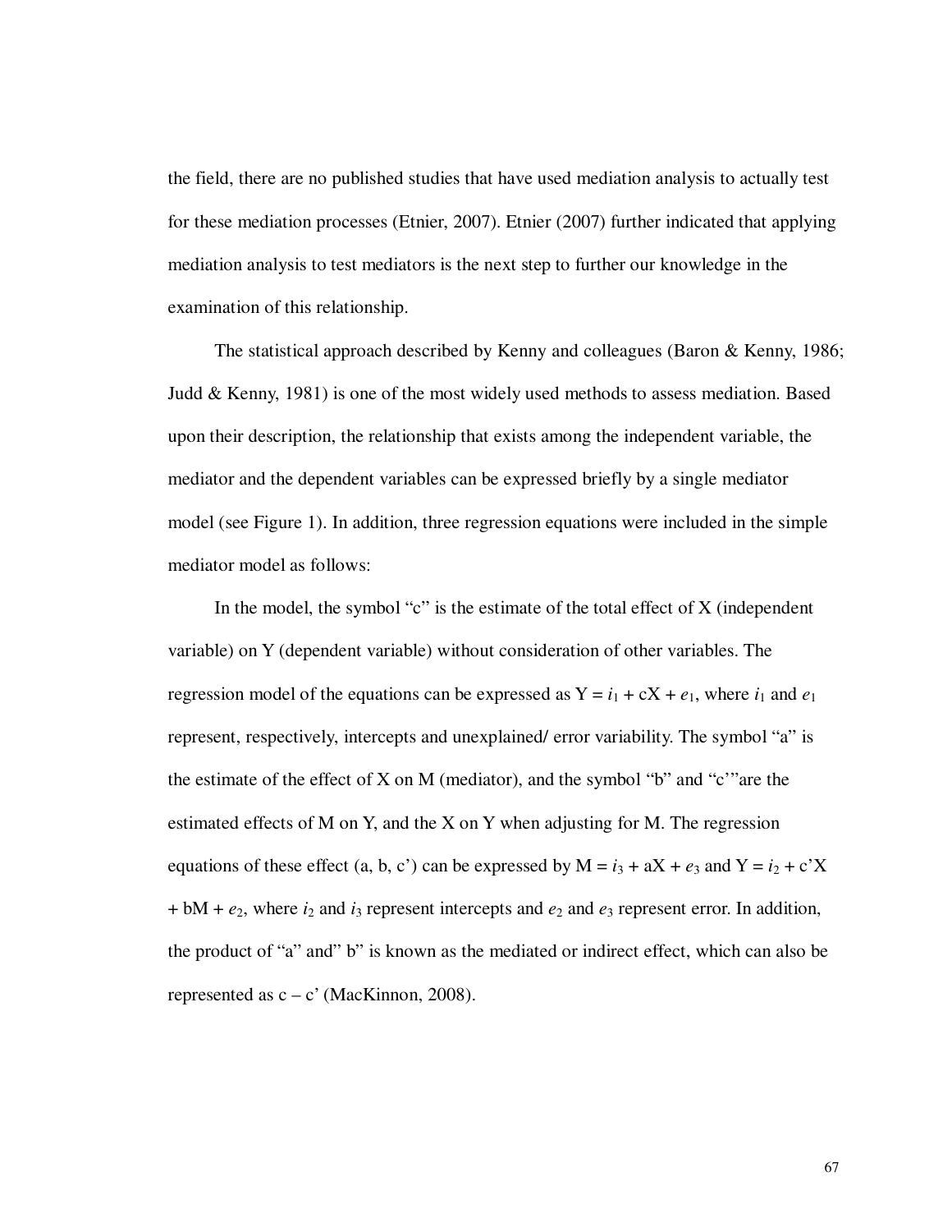the field, there are no published studies that have used mediation analysis to actually test for these mediation processes (Etnier, 2007). Etnier (2007) further indicated that applying mediation analysis to test mediators is the next step to further our knowledge in the examination of this relationship.

The statistical approach described by Kenny and colleagues (Baron & Kenny, 1986; Judd & Kenny, 1981) is one of the most widely used methods to assess mediation. Based upon their description, the relationship that exists among the independent variable, the mediator and the dependent variables can be expressed briefly by a single mediator model (see Figure 1). In addition, three regression equations were included in the simple mediator model as follows:

In the model, the symbol "c" is the estimate of the total effect of X (independent variable) on Y (dependent variable) without consideration of other variables. The regression model of the equations can be expressed as $Y = i_1 + cX + e_1$, where $i_1$ and $e_1$ represent, respectively, intercepts and unexplained/ error variability. The symbol "a" is the estimate of the effect of X on M (mediator), and the symbol "b" and "c'"are the estimated effects of M on Y, and the X on Y when adjusting for M. The regression equations of these effect (a, b, c') can be expressed by $M = i_3 + aX + e_3$ and $Y = i_2 + c'X + bM + e_2$, where $i_2$ and $i_3$ represent intercepts and $e_2$ and $e_3$ represent error. In addition, the product of "a" and" b" is known as the mediated or indirect effect, which can also be represented as $c – c'$ (MacKinnon, 2008).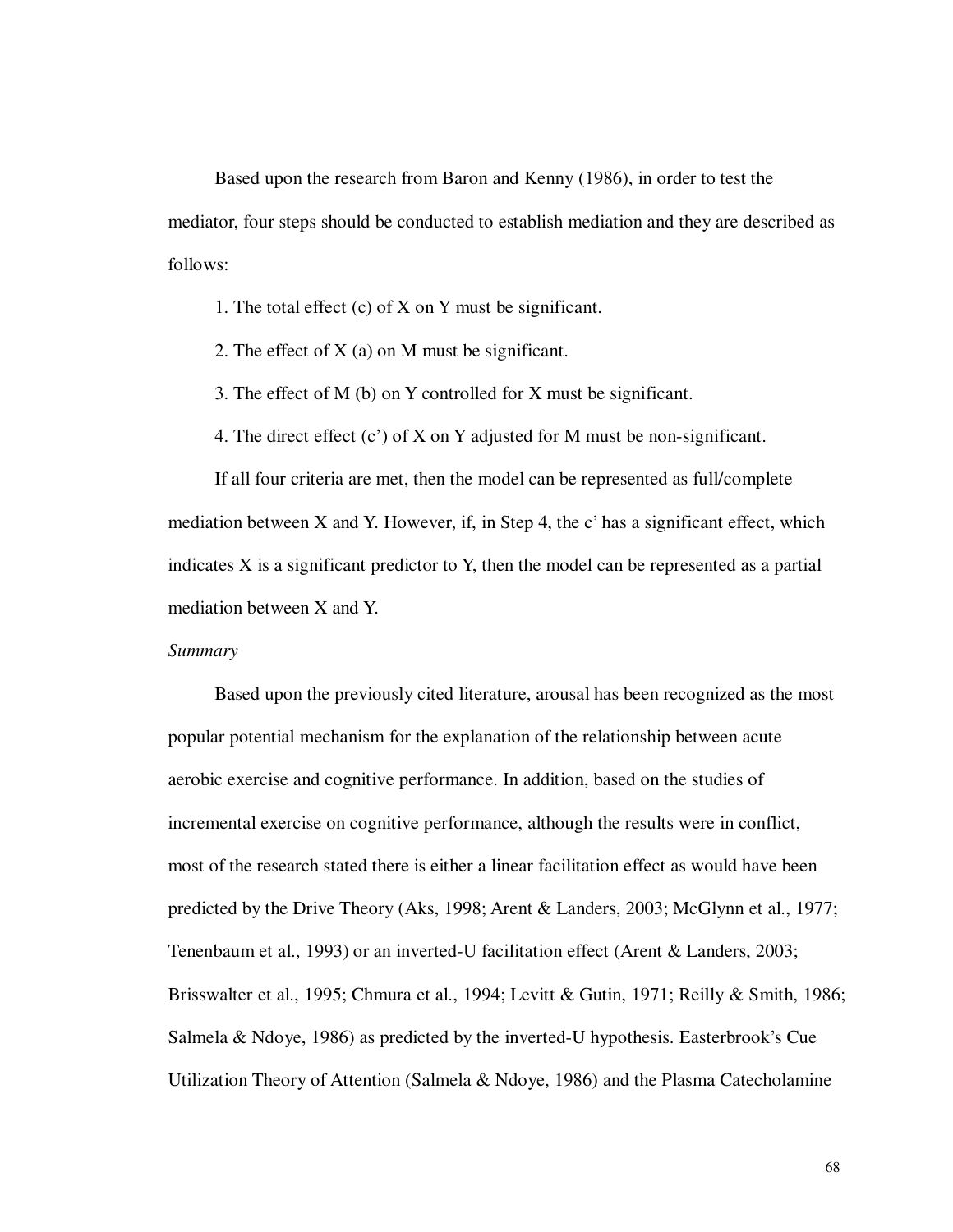Based upon the research from Baron and Kenny (1986), in order to test the mediator, four steps should be conducted to establish mediation and they are described as follows:

1. The total effect (c) of X on Y must be significant.
2. The effect of X (a) on M must be significant.
3. The effect of M (b) on Y controlled for X must be significant.
4. The direct effect (c') of X on Y adjusted for M must be non-significant.

If all four criteria are met, then the model can be represented as full/complete mediation between X and Y. However, if, in Step 4, the c' has a significant effect, which indicates X is a significant predictor to Y, then the model can be represented as a partial mediation between X and Y.

*Summary*

Based upon the previously cited literature, arousal has been recognized as the most popular potential mechanism for the explanation of the relationship between acute aerobic exercise and cognitive performance. In addition, based on the studies of incremental exercise on cognitive performance, although the results were in conflict, most of the research stated there is either a linear facilitation effect as would have been predicted by the Drive Theory (Aks, 1998; Arent & Landers, 2003; McGlynn et al., 1977; Tenenbaum et al., 1993) or an inverted-U facilitation effect (Arent & Landers, 2003; Brisswalter et al., 1995; Chmura et al., 1994; Levitt & Gutin, 1971; Reilly & Smith, 1986; Salmela & Ndoye, 1986) as predicted by the inverted-U hypothesis. Easterbrook's Cue Utilization Theory of Attention (Salmela & Ndoye, 1986) and the Plasma Catecholamine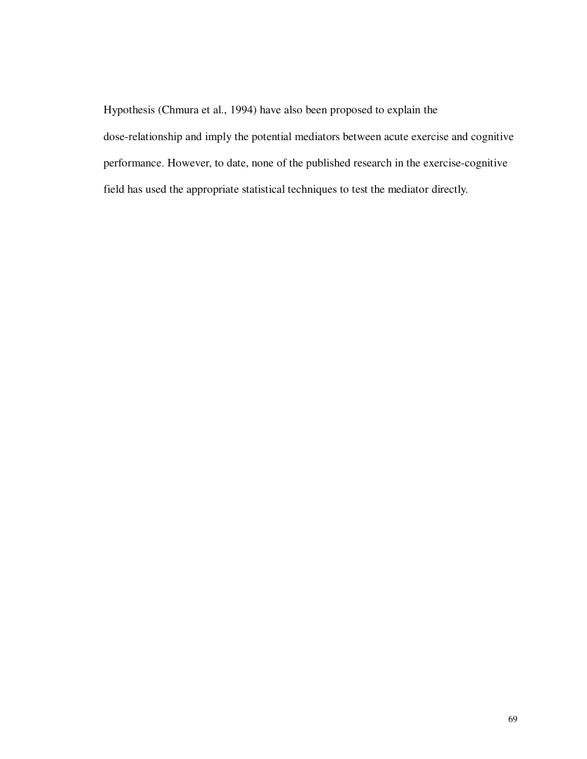Hypothesis (Chmura et al., 1994) have also been proposed to explain the dose-relationship and imply the potential mediators between acute exercise and cognitive performance. However, to date, none of the published research in the exercise-cognitive field has used the appropriate statistical techniques to test the mediator directly.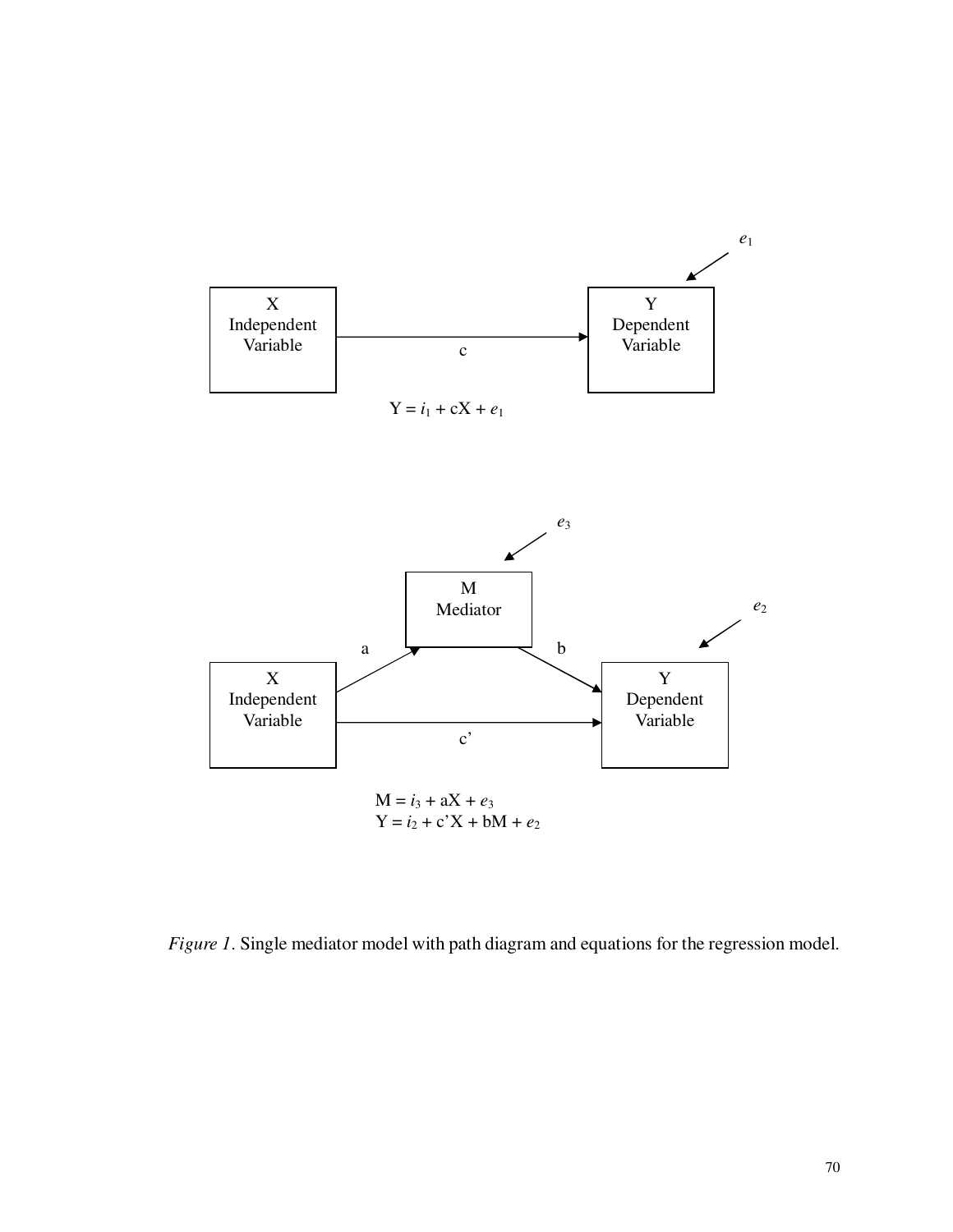$e_1$

X
Independent
Variable

c

Y
Dependent
Variable

$$Y = i_1 + cX + e_1$$

$e_3$

M
Mediator

$e_2$

a

b

X
Independent
Variable

c'

Y
Dependent
Variable

$$M = i_3 + aX + e_3$$
$$Y = i_2 + c'X + bM + e_2$$

*Figure 1*. Single mediator model with path diagram and equations for the regression model.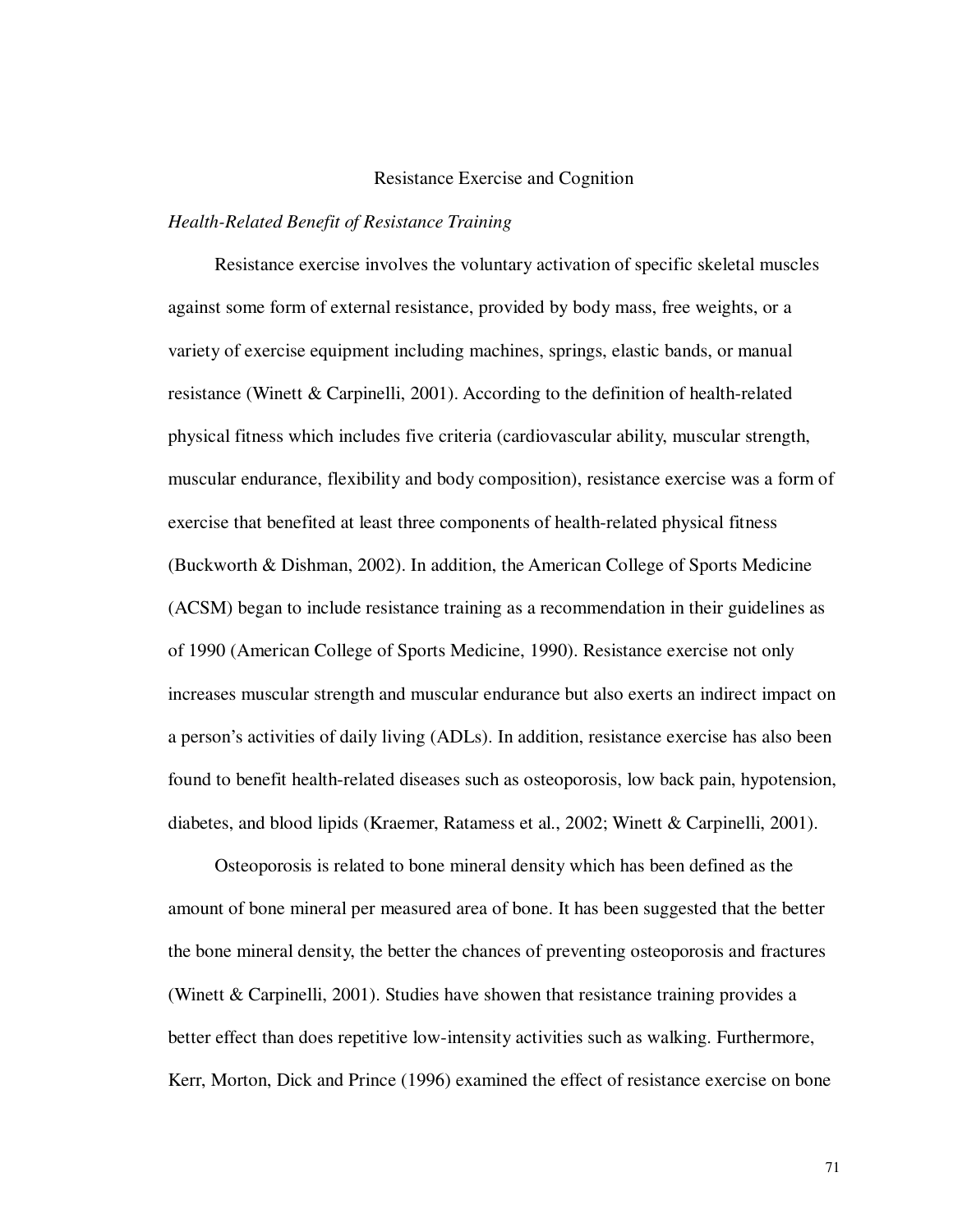## Resistance Exercise and Cognition

### *Health-Related Benefit of Resistance Training*

Resistance exercise involves the voluntary activation of specific skeletal muscles against some form of external resistance, provided by body mass, free weights, or a variety of exercise equipment including machines, springs, elastic bands, or manual resistance (Winett & Carpinelli, 2001). According to the definition of health-related physical fitness which includes five criteria (cardiovascular ability, muscular strength, muscular endurance, flexibility and body composition), resistance exercise was a form of exercise that benefited at least three components of health-related physical fitness (Buckworth & Dishman, 2002). In addition, the American College of Sports Medicine (ACSM) began to include resistance training as a recommendation in their guidelines as of 1990 (American College of Sports Medicine, 1990). Resistance exercise not only increases muscular strength and muscular endurance but also exerts an indirect impact on a person's activities of daily living (ADLs). In addition, resistance exercise has also been found to benefit health-related diseases such as osteoporosis, low back pain, hypotension, diabetes, and blood lipids (Kraemer, Ratamess et al., 2002; Winett & Carpinelli, 2001).

Osteoporosis is related to bone mineral density which has been defined as the amount of bone mineral per measured area of bone. It has been suggested that the better the bone mineral density, the better the chances of preventing osteoporosis and fractures (Winett & Carpinelli, 2001). Studies have showen that resistance training provides a better effect than does repetitive low-intensity activities such as walking. Furthermore, Kerr, Morton, Dick and Prince (1996) examined the effect of resistance exercise on bone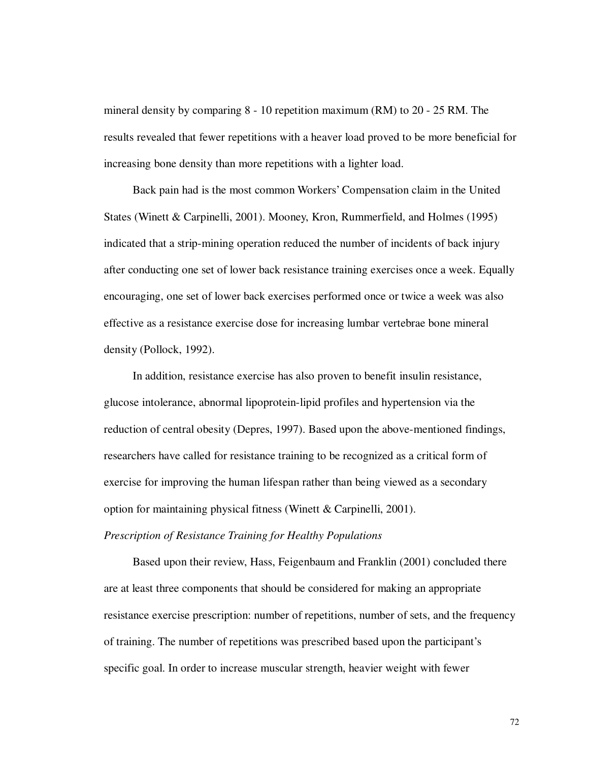mineral density by comparing 8 - 10 repetition maximum (RM) to 20 - 25 RM. The results revealed that fewer repetitions with a heaver load proved to be more beneficial for increasing bone density than more repetitions with a lighter load.

Back pain had is the most common Workers' Compensation claim in the United States (Winett & Carpinelli, 2001). Mooney, Kron, Rummerfield, and Holmes (1995) indicated that a strip-mining operation reduced the number of incidents of back injury after conducting one set of lower back resistance training exercises once a week. Equally encouraging, one set of lower back exercises performed once or twice a week was also effective as a resistance exercise dose for increasing lumbar vertebrae bone mineral density (Pollock, 1992).

In addition, resistance exercise has also proven to benefit insulin resistance, glucose intolerance, abnormal lipoprotein-lipid profiles and hypertension via the reduction of central obesity (Depres, 1997). Based upon the above-mentioned findings, researchers have called for resistance training to be recognized as a critical form of exercise for improving the human lifespan rather than being viewed as a secondary option for maintaining physical fitness (Winett & Carpinelli, 2001).

*Prescription of Resistance Training for Healthy Populations*

Based upon their review, Hass, Feigenbaum and Franklin (2001) concluded there are at least three components that should be considered for making an appropriate resistance exercise prescription: number of repetitions, number of sets, and the frequency of training. The number of repetitions was prescribed based upon the participant's specific goal. In order to increase muscular strength, heavier weight with fewer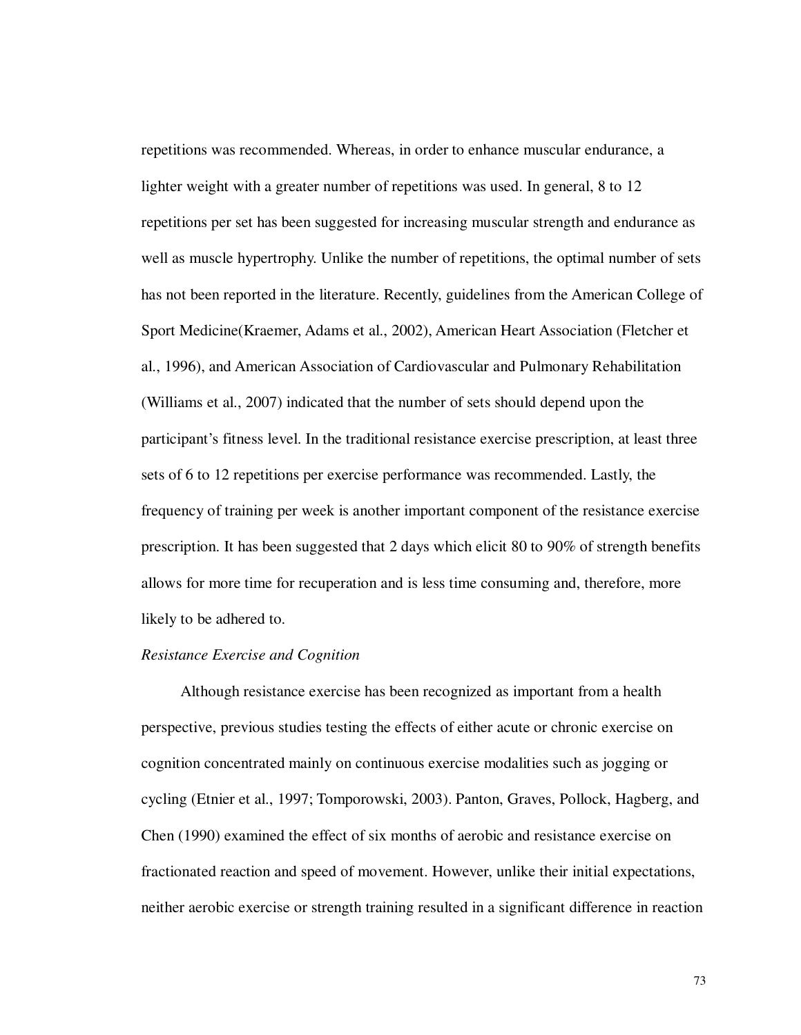repetitions was recommended. Whereas, in order to enhance muscular endurance, a lighter weight with a greater number of repetitions was used. In general, 8 to 12 repetitions per set has been suggested for increasing muscular strength and endurance as well as muscle hypertrophy. Unlike the number of repetitions, the optimal number of sets has not been reported in the literature. Recently, guidelines from the American College of Sport Medicine(Kraemer, Adams et al., 2002), American Heart Association (Fletcher et al., 1996), and American Association of Cardiovascular and Pulmonary Rehabilitation (Williams et al., 2007) indicated that the number of sets should depend upon the participant's fitness level. In the traditional resistance exercise prescription, at least three sets of 6 to 12 repetitions per exercise performance was recommended. Lastly, the frequency of training per week is another important component of the resistance exercise prescription. It has been suggested that 2 days which elicit 80 to 90% of strength benefits allows for more time for recuperation and is less time consuming and, therefore, more likely to be adhered to.

*Resistance Exercise and Cognition*

Although resistance exercise has been recognized as important from a health perspective, previous studies testing the effects of either acute or chronic exercise on cognition concentrated mainly on continuous exercise modalities such as jogging or cycling (Etnier et al., 1997; Tomporowski, 2003). Panton, Graves, Pollock, Hagberg, and Chen (1990) examined the effect of six months of aerobic and resistance exercise on fractionated reaction and speed of movement. However, unlike their initial expectations, neither aerobic exercise or strength training resulted in a significant difference in reaction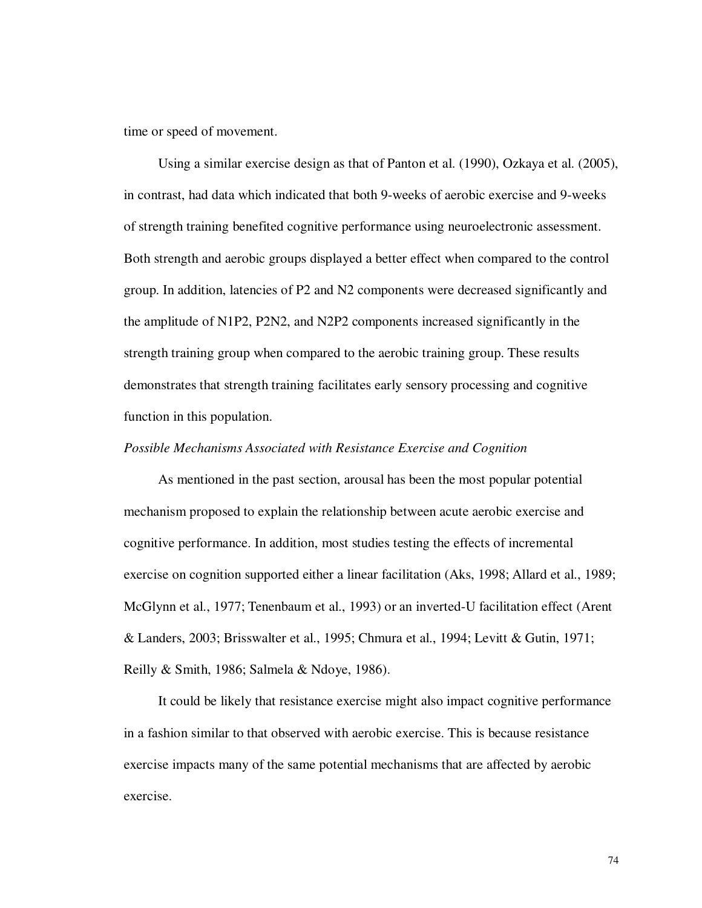time or speed of movement.

Using a similar exercise design as that of Panton et al. (1990), Ozkaya et al. (2005), in contrast, had data which indicated that both 9-weeks of aerobic exercise and 9-weeks of strength training benefited cognitive performance using neuroelectronic assessment. Both strength and aerobic groups displayed a better effect when compared to the control group. In addition, latencies of P2 and N2 components were decreased significantly and the amplitude of N1P2, P2N2, and N2P2 components increased significantly in the strength training group when compared to the aerobic training group. These results demonstrates that strength training facilitates early sensory processing and cognitive function in this population.

*Possible Mechanisms Associated with Resistance Exercise and Cognition*

As mentioned in the past section, arousal has been the most popular potential mechanism proposed to explain the relationship between acute aerobic exercise and cognitive performance. In addition, most studies testing the effects of incremental exercise on cognition supported either a linear facilitation (Aks, 1998; Allard et al., 1989; McGlynn et al., 1977; Tenenbaum et al., 1993) or an inverted-U facilitation effect (Arent & Landers, 2003; Brisswalter et al., 1995; Chmura et al., 1994; Levitt & Gutin, 1971; Reilly & Smith, 1986; Salmela & Ndoye, 1986).

It could be likely that resistance exercise might also impact cognitive performance in a fashion similar to that observed with aerobic exercise. This is because resistance exercise impacts many of the same potential mechanisms that are affected by aerobic exercise.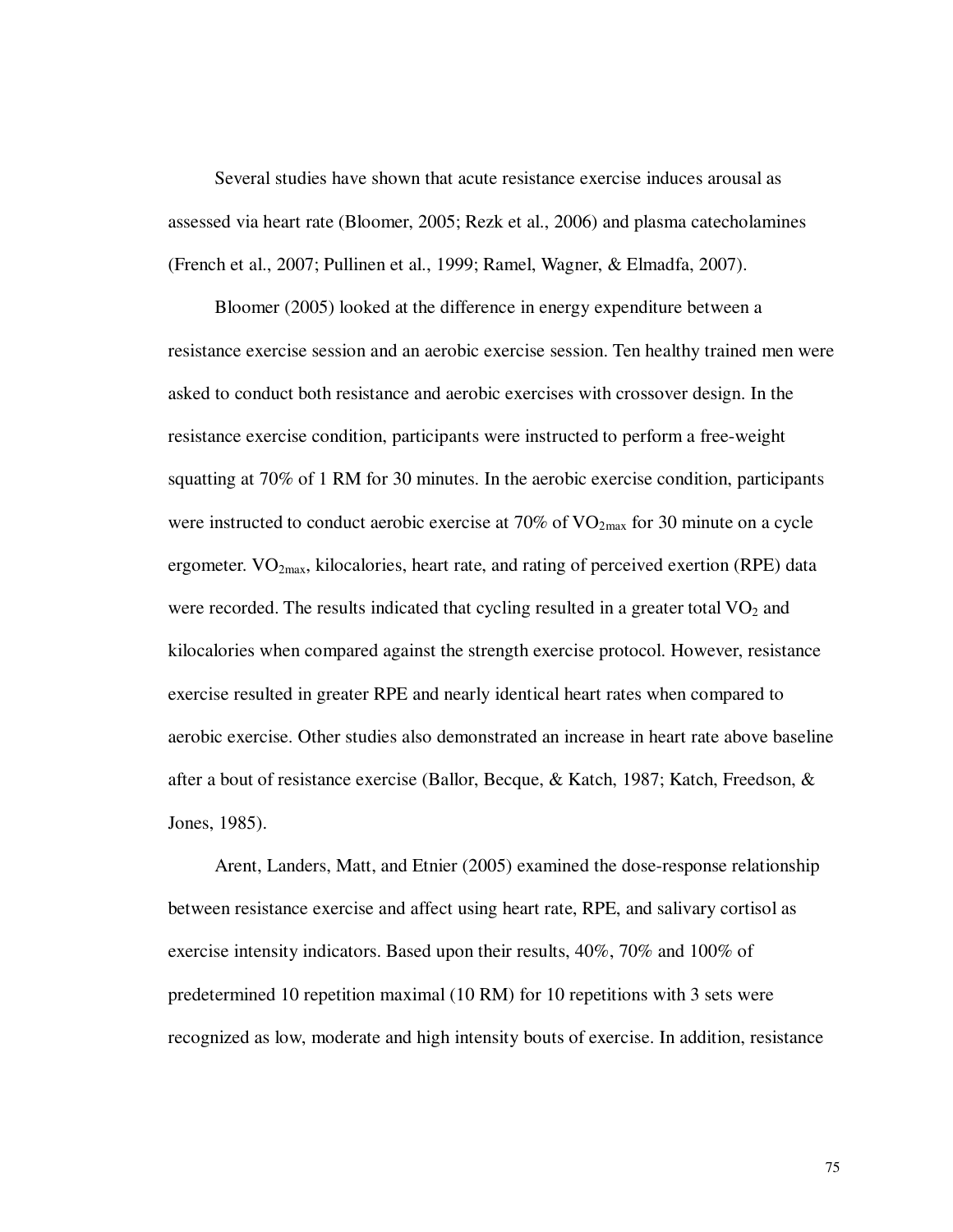Several studies have shown that acute resistance exercise induces arousal as assessed via heart rate (Bloomer, 2005; Rezk et al., 2006) and plasma catecholamines (French et al., 2007; Pullinen et al., 1999; Ramel, Wagner, & Elmadfa, 2007).

Bloomer (2005) looked at the difference in energy expenditure between a resistance exercise session and an aerobic exercise session. Ten healthy trained men were asked to conduct both resistance and aerobic exercises with crossover design. In the resistance exercise condition, participants were instructed to perform a free-weight squatting at 70% of 1 RM for 30 minutes. In the aerobic exercise condition, participants were instructed to conduct aerobic exercise at 70% of $VO_{2max}$ for 30 minute on a cycle ergometer. $VO_{2max}$, kilocalories, heart rate, and rating of perceived exertion (RPE) data were recorded. The results indicated that cycling resulted in a greater total $VO_2$ and kilocalories when compared against the strength exercise protocol. However, resistance exercise resulted in greater RPE and nearly identical heart rates when compared to aerobic exercise. Other studies also demonstrated an increase in heart rate above baseline after a bout of resistance exercise (Ballor, Becque, & Katch, 1987; Katch, Freedson, & Jones, 1985).

Arent, Landers, Matt, and Etnier (2005) examined the dose-response relationship between resistance exercise and affect using heart rate, RPE, and salivary cortisol as exercise intensity indicators. Based upon their results, 40%, 70% and 100% of predetermined 10 repetition maximal (10 RM) for 10 repetitions with 3 sets were recognized as low, moderate and high intensity bouts of exercise. In addition, resistance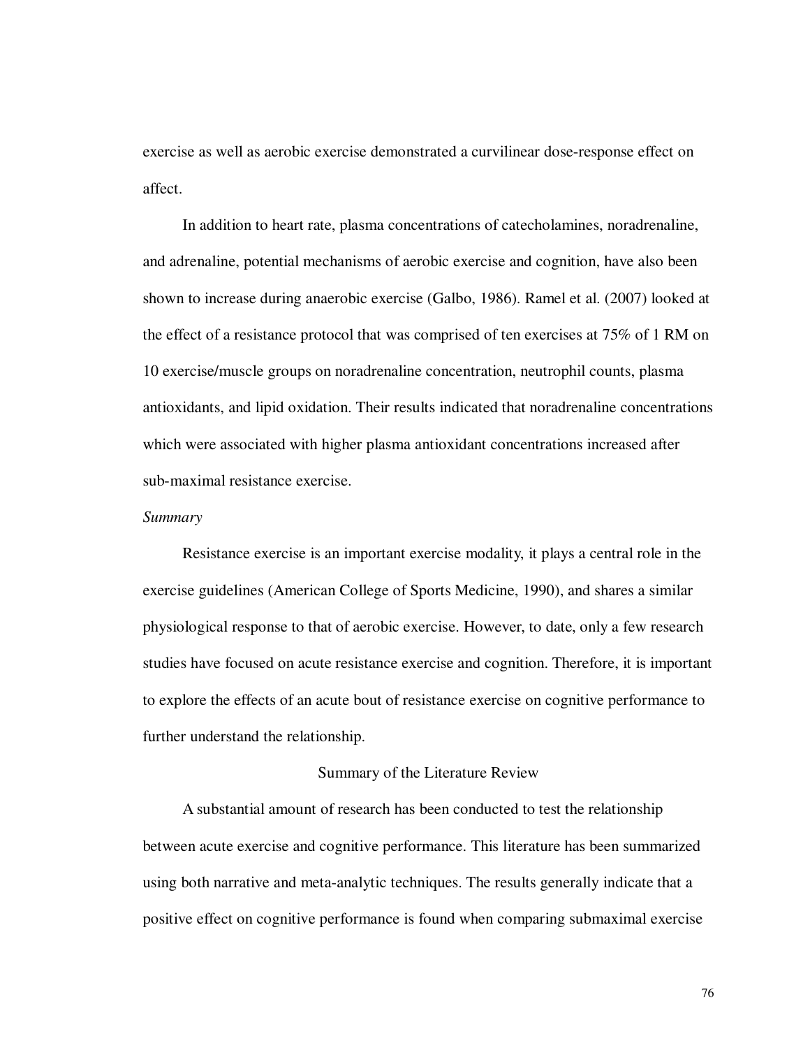exercise as well as aerobic exercise demonstrated a curvilinear dose-response effect on affect.

In addition to heart rate, plasma concentrations of catecholamines, noradrenaline, and adrenaline, potential mechanisms of aerobic exercise and cognition, have also been shown to increase during anaerobic exercise (Galbo, 1986). Ramel et al. (2007) looked at the effect of a resistance protocol that was comprised of ten exercises at 75% of 1 RM on 10 exercise/muscle groups on noradrenaline concentration, neutrophil counts, plasma antioxidants, and lipid oxidation. Their results indicated that noradrenaline concentrations which were associated with higher plasma antioxidant concentrations increased after sub-maximal resistance exercise.

*Summary*

Resistance exercise is an important exercise modality, it plays a central role in the exercise guidelines (American College of Sports Medicine, 1990), and shares a similar physiological response to that of aerobic exercise. However, to date, only a few research studies have focused on acute resistance exercise and cognition. Therefore, it is important to explore the effects of an acute bout of resistance exercise on cognitive performance to further understand the relationship.

## Summary of the Literature Review

A substantial amount of research has been conducted to test the relationship between acute exercise and cognitive performance. This literature has been summarized using both narrative and meta-analytic techniques. The results generally indicate that a positive effect on cognitive performance is found when comparing submaximal exercise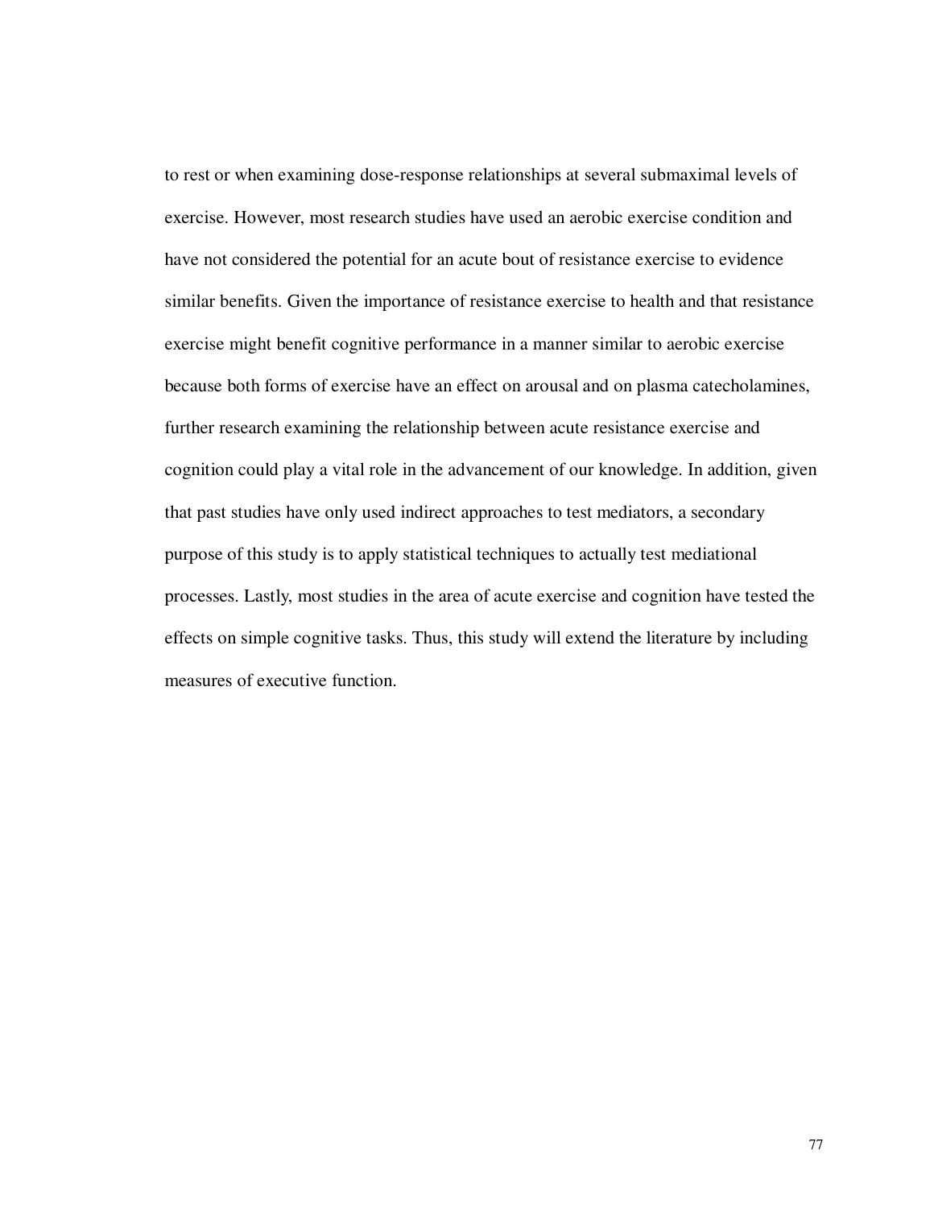to rest or when examining dose-response relationships at several submaximal levels of exercise. However, most research studies have used an aerobic exercise condition and have not considered the potential for an acute bout of resistance exercise to evidence similar benefits. Given the importance of resistance exercise to health and that resistance exercise might benefit cognitive performance in a manner similar to aerobic exercise because both forms of exercise have an effect on arousal and on plasma catecholamines, further research examining the relationship between acute resistance exercise and cognition could play a vital role in the advancement of our knowledge. In addition, given that past studies have only used indirect approaches to test mediators, a secondary purpose of this study is to apply statistical techniques to actually test mediational processes. Lastly, most studies in the area of acute exercise and cognition have tested the effects on simple cognitive tasks. Thus, this study will extend the literature by including measures of executive function.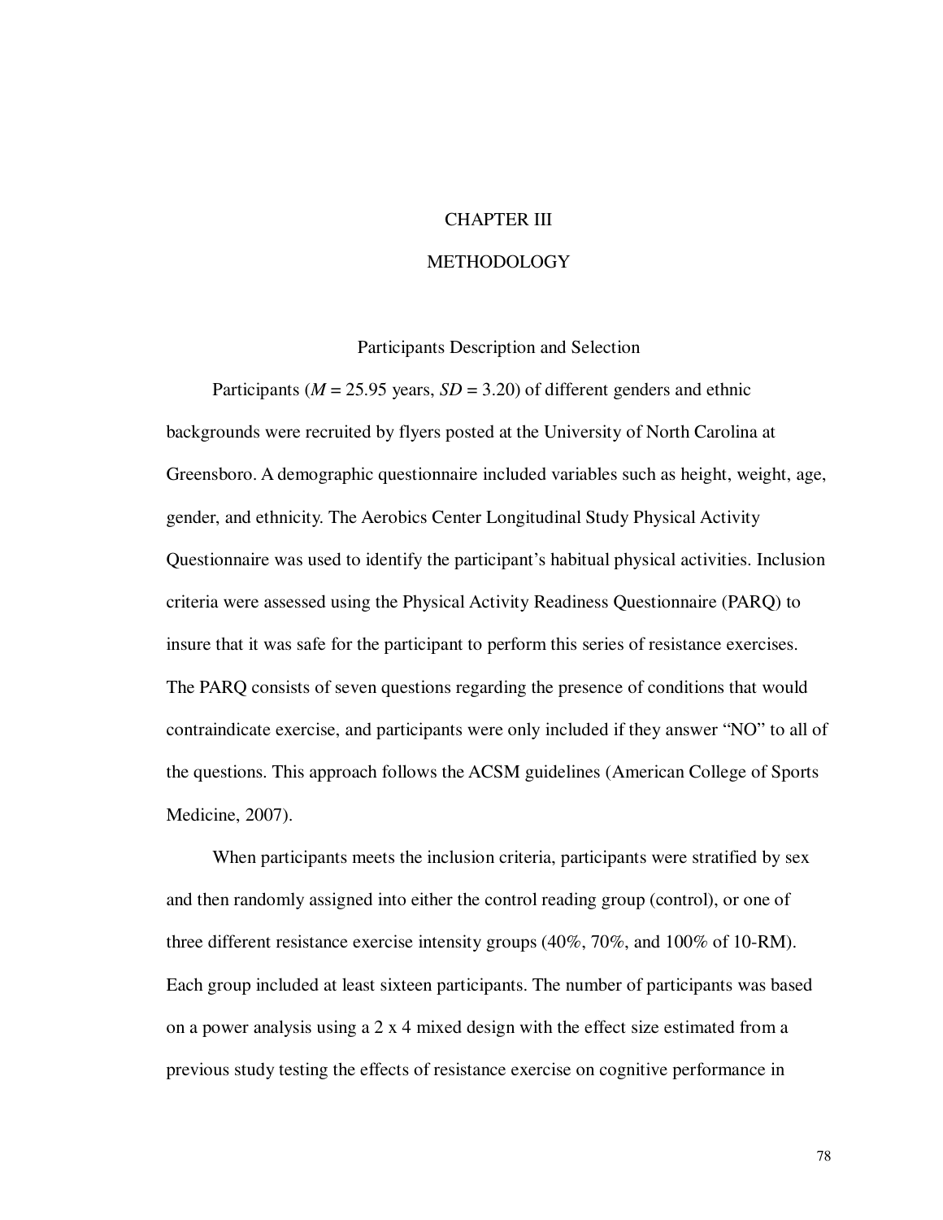# CHAPTER III

# METHODOLOGY

## Participants Description and Selection

Participants ($M$ = 25.95 years, $SD$ = 3.20) of different genders and ethnic backgrounds were recruited by flyers posted at the University of North Carolina at Greensboro. A demographic questionnaire included variables such as height, weight, age, gender, and ethnicity. The Aerobics Center Longitudinal Study Physical Activity Questionnaire was used to identify the participant's habitual physical activities. Inclusion criteria were assessed using the Physical Activity Readiness Questionnaire (PARQ) to insure that it was safe for the participant to perform this series of resistance exercises. The PARQ consists of seven questions regarding the presence of conditions that would contraindicate exercise, and participants were only included if they answer "NO" to all of the questions. This approach follows the ACSM guidelines (American College of Sports Medicine, 2007).

When participants meets the inclusion criteria, participants were stratified by sex and then randomly assigned into either the control reading group (control), or one of three different resistance exercise intensity groups (40%, 70%, and 100% of 10-RM). Each group included at least sixteen participants. The number of participants was based on a power analysis using a 2 x 4 mixed design with the effect size estimated from a previous study testing the effects of resistance exercise on cognitive performance in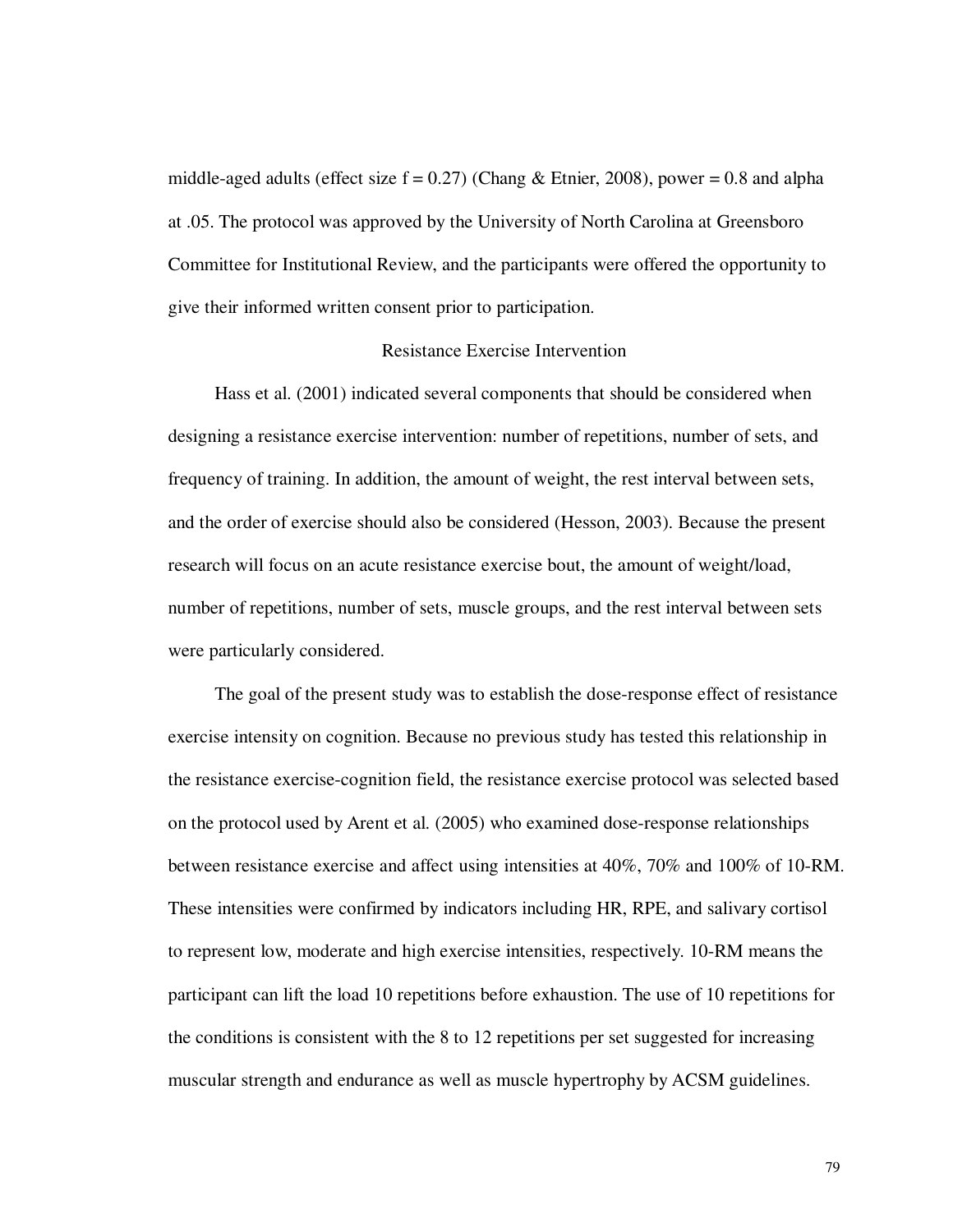middle-aged adults (effect size f = 0.27) (Chang & Etnier, 2008), power = 0.8 and alpha at .05. The protocol was approved by the University of North Carolina at Greensboro Committee for Institutional Review, and the participants were offered the opportunity to give their informed written consent prior to participation.

## Resistance Exercise Intervention

Hass et al. (2001) indicated several components that should be considered when designing a resistance exercise intervention: number of repetitions, number of sets, and frequency of training. In addition, the amount of weight, the rest interval between sets, and the order of exercise should also be considered (Hesson, 2003). Because the present research will focus on an acute resistance exercise bout, the amount of weight/load, number of repetitions, number of sets, muscle groups, and the rest interval between sets were particularly considered.

The goal of the present study was to establish the dose-response effect of resistance exercise intensity on cognition. Because no previous study has tested this relationship in the resistance exercise-cognition field, the resistance exercise protocol was selected based on the protocol used by Arent et al. (2005) who examined dose-response relationships between resistance exercise and affect using intensities at 40%, 70% and 100% of 10-RM. These intensities were confirmed by indicators including HR, RPE, and salivary cortisol to represent low, moderate and high exercise intensities, respectively. 10-RM means the participant can lift the load 10 repetitions before exhaustion. The use of 10 repetitions for the conditions is consistent with the 8 to 12 repetitions per set suggested for increasing muscular strength and endurance as well as muscle hypertrophy by ACSM guidelines.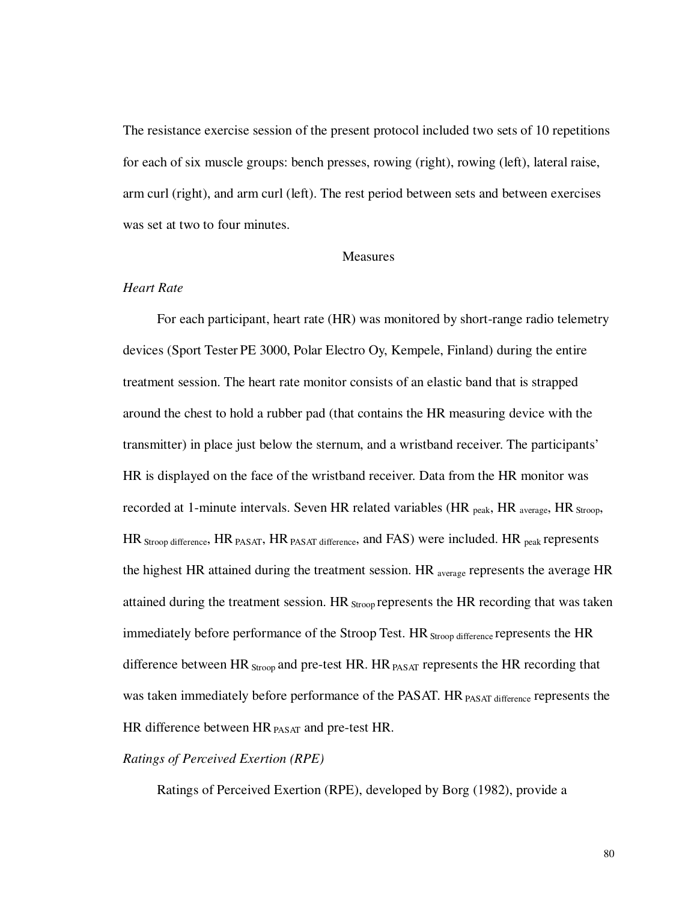The resistance exercise session of the present protocol included two sets of 10 repetitions for each of six muscle groups: bench presses, rowing (right), rowing (left), lateral raise, arm curl (right), and arm curl (left). The rest period between sets and between exercises was set at two to four minutes.

## Measures

### *Heart Rate*

For each participant, heart rate (HR) was monitored by short-range radio telemetry devices (Sport Tester PE 3000, Polar Electro Oy, Kempele, Finland) during the entire treatment session. The heart rate monitor consists of an elastic band that is strapped around the chest to hold a rubber pad (that contains the HR measuring device with the transmitter) in place just below the sternum, and a wristband receiver. The participants' HR is displayed on the face of the wristband receiver. Data from the HR monitor was recorded at 1-minute intervals. Seven HR related variables ($HR_{peak}$, $HR_{average}$, $HR_{Stroop}$, $HR_{Stroop\ difference}$, $HR_{PASAT}$, $HR_{PASAT\ difference}$, and FAS) were included. $HR_{peak}$ represents the highest HR attained during the treatment session. $HR_{average}$ represents the average HR attained during the treatment session. $HR_{Stroop}$ represents the HR recording that was taken immediately before performance of the Stroop Test. $HR_{Stroop\ difference}$ represents the HR difference between $HR_{Stroop}$ and pre-test HR. $HR_{PASAT}$ represents the HR recording that was taken immediately before performance of the PASAT. $HR_{PASAT\ difference}$ represents the HR difference between $HR_{PASAT}$ and pre-test HR.

### *Ratings of Perceived Exertion (RPE)*

Ratings of Perceived Exertion (RPE), developed by Borg (1982), provide a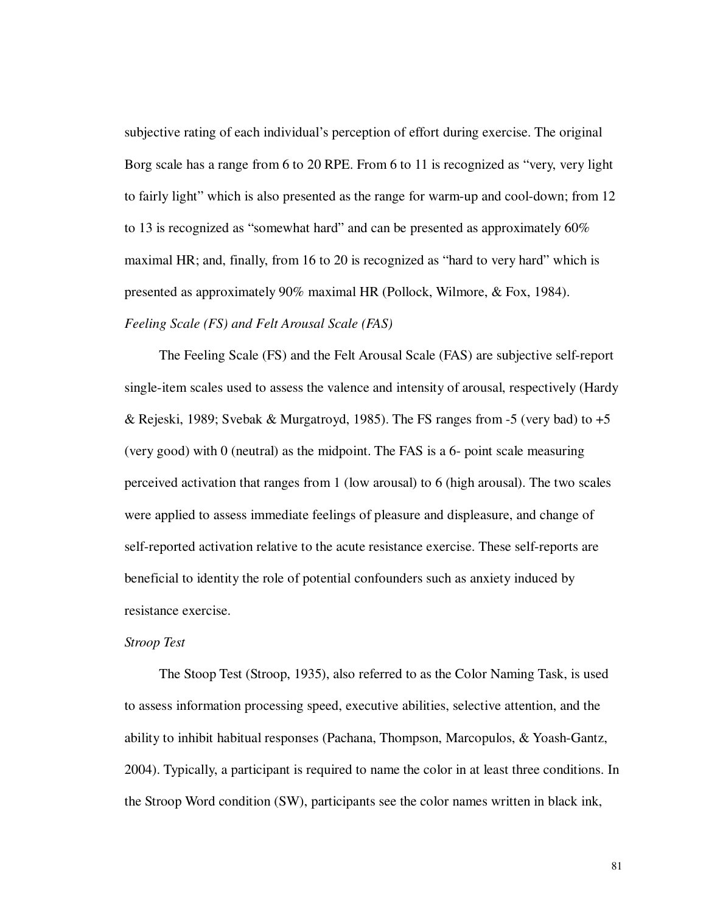subjective rating of each individual's perception of effort during exercise. The original Borg scale has a range from 6 to 20 RPE. From 6 to 11 is recognized as "very, very light to fairly light" which is also presented as the range for warm-up and cool-down; from 12 to 13 is recognized as "somewhat hard" and can be presented as approximately 60% maximal HR; and, finally, from 16 to 20 is recognized as "hard to very hard" which is presented as approximately 90% maximal HR (Pollock, Wilmore, & Fox, 1984).

*Feeling Scale (FS) and Felt Arousal Scale (FAS)*

The Feeling Scale (FS) and the Felt Arousal Scale (FAS) are subjective self-report single-item scales used to assess the valence and intensity of arousal, respectively (Hardy & Rejeski, 1989; Svebak & Murgatroyd, 1985). The FS ranges from -5 (very bad) to +5 (very good) with 0 (neutral) as the midpoint. The FAS is a 6- point scale measuring perceived activation that ranges from 1 (low arousal) to 6 (high arousal). The two scales were applied to assess immediate feelings of pleasure and displeasure, and change of self-reported activation relative to the acute resistance exercise. These self-reports are beneficial to identity the role of potential confounders such as anxiety induced by resistance exercise.

*Stroop Test*

The Stoop Test (Stroop, 1935), also referred to as the Color Naming Task, is used to assess information processing speed, executive abilities, selective attention, and the ability to inhibit habitual responses (Pachana, Thompson, Marcopulos, & Yoash-Gantz, 2004). Typically, a participant is required to name the color in at least three conditions. In the Stroop Word condition (SW), participants see the color names written in black ink,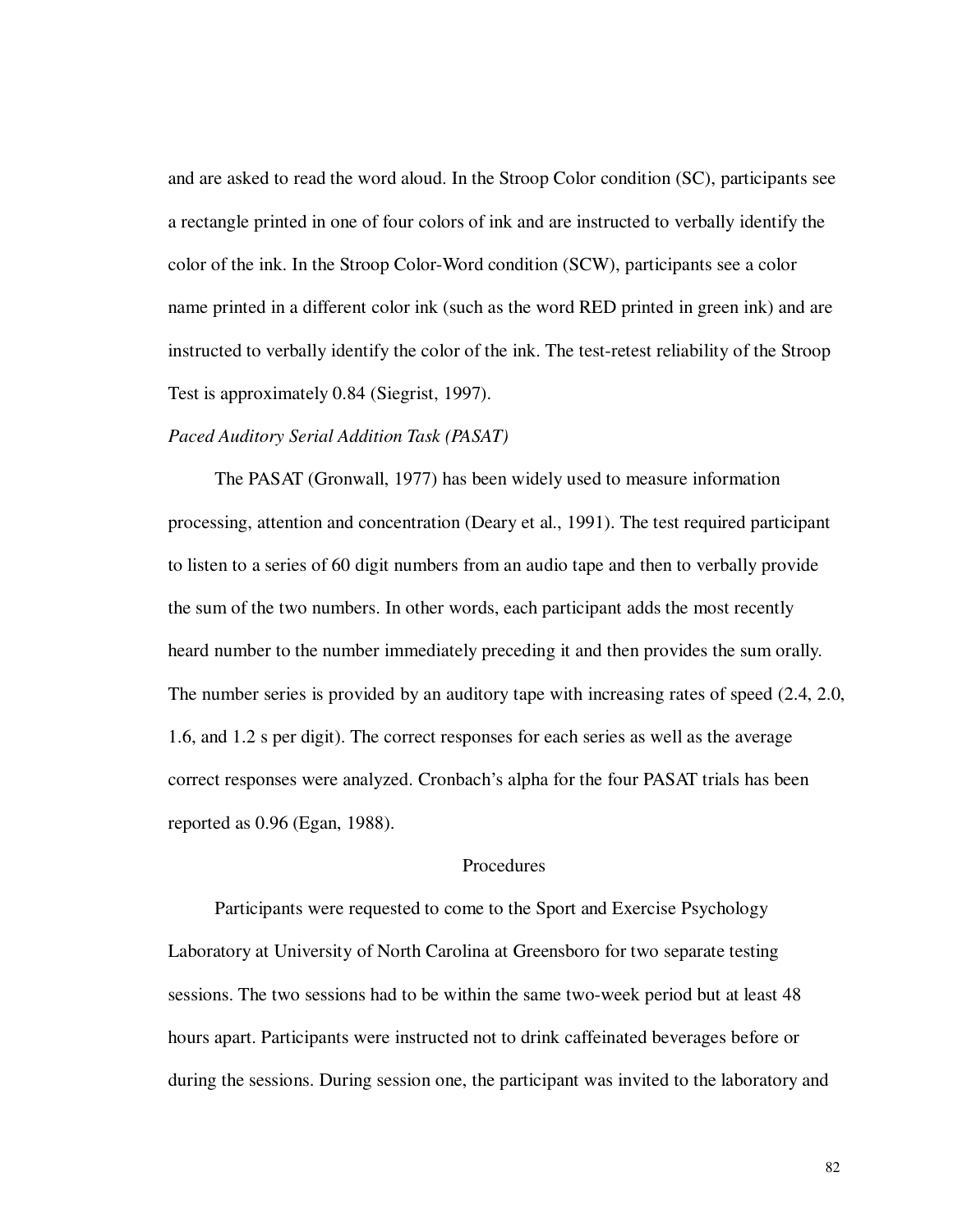and are asked to read the word aloud. In the Stroop Color condition (SC), participants see a rectangle printed in one of four colors of ink and are instructed to verbally identify the color of the ink. In the Stroop Color-Word condition (SCW), participants see a color name printed in a different color ink (such as the word RED printed in green ink) and are instructed to verbally identify the color of the ink. The test-retest reliability of the Stroop Test is approximately 0.84 (Siegrist, 1997).

*Paced Auditory Serial Addition Task (PASAT)*

The PASAT (Gronwall, 1977) has been widely used to measure information processing, attention and concentration (Deary et al., 1991). The test required participant to listen to a series of 60 digit numbers from an audio tape and then to verbally provide the sum of the two numbers. In other words, each participant adds the most recently heard number to the number immediately preceding it and then provides the sum orally. The number series is provided by an auditory tape with increasing rates of speed (2.4, 2.0, 1.6, and 1.2 s per digit). The correct responses for each series as well as the average correct responses were analyzed. Cronbach's alpha for the four PASAT trials has been reported as 0.96 (Egan, 1988).

## Procedures

Participants were requested to come to the Sport and Exercise Psychology Laboratory at University of North Carolina at Greensboro for two separate testing sessions. The two sessions had to be within the same two-week period but at least 48 hours apart. Participants were instructed not to drink caffeinated beverages before or during the sessions. During session one, the participant was invited to the laboratory and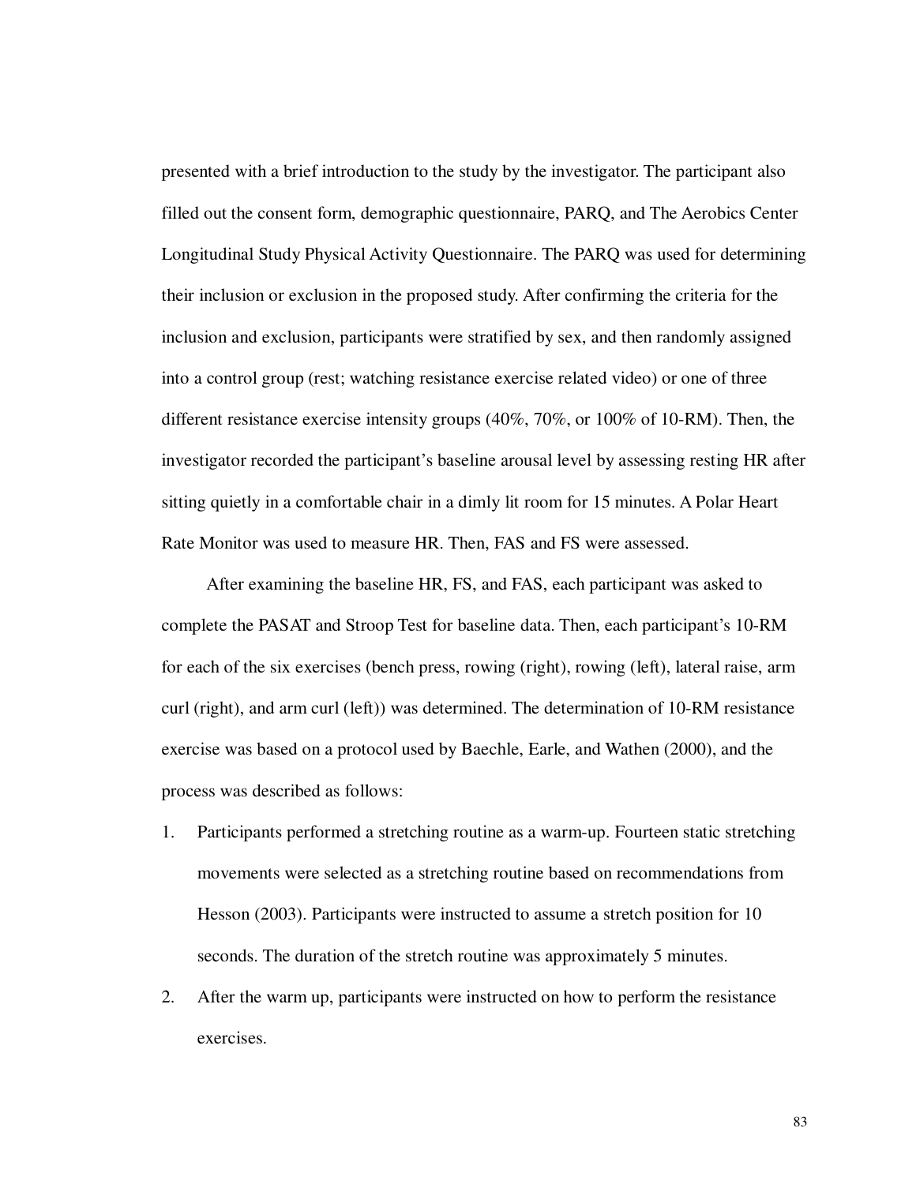presented with a brief introduction to the study by the investigator. The participant also filled out the consent form, demographic questionnaire, PARQ, and The Aerobics Center Longitudinal Study Physical Activity Questionnaire. The PARQ was used for determining their inclusion or exclusion in the proposed study. After confirming the criteria for the inclusion and exclusion, participants were stratified by sex, and then randomly assigned into a control group (rest; watching resistance exercise related video) or one of three different resistance exercise intensity groups (40%, 70%, or 100% of 10-RM). Then, the investigator recorded the participant's baseline arousal level by assessing resting HR after sitting quietly in a comfortable chair in a dimly lit room for 15 minutes. A Polar Heart Rate Monitor was used to measure HR. Then, FAS and FS were assessed.

After examining the baseline HR, FS, and FAS, each participant was asked to complete the PASAT and Stroop Test for baseline data. Then, each participant's 10-RM for each of the six exercises (bench press, rowing (right), rowing (left), lateral raise, arm curl (right), and arm curl (left)) was determined. The determination of 10-RM resistance exercise was based on a protocol used by Baechle, Earle, and Wathen (2000), and the process was described as follows:

1. Participants performed a stretching routine as a warm-up. Fourteen static stretching movements were selected as a stretching routine based on recommendations from Hesson (2003). Participants were instructed to assume a stretch position for 10 seconds. The duration of the stretch routine was approximately 5 minutes.
2. After the warm up, participants were instructed on how to perform the resistance exercises.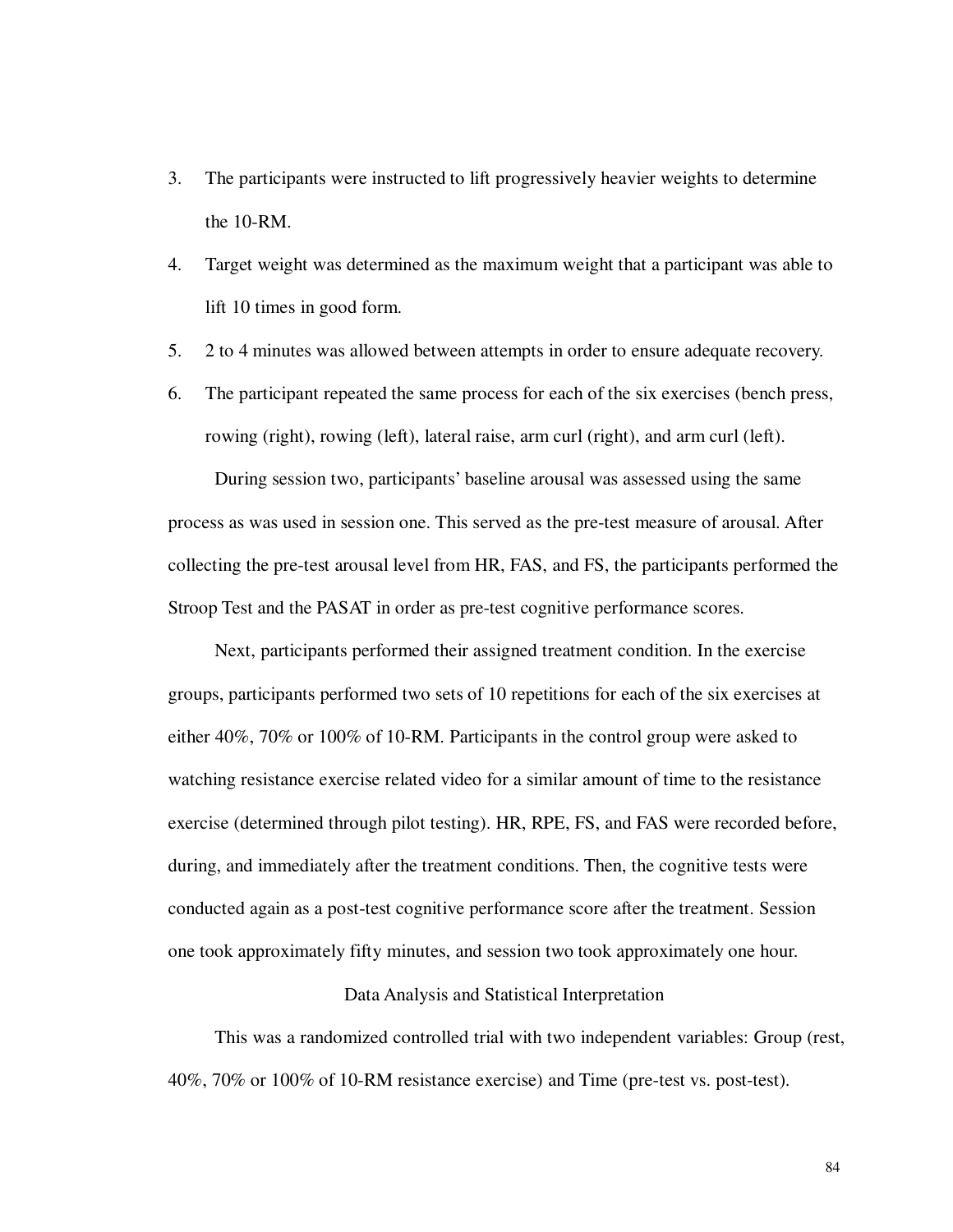3. The participants were instructed to lift progressively heavier weights to determine the 10-RM.
4. Target weight was determined as the maximum weight that a participant was able to lift 10 times in good form.
5. 2 to 4 minutes was allowed between attempts in order to ensure adequate recovery.
6. The participant repeated the same process for each of the six exercises (bench press, rowing (right), rowing (left), lateral raise, arm curl (right), and arm curl (left).

During session two, participants' baseline arousal was assessed using the same process as was used in session one. This served as the pre-test measure of arousal. After collecting the pre-test arousal level from HR, FAS, and FS, the participants performed the Stroop Test and the PASAT in order as pre-test cognitive performance scores.

Next, participants performed their assigned treatment condition. In the exercise groups, participants performed two sets of 10 repetitions for each of the six exercises at either 40%, 70% or 100% of 10-RM. Participants in the control group were asked to watching resistance exercise related video for a similar amount of time to the resistance exercise (determined through pilot testing). HR, RPE, FS, and FAS were recorded before, during, and immediately after the treatment conditions. Then, the cognitive tests were conducted again as a post-test cognitive performance score after the treatment. Session one took approximately fifty minutes, and session two took approximately one hour.

## Data Analysis and Statistical Interpretation

This was a randomized controlled trial with two independent variables: Group (rest, 40%, 70% or 100% of 10-RM resistance exercise) and Time (pre-test vs. post-test).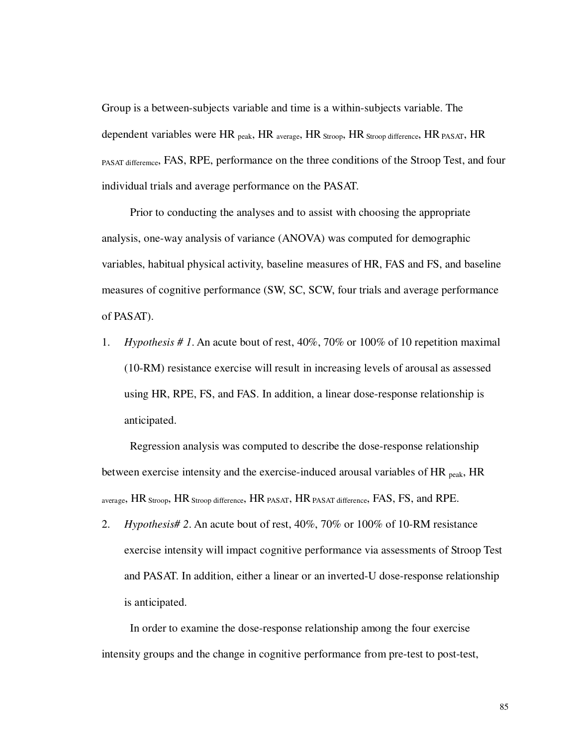Group is a between-subjects variable and time is a within-subjects variable. The dependent variables were $HR_{peak}$, $HR_{average}$, $HR_{Stroop}$, $HR_{Stroop\ difference}$, $HR_{PASAT}$, $HR_{PASAT\ differemce}$, FAS, RPE, performance on the three conditions of the Stroop Test, and four individual trials and average performance on the PASAT.

Prior to conducting the analyses and to assist with choosing the appropriate analysis, one-way analysis of variance (ANOVA) was computed for demographic variables, habitual physical activity, baseline measures of HR, FAS and FS, and baseline measures of cognitive performance (SW, SC, SCW, four trials and average performance of PASAT).

1. *Hypothesis # 1*. An acute bout of rest, 40%, 70% or 100% of 10 repetition maximal (10-RM) resistance exercise will result in increasing levels of arousal as assessed using HR, RPE, FS, and FAS. In addition, a linear dose-response relationship is anticipated.

Regression analysis was computed to describe the dose-response relationship between exercise intensity and the exercise-induced arousal variables of $HR_{peak}$, $HR_{average}$, $HR_{Stroop}$, $HR_{Stroop\ difference}$, $HR_{PASAT}$, $HR_{PASAT\ difference}$, FAS, FS, and RPE.

2. *Hypothesis# 2*. An acute bout of rest, 40%, 70% or 100% of 10-RM resistance exercise intensity will impact cognitive performance via assessments of Stroop Test and PASAT. In addition, either a linear or an inverted-U dose-response relationship is anticipated.

In order to examine the dose-response relationship among the four exercise intensity groups and the change in cognitive performance from pre-test to post-test,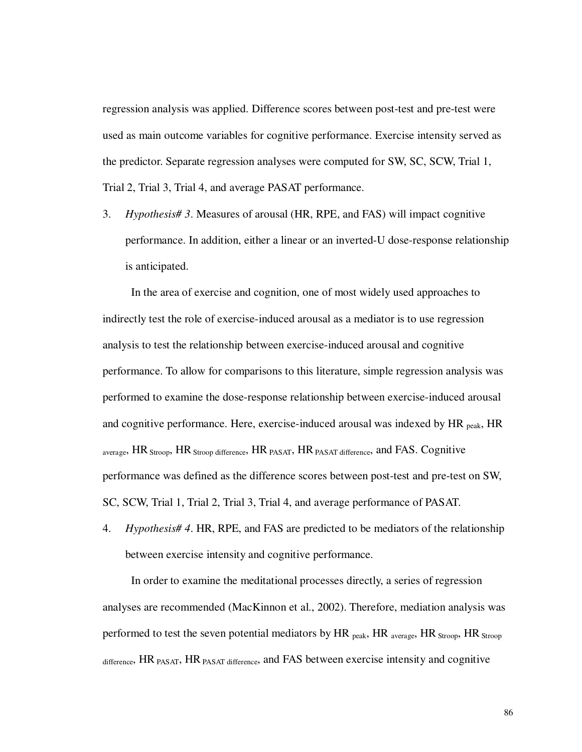regression analysis was applied. Difference scores between post-test and pre-test were used as main outcome variables for cognitive performance. Exercise intensity served as the predictor. Separate regression analyses were computed for SW, SC, SCW, Trial 1, Trial 2, Trial 3, Trial 4, and average PASAT performance.

3. *Hypothesis# 3*. Measures of arousal (HR, RPE, and FAS) will impact cognitive performance. In addition, either a linear or an inverted-U dose-response relationship is anticipated.

In the area of exercise and cognition, one of most widely used approaches to indirectly test the role of exercise-induced arousal as a mediator is to use regression analysis to test the relationship between exercise-induced arousal and cognitive performance. To allow for comparisons to this literature, simple regression analysis was performed to examine the dose-response relationship between exercise-induced arousal and cognitive performance. Here, exercise-induced arousal was indexed by $HR_{peak}$, $HR_{average}$, $HR_{Stroop}$, $HR_{Stroop\ difference}$, $HR_{PASAT}$, $HR_{PASAT\ difference}$, and FAS. Cognitive performance was defined as the difference scores between post-test and pre-test on SW, SC, SCW, Trial 1, Trial 2, Trial 3, Trial 4, and average performance of PASAT.

4. *Hypothesis# 4*. HR, RPE, and FAS are predicted to be mediators of the relationship between exercise intensity and cognitive performance.

In order to examine the meditational processes directly, a series of regression analyses are recommended (MacKinnon et al., 2002). Therefore, mediation analysis was performed to test the seven potential mediators by $HR_{peak}$, $HR_{average}$, $HR_{Stroop}$, $HR_{Stroop\ difference}$, $HR_{PASAT}$, $HR_{PASAT\ difference}$, and FAS between exercise intensity and cognitive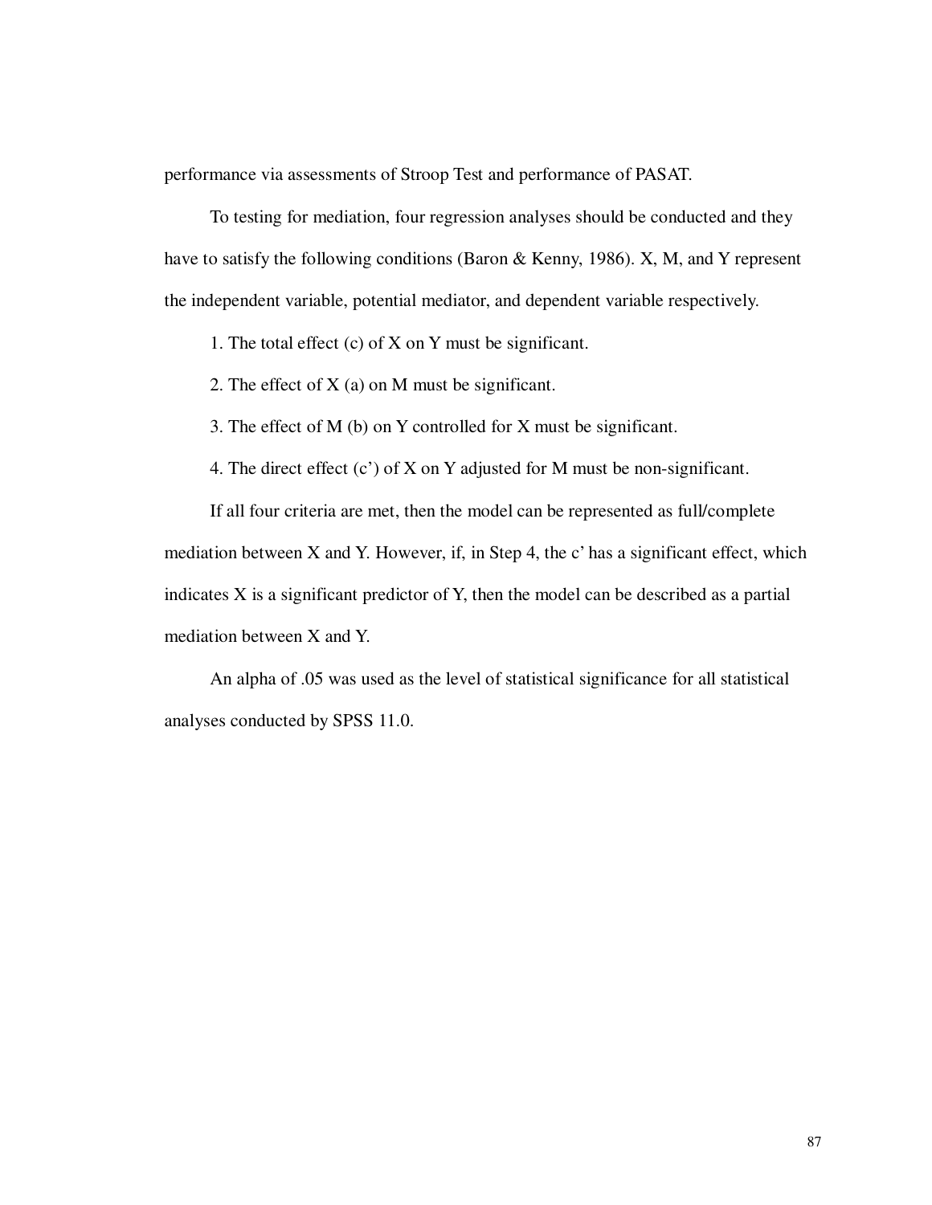performance via assessments of Stroop Test and performance of PASAT.

To testing for mediation, four regression analyses should be conducted and they have to satisfy the following conditions (Baron & Kenny, 1986). X, M, and Y represent the independent variable, potential mediator, and dependent variable respectively.

1. The total effect (c) of X on Y must be significant.

2. The effect of X (a) on M must be significant.

3. The effect of M (b) on Y controlled for X must be significant.

4. The direct effect (c') of X on Y adjusted for M must be non-significant.

If all four criteria are met, then the model can be represented as full/complete mediation between X and Y. However, if, in Step 4, the c' has a significant effect, which indicates X is a significant predictor of Y, then the model can be described as a partial mediation between X and Y.

An alpha of .05 was used as the level of statistical significance for all statistical analyses conducted by SPSS 11.0.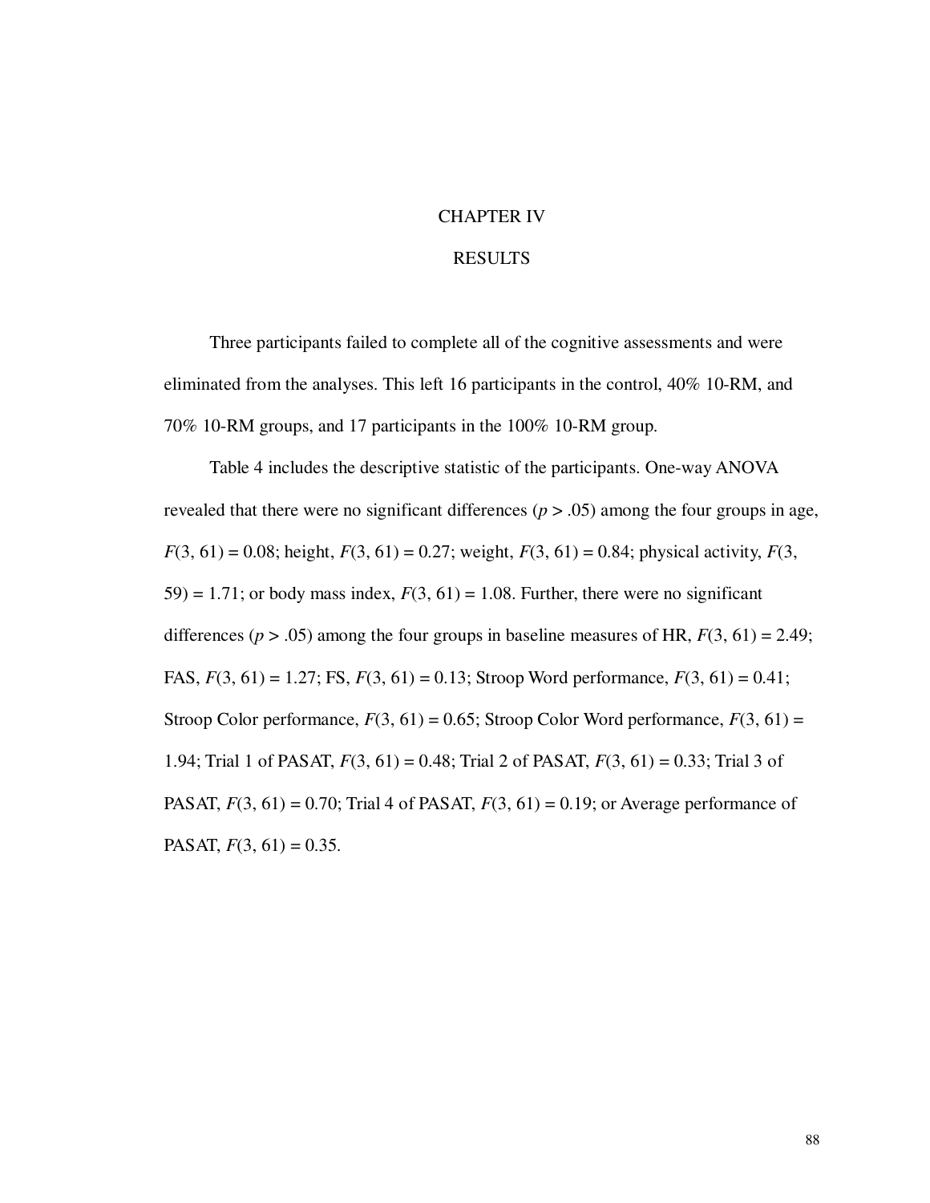# CHAPTER IV

# RESULTS

Three participants failed to complete all of the cognitive assessments and were eliminated from the analyses. This left 16 participants in the control, 40% 10-RM, and 70% 10-RM groups, and 17 participants in the 100% 10-RM group.

Table 4 includes the descriptive statistic of the participants. One-way ANOVA revealed that there were no significant differences ($p > .05$) among the four groups in age, $F(3, 61) = 0.08$; height, $F(3, 61) = 0.27$; weight, $F(3, 61) = 0.84$; physical activity, $F(3, 59) = 1.71$; or body mass index, $F(3, 61) = 1.08$. Further, there were no significant differences ($p > .05$) among the four groups in baseline measures of HR, $F(3, 61) = 2.49$; FAS, $F(3, 61) = 1.27$; FS, $F(3, 61) = 0.13$; Stroop Word performance, $F(3, 61) = 0.41$; Stroop Color performance, $F(3, 61) = 0.65$; Stroop Color Word performance, $F(3, 61) = 1.94$; Trial 1 of PASAT, $F(3, 61) = 0.48$; Trial 2 of PASAT, $F(3, 61) = 0.33$; Trial 3 of PASAT, $F(3, 61) = 0.70$; Trial 4 of PASAT, $F(3, 61) = 0.19$; or Average performance of PASAT, $F(3, 61) = 0.35$.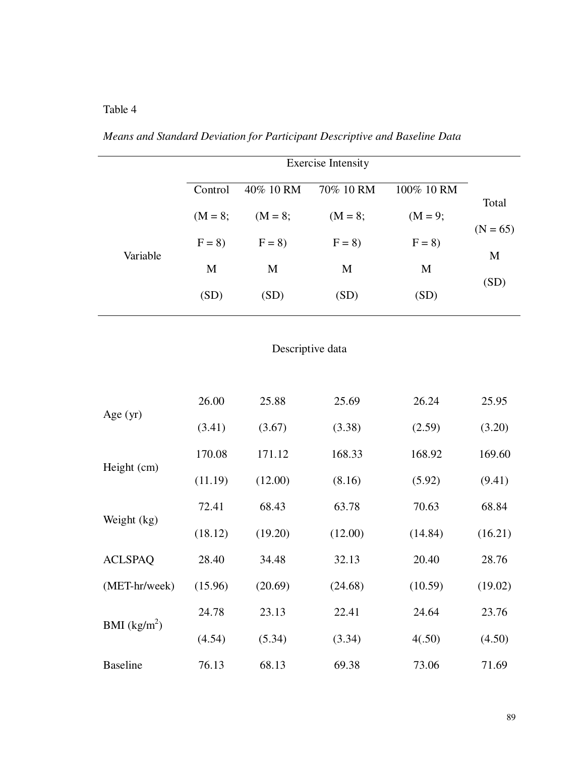Table 4

*Means and Standard Deviation for Participant Descriptive and Baseline Data*

| Variable | Exercise Intensity | | | | Total (N = 65) M (SD) |
|---|---|---|---|---|---|
| | Control (M = 8; F = 8) M (SD) | 40% 10 RM (M = 8; F = 8) M (SD) | 70% 10 RM (M = 8; F = 8) M (SD) | 100% 10 RM (M = 9; F = 8) M (SD) | |
| Descriptive data | | | | | |
| Age (yr) | 26.00 (3.41) | 25.88 (3.67) | 25.69 (3.38) | 26.24 (2.59) | 25.95 (3.20) |
| Height (cm) | 170.08 (11.19) | 171.12 (12.00) | 168.33 (8.16) | 168.92 (5.92) | 169.60 (9.41) |
| Weight (kg) | 72.41 (18.12) | 68.43 (19.20) | 63.78 (12.00) | 70.63 (14.84) | 68.84 (16.21) |
| ACLSPAQ (MET-hr/week) | 28.40 (15.96) | 34.48 (20.69) | 32.13 (24.68) | 20.40 (10.59) | 28.76 (19.02) |
| BMI ($kg/m^2$) | 24.78 (4.54) | 23.13 (5.34) | 22.41 (3.34) | 24.64 4(.50) | 23.76 (4.50) |
| Baseline | 76.13 | 68.13 | 69.38 | 73.06 | 71.69 |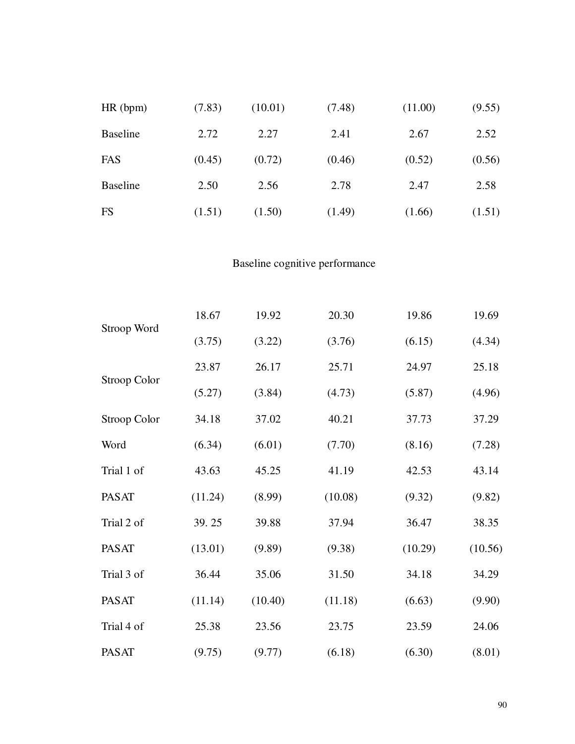| | | | | | |
|---|---|---|---|---|---|
| HR (bpm) | (7.83) | (10.01) | (7.48) | (11.00) | (9.55) |
| Baseline | 2.72 | 2.27 | 2.41 | 2.67 | 2.52 |
| FAS | (0.45) | (0.72) | (0.46) | (0.52) | (0.56) |
| Baseline | 2.50 | 2.56 | 2.78 | 2.47 | 2.58 |
| FS | (1.51) | (1.50) | (1.49) | (1.66) | (1.51) |

Baseline cognitive performance

| | | | | | |
|---|---|---|---|---|---|
| Stroop Word | 18.67 | 19.92 | 20.30 | 19.86 | 19.69 |
| | (3.75) | (3.22) | (3.76) | (6.15) | (4.34) |
| Stroop Color | 23.87 | 26.17 | 25.71 | 24.97 | 25.18 |
| | (5.27) | (3.84) | (4.73) | (5.87) | (4.96) |
| Stroop Color | 34.18 | 37.02 | 40.21 | 37.73 | 37.29 |
| Word | (6.34) | (6.01) | (7.70) | (8.16) | (7.28) |
| Trial 1 of | 43.63 | 45.25 | 41.19 | 42.53 | 43.14 |
| PASAT | (11.24) | (8.99) | (10.08) | (9.32) | (9.82) |
| Trial 2 of | 39. 25 | 39.88 | 37.94 | 36.47 | 38.35 |
| PASAT | (13.01) | (9.89) | (9.38) | (10.29) | (10.56) |
| Trial 3 of | 36.44 | 35.06 | 31.50 | 34.18 | 34.29 |
| PASAT | (11.14) | (10.40) | (11.18) | (6.63) | (9.90) |
| Trial 4 of | 25.38 | 23.56 | 23.75 | 23.59 | 24.06 |
| PASAT | (9.75) | (9.77) | (6.18) | (6.30) | (8.01) |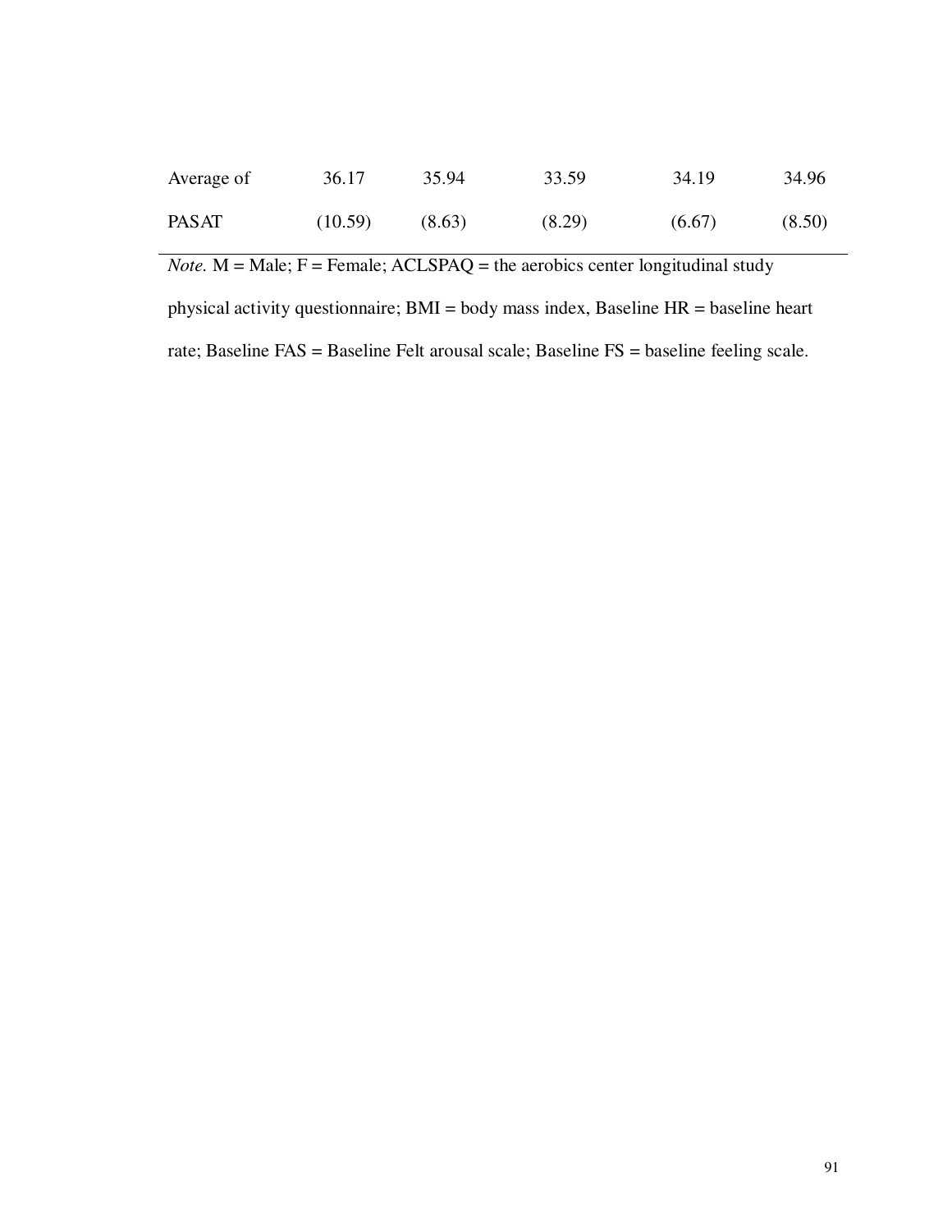| | | | | | |
|---|---|---|---|---|---|
| Average of PASAT | 36.17 (10.59) | 35.94 (8.63) | 33.59 (8.29) | 34.19 (6.67) | 34.96 (8.50) |

*Note.* M = Male; F = Female; ACLSPAQ = the aerobics center longitudinal study physical activity questionnaire; BMI = body mass index, Baseline HR = baseline heart rate; Baseline FAS = Baseline Felt arousal scale; Baseline FS = baseline feeling scale.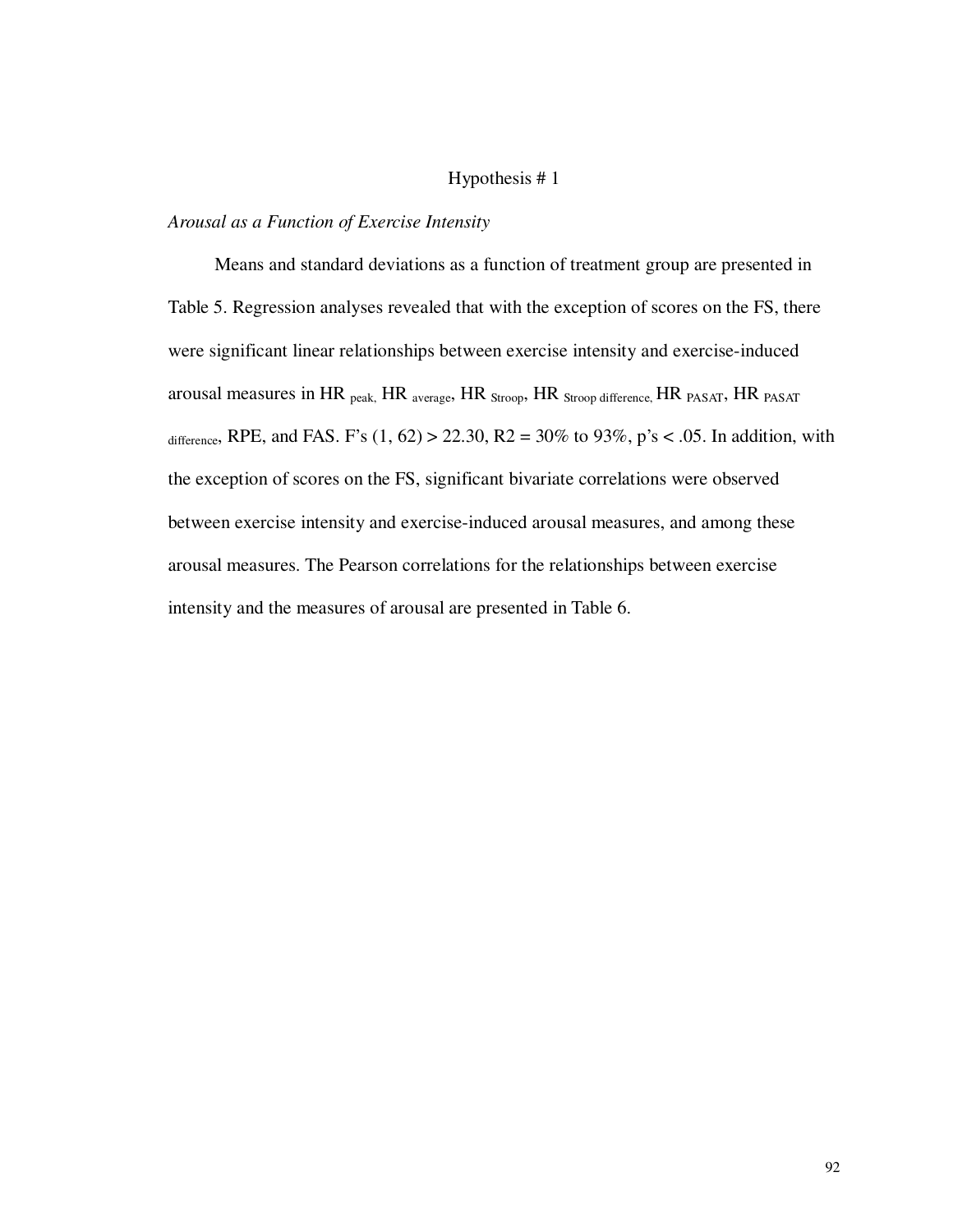## Hypothesis # 1

*Arousal as a Function of Exercise Intensity*

Means and standard deviations as a function of treatment group are presented in Table 5. Regression analyses revealed that with the exception of scores on the FS, there were significant linear relationships between exercise intensity and exercise-induced arousal measures in $HR_{peak}$, $HR_{average}$, $HR_{Stroop}$, $HR_{Stroop\ difference}$, $HR_{PASAT}$, $HR_{PASAT\ difference}$, RPE, and FAS. F's $(1, 62) > 22.30$, $R2 = 30\%$ to $93\%$, p's $< .05$. In addition, with the exception of scores on the FS, significant bivariate correlations were observed between exercise intensity and exercise-induced arousal measures, and among these arousal measures. The Pearson correlations for the relationships between exercise intensity and the measures of arousal are presented in Table 6.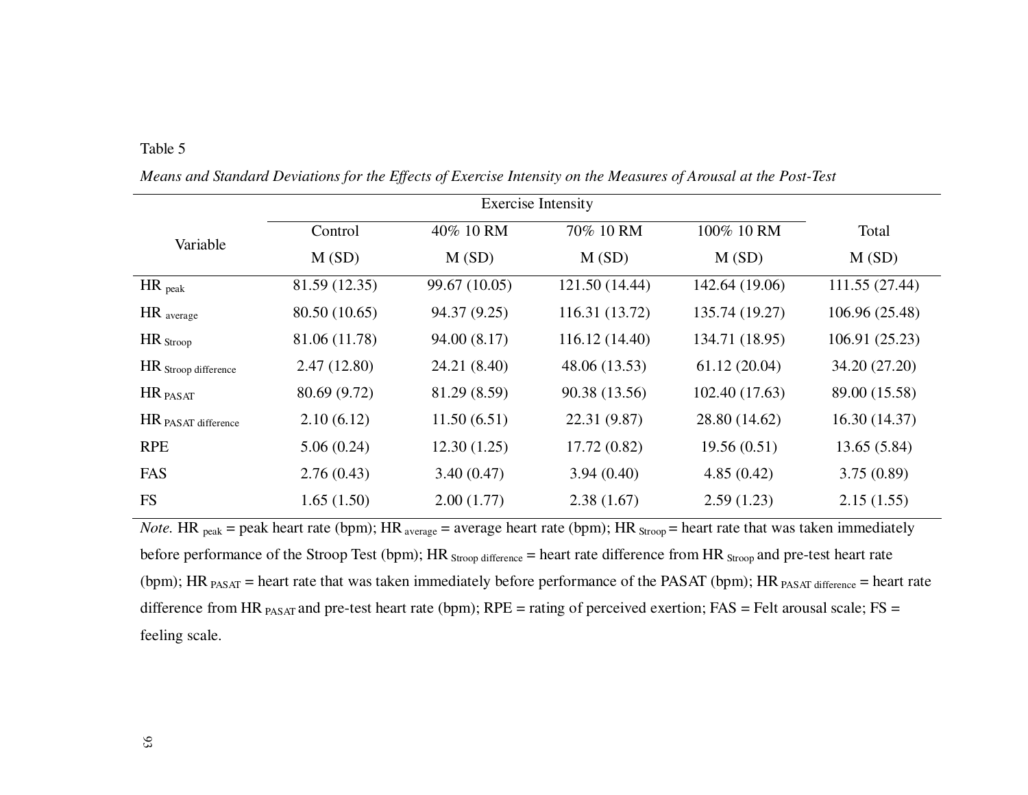Table 5

*Means and Standard Deviations for the Effects of Exercise Intensity on the Measures of Arousal at the Post-Test*

| Variable | Exercise Intensity | | | | Total |
|---|---|---|---|---|---|
| | Control | 40% 10 RM | 70% 10 RM | 100% 10 RM | |
| | M (SD) | M (SD) | M (SD) | M (SD) | M (SD) |
| HR $_{peak}$ | 81.59 (12.35) | 99.67 (10.05) | 121.50 (14.44) | 142.64 (19.06) | 111.55 (27.44) |
| HR $_{average}$ | 80.50 (10.65) | 94.37 (9.25) | 116.31 (13.72) | 135.74 (19.27) | 106.96 (25.48) |
| HR $_{Stroop}$ | 81.06 (11.78) | 94.00 (8.17) | 116.12 (14.40) | 134.71 (18.95) | 106.91 (25.23) |
| HR $_{Stroop\ difference}$ | 2.47 (12.80) | 24.21 (8.40) | 48.06 (13.53) | 61.12 (20.04) | 34.20 (27.20) |
| HR $_{PASAT}$ | 80.69 (9.72) | 81.29 (8.59) | 90.38 (13.56) | 102.40 (17.63) | 89.00 (15.58) |
| HR $_{PASAT\ difference}$ | 2.10 (6.12) | 11.50 (6.51) | 22.31 (9.87) | 28.80 (14.62) | 16.30 (14.37) |
| RPE | 5.06 (0.24) | 12.30 (1.25) | 17.72 (0.82) | 19.56 (0.51) | 13.65 (5.84) |
| FAS | 2.76 (0.43) | 3.40 (0.47) | 3.94 (0.40) | 4.85 (0.42) | 3.75 (0.89) |
| FS | 1.65 (1.50) | 2.00 (1.77) | 2.38 (1.67) | 2.59 (1.23) | 2.15 (1.55) |

*Note.* HR $_{peak}$ = peak heart rate (bpm); HR $_{average}$ = average heart rate (bpm); HR $_{Stroop}$ = heart rate that was taken immediately before performance of the Stroop Test (bpm); HR $_{Stroop\ difference}$ = heart rate difference from HR $_{Stroop}$ and pre-test heart rate (bpm); HR $_{PASAT}$ = heart rate that was taken immediately before performance of the PASAT (bpm); HR $_{PASAT\ difference}$ = heart rate difference from HR $_{PASAT}$ and pre-test heart rate (bpm); RPE = rating of perceived exertion; FAS = Felt arousal scale; FS = feeling scale.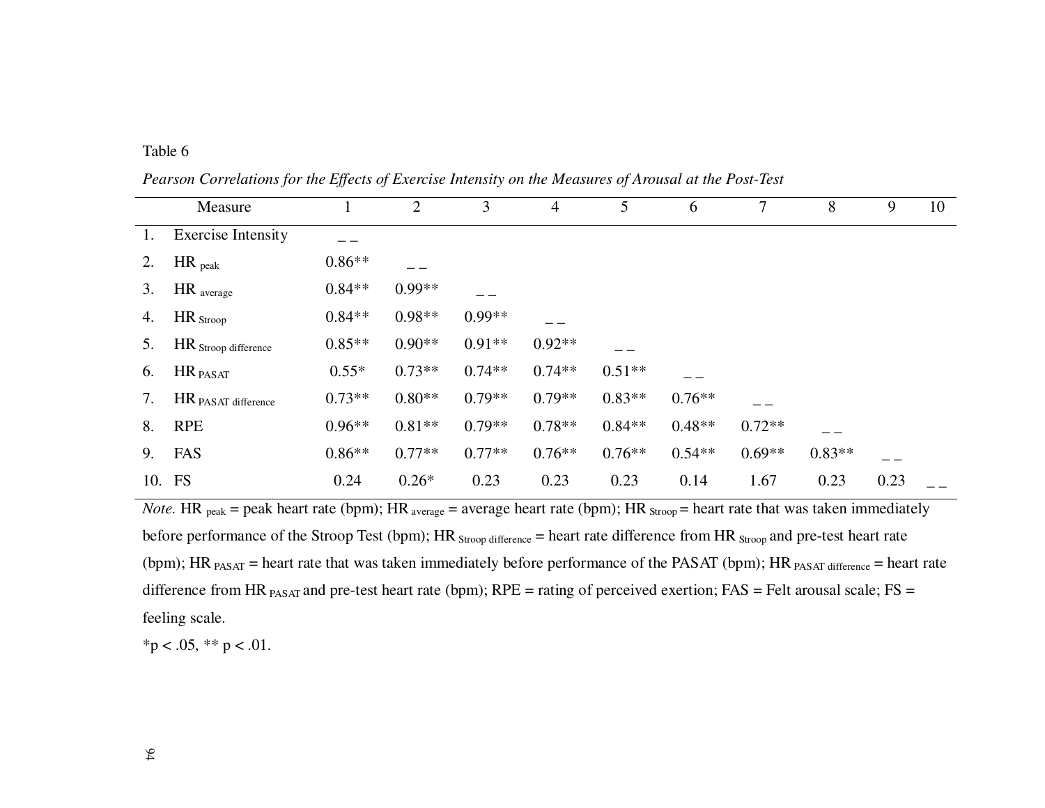Table 6

*Pearson Correlations for the Effects of Exercise Intensity on the Measures of Arousal at the Post-Test*

| Measure | 1 | 2 | 3 | 4 | 5 | 6 | 7 | 8 | 9 | 10 |
|---|---|---|---|---|---|---|---|---|---|---|
| 1. Exercise Intensity | _ _ | | | | | | | | | |
| 2. HR $_{peak}$ | 0.86** | _ _ | | | | | | | | |
| 3. HR $_{average}$ | 0.84** | 0.99** | _ _ | | | | | | | |
| 4. HR $_{Stroop}$ | 0.84** | 0.98** | 0.99** | _ _ | | | | | | |
| 5. HR $_{Stroop\ difference}$ | 0.85** | 0.90** | 0.91** | 0.92** | _ _ | | | | | |
| 6. HR $_{PASAT}$ | 0.55* | 0.73** | 0.74** | 0.74** | 0.51** | _ _ | | | | |
| 7. HR $_{PASAT\ difference}$ | 0.73** | 0.80** | 0.79** | 0.79** | 0.83** | 0.76** | _ _ | | | |
| 8. RPE | 0.96** | 0.81** | 0.79** | 0.78** | 0.84** | 0.48** | 0.72** | _ _ | | |
| 9. FAS | 0.86** | 0.77** | 0.77** | 0.76** | 0.76** | 0.54** | 0.69** | 0.83** | _ _ | |
| 10. FS | 0.24 | 0.26* | 0.23 | 0.23 | 0.23 | 0.14 | 1.67 | 0.23 | 0.23 | _ _ |

*Note.* HR $_{peak}$ = peak heart rate (bpm); HR $_{average}$ = average heart rate (bpm); HR $_{Stroop}$ = heart rate that was taken immediately before performance of the Stroop Test (bpm); HR $_{Stroop\ difference}$ = heart rate difference from HR $_{Stroop}$ and pre-test heart rate (bpm); HR $_{PASAT}$ = heart rate that was taken immediately before performance of the PASAT (bpm); HR $_{PASAT\ difference}$ = heart rate difference from HR $_{PASAT}$ and pre-test heart rate (bpm); RPE = rating of perceived exertion; FAS = Felt arousal scale; FS = feeling scale.

*$p < .05$, ** $p < .01$.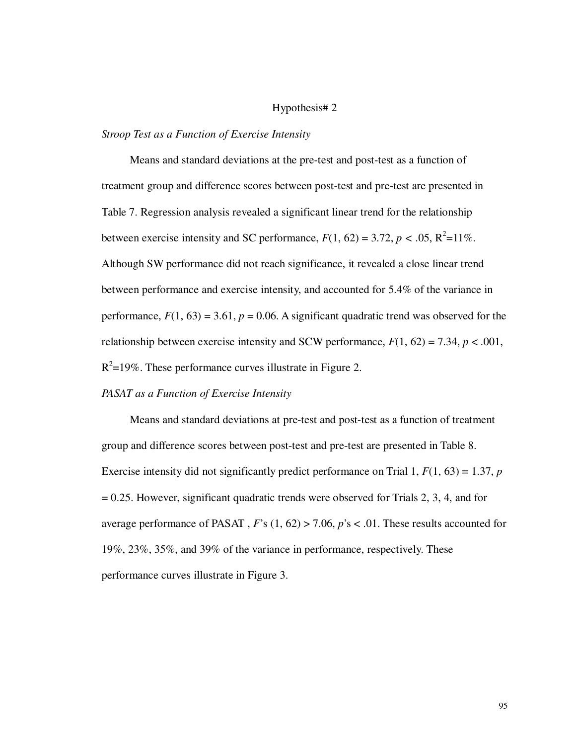Hypothesis# 2

*Stroop Test as a Function of Exercise Intensity*

Means and standard deviations at the pre-test and post-test as a function of treatment group and difference scores between post-test and pre-test are presented in Table 7. Regression analysis revealed a significant linear trend for the relationship between exercise intensity and SC performance, $F(1, 62) = 3.72$, $p < .05$, $R^2$=11%. Although SW performance did not reach significance, it revealed a close linear trend between performance and exercise intensity, and accounted for 5.4% of the variance in performance, $F(1, 63) = 3.61$, $p = 0.06$. A significant quadratic trend was observed for the relationship between exercise intensity and SCW performance, $F(1, 62) = 7.34$, $p < .001$, $R^2$=19%. These performance curves illustrate in Figure 2.

*PASAT as a Function of Exercise Intensity*

Means and standard deviations at pre-test and post-test as a function of treatment group and difference scores between post-test and pre-test are presented in Table 8. Exercise intensity did not significantly predict performance on Trial 1, $F(1, 63) = 1.37$, $p = 0.25$. However, significant quadratic trends were observed for Trials 2, 3, 4, and for average performance of PASAT , $F$'s $(1, 62) > 7.06$, $p$'s $< .01$. These results accounted for 19%, 23%, 35%, and 39% of the variance in performance, respectively. These performance curves illustrate in Figure 3.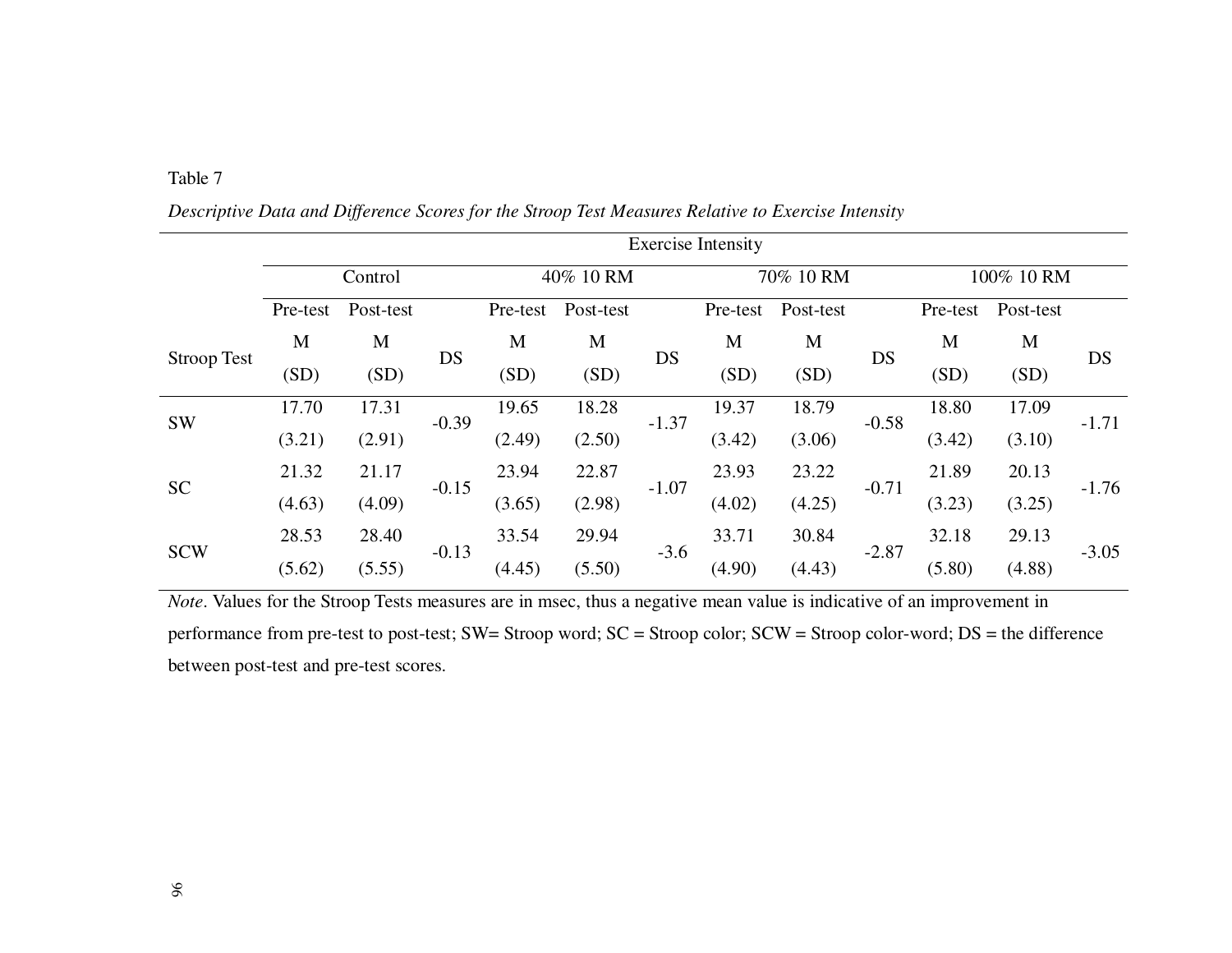Table 7

*Descriptive Data and Difference Scores for the Stroop Test Measures Relative to Exercise Intensity*

| | Exercise Intensity | | | | | | | | | | | |
|---|---|---|---|---|---|---|---|---|---|---|---|---|
| | Control | | | 40% 10 RM | | | 70% 10 RM | | | 100% 10 RM | | |
| | Pre-test | Post-test | | Pre-test | Post-test | | Pre-test | Post-test | | Pre-test | Post-test | |
| Stroop Test | M (SD) | M (SD) | DS | M (SD) | M (SD) | DS | M (SD) | M (SD) | DS | M (SD) | M (SD) | DS |
| SW | 17.70 (3.21) | 17.31 (2.91) | -0.39 | 19.65 (2.49) | 18.28 (2.50) | -1.37 | 19.37 (3.42) | 18.79 (3.06) | -0.58 | 18.80 (3.42) | 17.09 (3.10) | -1.71 |
| SC | 21.32 (4.63) | 21.17 (4.09) | -0.15 | 23.94 (3.65) | 22.87 (2.98) | -1.07 | 23.93 (4.02) | 23.22 (4.25) | -0.71 | 21.89 (3.23) | 20.13 (3.25) | -1.76 |
| SCW | 28.53 (5.62) | 28.40 (5.55) | -0.13 | 33.54 (4.45) | 29.94 (5.50) | -3.6 | 33.71 (4.90) | 30.84 (4.43) | -2.87 | 32.18 (5.80) | 29.13 (4.88) | -3.05 |

*Note*. Values for the Stroop Tests measures are in msec, thus a negative mean value is indicative of an improvement in performance from pre-test to post-test; SW= Stroop word; SC = Stroop color; SCW = Stroop color-word; DS = the difference between post-test and pre-test scores.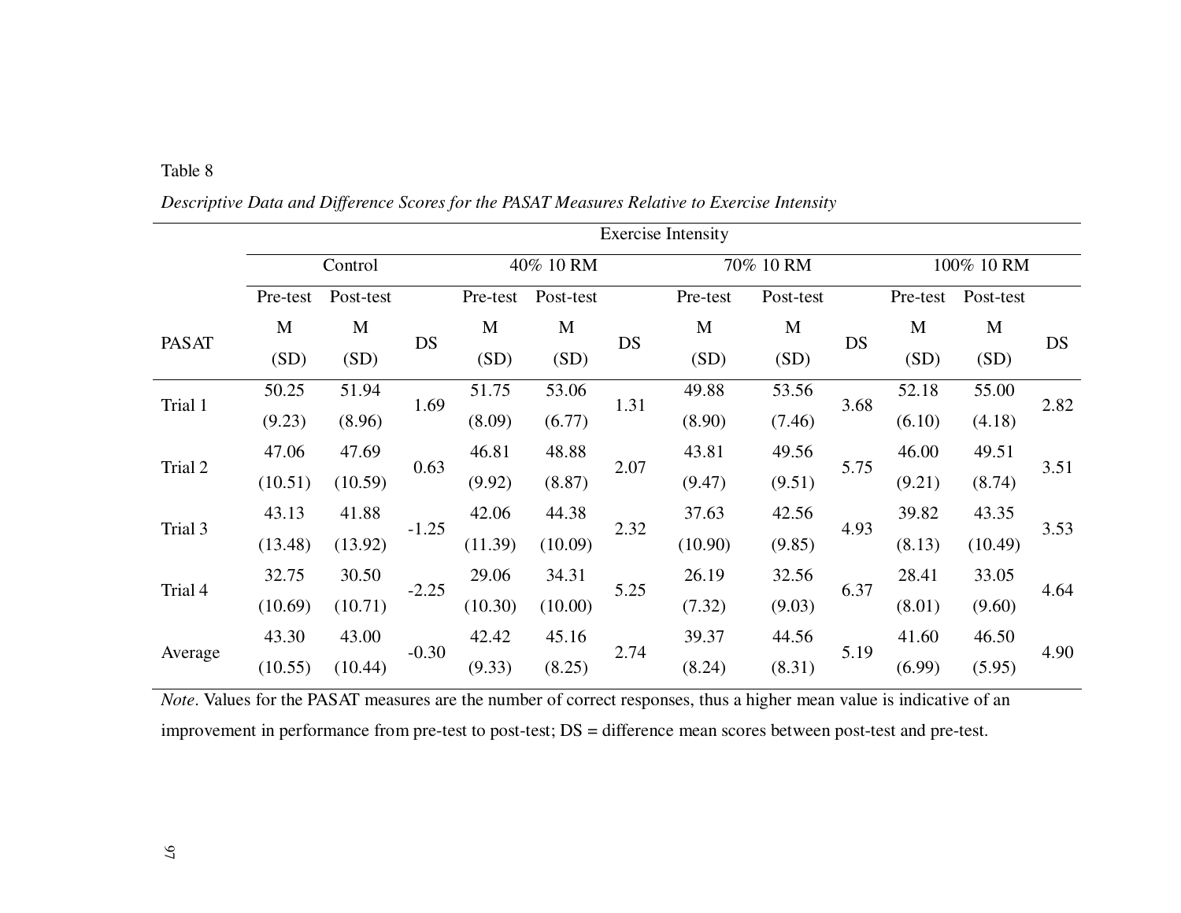Table 8

*Descriptive Data and Difference Scores for the PASAT Measures Relative to Exercise Intensity*

| PASAT | Exercise Intensity | | | | | | | | | | | |
|---|---|---|---|---|---|---|---|---|---|---|---|---|
| | Control | | | 40% 10 RM | | | 70% 10 RM | | | 100% 10 RM | | |
| | Pre-test M (SD) | Post-test M (SD) | DS | Pre-test M (SD) | Post-test M (SD) | DS | Pre-test M (SD) | Post-test M (SD) | DS | Pre-test M (SD) | Post-test M (SD) | DS |
| Trial 1 | 50.25 (9.23) | 51.94 (8.96) | 1.69 | 51.75 (8.09) | 53.06 (6.77) | 1.31 | 49.88 (8.90) | 53.56 (7.46) | 3.68 | 52.18 (6.10) | 55.00 (4.18) | 2.82 |
| Trial 2 | 47.06 (10.51) | 47.69 (10.59) | 0.63 | 46.81 (9.92) | 48.88 (8.87) | 2.07 | 43.81 (9.47) | 49.56 (9.51) | 5.75 | 46.00 (9.21) | 49.51 (8.74) | 3.51 |
| Trial 3 | 43.13 (13.48) | 41.88 (13.92) | -1.25 | 42.06 (11.39) | 44.38 (10.09) | 2.32 | 37.63 (10.90) | 42.56 (9.85) | 4.93 | 39.82 (8.13) | 43.35 (10.49) | 3.53 |
| Trial 4 | 32.75 (10.69) | 30.50 (10.71) | -2.25 | 29.06 (10.30) | 34.31 (10.00) | 5.25 | 26.19 (7.32) | 32.56 (9.03) | 6.37 | 28.41 (8.01) | 33.05 (9.60) | 4.64 |
| Average | 43.30 (10.55) | 43.00 (10.44) | -0.30 | 42.42 (9.33) | 45.16 (8.25) | 2.74 | 39.37 (8.24) | 44.56 (8.31) | 5.19 | 41.60 (6.99) | 46.50 (5.95) | 4.90 |

*Note*. Values for the PASAT measures are the number of correct responses, thus a higher mean value is indicative of an improvement in performance from pre-test to post-test; DS = difference mean scores between post-test and pre-test.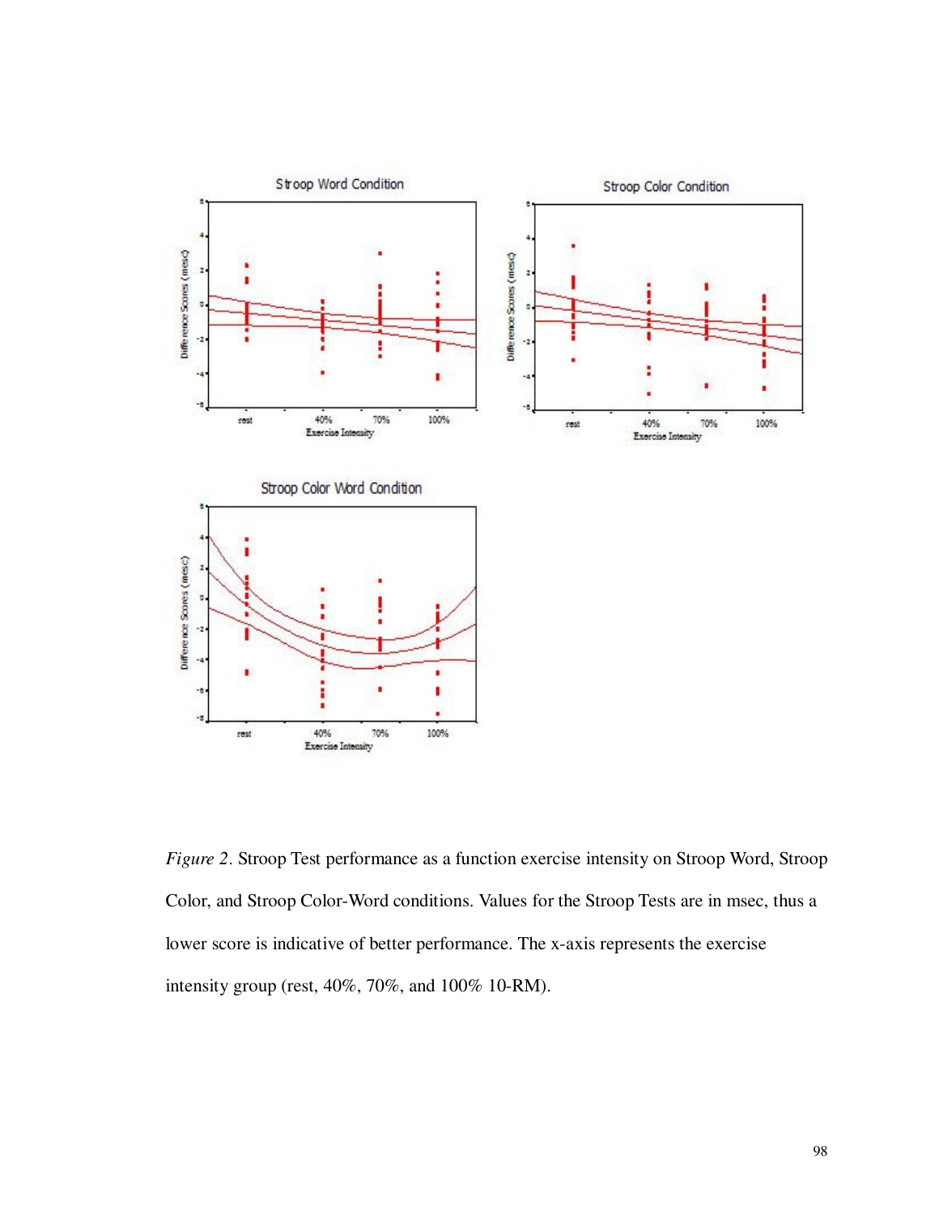*Figure 2*. Stroop Test performance as a function exercise intensity on Stroop Word, Stroop Color, and Stroop Color-Word conditions. Values for the Stroop Tests are in msec, thus a lower score is indicative of better performance. The x-axis represents the exercise intensity group (rest, 40%, 70%, and 100% 10-RM).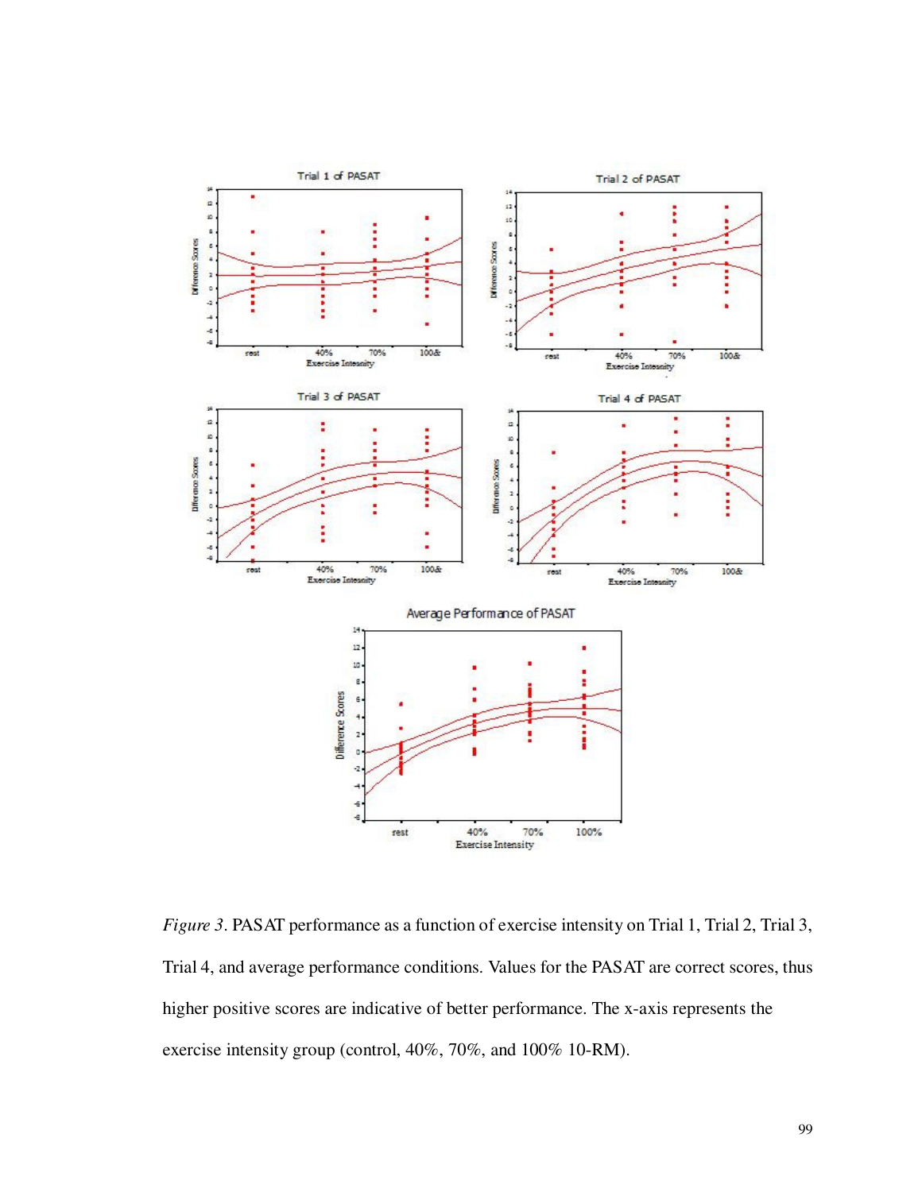*Figure 3*. PASAT performance as a function of exercise intensity on Trial 1, Trial 2, Trial 3, Trial 4, and average performance conditions. Values for the PASAT are correct scores, thus higher positive scores are indicative of better performance. The x-axis represents the exercise intensity group (control, 40%, 70%, and 100% 10-RM).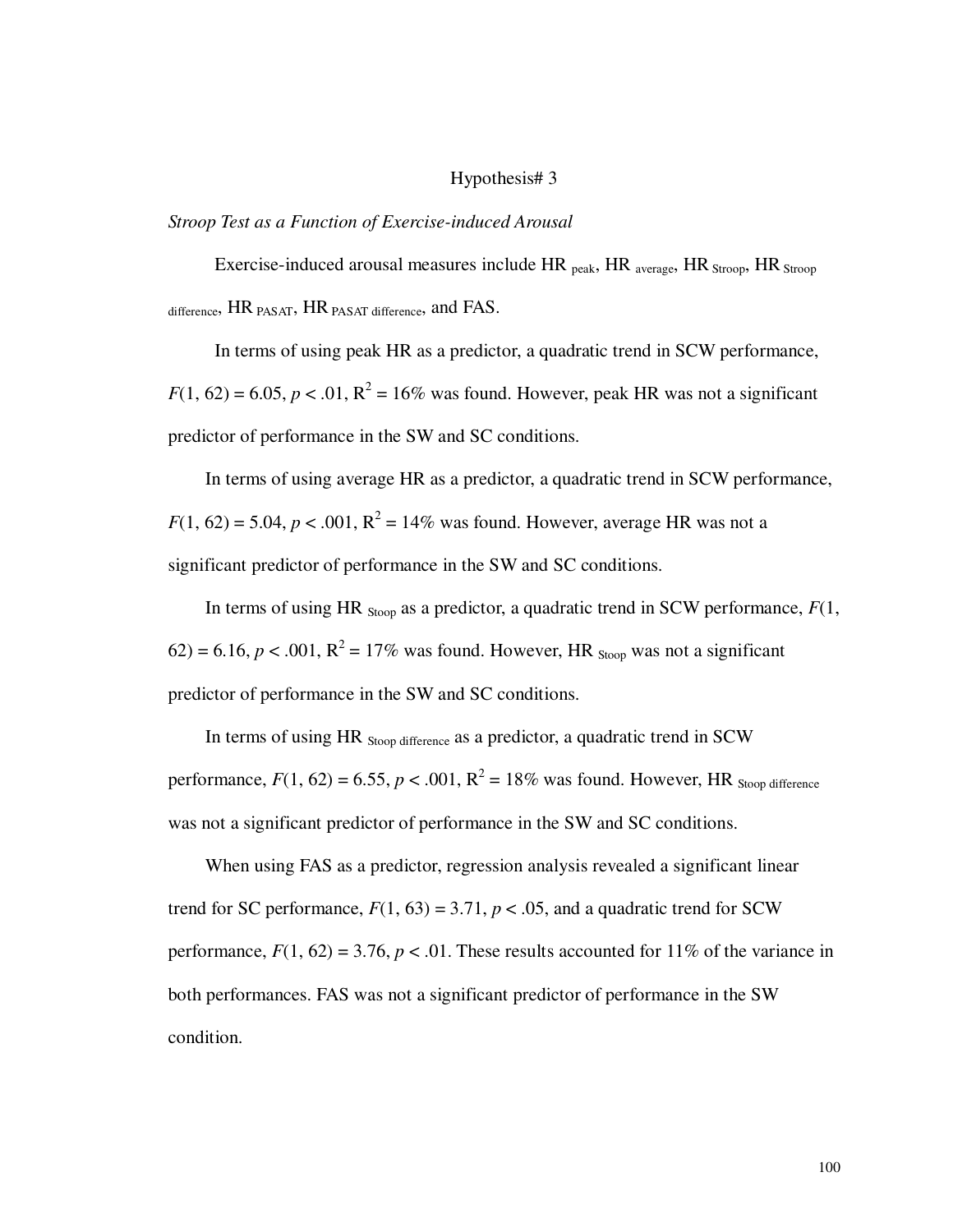## Hypothesis# 3

*Stroop Test as a Function of Exercise-induced Arousal*

Exercise-induced arousal measures include $HR_{peak}$, $HR_{average}$, $HR_{Stroop}$, $HR_{Stroop\ difference}$, $HR_{PASAT}$, $HR_{PASAT\ difference}$, and FAS.

In terms of using peak HR as a predictor, a quadratic trend in SCW performance, $F(1, 62) = 6.05$, $p < .01$, $R^2 = 16\%$ was found. However, peak HR was not a significant predictor of performance in the SW and SC conditions.

In terms of using average HR as a predictor, a quadratic trend in SCW performance, $F(1, 62) = 5.04$, $p < .001$, $R^2 = 14\%$ was found. However, average HR was not a significant predictor of performance in the SW and SC conditions.

In terms of using $HR_{Stroop}$ as a predictor, a quadratic trend in SCW performance, $F(1, 62) = 6.16$, $p < .001$, $R^2 = 17\%$ was found. However, $HR_{Stroop}$ was not a significant predictor of performance in the SW and SC conditions.

In terms of using $HR_{Stroop\ difference}$ as a predictor, a quadratic trend in SCW performance, $F(1, 62) = 6.55$, $p < .001$, $R^2 = 18\%$ was found. However, $HR_{Stroop\ difference}$ was not a significant predictor of performance in the SW and SC conditions.

When using FAS as a predictor, regression analysis revealed a significant linear trend for SC performance, $F(1, 63) = 3.71$, $p < .05$, and a quadratic trend for SCW performance, $F(1, 62) = 3.76$, $p < .01$. These results accounted for 11% of the variance in both performances. FAS was not a significant predictor of performance in the SW condition.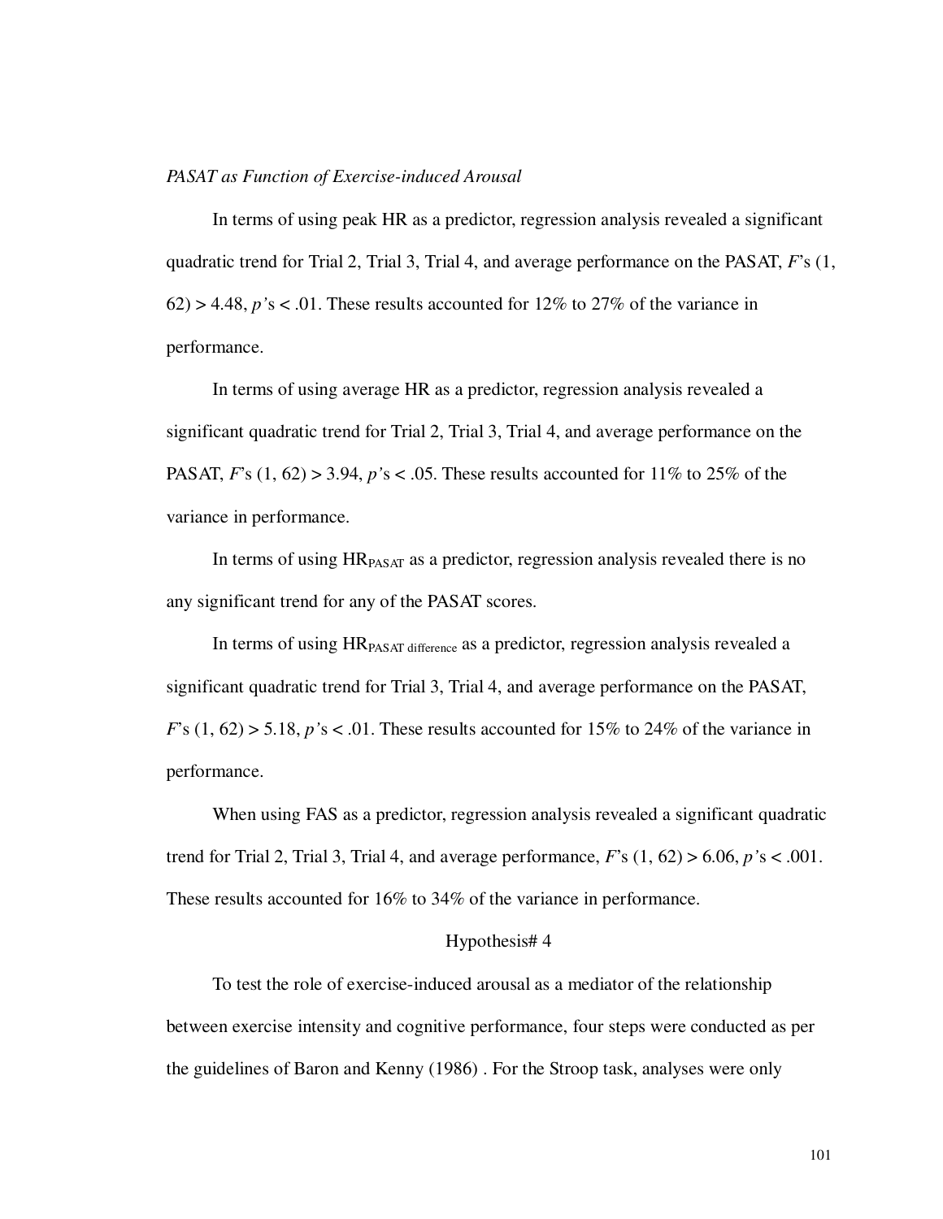*PASAT as Function of Exercise-induced Arousal*

In terms of using peak HR as a predictor, regression analysis revealed a significant quadratic trend for Trial 2, Trial 3, Trial 4, and average performance on the PASAT, $F$'s (1, 62) > 4.48, $p$'s < .01. These results accounted for 12% to 27% of the variance in performance.

In terms of using average HR as a predictor, regression analysis revealed a significant quadratic trend for Trial 2, Trial 3, Trial 4, and average performance on the PASAT, $F$'s (1, 62) > 3.94, $p$'s < .05. These results accounted for 11% to 25% of the variance in performance.

In terms of using $HR_{PASAT}$ as a predictor, regression analysis revealed there is no any significant trend for any of the PASAT scores.

In terms of using $HR_{PASAT\ difference}$ as a predictor, regression analysis revealed a significant quadratic trend for Trial 3, Trial 4, and average performance on the PASAT, $F$'s (1, 62) > 5.18, $p$'s < .01. These results accounted for 15% to 24% of the variance in performance.

When using FAS as a predictor, regression analysis revealed a significant quadratic trend for Trial 2, Trial 3, Trial 4, and average performance, $F$'s (1, 62) > 6.06, $p$'s < .001. These results accounted for 16% to 34% of the variance in performance.

Hypothesis# 4

To test the role of exercise-induced arousal as a mediator of the relationship between exercise intensity and cognitive performance, four steps were conducted as per the guidelines of Baron and Kenny (1986) . For the Stroop task, analyses were only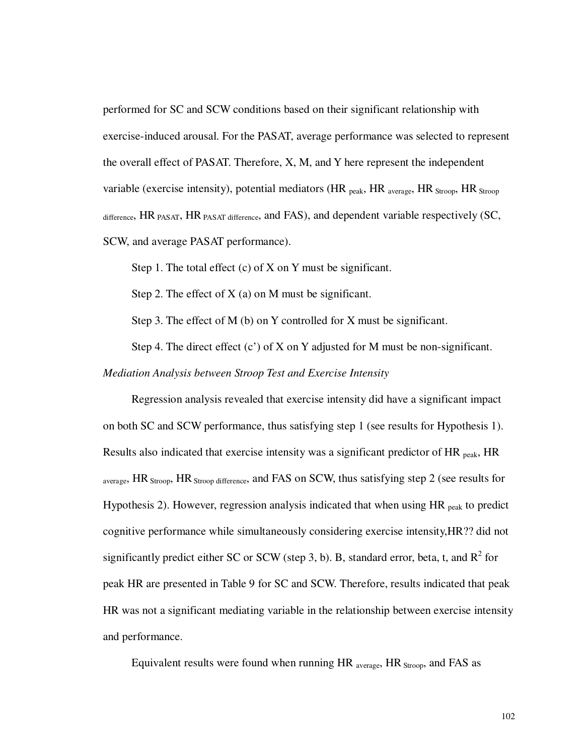performed for SC and SCW conditions based on their significant relationship with exercise-induced arousal. For the PASAT, average performance was selected to represent the overall effect of PASAT. Therefore, X, M, and Y here represent the independent variable (exercise intensity), potential mediators ($HR_{peak}$, $HR_{average}$, $HR_{Stroop}$, $HR_{Stroop\ difference}$, $HR_{PASAT}$, $HR_{PASAT\ difference}$, and FAS), and dependent variable respectively (SC, SCW, and average PASAT performance).

Step 1. The total effect (c) of X on Y must be significant.

Step 2. The effect of X (a) on M must be significant.

Step 3. The effect of M (b) on Y controlled for X must be significant.

Step 4. The direct effect (c') of X on Y adjusted for M must be non-significant.

*Mediation Analysis between Stroop Test and Exercise Intensity*

Regression analysis revealed that exercise intensity did have a significant impact on both SC and SCW performance, thus satisfying step 1 (see results for Hypothesis 1). Results also indicated that exercise intensity was a significant predictor of $HR_{peak}$, $HR_{average}$, $HR_{Stroop}$, $HR_{Stroop\ difference}$, and FAS on SCW, thus satisfying step 2 (see results for Hypothesis 2). However, regression analysis indicated that when using $HR_{peak}$ to predict cognitive performance while simultaneously considering exercise intensity,HR?? did not significantly predict either SC or SCW (step 3, b). B, standard error, beta, t, and $R^2$ for peak HR are presented in Table 9 for SC and SCW. Therefore, results indicated that peak HR was not a significant mediating variable in the relationship between exercise intensity and performance.

Equivalent results were found when running $HR_{average}$, $HR_{Stroop}$, and FAS as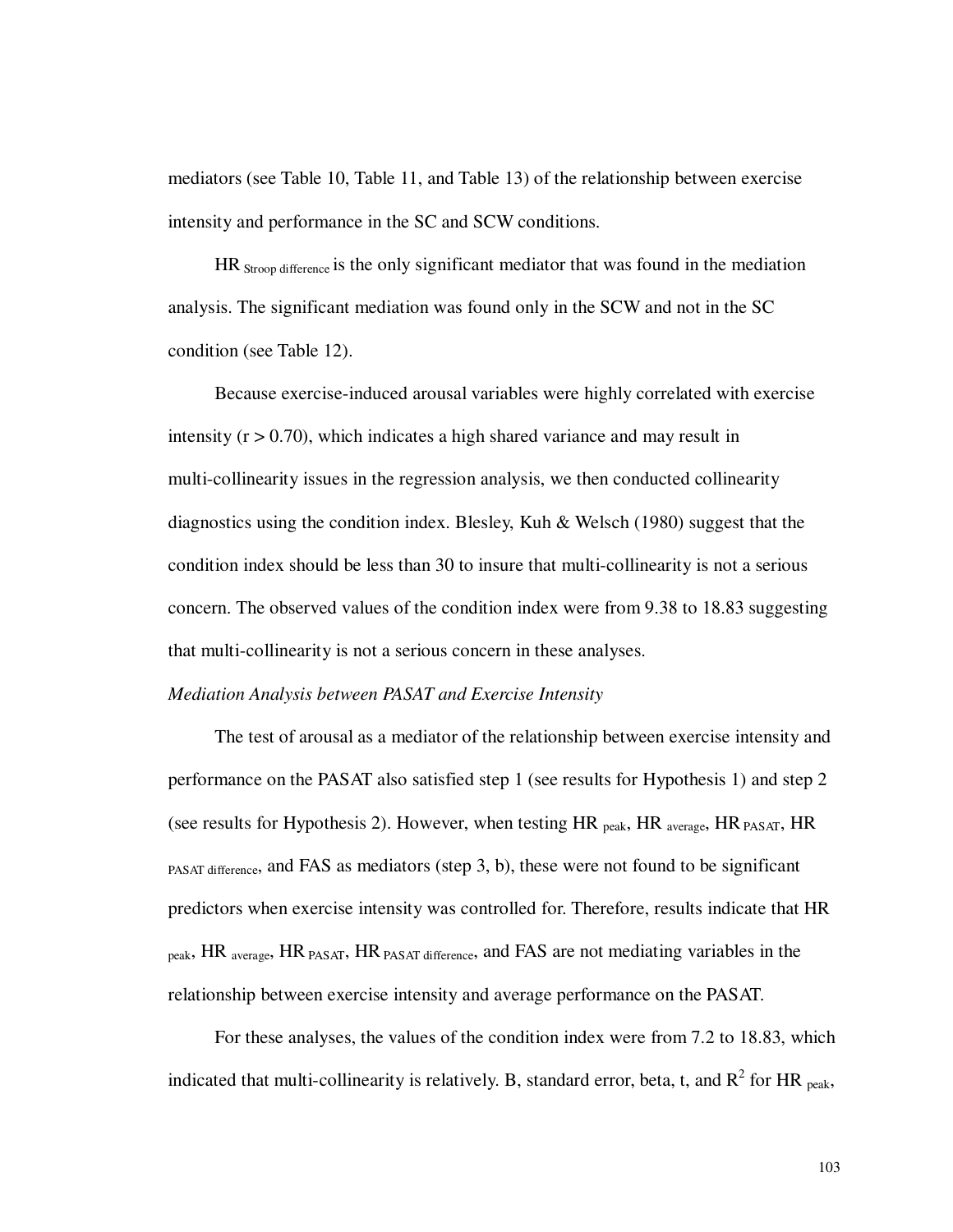mediators (see Table 10, Table 11, and Table 13) of the relationship between exercise intensity and performance in the SC and SCW conditions.

$HR_{Stroop\ difference}$ is the only significant mediator that was found in the mediation analysis. The significant mediation was found only in the SCW and not in the SC condition (see Table 12).

Because exercise-induced arousal variables were highly correlated with exercise intensity ($r > 0.70$), which indicates a high shared variance and may result in multi-collinearity issues in the regression analysis, we then conducted collinearity diagnostics using the condition index. Blesley, Kuh & Welsch (1980) suggest that the condition index should be less than 30 to insure that multi-collinearity is not a serious concern. The observed values of the condition index were from 9.38 to 18.83 suggesting that multi-collinearity is not a serious concern in these analyses.

*Mediation Analysis between PASAT and Exercise Intensity*

The test of arousal as a mediator of the relationship between exercise intensity and performance on the PASAT also satisfied step 1 (see results for Hypothesis 1) and step 2 (see results for Hypothesis 2). However, when testing $HR_{peak}$, $HR_{average}$, $HR_{PASAT}$, $HR_{PASAT\ difference}$, and FAS as mediators (step 3, b), these were not found to be significant predictors when exercise intensity was controlled for. Therefore, results indicate that $HR_{peak}$, $HR_{average}$, $HR_{PASAT}$, $HR_{PASAT\ difference}$, and FAS are not mediating variables in the relationship between exercise intensity and average performance on the PASAT.

For these analyses, the values of the condition index were from 7.2 to 18.83, which indicated that multi-collinearity is relatively. B, standard error, beta, t, and $R^2$ for $HR_{peak}$,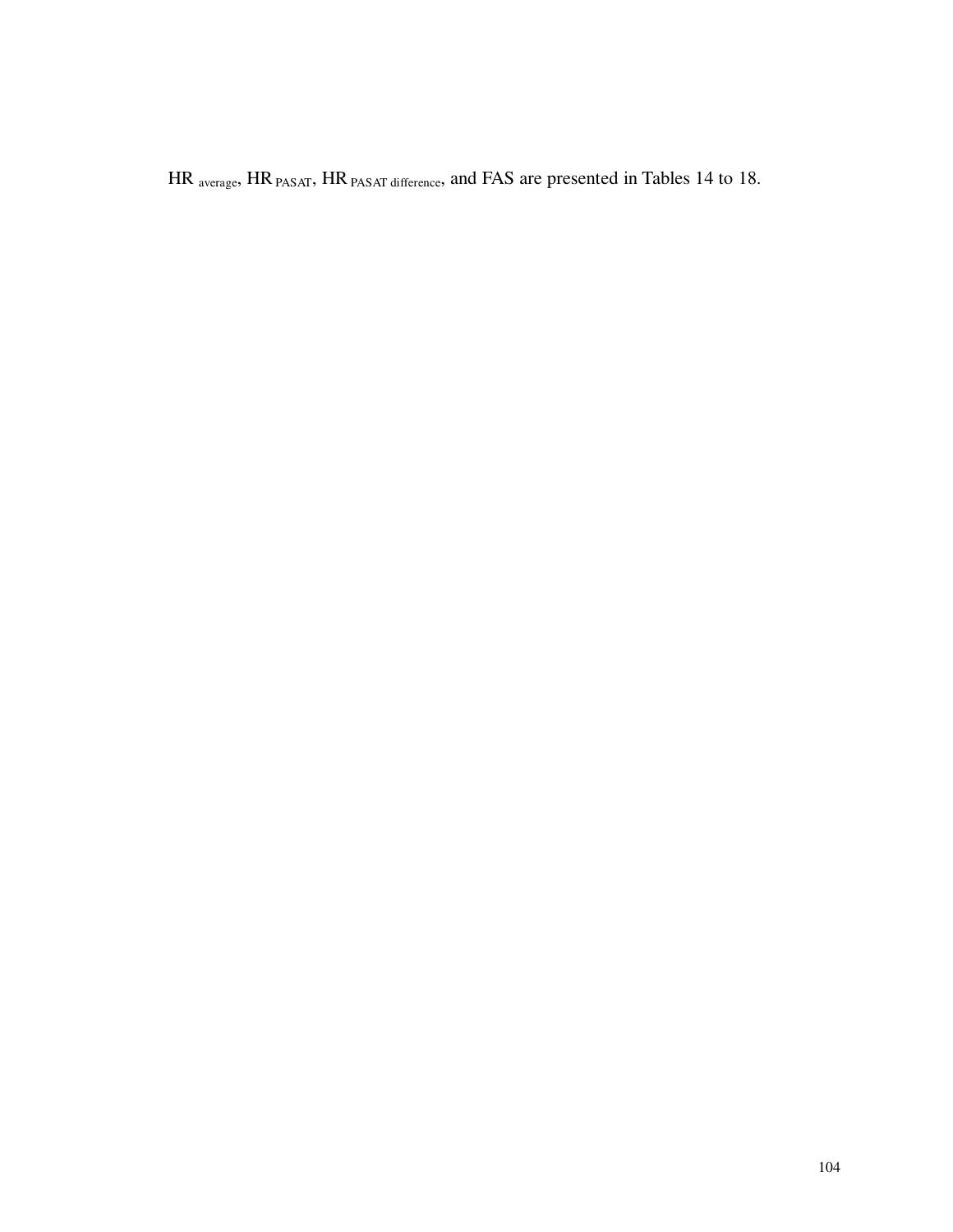$HR_{average}$, $HR_{PASAT}$, $HR_{PASAT\ difference}$, and FAS are presented in Tables 14 to 18.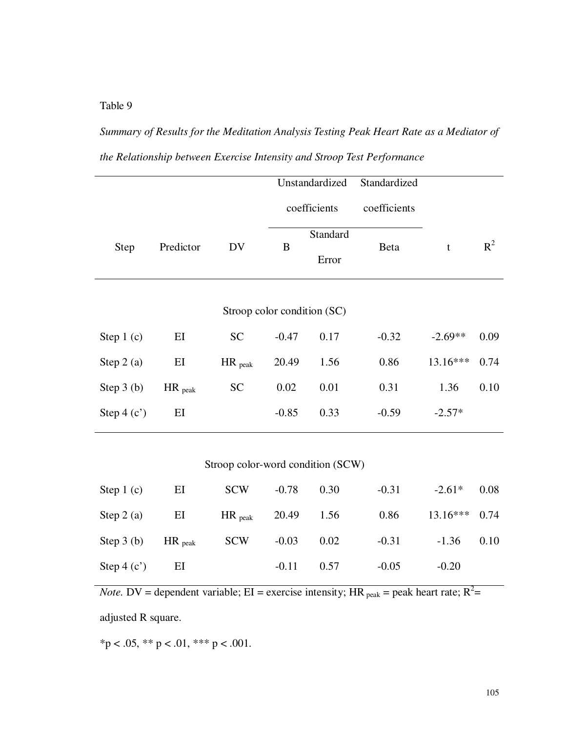Table 9

*Summary of Results for the Meditation Analysis Testing Peak Heart Rate as a Mediator of the Relationship between Exercise Intensity and Stroop Test Performance*

| Step | Predictor | DV | Unstandardized coefficients | | Standardized coefficients | t | $R^2$ |
|---|---|---|---|---|---|---|---|
| | | | B | Standard Error | Beta | | |
| **Stroop color condition (SC)** | | | | | | | |
| Step 1 (c) | EI | SC | -0.47 | 0.17 | -0.32 | -2.69** | 0.09 |
| Step 2 (a) | EI | $HR_{peak}$ | 20.49 | 1.56 | 0.86 | 13.16*** | 0.74 |
| Step 3 (b) | $HR_{peak}$ | SC | 0.02 | 0.01 | 0.31 | 1.36 | 0.10 |
| Step 4 (c') | EI | | -0.85 | 0.33 | -0.59 | -2.57* | |
| **Stroop color-word condition (SCW)** | | | | | | | |
| Step 1 (c) | EI | SCW | -0.78 | 0.30 | -0.31 | -2.61* | 0.08 |
| Step 2 (a) | EI | $HR_{peak}$ | 20.49 | 1.56 | 0.86 | 13.16*** | 0.74 |
| Step 3 (b) | $HR_{peak}$ | SCW | -0.03 | 0.02 | -0.31 | -1.36 | 0.10 |
| Step 4 (c') | EI | | -0.11 | 0.57 | -0.05 | -0.20 | |

*Note.* DV = dependent variable; EI = exercise intensity; $HR_{peak}$ = peak heart rate; $R^2$= adjusted R square.

*p < .05, ** p < .01, *** p < .001.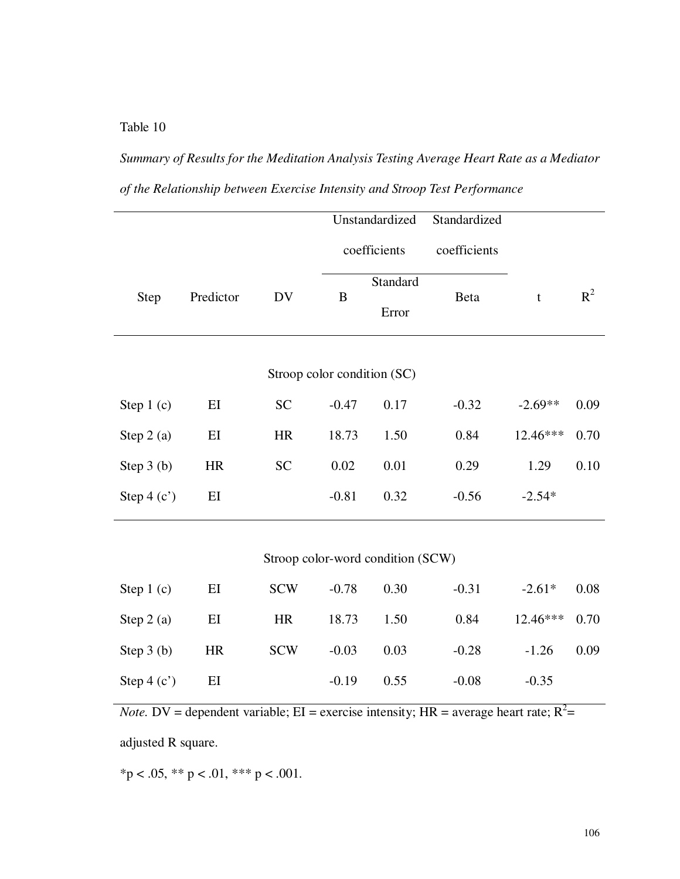Table 10

*Summary of Results for the Meditation Analysis Testing Average Heart Rate as a Mediator of the Relationship between Exercise Intensity and Stroop Test Performance*

| Step | Predictor | DV | Unstandardized coefficients | | Standardized coefficients | t | $R^2$ |
|---|---|---|---|---|---|---|---|
| | | | B | Standard Error | Beta | | |
| | | | **Stroop color condition (SC)** | | | | |
| Step 1 (c) | EI | SC | -0.47 | 0.17 | -0.32 | -2.69** | 0.09 |
| Step 2 (a) | EI | HR | 18.73 | 1.50 | 0.84 | 12.46*** | 0.70 |
| Step 3 (b) | HR | SC | 0.02 | 0.01 | 0.29 | 1.29 | 0.10 |
| Step 4 (c') | EI | | -0.81 | 0.32 | -0.56 | -2.54* | |
| | | | **Stroop color-word condition (SCW)** | | | | |
| Step 1 (c) | EI | SCW | -0.78 | 0.30 | -0.31 | -2.61* | 0.08 |
| Step 2 (a) | EI | HR | 18.73 | 1.50 | 0.84 | 12.46*** | 0.70 |
| Step 3 (b) | HR | SCW | -0.03 | 0.03 | -0.28 | -1.26 | 0.09 |
| Step 4 (c') | EI | | -0.19 | 0.55 | -0.08 | -0.35 | |

*Note.* DV = dependent variable; EI = exercise intensity; HR = average heart rate; $R^2$= adjusted R square.

*p < .05, ** p < .01, *** p < .001.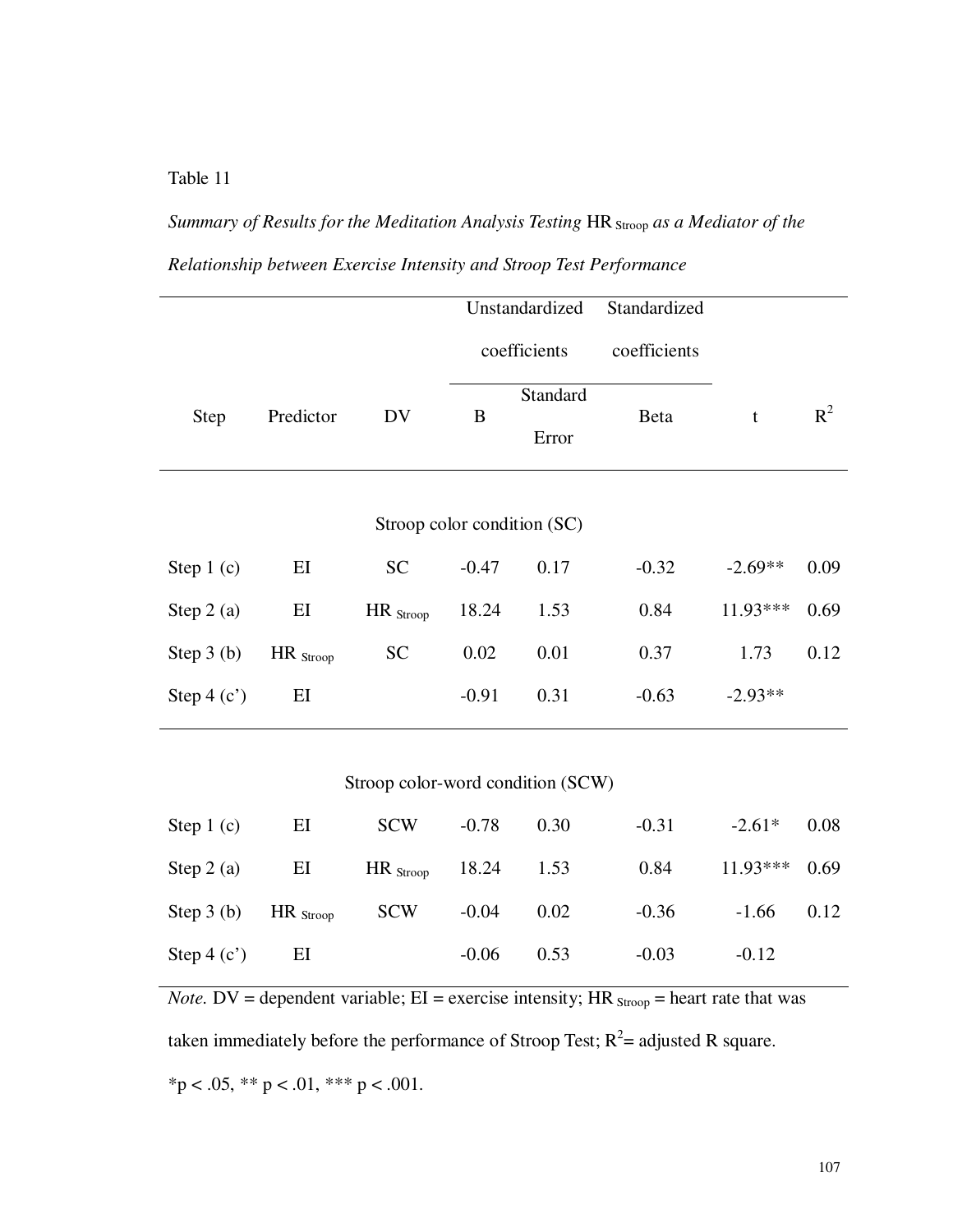Table 11

*Summary of Results for the Meditation Analysis Testing* HR $_{Stroop}$ *as a Mediator of the Relationship between Exercise Intensity and Stroop Test Performance*

| Step | Predictor | DV | Unstandardized coefficients | | Standardized coefficients | t | $R^2$ |
|---|---|---|---|---|---|---|---|
| | | | B | Standard Error | Beta | | |
| **Stroop color condition (SC)** | | | | | | | |
| Step 1 (c) | EI | SC | -0.47 | 0.17 | -0.32 | -2.69** | 0.09 |
| Step 2 (a) | EI | HR $_{Stroop}$ | 18.24 | 1.53 | 0.84 | 11.93*** | 0.69 |
| Step 3 (b) | HR $_{Stroop}$ | SC | 0.02 | 0.01 | 0.37 | 1.73 | 0.12 |
| Step 4 (c') | EI | | -0.91 | 0.31 | -0.63 | -2.93** | |
| **Stroop color-word condition (SCW)** | | | | | | | |
| Step 1 (c) | EI | SCW | -0.78 | 0.30 | -0.31 | -2.61* | 0.08 |
| Step 2 (a) | EI | HR $_{Stroop}$ | 18.24 | 1.53 | 0.84 | 11.93*** | 0.69 |
| Step 3 (b) | HR $_{Stroop}$ | SCW | -0.04 | 0.02 | -0.36 | -1.66 | 0.12 |
| Step 4 (c') | EI | | -0.06 | 0.53 | -0.03 | -0.12 | |

*Note.* DV = dependent variable; EI = exercise intensity; HR $_{Stroop}$ = heart rate that was taken immediately before the performance of Stroop Test; $R^2$= adjusted R square.

*p < .05, ** p < .01, *** p < .001.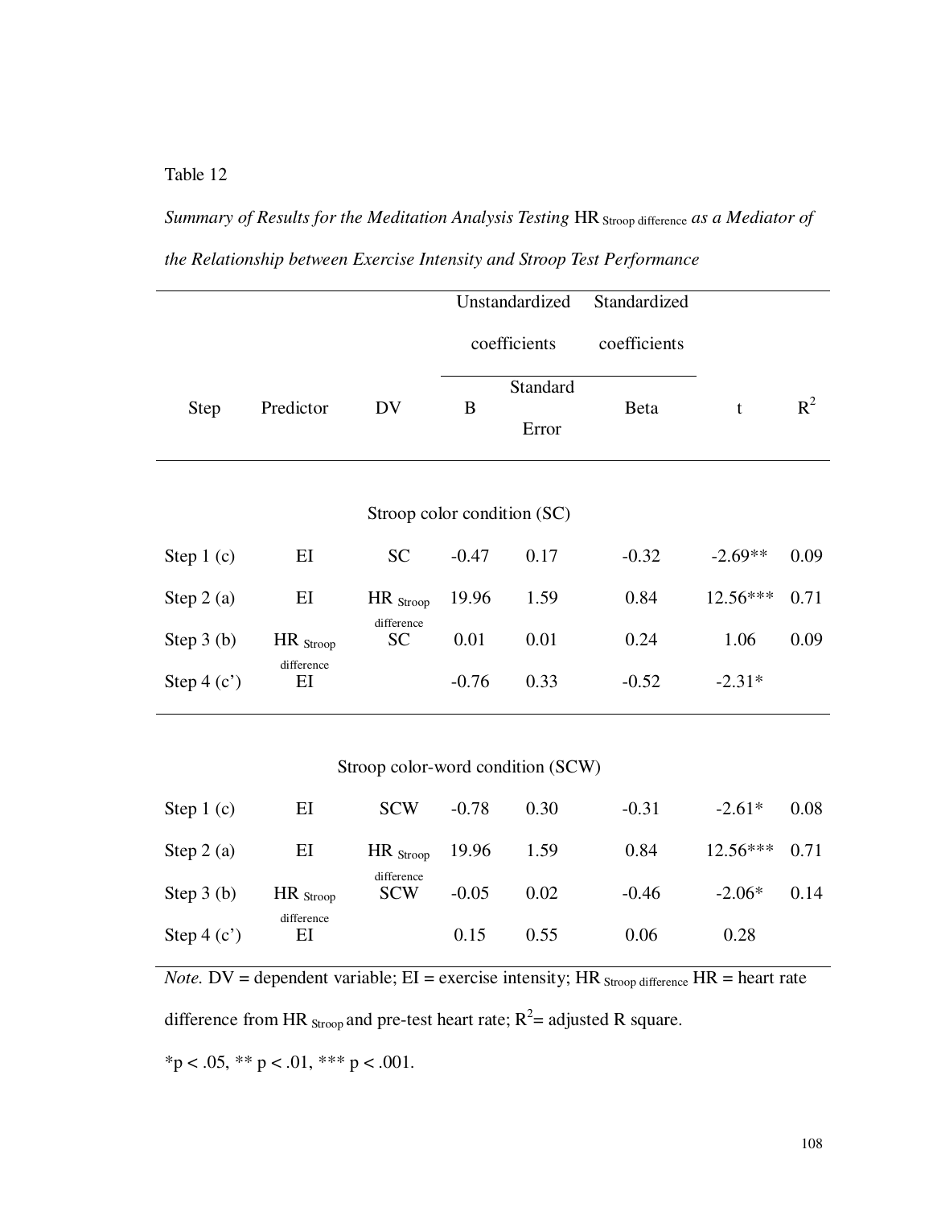Table 12

*Summary of Results for the Meditation Analysis Testing* HR $_{\text{Stroop difference}}$ *as a Mediator of the Relationship between Exercise Intensity and Stroop Test Performance*

| Step | Predictor | DV | Unstandardized coefficients | | Standardized coefficients | t | $R^2$ |
|---|---|---|---|---|---|---|---|
| | | | B | Standard Error | Beta | | |
| | | | **Stroop color condition (SC)** | | | | |
| Step 1 (c) | EI | SC | -0.47 | 0.17 | -0.32 | -2.69** | 0.09 |
| Step 2 (a) | EI | HR $_{\text{Stroop difference}}$ | 19.96 | 1.59 | 0.84 | 12.56*** | 0.71 |
| Step 3 (b) | HR $_{\text{Stroop difference}}$ | SC | 0.01 | 0.01 | 0.24 | 1.06 | 0.09 |
| Step 4 (c') | EI | | -0.76 | 0.33 | -0.52 | -2.31* | |
| | | | **Stroop color-word condition (SCW)** | | | | |
| Step 1 (c) | EI | SCW | -0.78 | 0.30 | -0.31 | -2.61* | 0.08 |
| Step 2 (a) | EI | HR $_{\text{Stroop difference}}$ | 19.96 | 1.59 | 0.84 | 12.56*** | 0.71 |
| Step 3 (b) | HR $_{\text{Stroop difference}}$ | SCW | -0.05 | 0.02 | -0.46 | -2.06* | 0.14 |
| Step 4 (c') | EI | | 0.15 | 0.55 | 0.06 | 0.28 | |

*Note.* DV = dependent variable; EI = exercise intensity; HR $_{\text{Stroop difference}}$ HR = heart rate difference from HR $_{\text{Stroop}}$ and pre-test heart rate; $R^2$= adjusted R square.

*$p < .05$, ** $p < .01$, *** $p < .001$.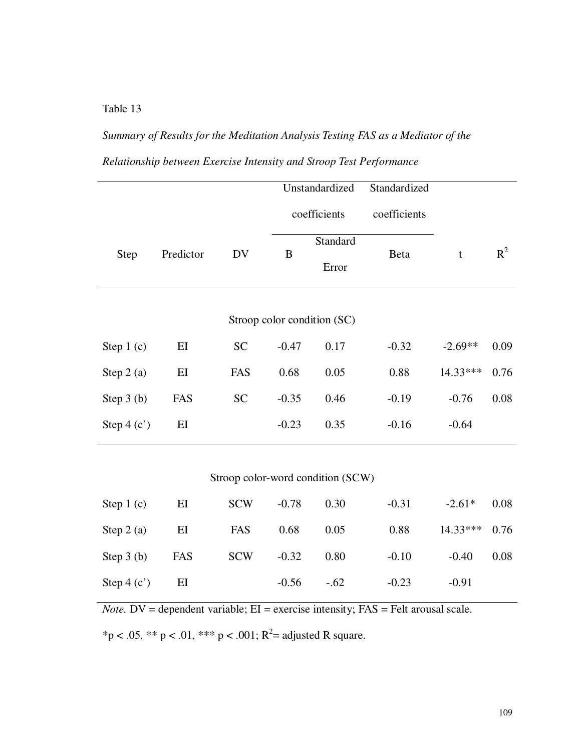Table 13

*Summary of Results for the Meditation Analysis Testing FAS as a Mediator of the Relationship between Exercise Intensity and Stroop Test Performance*

| Step | Predictor | DV | Unstandardized coefficients | | Standardized coefficients | t | $R^2$ |
|---|---|---|---|---|---|---|---|
| | | | B | Standard Error | Beta | | |
| **Stroop color condition (SC)** | | | | | | | |
| Step 1 (c) | EI | SC | -0.47 | 0.17 | -0.32 | -2.69** | 0.09 |
| Step 2 (a) | EI | FAS | 0.68 | 0.05 | 0.88 | 14.33*** | 0.76 |
| Step 3 (b) | FAS | SC | -0.35 | 0.46 | -0.19 | -0.76 | 0.08 |
| Step 4 (c') | EI | | -0.23 | 0.35 | -0.16 | -0.64 | |
| **Stroop color-word condition (SCW)** | | | | | | | |
| Step 1 (c) | EI | SCW | -0.78 | 0.30 | -0.31 | -2.61* | 0.08 |
| Step 2 (a) | EI | FAS | 0.68 | 0.05 | 0.88 | 14.33*** | 0.76 |
| Step 3 (b) | FAS | SCW | -0.32 | 0.80 | -0.10 | -0.40 | 0.08 |
| Step 4 (c') | EI | | -0.56 | -.62 | -0.23 | -0.91 | |

*Note.* DV = dependent variable; EI = exercise intensity; FAS = Felt arousal scale.

*$p < .05$, ** $p < .01$, *** $p < .001$; $R^2$= adjusted R square.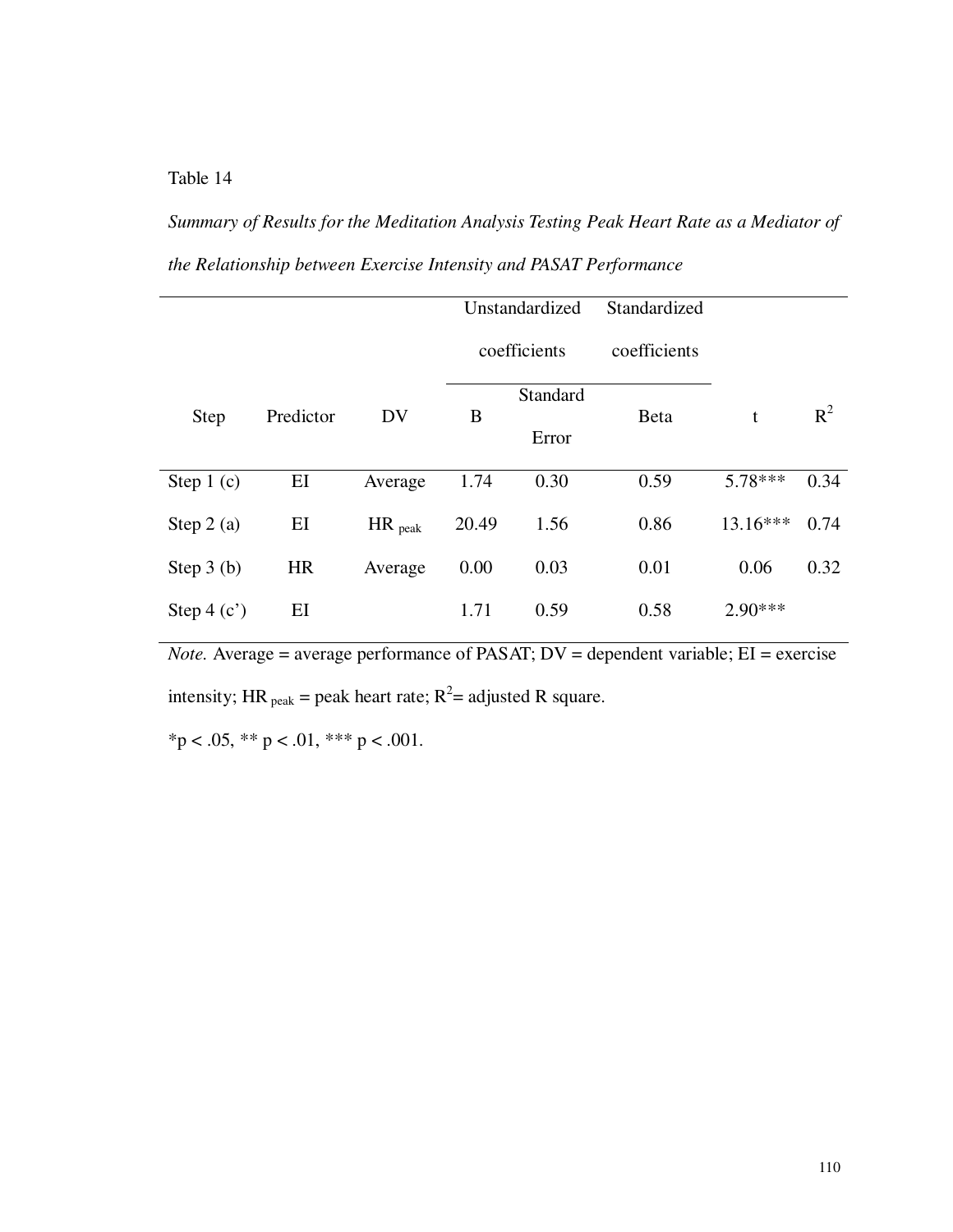Table 14

*Summary of Results for the Meditation Analysis Testing Peak Heart Rate as a Mediator of the Relationship between Exercise Intensity and PASAT Performance*

| Step | Predictor | DV | Unstandardized coefficients | | Standardized coefficients | t | $R^2$ |
|---|---|---|---|---|---|---|---|
| | | | B | Standard Error | Beta | | |
| Step 1 (c) | EI | Average | 1.74 | 0.30 | 0.59 | 5.78*** | 0.34 |
| Step 2 (a) | EI | $HR_{peak}$ | 20.49 | 1.56 | 0.86 | 13.16*** | 0.74 |
| Step 3 (b) | HR | Average | 0.00 | 0.03 | 0.01 | 0.06 | 0.32 |
| Step 4 (c') | EI | | 1.71 | 0.59 | 0.58 | 2.90*** | |

*Note.* Average = average performance of PASAT; DV = dependent variable; EI = exercise intensity; $HR_{peak}$ = peak heart rate; $R^2$= adjusted R square.

*$p < .05$, ** $p < .01$, *** $p < .001$.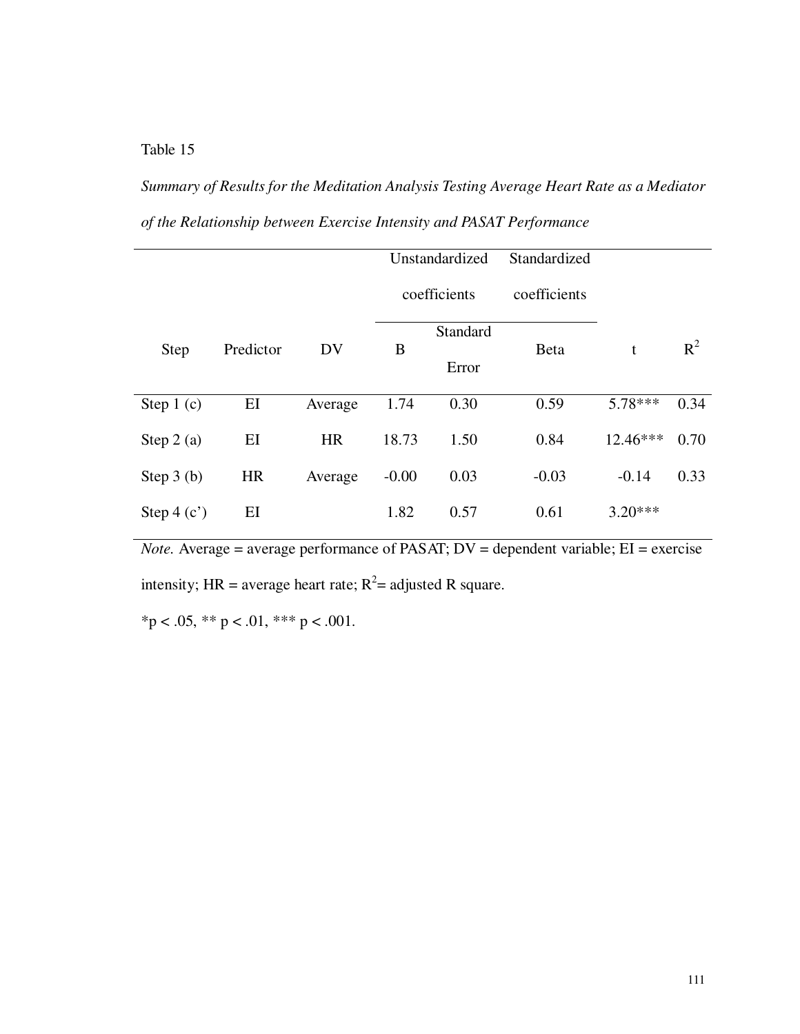Table 15

*Summary of Results for the Meditation Analysis Testing Average Heart Rate as a Mediator of the Relationship between Exercise Intensity and PASAT Performance*

| Step | Predictor | DV | Unstandardized coefficients | | Standardized coefficients | t | $R^2$ |
|---|---|---|---|---|---|---|---|
| | | | B | Standard Error | Beta | | |
| Step 1 (c) | EI | Average | 1.74 | 0.30 | 0.59 | 5.78*** | 0.34 |
| Step 2 (a) | EI | HR | 18.73 | 1.50 | 0.84 | 12.46*** | 0.70 |
| Step 3 (b) | HR | Average | -0.00 | 0.03 | -0.03 | -0.14 | 0.33 |
| Step 4 (c’) | EI | | 1.82 | 0.57 | 0.61 | 3.20*** | |

*Note.* Average = average performance of PASAT; DV = dependent variable; EI = exercise intensity; HR = average heart rate; $R^2$= adjusted R square.

*$p < .05$, ** $p < .01$, *** $p < .001$.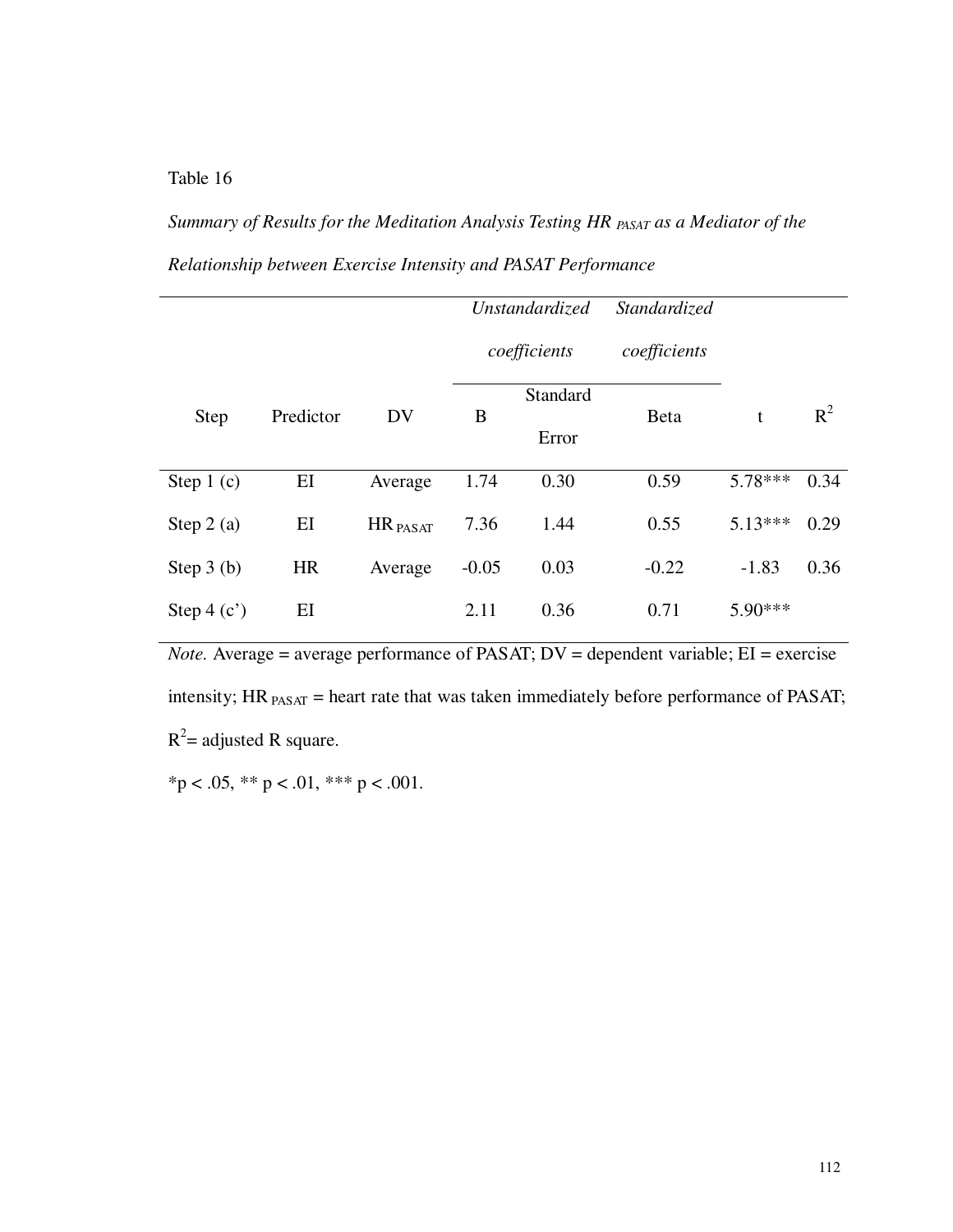Table 16

*Summary of Results for the Meditation Analysis Testing HR $_{PASAT}$ as a Mediator of the Relationship between Exercise Intensity and PASAT Performance*

| Step | Predictor | DV | *Unstandardized coefficients* | | *Standardized coefficients* | t | $R^2$ |
|---|---|---|---|---|---|---|---|
| | | | B | Standard Error | Beta | | |
| Step 1 (c) | EI | Average | 1.74 | 0.30 | 0.59 | 5.78*** | 0.34 |
| Step 2 (a) | EI | HR $_{PASAT}$ | 7.36 | 1.44 | 0.55 | 5.13*** | 0.29 |
| Step 3 (b) | HR | Average | -0.05 | 0.03 | -0.22 | -1.83 | 0.36 |
| Step 4 (c') | EI | | 2.11 | 0.36 | 0.71 | 5.90*** | |

*Note.* Average = average performance of PASAT; DV = dependent variable; EI = exercise intensity; HR $_{PASAT}$ = heart rate that was taken immediately before performance of PASAT; $R^2$= adjusted R square.

*p < .05, ** p < .01, *** p < .001.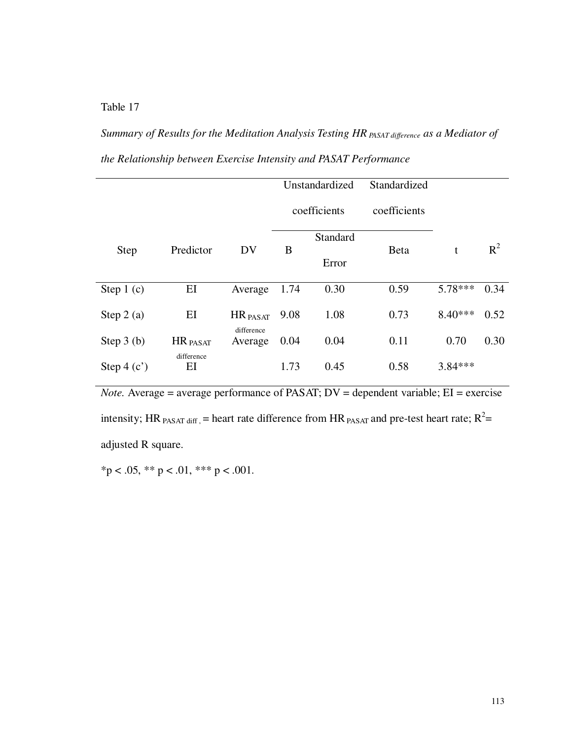Table 17

*Summary of Results for the Meditation Analysis Testing HR $_{PASAT\ difference}$ as a Mediator of the Relationship between Exercise Intensity and PASAT Performance*

| Step | Predictor | DV | Unstandardized coefficients | | Standardized coefficients | t | $R^2$ |
|---|---|---|---|---|---|---|---|
| | | | B | Standard Error | Beta | | |
| Step 1 (c) | EI | Average | 1.74 | 0.30 | 0.59 | 5.78*** | 0.34 |
| Step 2 (a) | EI | HR $_{PASAT\ difference}$ | 9.08 | 1.08 | 0.73 | 8.40*** | 0.52 |
| Step 3 (b) | HR $_{PASAT\ difference}$ | Average | 0.04 | 0.04 | 0.11 | 0.70 | 0.30 |
| Step 4 (c') | EI | | 1.73 | 0.45 | 0.58 | 3.84*** | |

*Note.* Average = average performance of PASAT; DV = dependent variable; EI = exercise intensity; HR $_{PASAT\ diff}$, = heart rate difference from HR $_{PASAT}$ and pre-test heart rate; $R^2$= adjusted R square.

*p < .05, ** p < .01, *** p < .001.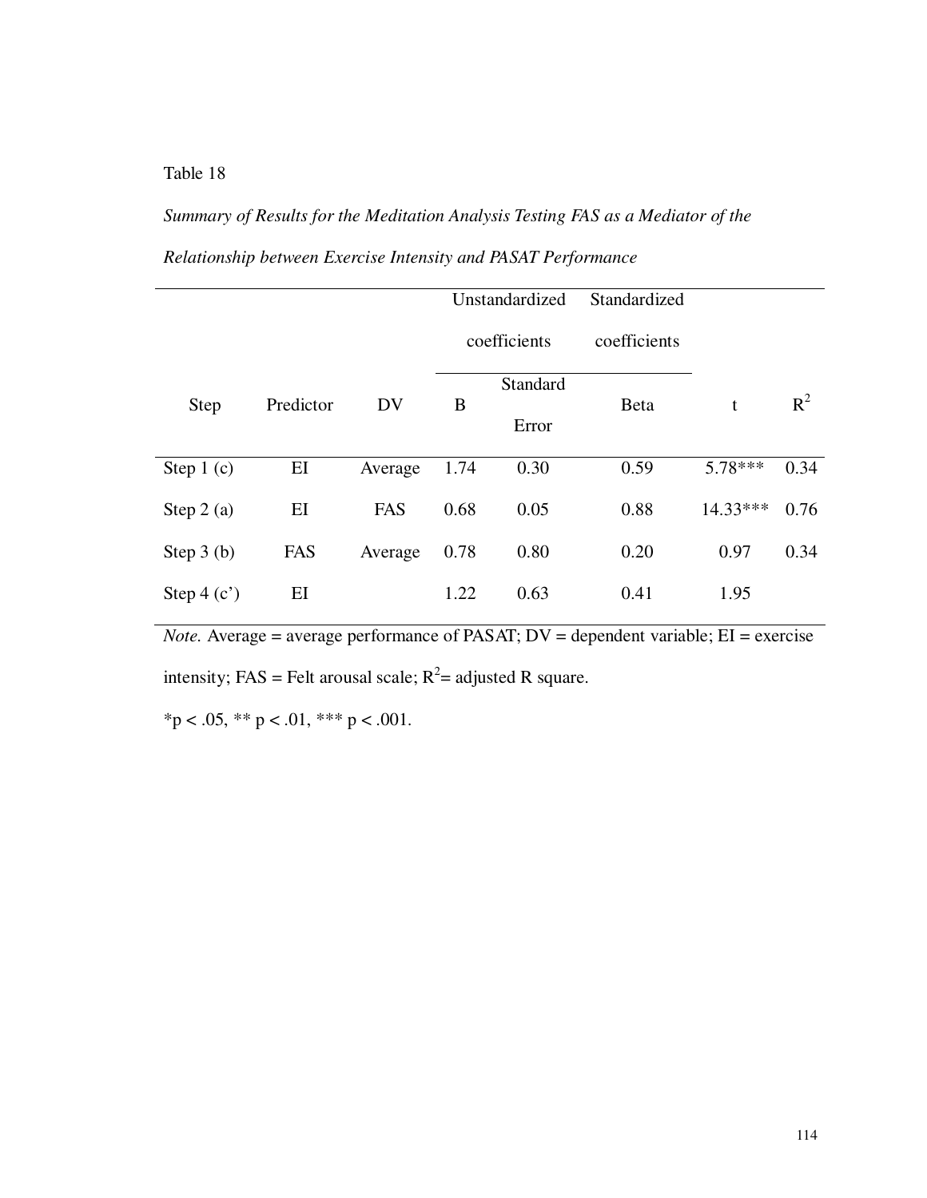Table 18

*Summary of Results for the Meditation Analysis Testing FAS as a Mediator of the Relationship between Exercise Intensity and PASAT Performance*

| Step | Predictor | DV | Unstandardized coefficients | | Standardized coefficients | t | $R^2$ |
|---|---|---|---|---|---|---|---|
| | | | B | Standard Error | Beta | | |
| Step 1 (c) | EI | Average | 1.74 | 0.30 | 0.59 | 5.78*** | 0.34 |
| Step 2 (a) | EI | FAS | 0.68 | 0.05 | 0.88 | 14.33*** | 0.76 |
| Step 3 (b) | FAS | Average | 0.78 | 0.80 | 0.20 | 0.97 | 0.34 |
| Step 4 (c') | EI | | 1.22 | 0.63 | 0.41 | 1.95 | |

*Note.* Average = average performance of PASAT; DV = dependent variable; EI = exercise intensity; FAS = Felt arousal scale; $R^2$= adjusted R square.

*p < .05, ** p < .01, *** p < .001.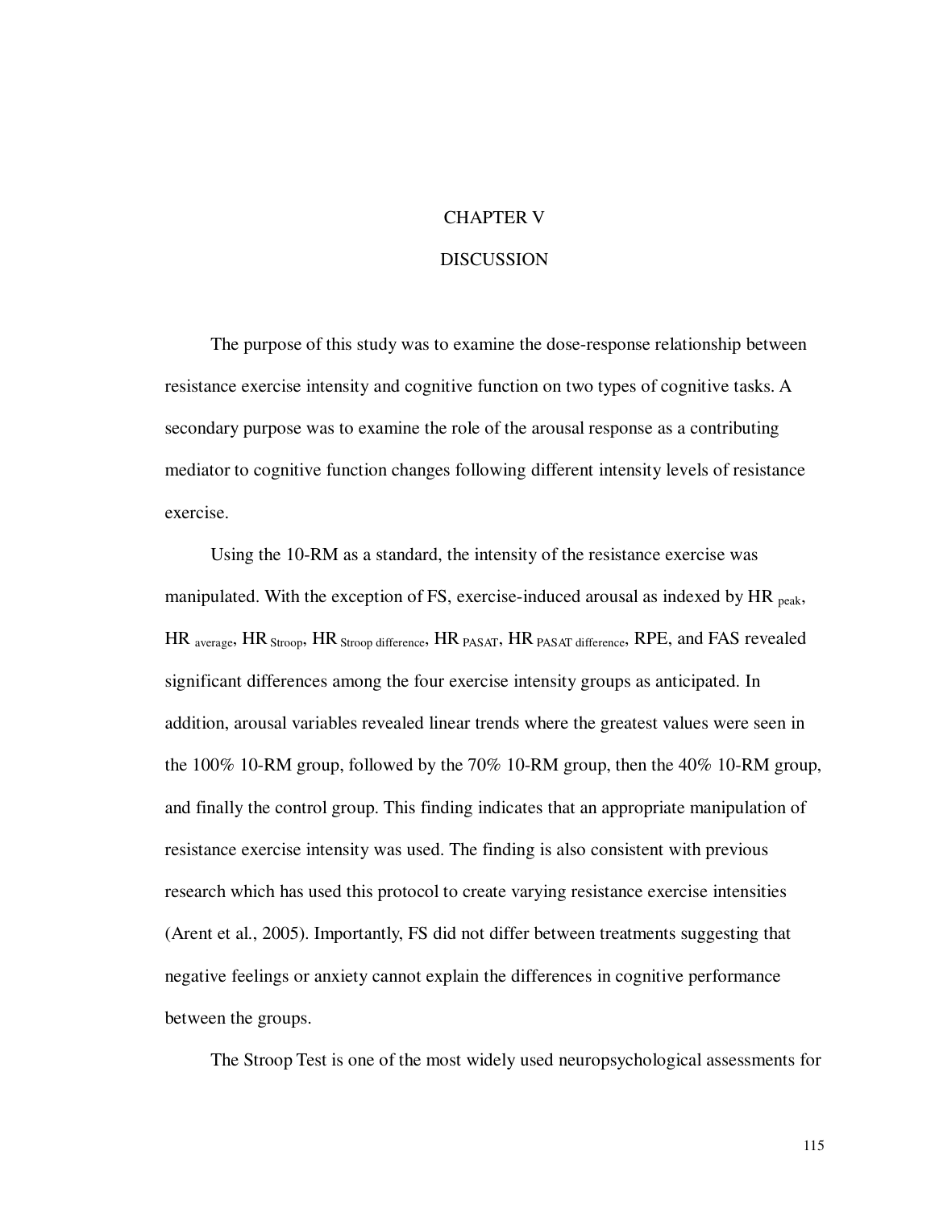# CHAPTER V

# DISCUSSION

The purpose of this study was to examine the dose-response relationship between resistance exercise intensity and cognitive function on two types of cognitive tasks. A secondary purpose was to examine the role of the arousal response as a contributing mediator to cognitive function changes following different intensity levels of resistance exercise.

Using the 10-RM as a standard, the intensity of the resistance exercise was manipulated. With the exception of FS, exercise-induced arousal as indexed by $HR_{peak}$, $HR_{average}$, $HR_{Stroop}$, $HR_{Stroop\ difference}$, $HR_{PASAT}$, $HR_{PASAT\ difference}$, RPE, and FAS revealed significant differences among the four exercise intensity groups as anticipated. In addition, arousal variables revealed linear trends where the greatest values were seen in the 100% 10-RM group, followed by the 70% 10-RM group, then the 40% 10-RM group, and finally the control group. This finding indicates that an appropriate manipulation of resistance exercise intensity was used. The finding is also consistent with previous research which has used this protocol to create varying resistance exercise intensities (Arent et al., 2005). Importantly, FS did not differ between treatments suggesting that negative feelings or anxiety cannot explain the differences in cognitive performance between the groups.

The Stroop Test is one of the most widely used neuropsychological assessments for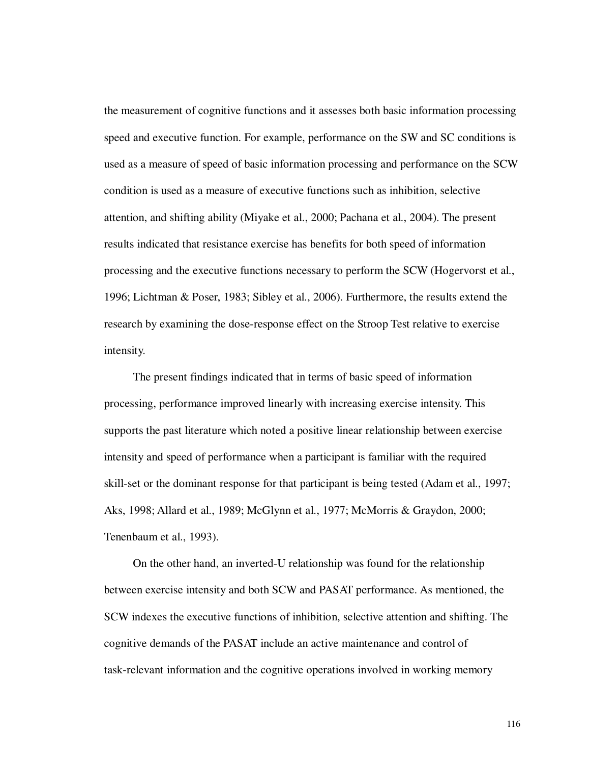the measurement of cognitive functions and it assesses both basic information processing speed and executive function. For example, performance on the SW and SC conditions is used as a measure of speed of basic information processing and performance on the SCW condition is used as a measure of executive functions such as inhibition, selective attention, and shifting ability (Miyake et al., 2000; Pachana et al., 2004). The present results indicated that resistance exercise has benefits for both speed of information processing and the executive functions necessary to perform the SCW (Hogervorst et al., 1996; Lichtman & Poser, 1983; Sibley et al., 2006). Furthermore, the results extend the research by examining the dose-response effect on the Stroop Test relative to exercise intensity.

The present findings indicated that in terms of basic speed of information processing, performance improved linearly with increasing exercise intensity. This supports the past literature which noted a positive linear relationship between exercise intensity and speed of performance when a participant is familiar with the required skill-set or the dominant response for that participant is being tested (Adam et al., 1997; Aks, 1998; Allard et al., 1989; McGlynn et al., 1977; McMorris & Graydon, 2000; Tenenbaum et al., 1993).

On the other hand, an inverted-U relationship was found for the relationship between exercise intensity and both SCW and PASAT performance. As mentioned, the SCW indexes the executive functions of inhibition, selective attention and shifting. The cognitive demands of the PASAT include an active maintenance and control of task-relevant information and the cognitive operations involved in working memory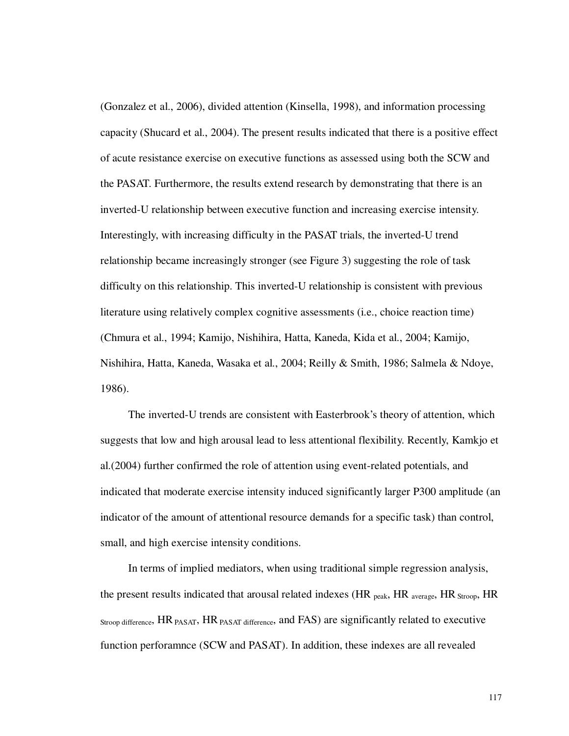(Gonzalez et al., 2006), divided attention (Kinsella, 1998), and information processing capacity (Shucard et al., 2004). The present results indicated that there is a positive effect of acute resistance exercise on executive functions as assessed using both the SCW and the PASAT. Furthermore, the results extend research by demonstrating that there is an inverted-U relationship between executive function and increasing exercise intensity. Interestingly, with increasing difficulty in the PASAT trials, the inverted-U trend relationship became increasingly stronger (see Figure 3) suggesting the role of task difficulty on this relationship. This inverted-U relationship is consistent with previous literature using relatively complex cognitive assessments (i.e., choice reaction time) (Chmura et al., 1994; Kamijo, Nishihira, Hatta, Kaneda, Kida et al., 2004; Kamijo, Nishihira, Hatta, Kaneda, Wasaka et al., 2004; Reilly & Smith, 1986; Salmela & Ndoye, 1986).

The inverted-U trends are consistent with Easterbrook's theory of attention, which suggests that low and high arousal lead to less attentional flexibility. Recently, Kamkjo et al.(2004) further confirmed the role of attention using event-related potentials, and indicated that moderate exercise intensity induced significantly larger P300 amplitude (an indicator of the amount of attentional resource demands for a specific task) than control, small, and high exercise intensity conditions.

In terms of implied mediators, when using traditional simple regression analysis, the present results indicated that arousal related indexes ($HR_{peak}$, $HR_{average}$, $HR_{Stroop}$, $HR_{Stroop\ difference}$, $HR_{PASAT}$, $HR_{PASAT\ difference}$, and FAS) are significantly related to executive function perforamnce (SCW and PASAT). In addition, these indexes are all revealed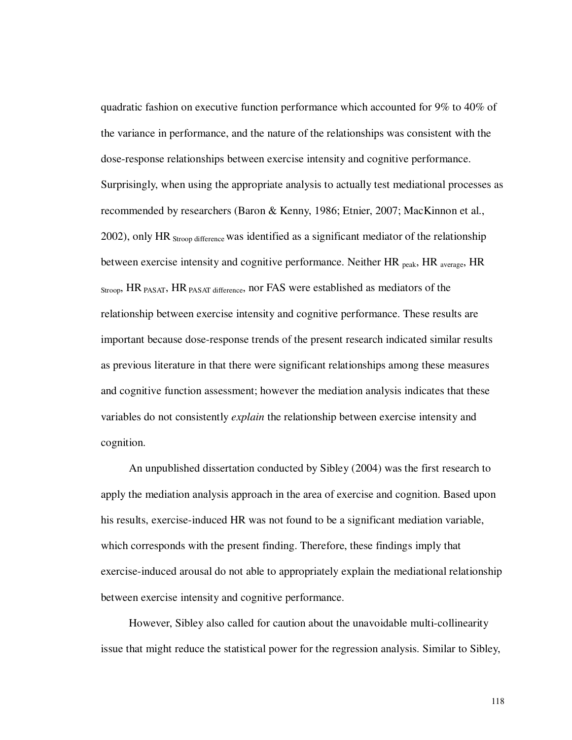quadratic fashion on executive function performance which accounted for 9% to 40% of the variance in performance, and the nature of the relationships was consistent with the dose-response relationships between exercise intensity and cognitive performance. Surprisingly, when using the appropriate analysis to actually test mediational processes as recommended by researchers (Baron & Kenny, 1986; Etnier, 2007; MacKinnon et al., 2002), only $HR_{\text{Stroop difference}}$ was identified as a significant mediator of the relationship between exercise intensity and cognitive performance. Neither $HR_{\text{peak}}$, $HR_{\text{average}}$, $HR_{\text{Stroop}}$, $HR_{\text{PASAT}}$, $HR_{\text{PASAT difference}}$, nor FAS were established as mediators of the relationship between exercise intensity and cognitive performance. These results are important because dose-response trends of the present research indicated similar results as previous literature in that there were significant relationships among these measures and cognitive function assessment; however the mediation analysis indicates that these variables do not consistently *explain* the relationship between exercise intensity and cognition.

An unpublished dissertation conducted by Sibley (2004) was the first research to apply the mediation analysis approach in the area of exercise and cognition. Based upon his results, exercise-induced HR was not found to be a significant mediation variable, which corresponds with the present finding. Therefore, these findings imply that exercise-induced arousal do not able to appropriately explain the mediational relationship between exercise intensity and cognitive performance.

However, Sibley also called for caution about the unavoidable multi-collinearity issue that might reduce the statistical power for the regression analysis. Similar to Sibley,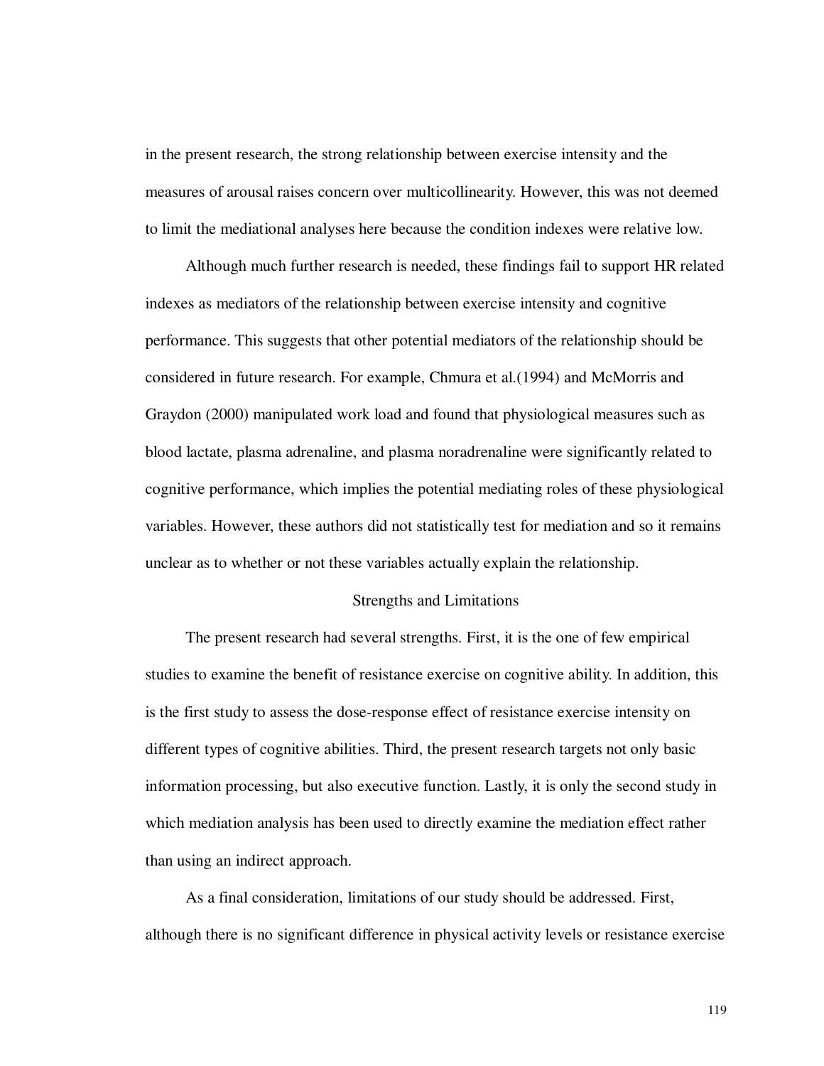in the present research, the strong relationship between exercise intensity and the measures of arousal raises concern over multicollinearity. However, this was not deemed to limit the mediational analyses here because the condition indexes were relative low.

Although much further research is needed, these findings fail to support HR related indexes as mediators of the relationship between exercise intensity and cognitive performance. This suggests that other potential mediators of the relationship should be considered in future research. For example, Chmura et al.(1994) and McMorris and Graydon (2000) manipulated work load and found that physiological measures such as blood lactate, plasma adrenaline, and plasma noradrenaline were significantly related to cognitive performance, which implies the potential mediating roles of these physiological variables. However, these authors did not statistically test for mediation and so it remains unclear as to whether or not these variables actually explain the relationship.

## Strengths and Limitations

The present research had several strengths. First, it is the one of few empirical studies to examine the benefit of resistance exercise on cognitive ability. In addition, this is the first study to assess the dose-response effect of resistance exercise intensity on different types of cognitive abilities. Third, the present research targets not only basic information processing, but also executive function. Lastly, it is only the second study in which mediation analysis has been used to directly examine the mediation effect rather than using an indirect approach.

As a final consideration, limitations of our study should be addressed. First, although there is no significant difference in physical activity levels or resistance exercise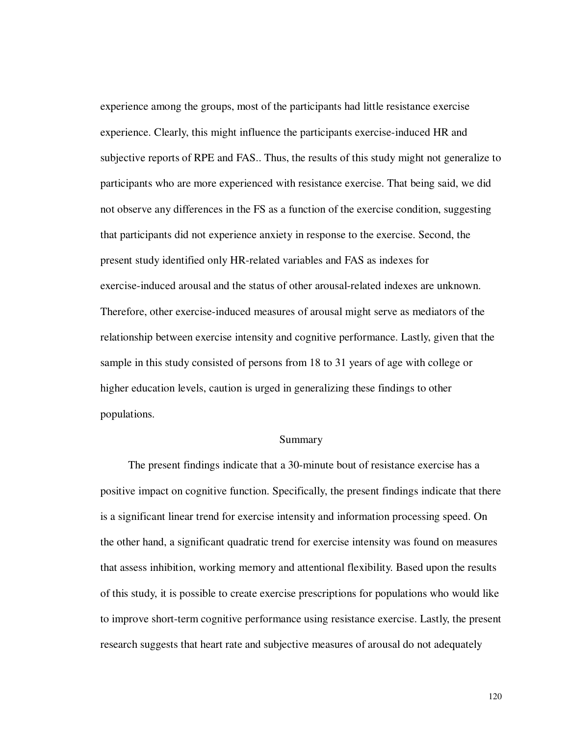experience among the groups, most of the participants had little resistance exercise experience. Clearly, this might influence the participants exercise-induced HR and subjective reports of RPE and FAS.. Thus, the results of this study might not generalize to participants who are more experienced with resistance exercise. That being said, we did not observe any differences in the FS as a function of the exercise condition, suggesting that participants did not experience anxiety in response to the exercise. Second, the present study identified only HR-related variables and FAS as indexes for exercise-induced arousal and the status of other arousal-related indexes are unknown. Therefore, other exercise-induced measures of arousal might serve as mediators of the relationship between exercise intensity and cognitive performance. Lastly, given that the sample in this study consisted of persons from 18 to 31 years of age with college or higher education levels, caution is urged in generalizing these findings to other populations.

## Summary

The present findings indicate that a 30-minute bout of resistance exercise has a positive impact on cognitive function. Specifically, the present findings indicate that there is a significant linear trend for exercise intensity and information processing speed. On the other hand, a significant quadratic trend for exercise intensity was found on measures that assess inhibition, working memory and attentional flexibility. Based upon the results of this study, it is possible to create exercise prescriptions for populations who would like to improve short-term cognitive performance using resistance exercise. Lastly, the present research suggests that heart rate and subjective measures of arousal do not adequately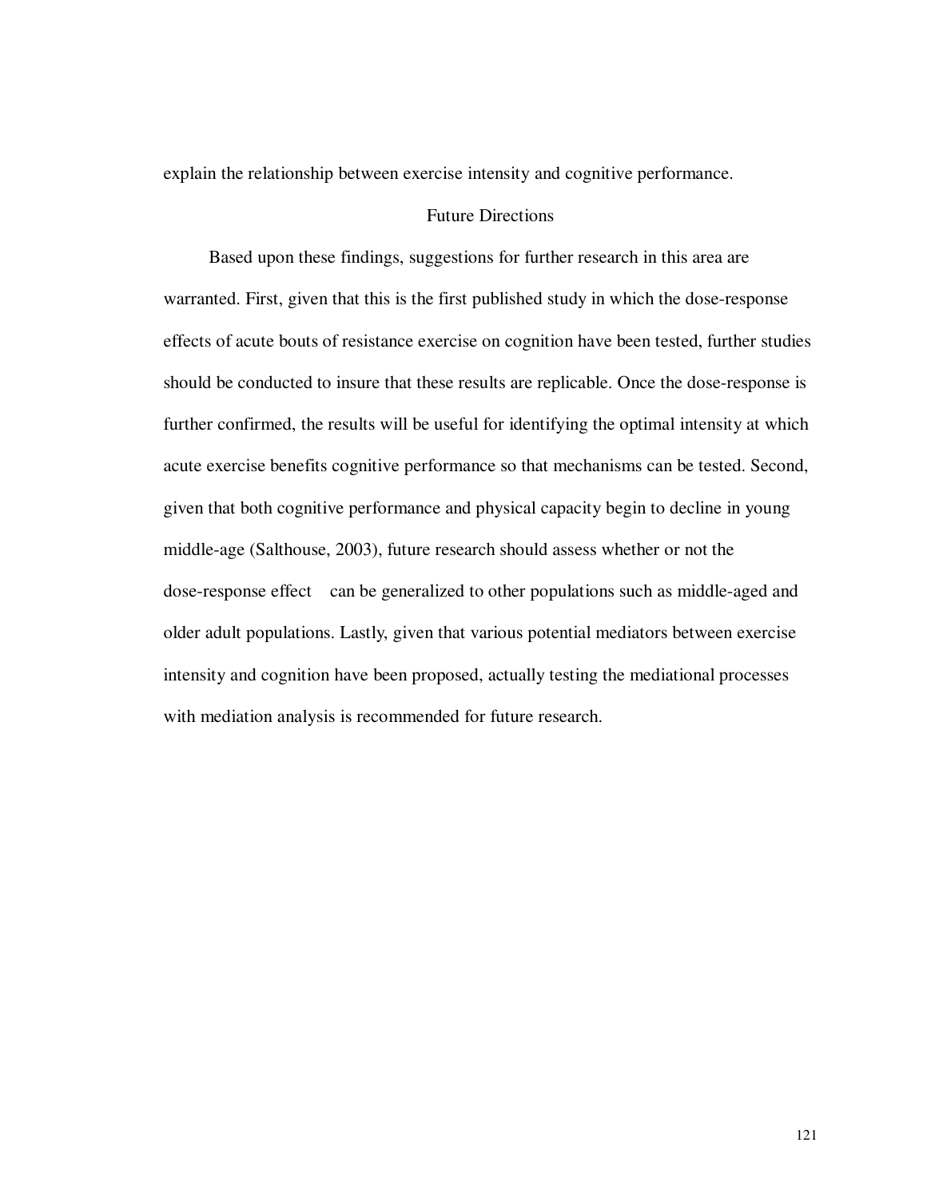explain the relationship between exercise intensity and cognitive performance.

## Future Directions

Based upon these findings, suggestions for further research in this area are warranted. First, given that this is the first published study in which the dose-response effects of acute bouts of resistance exercise on cognition have been tested, further studies should be conducted to insure that these results are replicable. Once the dose-response is further confirmed, the results will be useful for identifying the optimal intensity at which acute exercise benefits cognitive performance so that mechanisms can be tested. Second, given that both cognitive performance and physical capacity begin to decline in young middle-age (Salthouse, 2003), future research should assess whether or not the dose-response effect can be generalized to other populations such as middle-aged and older adult populations. Lastly, given that various potential mediators between exercise intensity and cognition have been proposed, actually testing the mediational processes with mediation analysis is recommended for future research.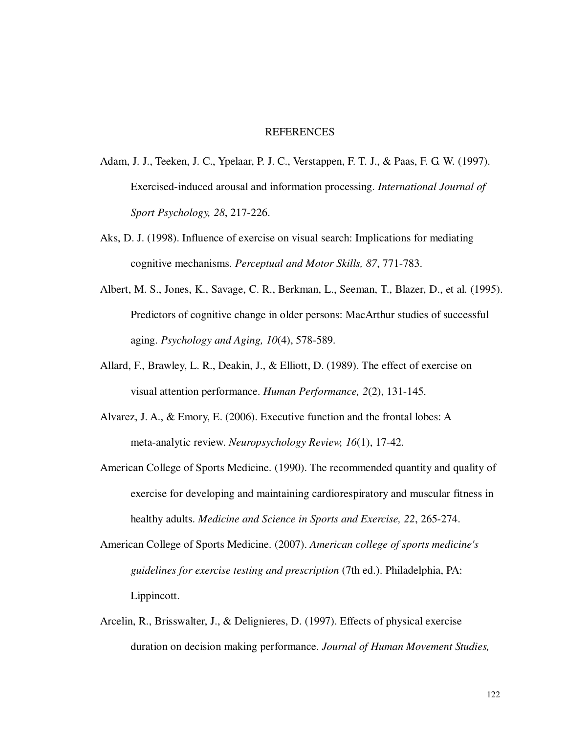# REFERENCES

Adam, J. J., Teeken, J. C., Ypelaar, P. J. C., Verstappen, F. T. J., & Paas, F. G. W. (1997). Exercised-induced arousal and information processing. *International Journal of Sport Psychology, 28*, 217-226.

Aks, D. J. (1998). Influence of exercise on visual search: Implications for mediating cognitive mechanisms. *Perceptual and Motor Skills, 87*, 771-783.

Albert, M. S., Jones, K., Savage, C. R., Berkman, L., Seeman, T., Blazer, D., et al. (1995). Predictors of cognitive change in older persons: MacArthur studies of successful aging. *Psychology and Aging, 10*(4), 578-589.

Allard, F., Brawley, L. R., Deakin, J., & Elliott, D. (1989). The effect of exercise on visual attention performance. *Human Performance, 2*(2), 131-145.

Alvarez, J. A., & Emory, E. (2006). Executive function and the frontal lobes: A meta-analytic review. *Neuropsychology Review, 16*(1), 17-42.

American College of Sports Medicine. (1990). The recommended quantity and quality of exercise for developing and maintaining cardiorespiratory and muscular fitness in healthy adults. *Medicine and Science in Sports and Exercise, 22*, 265-274.

American College of Sports Medicine. (2007). *American college of sports medicine's guidelines for exercise testing and prescription* (7th ed.). Philadelphia, PA: Lippincott.

Arcelin, R., Brisswalter, J., & Delignieres, D. (1997). Effects of physical exercise duration on decision making performance. *Journal of Human Movement Studies,*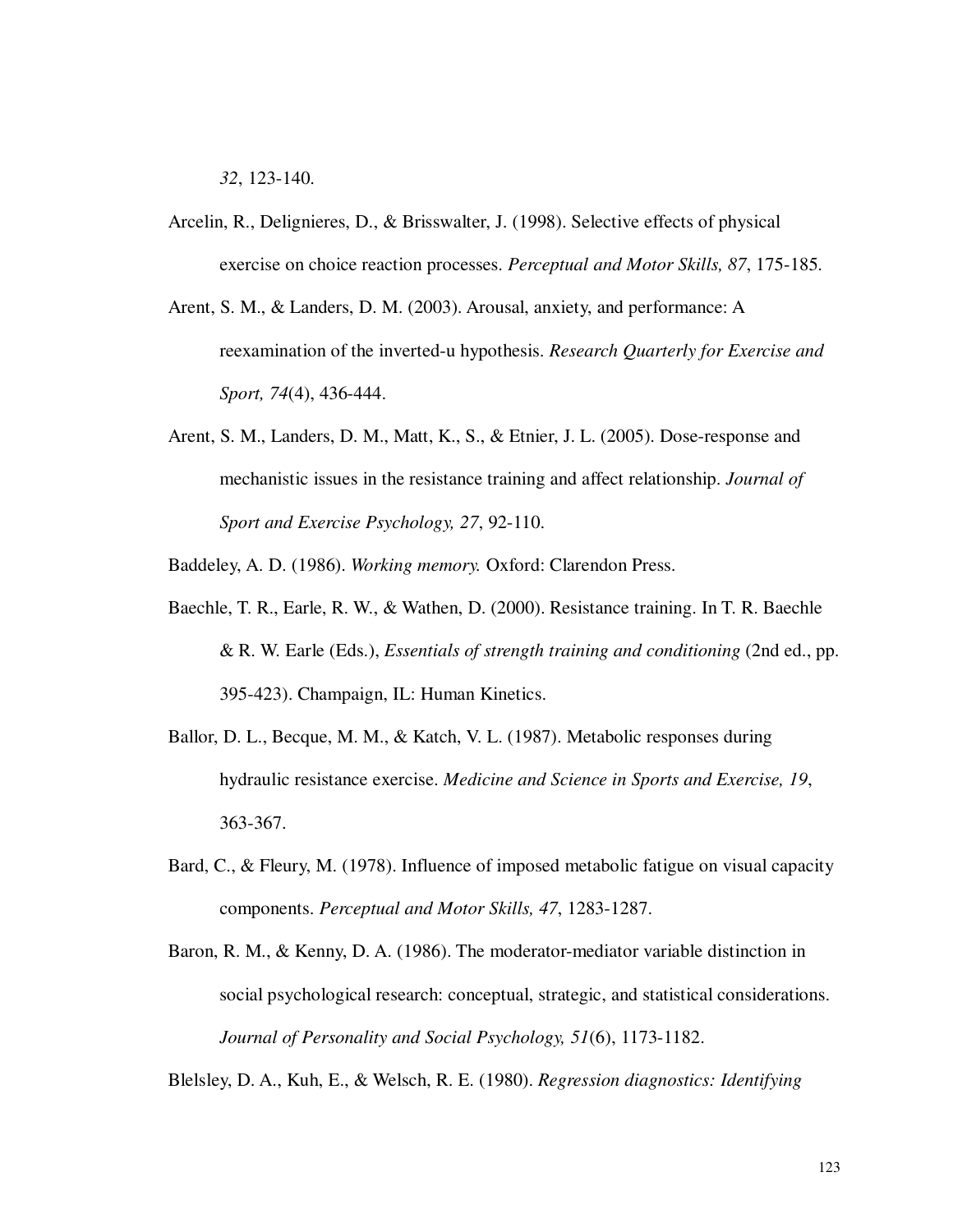*32*, 123-140.

Arcelin, R., Delignieres, D., & Brisswalter, J. (1998). Selective effects of physical exercise on choice reaction processes. *Perceptual and Motor Skills, 87*, 175-185.

Arent, S. M., & Landers, D. M. (2003). Arousal, anxiety, and performance: A reexamination of the inverted-u hypothesis. *Research Quarterly for Exercise and Sport, 74*(4), 436-444.

Arent, S. M., Landers, D. M., Matt, K., S., & Etnier, J. L. (2005). Dose-response and mechanistic issues in the resistance training and affect relationship. *Journal of Sport and Exercise Psychology, 27*, 92-110.

Baddeley, A. D. (1986). *Working memory.* Oxford: Clarendon Press.

Baechle, T. R., Earle, R. W., & Wathen, D. (2000). Resistance training. In T. R. Baechle & R. W. Earle (Eds.), *Essentials of strength training and conditioning* (2nd ed., pp. 395-423). Champaign, IL: Human Kinetics.

Ballor, D. L., Becque, M. M., & Katch, V. L. (1987). Metabolic responses during hydraulic resistance exercise. *Medicine and Science in Sports and Exercise, 19*, 363-367.

Bard, C., & Fleury, M. (1978). Influence of imposed metabolic fatigue on visual capacity components. *Perceptual and Motor Skills, 47*, 1283-1287.

Baron, R. M., & Kenny, D. A. (1986). The moderator-mediator variable distinction in social psychological research: conceptual, strategic, and statistical considerations. *Journal of Personality and Social Psychology, 51*(6), 1173-1182.

Blelsley, D. A., Kuh, E., & Welsch, R. E. (1980). *Regression diagnostics: Identifying*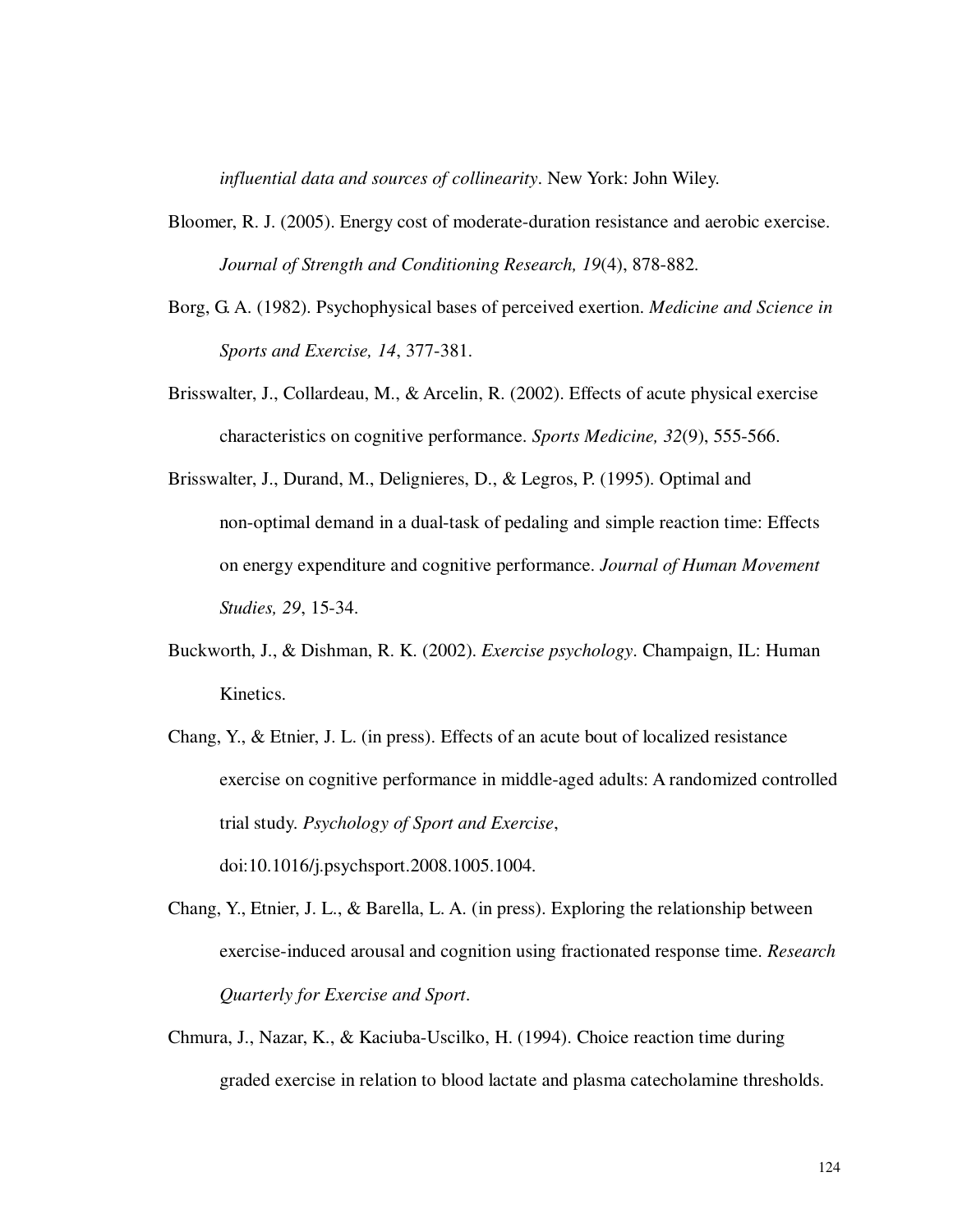*influential data and sources of collinearity*. New York: John Wiley.

Bloomer, R. J. (2005). Energy cost of moderate-duration resistance and aerobic exercise. *Journal of Strength and Conditioning Research, 19*(4), 878-882.

Borg, G. A. (1982). Psychophysical bases of perceived exertion. *Medicine and Science in Sports and Exercise, 14*, 377-381.

Brisswalter, J., Collardeau, M., & Arcelin, R. (2002). Effects of acute physical exercise characteristics on cognitive performance. *Sports Medicine, 32*(9), 555-566.

Brisswalter, J., Durand, M., Delignieres, D., & Legros, P. (1995). Optimal and non-optimal demand in a dual-task of pedaling and simple reaction time: Effects on energy expenditure and cognitive performance. *Journal of Human Movement Studies, 29*, 15-34.

Buckworth, J., & Dishman, R. K. (2002). *Exercise psychology*. Champaign, IL: Human Kinetics.

Chang, Y., & Etnier, J. L. (in press). Effects of an acute bout of localized resistance exercise on cognitive performance in middle-aged adults: A randomized controlled trial study. *Psychology of Sport and Exercise*, doi:10.1016/j.psychsport.2008.1005.1004.

Chang, Y., Etnier, J. L., & Barella, L. A. (in press). Exploring the relationship between exercise-induced arousal and cognition using fractionated response time. *Research Quarterly for Exercise and Sport*.

Chmura, J., Nazar, K., & Kaciuba-Uscilko, H. (1994). Choice reaction time during graded exercise in relation to blood lactate and plasma catecholamine thresholds.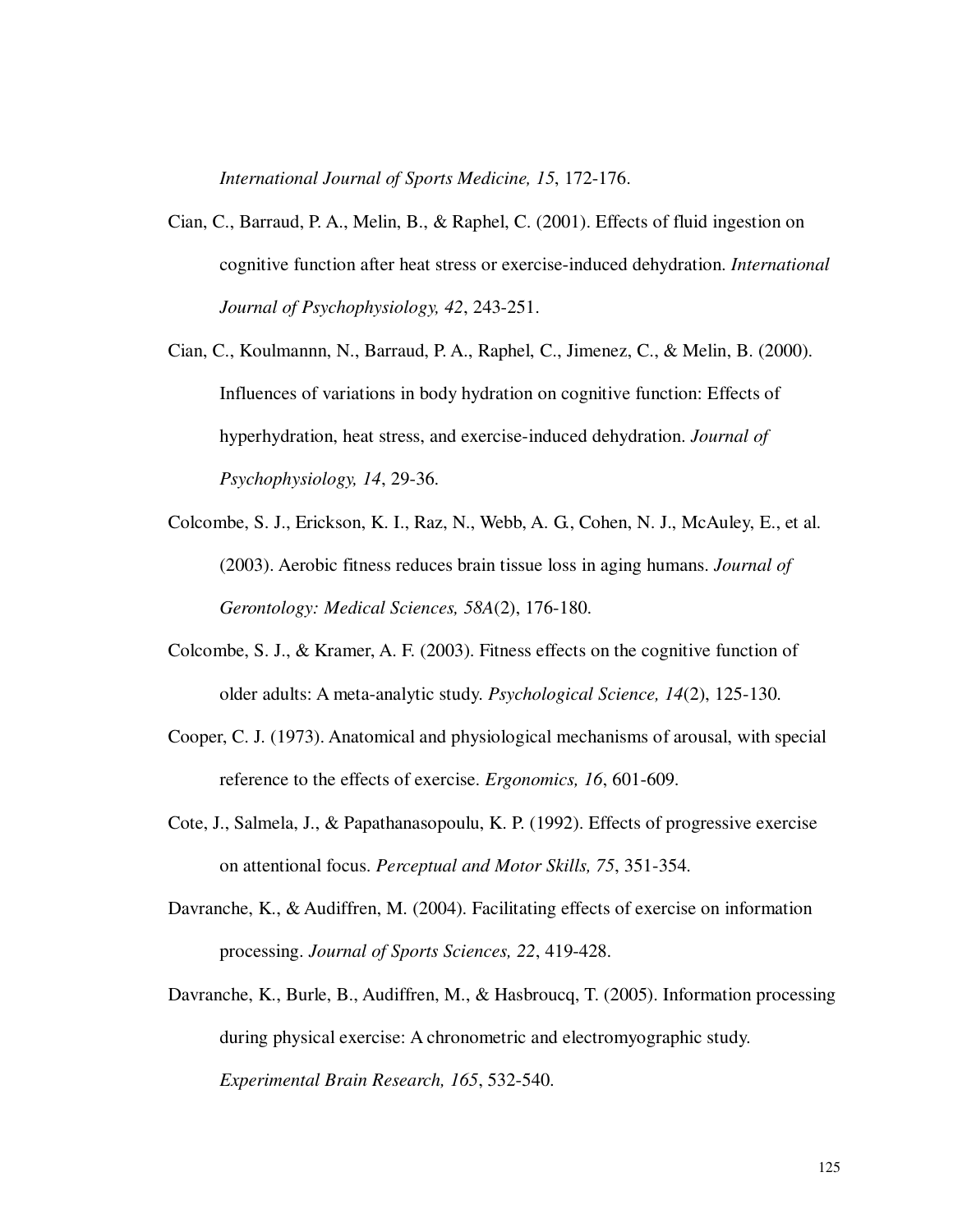*International Journal of Sports Medicine, 15*, 172-176.

Cian, C., Barraud, P. A., Melin, B., & Raphel, C. (2001). Effects of fluid ingestion on cognitive function after heat stress or exercise-induced dehydration. *International Journal of Psychophysiology, 42*, 243-251.

Cian, C., Koulmannn, N., Barraud, P. A., Raphel, C., Jimenez, C., & Melin, B. (2000). Influences of variations in body hydration on cognitive function: Effects of hyperhydration, heat stress, and exercise-induced dehydration. *Journal of Psychophysiology, 14*, 29-36.

Colcombe, S. J., Erickson, K. I., Raz, N., Webb, A. G., Cohen, N. J., McAuley, E., et al. (2003). Aerobic fitness reduces brain tissue loss in aging humans. *Journal of Gerontology: Medical Sciences, 58A*(2), 176-180.

Colcombe, S. J., & Kramer, A. F. (2003). Fitness effects on the cognitive function of older adults: A meta-analytic study. *Psychological Science, 14*(2), 125-130.

Cooper, C. J. (1973). Anatomical and physiological mechanisms of arousal, with special reference to the effects of exercise. *Ergonomics, 16*, 601-609.

Cote, J., Salmela, J., & Papathanasopoulu, K. P. (1992). Effects of progressive exercise on attentional focus. *Perceptual and Motor Skills, 75*, 351-354.

Davranche, K., & Audiffren, M. (2004). Facilitating effects of exercise on information processing. *Journal of Sports Sciences, 22*, 419-428.

Davranche, K., Burle, B., Audiffren, M., & Hasbroucq, T. (2005). Information processing during physical exercise: A chronometric and electromyographic study. *Experimental Brain Research, 165*, 532-540.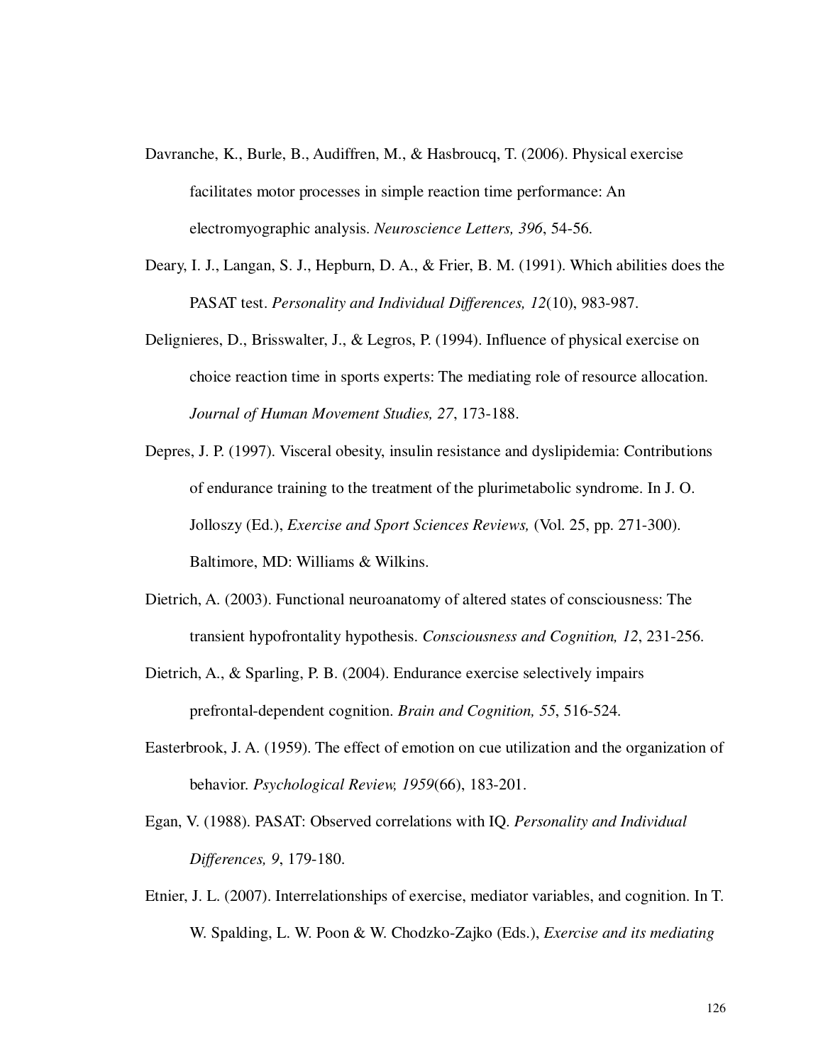Davranche, K., Burle, B., Audiffren, M., & Hasbroucq, T. (2006). Physical exercise facilitates motor processes in simple reaction time performance: An electromyographic analysis. *Neuroscience Letters, 396*, 54-56.

Deary, I. J., Langan, S. J., Hepburn, D. A., & Frier, B. M. (1991). Which abilities does the PASAT test. *Personality and Individual Differences, 12*(10), 983-987.

Delignieres, D., Brisswalter, J., & Legros, P. (1994). Influence of physical exercise on choice reaction time in sports experts: The mediating role of resource allocation. *Journal of Human Movement Studies, 27*, 173-188.

Depres, J. P. (1997). Visceral obesity, insulin resistance and dyslipidemia: Contributions of endurance training to the treatment of the plurimetabolic syndrome. In J. O. Jolloszy (Ed.), *Exercise and Sport Sciences Reviews,* (Vol. 25, pp. 271-300). Baltimore, MD: Williams & Wilkins.

Dietrich, A. (2003). Functional neuroanatomy of altered states of consciousness: The transient hypofrontality hypothesis. *Consciousness and Cognition, 12*, 231-256.

Dietrich, A., & Sparling, P. B. (2004). Endurance exercise selectively impairs prefrontal-dependent cognition. *Brain and Cognition, 55*, 516-524.

Easterbrook, J. A. (1959). The effect of emotion on cue utilization and the organization of behavior. *Psychological Review, 1959*(66), 183-201.

Egan, V. (1988). PASAT: Observed correlations with IQ. *Personality and Individual Differences, 9*, 179-180.

Etnier, J. L. (2007). Interrelationships of exercise, mediator variables, and cognition. In T. W. Spalding, L. W. Poon & W. Chodzko-Zajko (Eds.), *Exercise and its mediating*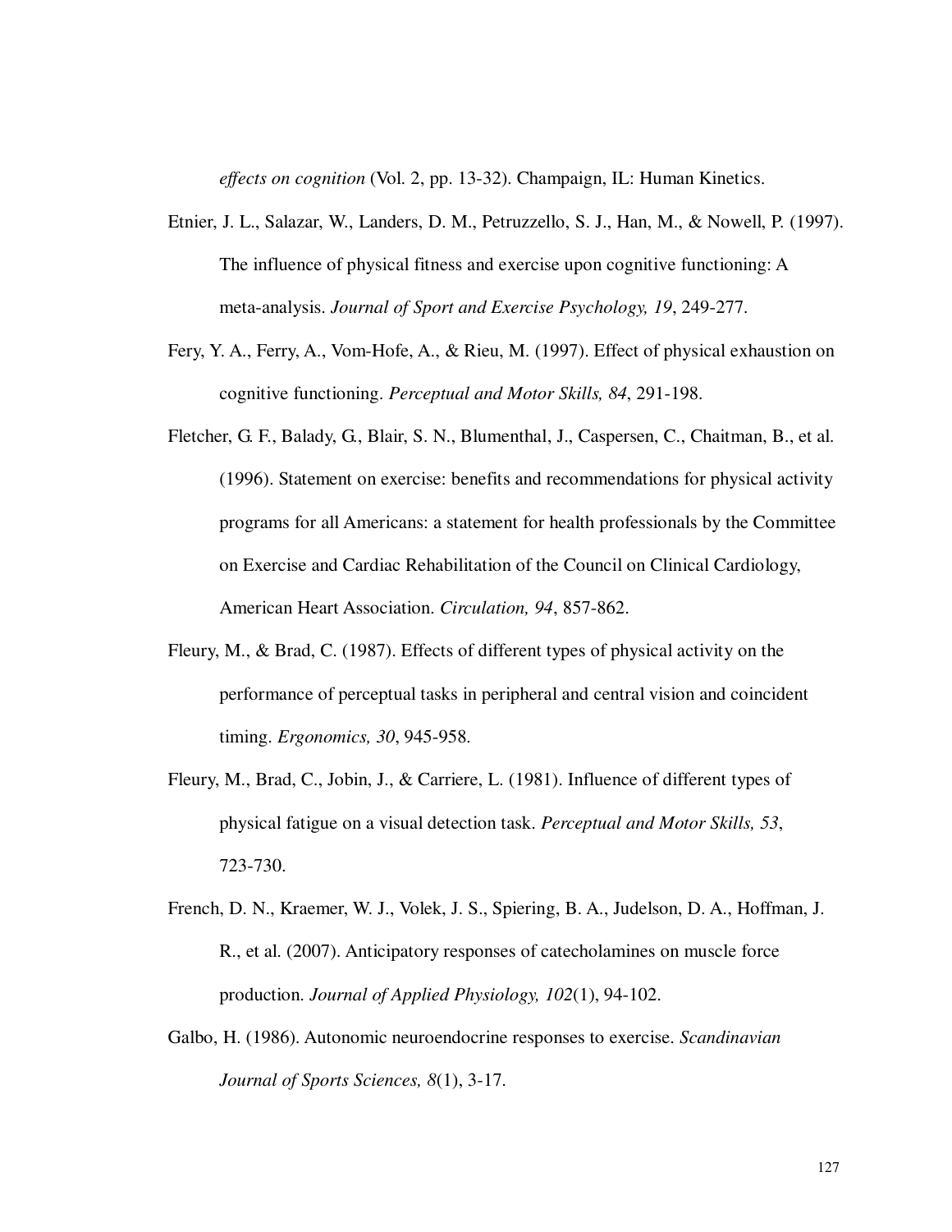*effects on cognition* (Vol. 2, pp. 13-32). Champaign, IL: Human Kinetics.

Etnier, J. L., Salazar, W., Landers, D. M., Petruzzello, S. J., Han, M., & Nowell, P. (1997). The influence of physical fitness and exercise upon cognitive functioning: A meta-analysis. *Journal of Sport and Exercise Psychology, 19*, 249-277.

Fery, Y. A., Ferry, A., Vom-Hofe, A., & Rieu, M. (1997). Effect of physical exhaustion on cognitive functioning. *Perceptual and Motor Skills, 84*, 291-198.

Fletcher, G. F., Balady, G., Blair, S. N., Blumenthal, J., Caspersen, C., Chaitman, B., et al. (1996). Statement on exercise: benefits and recommendations for physical activity programs for all Americans: a statement for health professionals by the Committee on Exercise and Cardiac Rehabilitation of the Council on Clinical Cardiology, American Heart Association. *Circulation, 94*, 857-862.

Fleury, M., & Brad, C. (1987). Effects of different types of physical activity on the performance of perceptual tasks in peripheral and central vision and coincident timing. *Ergonomics, 30*, 945-958.

Fleury, M., Brad, C., Jobin, J., & Carriere, L. (1981). Influence of different types of physical fatigue on a visual detection task. *Perceptual and Motor Skills, 53*, 723-730.

French, D. N., Kraemer, W. J., Volek, J. S., Spiering, B. A., Judelson, D. A., Hoffman, J. R., et al. (2007). Anticipatory responses of catecholamines on muscle force production. *Journal of Applied Physiology, 102*(1), 94-102.

Galbo, H. (1986). Autonomic neuroendocrine responses to exercise. *Scandinavian Journal of Sports Sciences, 8*(1), 3-17.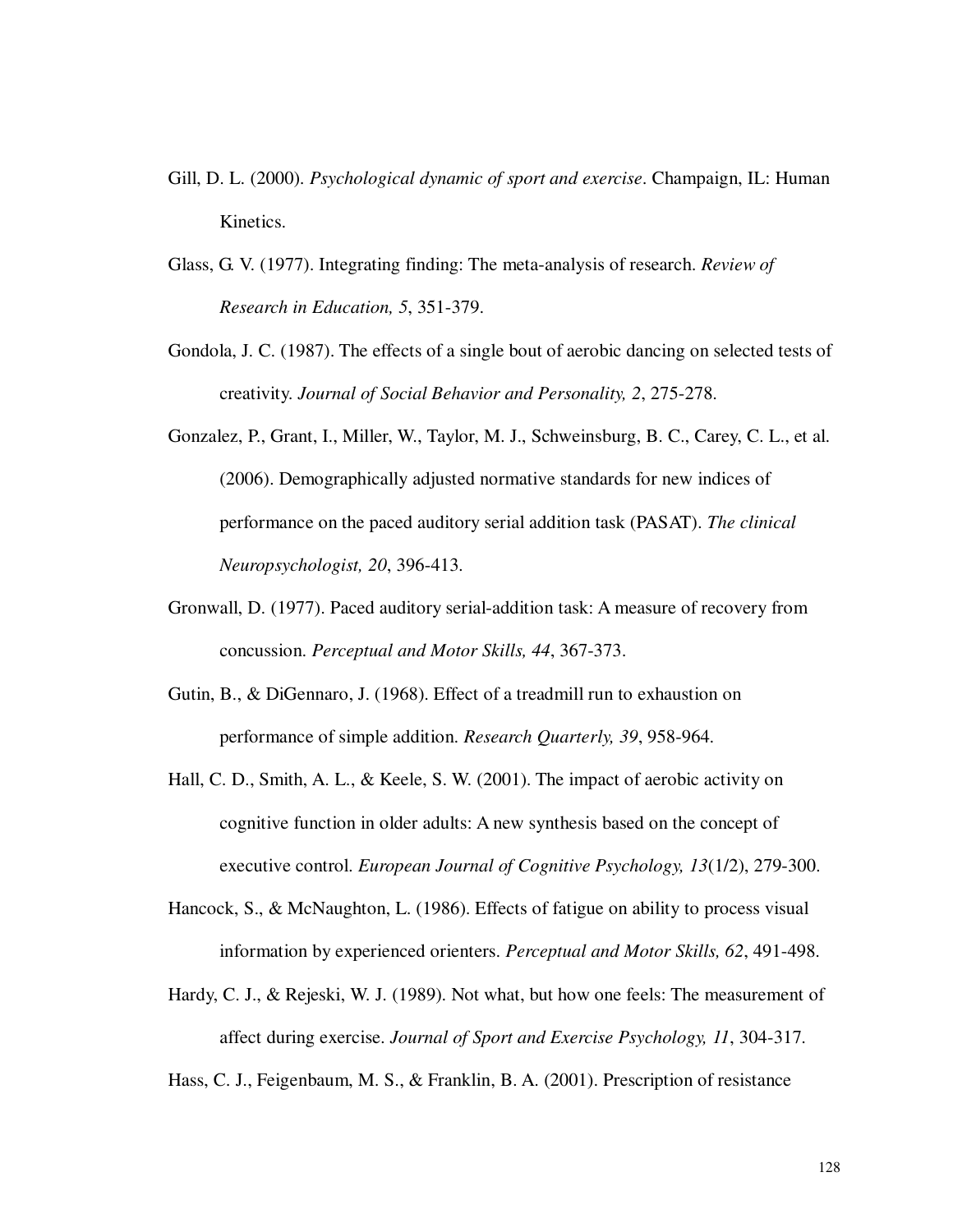Gill, D. L. (2000). *Psychological dynamic of sport and exercise*. Champaign, IL: Human Kinetics.

Glass, G. V. (1977). Integrating finding: The meta-analysis of research. *Review of Research in Education, 5*, 351-379.

Gondola, J. C. (1987). The effects of a single bout of aerobic dancing on selected tests of creativity. *Journal of Social Behavior and Personality, 2*, 275-278.

Gonzalez, P., Grant, I., Miller, W., Taylor, M. J., Schweinsburg, B. C., Carey, C. L., et al. (2006). Demographically adjusted normative standards for new indices of performance on the paced auditory serial addition task (PASAT). *The clinical Neuropsychologist, 20*, 396-413.

Gronwall, D. (1977). Paced auditory serial-addition task: A measure of recovery from concussion. *Perceptual and Motor Skills, 44*, 367-373.

Gutin, B., & DiGennaro, J. (1968). Effect of a treadmill run to exhaustion on performance of simple addition. *Research Quarterly, 39*, 958-964.

Hall, C. D., Smith, A. L., & Keele, S. W. (2001). The impact of aerobic activity on cognitive function in older adults: A new synthesis based on the concept of executive control. *European Journal of Cognitive Psychology, 13*(1/2), 279-300.

Hancock, S., & McNaughton, L. (1986). Effects of fatigue on ability to process visual information by experienced orienters. *Perceptual and Motor Skills, 62*, 491-498.

Hardy, C. J., & Rejeski, W. J. (1989). Not what, but how one feels: The measurement of affect during exercise. *Journal of Sport and Exercise Psychology, 11*, 304-317.

Hass, C. J., Feigenbaum, M. S., & Franklin, B. A. (2001). Prescription of resistance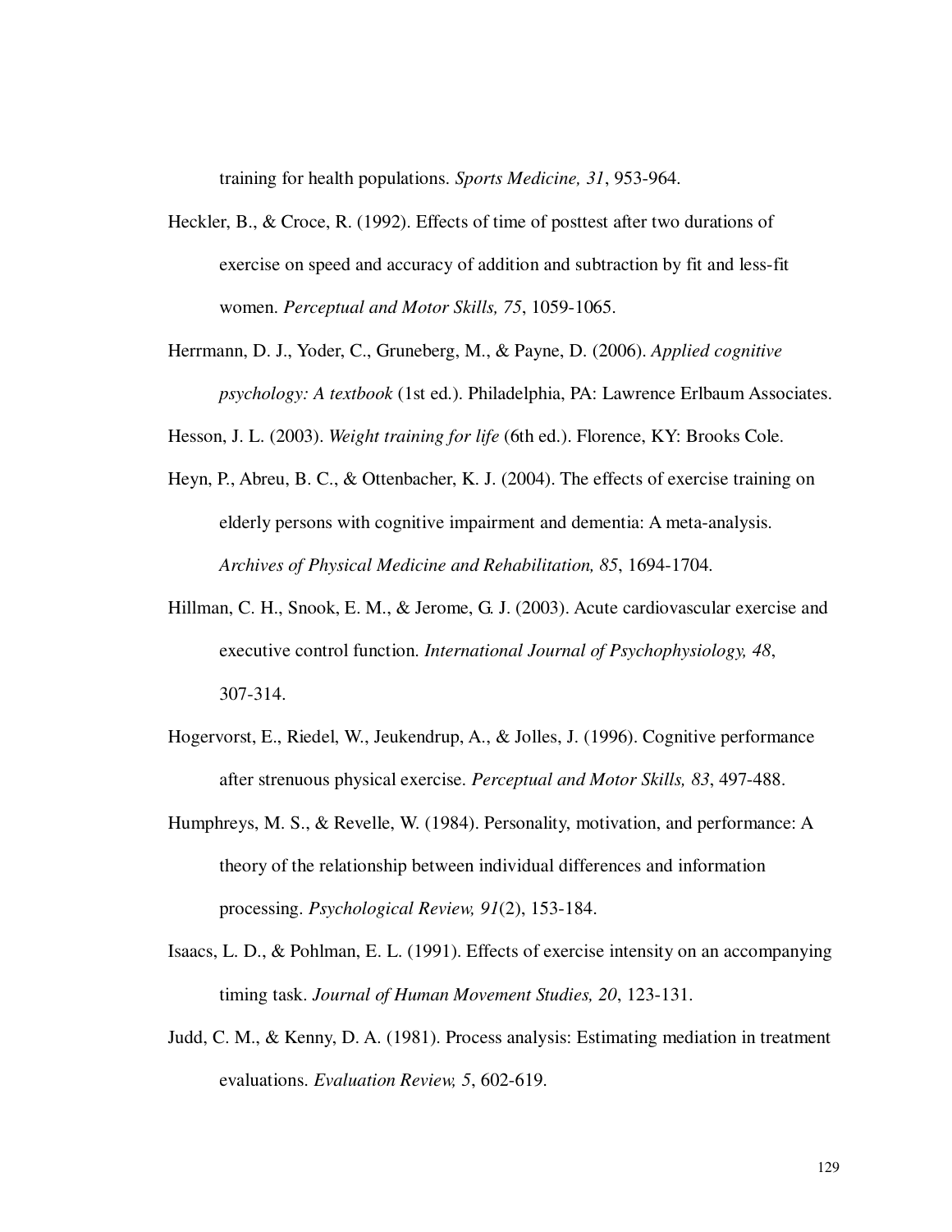training for health populations. *Sports Medicine, 31*, 953-964.

Heckler, B., & Croce, R. (1992). Effects of time of posttest after two durations of exercise on speed and accuracy of addition and subtraction by fit and less-fit women. *Perceptual and Motor Skills, 75*, 1059-1065.

Herrmann, D. J., Yoder, C., Gruneberg, M., & Payne, D. (2006). *Applied cognitive psychology: A textbook* (1st ed.). Philadelphia, PA: Lawrence Erlbaum Associates.

Hesson, J. L. (2003). *Weight training for life* (6th ed.). Florence, KY: Brooks Cole.

Heyn, P., Abreu, B. C., & Ottenbacher, K. J. (2004). The effects of exercise training on elderly persons with cognitive impairment and dementia: A meta-analysis. *Archives of Physical Medicine and Rehabilitation, 85*, 1694-1704.

Hillman, C. H., Snook, E. M., & Jerome, G. J. (2003). Acute cardiovascular exercise and executive control function. *International Journal of Psychophysiology, 48*, 307-314.

Hogervorst, E., Riedel, W., Jeukendrup, A., & Jolles, J. (1996). Cognitive performance after strenuous physical exercise. *Perceptual and Motor Skills, 83*, 497-488.

Humphreys, M. S., & Revelle, W. (1984). Personality, motivation, and performance: A theory of the relationship between individual differences and information processing. *Psychological Review, 91*(2), 153-184.

Isaacs, L. D., & Pohlman, E. L. (1991). Effects of exercise intensity on an accompanying timing task. *Journal of Human Movement Studies, 20*, 123-131.

Judd, C. M., & Kenny, D. A. (1981). Process analysis: Estimating mediation in treatment evaluations. *Evaluation Review, 5*, 602-619.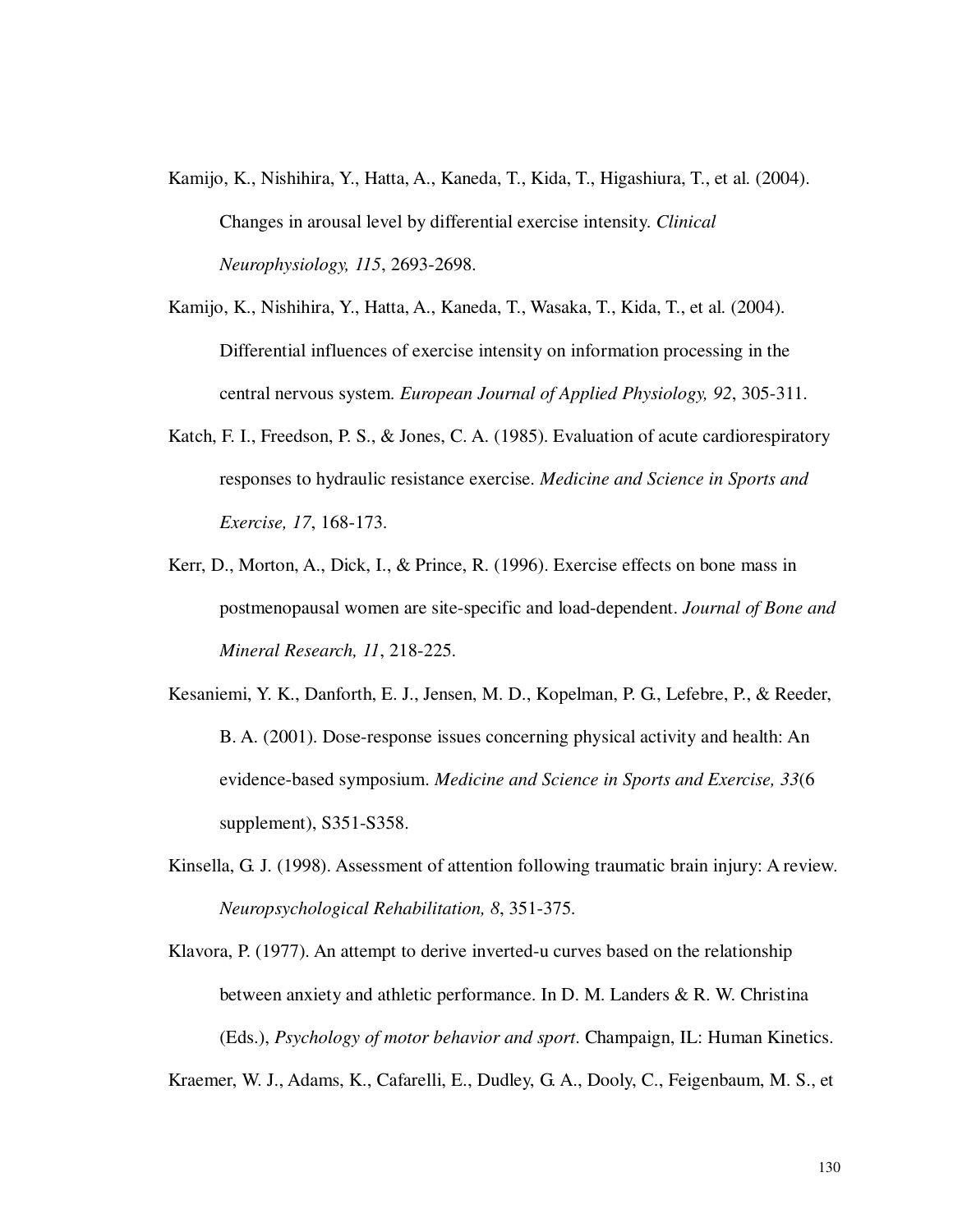Kamijo, K., Nishihira, Y., Hatta, A., Kaneda, T., Kida, T., Higashiura, T., et al. (2004). Changes in arousal level by differential exercise intensity. *Clinical Neurophysiology, 115*, 2693-2698.

Kamijo, K., Nishihira, Y., Hatta, A., Kaneda, T., Wasaka, T., Kida, T., et al. (2004). Differential influences of exercise intensity on information processing in the central nervous system. *European Journal of Applied Physiology, 92*, 305-311.

Katch, F. I., Freedson, P. S., & Jones, C. A. (1985). Evaluation of acute cardiorespiratory responses to hydraulic resistance exercise. *Medicine and Science in Sports and Exercise, 17*, 168-173.

Kerr, D., Morton, A., Dick, I., & Prince, R. (1996). Exercise effects on bone mass in postmenopausal women are site-specific and load-dependent. *Journal of Bone and Mineral Research, 11*, 218-225.

Kesaniemi, Y. K., Danforth, E. J., Jensen, M. D., Kopelman, P. G., Lefebre, P., & Reeder, B. A. (2001). Dose-response issues concerning physical activity and health: An evidence-based symposium. *Medicine and Science in Sports and Exercise, 33*(6 supplement), S351-S358.

Kinsella, G. J. (1998). Assessment of attention following traumatic brain injury: A review. *Neuropsychological Rehabilitation, 8*, 351-375.

Klavora, P. (1977). An attempt to derive inverted-u curves based on the relationship between anxiety and athletic performance. In D. M. Landers & R. W. Christina (Eds.), *Psychology of motor behavior and sport*. Champaign, IL: Human Kinetics.

Kraemer, W. J., Adams, K., Cafarelli, E., Dudley, G. A., Dooly, C., Feigenbaum, M. S., et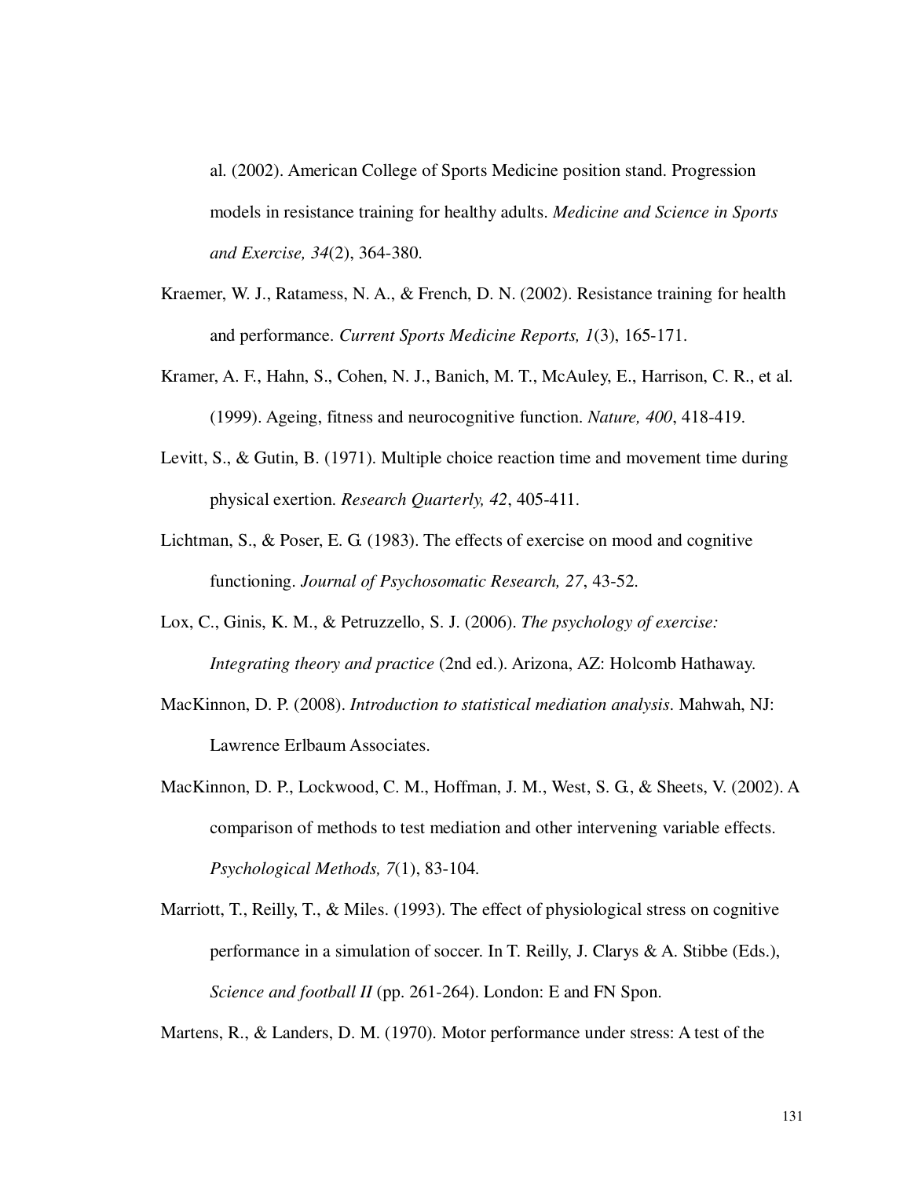al. (2002). American College of Sports Medicine position stand. Progression models in resistance training for healthy adults. *Medicine and Science in Sports and Exercise, 34*(2), 364-380.

Kraemer, W. J., Ratamess, N. A., & French, D. N. (2002). Resistance training for health and performance. *Current Sports Medicine Reports, 1*(3), 165-171.

Kramer, A. F., Hahn, S., Cohen, N. J., Banich, M. T., McAuley, E., Harrison, C. R., et al. (1999). Ageing, fitness and neurocognitive function. *Nature, 400*, 418-419.

Levitt, S., & Gutin, B. (1971). Multiple choice reaction time and movement time during physical exertion. *Research Quarterly, 42*, 405-411.

Lichtman, S., & Poser, E. G. (1983). The effects of exercise on mood and cognitive functioning. *Journal of Psychosomatic Research, 27*, 43-52.

Lox, C., Ginis, K. M., & Petruzzello, S. J. (2006). *The psychology of exercise: Integrating theory and practice* (2nd ed.). Arizona, AZ: Holcomb Hathaway.

MacKinnon, D. P. (2008). *Introduction to statistical mediation analysis*. Mahwah, NJ: Lawrence Erlbaum Associates.

MacKinnon, D. P., Lockwood, C. M., Hoffman, J. M., West, S. G., & Sheets, V. (2002). A comparison of methods to test mediation and other intervening variable effects. *Psychological Methods, 7*(1), 83-104.

Marriott, T., Reilly, T., & Miles. (1993). The effect of physiological stress on cognitive performance in a simulation of soccer. In T. Reilly, J. Clarys & A. Stibbe (Eds.), *Science and football II* (pp. 261-264). London: E and FN Spon.

Martens, R., & Landers, D. M. (1970). Motor performance under stress: A test of the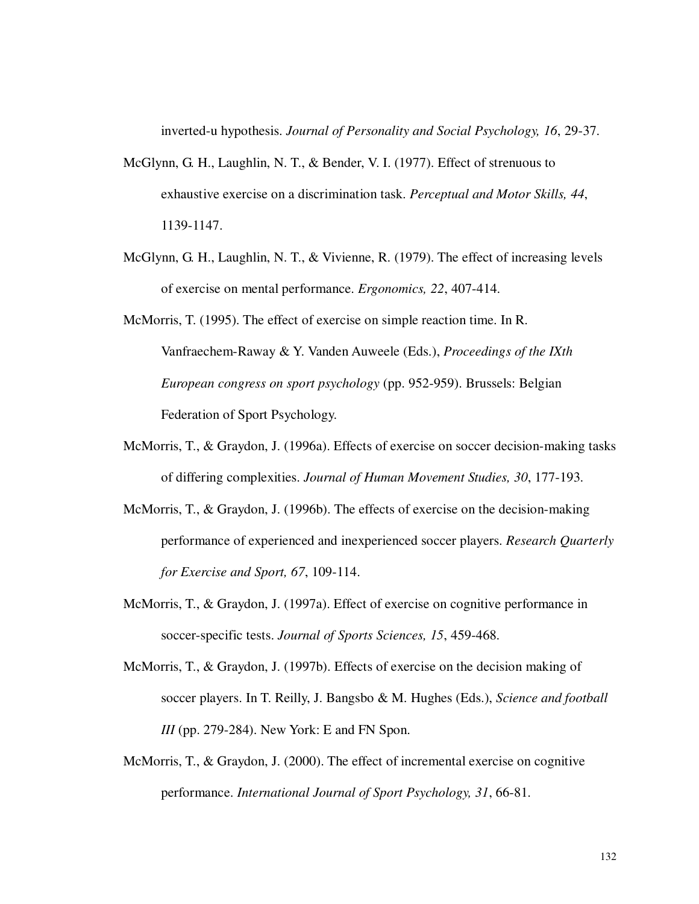inverted-u hypothesis. *Journal of Personality and Social Psychology, 16*, 29-37.

McGlynn, G. H., Laughlin, N. T., & Bender, V. I. (1977). Effect of strenuous to exhaustive exercise on a discrimination task. *Perceptual and Motor Skills, 44*, 1139-1147.

McGlynn, G. H., Laughlin, N. T., & Vivienne, R. (1979). The effect of increasing levels of exercise on mental performance. *Ergonomics, 22*, 407-414.

McMorris, T. (1995). The effect of exercise on simple reaction time. In R. Vanfraechem-Raway & Y. Vanden Auweele (Eds.), *Proceedings of the IXth European congress on sport psychology* (pp. 952-959). Brussels: Belgian Federation of Sport Psychology.

McMorris, T., & Graydon, J. (1996a). Effects of exercise on soccer decision-making tasks of differing complexities. *Journal of Human Movement Studies, 30*, 177-193.

McMorris, T., & Graydon, J. (1996b). The effects of exercise on the decision-making performance of experienced and inexperienced soccer players. *Research Quarterly for Exercise and Sport, 67*, 109-114.

McMorris, T., & Graydon, J. (1997a). Effect of exercise on cognitive performance in soccer-specific tests. *Journal of Sports Sciences, 15*, 459-468.

McMorris, T., & Graydon, J. (1997b). Effects of exercise on the decision making of soccer players. In T. Reilly, J. Bangsbo & M. Hughes (Eds.), *Science and football III* (pp. 279-284). New York: E and FN Spon.

McMorris, T., & Graydon, J. (2000). The effect of incremental exercise on cognitive performance. *International Journal of Sport Psychology, 31*, 66-81.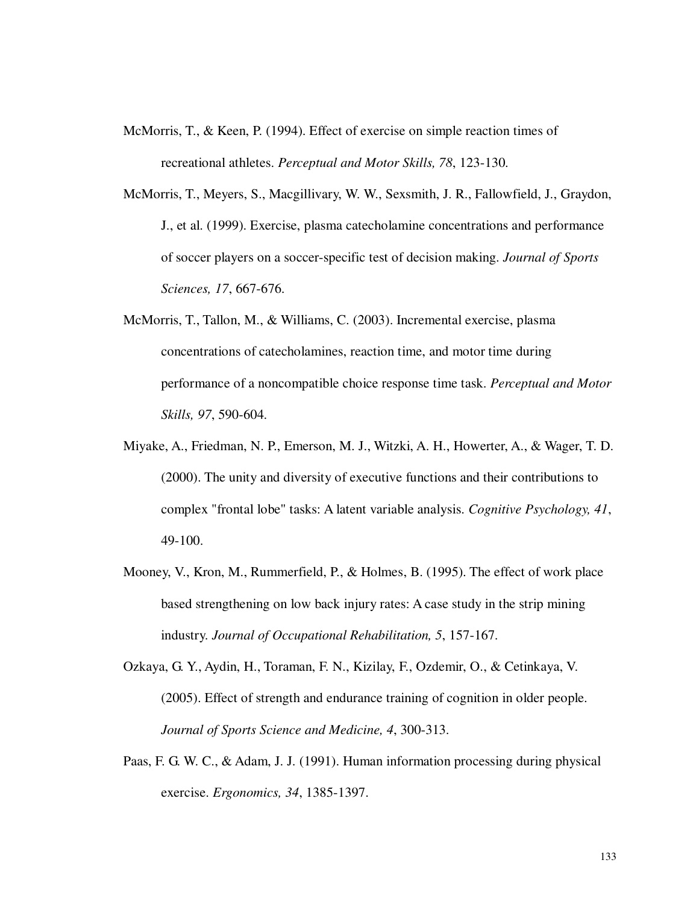McMorris, T., & Keen, P. (1994). Effect of exercise on simple reaction times of recreational athletes. *Perceptual and Motor Skills, 78*, 123-130.

McMorris, T., Meyers, S., Macgillivary, W. W., Sexsmith, J. R., Fallowfield, J., Graydon, J., et al. (1999). Exercise, plasma catecholamine concentrations and performance of soccer players on a soccer-specific test of decision making. *Journal of Sports Sciences, 17*, 667-676.

McMorris, T., Tallon, M., & Williams, C. (2003). Incremental exercise, plasma concentrations of catecholamines, reaction time, and motor time during performance of a noncompatible choice response time task. *Perceptual and Motor Skills, 97*, 590-604.

Miyake, A., Friedman, N. P., Emerson, M. J., Witzki, A. H., Howerter, A., & Wager, T. D. (2000). The unity and diversity of executive functions and their contributions to complex "frontal lobe" tasks: A latent variable analysis. *Cognitive Psychology, 41*, 49-100.

Mooney, V., Kron, M., Rummerfield, P., & Holmes, B. (1995). The effect of work place based strengthening on low back injury rates: A case study in the strip mining industry. *Journal of Occupational Rehabilitation, 5*, 157-167.

Ozkaya, G. Y., Aydin, H., Toraman, F. N., Kizilay, F., Ozdemir, O., & Cetinkaya, V. (2005). Effect of strength and endurance training of cognition in older people. *Journal of Sports Science and Medicine, 4*, 300-313.

Paas, F. G. W. C., & Adam, J. J. (1991). Human information processing during physical exercise. *Ergonomics, 34*, 1385-1397.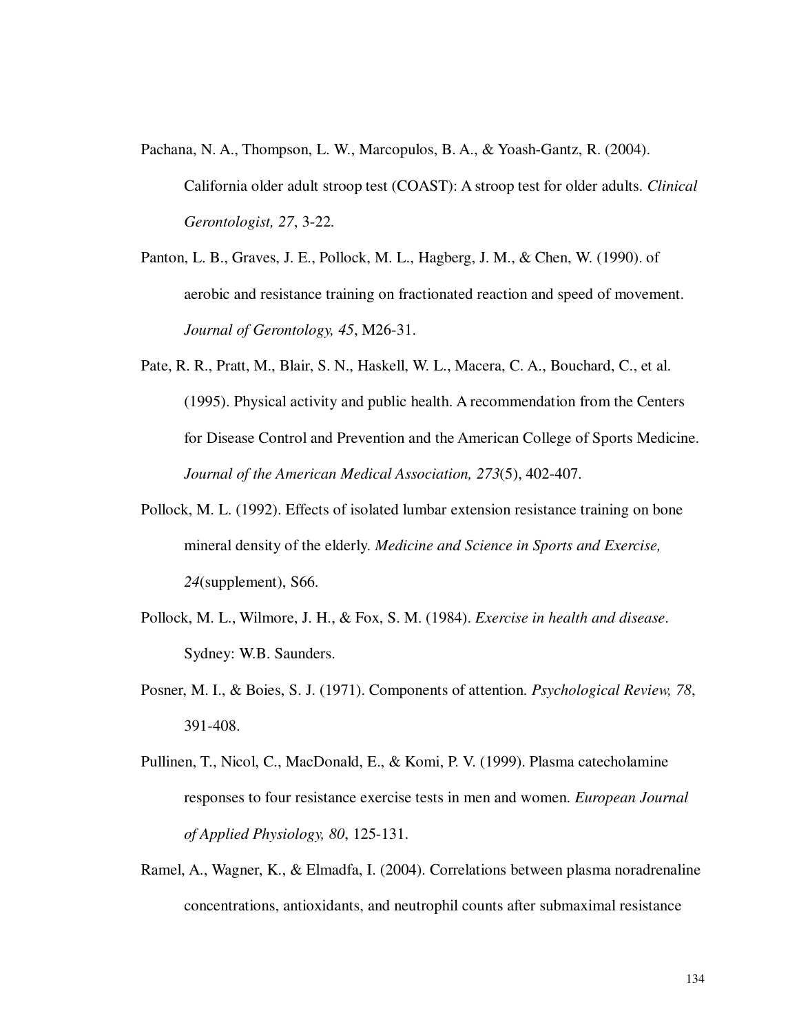Pachana, N. A., Thompson, L. W., Marcopulos, B. A., & Yoash-Gantz, R. (2004). California older adult stroop test (COAST): A stroop test for older adults. *Clinical Gerontologist, 27*, 3-22.

Panton, L. B., Graves, J. E., Pollock, M. L., Hagberg, J. M., & Chen, W. (1990). of aerobic and resistance training on fractionated reaction and speed of movement. *Journal of Gerontology, 45*, M26-31.

Pate, R. R., Pratt, M., Blair, S. N., Haskell, W. L., Macera, C. A., Bouchard, C., et al. (1995). Physical activity and public health. A recommendation from the Centers for Disease Control and Prevention and the American College of Sports Medicine. *Journal of the American Medical Association, 273*(5), 402-407.

Pollock, M. L. (1992). Effects of isolated lumbar extension resistance training on bone mineral density of the elderly. *Medicine and Science in Sports and Exercise, 24*(supplement), S66.

Pollock, M. L., Wilmore, J. H., & Fox, S. M. (1984). *Exercise in health and disease*. Sydney: W.B. Saunders.

Posner, M. I., & Boies, S. J. (1971). Components of attention. *Psychological Review, 78*, 391-408.

Pullinen, T., Nicol, C., MacDonald, E., & Komi, P. V. (1999). Plasma catecholamine responses to four resistance exercise tests in men and women. *European Journal of Applied Physiology, 80*, 125-131.

Ramel, A., Wagner, K., & Elmadfa, I. (2004). Correlations between plasma noradrenaline concentrations, antioxidants, and neutrophil counts after submaximal resistance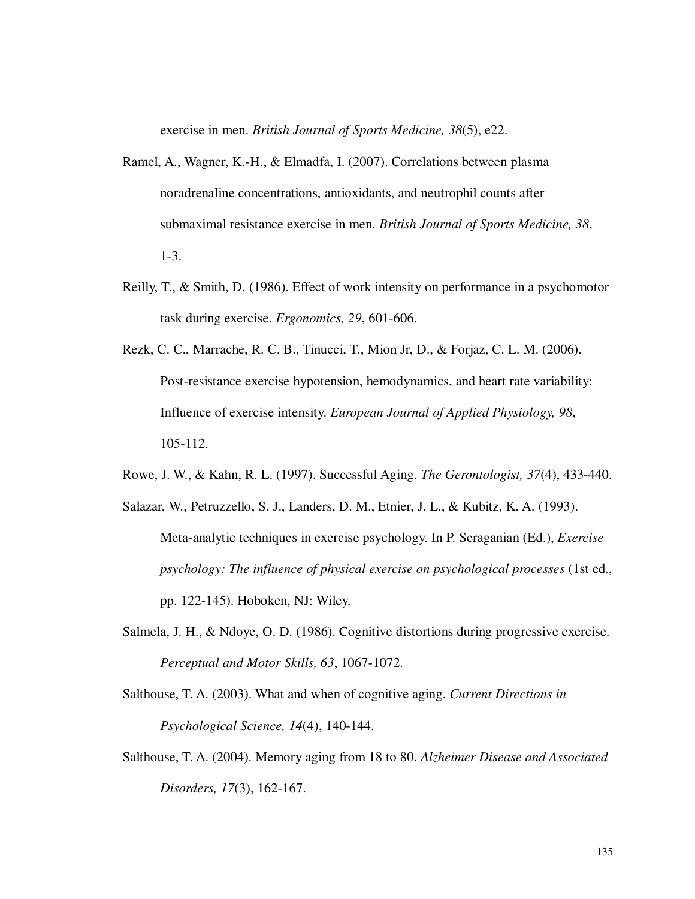exercise in men. *British Journal of Sports Medicine, 38*(5), e22.

Ramel, A., Wagner, K.-H., & Elmadfa, I. (2007). Correlations between plasma noradrenaline concentrations, antioxidants, and neutrophil counts after submaximal resistance exercise in men. *British Journal of Sports Medicine, 38*, 1-3.

Reilly, T., & Smith, D. (1986). Effect of work intensity on performance in a psychomotor task during exercise. *Ergonomics, 29*, 601-606.

Rezk, C. C., Marrache, R. C. B., Tinucci, T., Mion Jr, D., & Forjaz, C. L. M. (2006). Post-resistance exercise hypotension, hemodynamics, and heart rate variability: Influence of exercise intensity. *European Journal of Applied Physiology, 98*, 105-112.

Rowe, J. W., & Kahn, R. L. (1997). Successful Aging. *The Gerontologist, 37*(4), 433-440.

Salazar, W., Petruzzello, S. J., Landers, D. M., Etnier, J. L., & Kubitz, K. A. (1993). Meta-analytic techniques in exercise psychology. In P. Seraganian (Ed.), *Exercise psychology: The influence of physical exercise on psychological processes* (1st ed., pp. 122-145). Hoboken, NJ: Wiley.

Salmela, J. H., & Ndoye, O. D. (1986). Cognitive distortions during progressive exercise. *Perceptual and Motor Skills, 63*, 1067-1072.

Salthouse, T. A. (2003). What and when of cognitive aging. *Current Directions in Psychological Science, 14*(4), 140-144.

Salthouse, T. A. (2004). Memory aging from 18 to 80. *Alzheimer Disease and Associated Disorders, 17*(3), 162-167.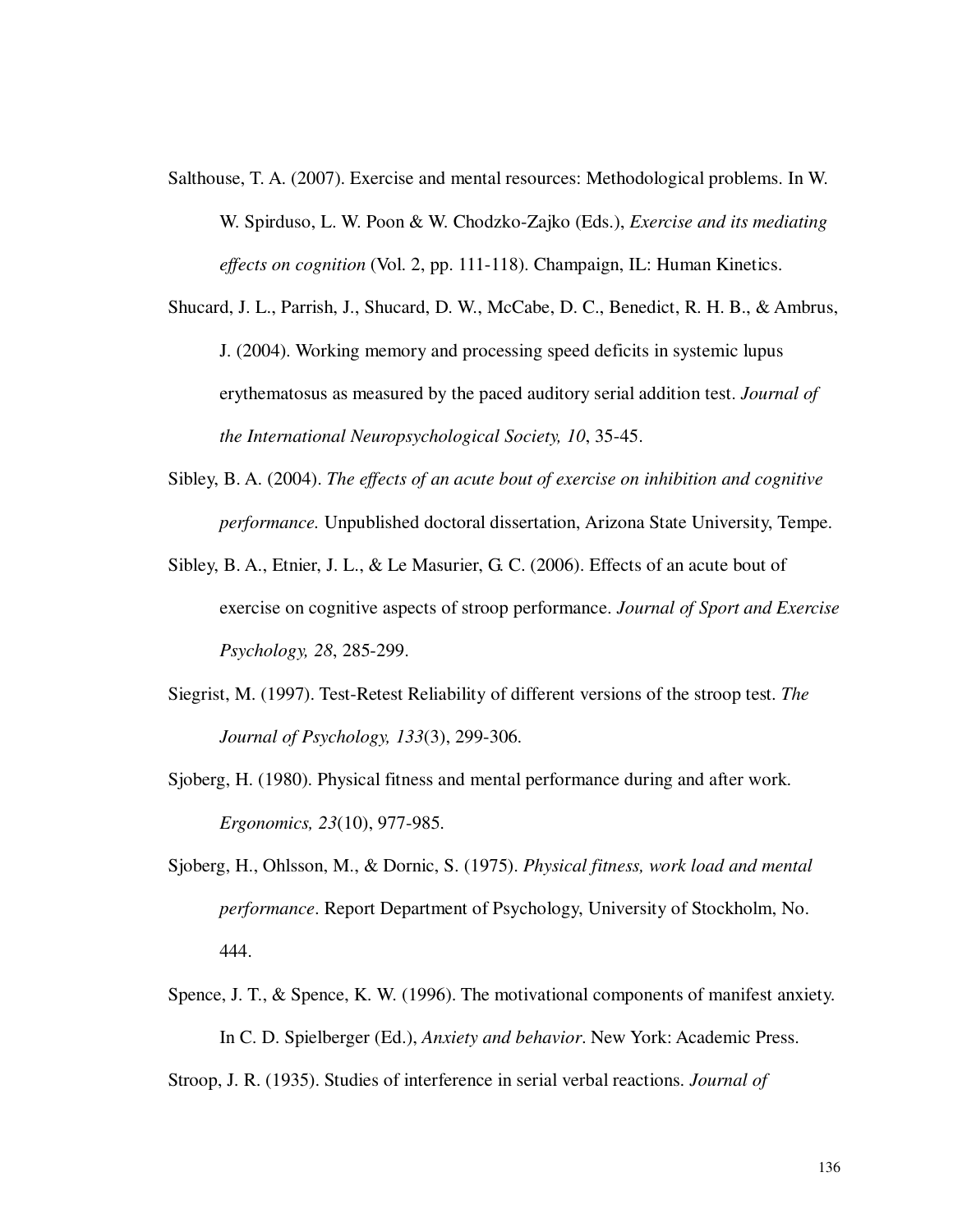Salthouse, T. A. (2007). Exercise and mental resources: Methodological problems. In W. W. Spirduso, L. W. Poon & W. Chodzko-Zajko (Eds.), *Exercise and its mediating effects on cognition* (Vol. 2, pp. 111-118). Champaign, IL: Human Kinetics.

Shucard, J. L., Parrish, J., Shucard, D. W., McCabe, D. C., Benedict, R. H. B., & Ambrus, J. (2004). Working memory and processing speed deficits in systemic lupus erythematosus as measured by the paced auditory serial addition test. *Journal of the International Neuropsychological Society, 10*, 35-45.

Sibley, B. A. (2004). *The effects of an acute bout of exercise on inhibition and cognitive performance.* Unpublished doctoral dissertation, Arizona State University, Tempe.

Sibley, B. A., Etnier, J. L., & Le Masurier, G. C. (2006). Effects of an acute bout of exercise on cognitive aspects of stroop performance. *Journal of Sport and Exercise Psychology, 28*, 285-299.

Siegrist, M. (1997). Test-Retest Reliability of different versions of the stroop test. *The Journal of Psychology, 133*(3), 299-306.

Sjoberg, H. (1980). Physical fitness and mental performance during and after work. *Ergonomics, 23*(10), 977-985.

Sjoberg, H., Ohlsson, M., & Dornic, S. (1975). *Physical fitness, work load and mental performance*. Report Department of Psychology, University of Stockholm, No. 444.

Spence, J. T., & Spence, K. W. (1996). The motivational components of manifest anxiety. In C. D. Spielberger (Ed.), *Anxiety and behavior*. New York: Academic Press.

Stroop, J. R. (1935). Studies of interference in serial verbal reactions. *Journal of*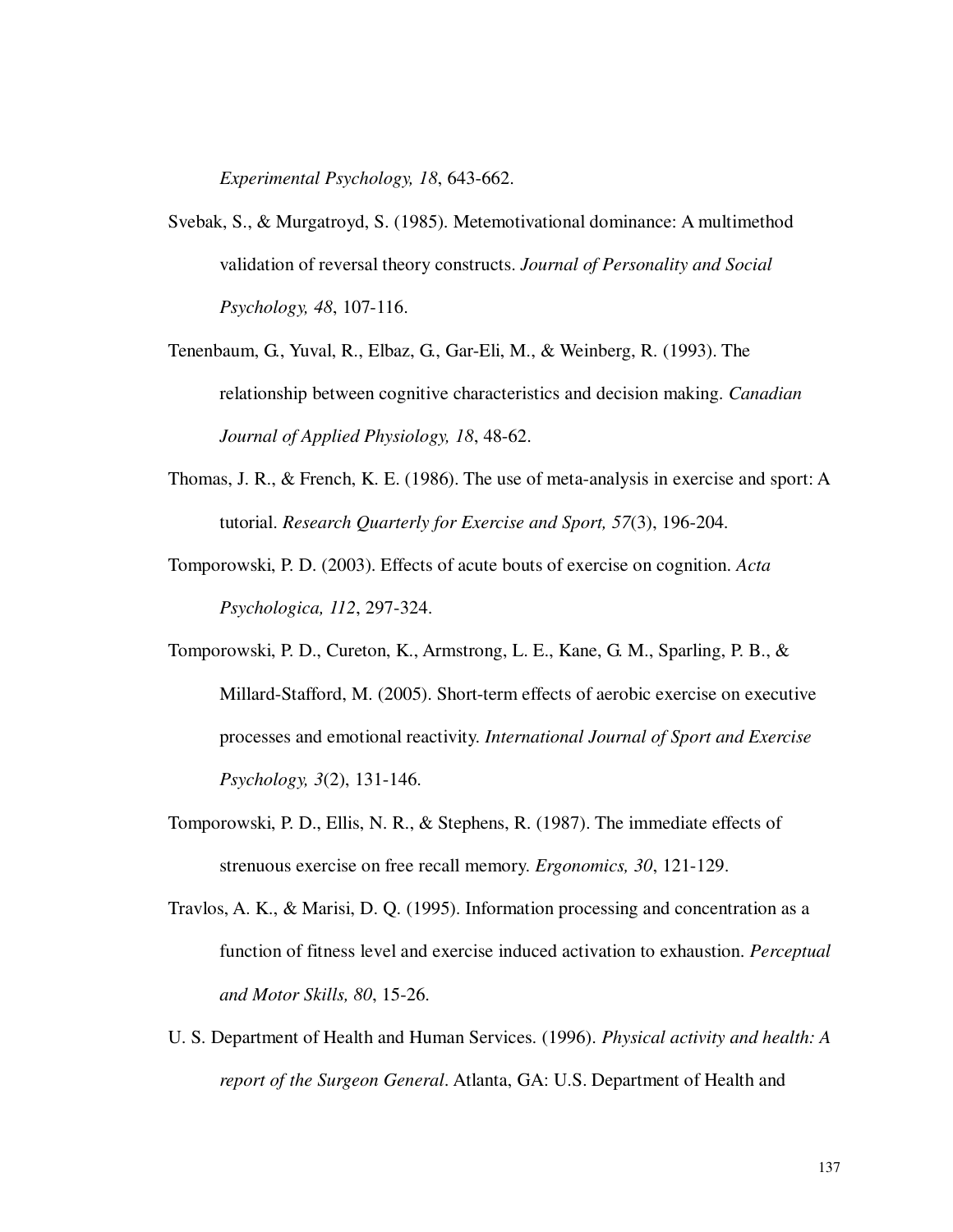*Experimental Psychology, 18*, 643-662.

Svebak, S., & Murgatroyd, S. (1985). Metemotivational dominance: A multimethod validation of reversal theory constructs. *Journal of Personality and Social Psychology, 48*, 107-116.

Tenenbaum, G., Yuval, R., Elbaz, G., Gar-Eli, M., & Weinberg, R. (1993). The relationship between cognitive characteristics and decision making. *Canadian Journal of Applied Physiology, 18*, 48-62.

Thomas, J. R., & French, K. E. (1986). The use of meta-analysis in exercise and sport: A tutorial. *Research Quarterly for Exercise and Sport, 57*(3), 196-204.

Tomporowski, P. D. (2003). Effects of acute bouts of exercise on cognition. *Acta Psychologica, 112*, 297-324.

Tomporowski, P. D., Cureton, K., Armstrong, L. E., Kane, G. M., Sparling, P. B., & Millard-Stafford, M. (2005). Short-term effects of aerobic exercise on executive processes and emotional reactivity. *International Journal of Sport and Exercise Psychology, 3*(2), 131-146.

Tomporowski, P. D., Ellis, N. R., & Stephens, R. (1987). The immediate effects of strenuous exercise on free recall memory. *Ergonomics, 30*, 121-129.

Travlos, A. K., & Marisi, D. Q. (1995). Information processing and concentration as a function of fitness level and exercise induced activation to exhaustion. *Perceptual and Motor Skills, 80*, 15-26.

U. S. Department of Health and Human Services. (1996). *Physical activity and health: A report of the Surgeon General*. Atlanta, GA: U.S. Department of Health and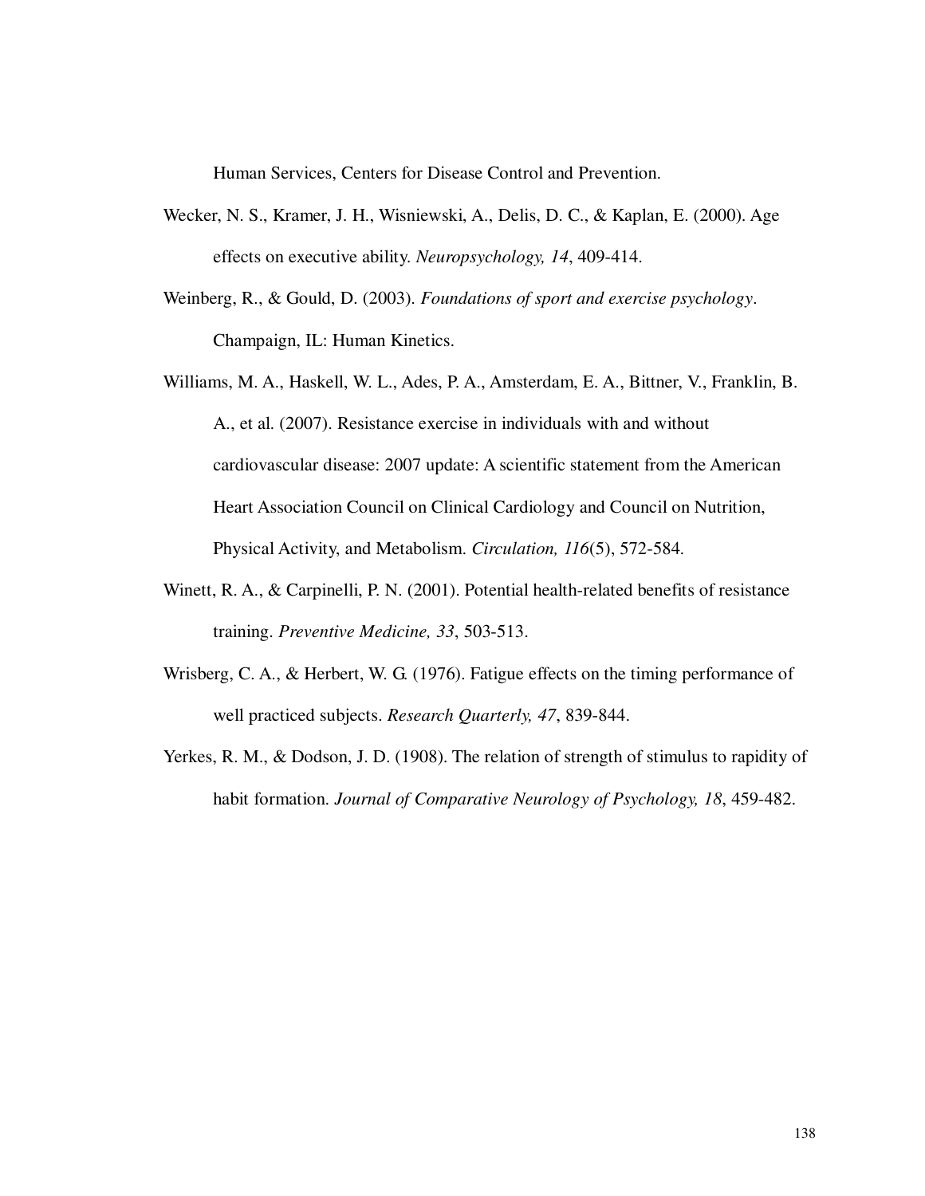Human Services, Centers for Disease Control and Prevention.

Wecker, N. S., Kramer, J. H., Wisniewski, A., Delis, D. C., & Kaplan, E. (2000). Age effects on executive ability. *Neuropsychology, 14*, 409-414.

Weinberg, R., & Gould, D. (2003). *Foundations of sport and exercise psychology*. Champaign, IL: Human Kinetics.

Williams, M. A., Haskell, W. L., Ades, P. A., Amsterdam, E. A., Bittner, V., Franklin, B. A., et al. (2007). Resistance exercise in individuals with and without cardiovascular disease: 2007 update: A scientific statement from the American Heart Association Council on Clinical Cardiology and Council on Nutrition, Physical Activity, and Metabolism. *Circulation, 116*(5), 572-584.

Winett, R. A., & Carpinelli, P. N. (2001). Potential health-related benefits of resistance training. *Preventive Medicine, 33*, 503-513.

Wrisberg, C. A., & Herbert, W. G. (1976). Fatigue effects on the timing performance of well practiced subjects. *Research Quarterly, 47*, 839-844.

Yerkes, R. M., & Dodson, J. D. (1908). The relation of strength of stimulus to rapidity of habit formation. *Journal of Comparative Neurology of Psychology, 18*, 459-482.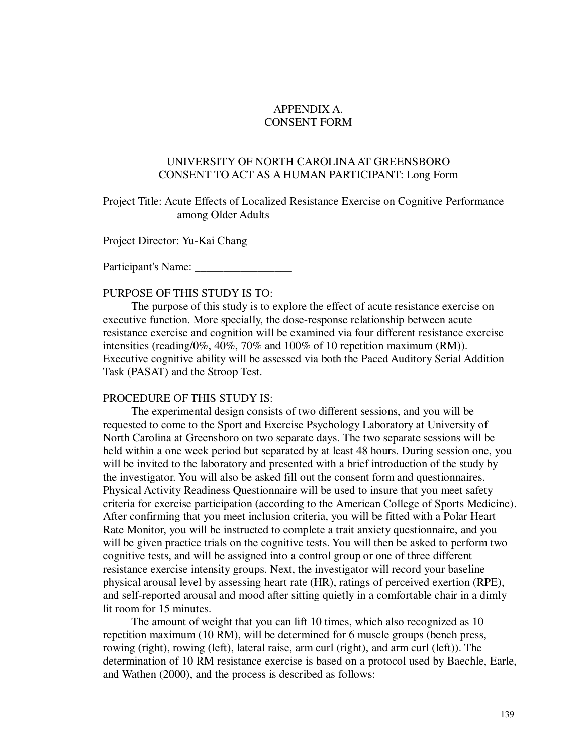# APPENDIX A.
# CONSENT FORM

## UNIVERSITY OF NORTH CAROLINA AT GREENSBORO
## CONSENT TO ACT AS A HUMAN PARTICIPANT: Long Form

Project Title: Acute Effects of Localized Resistance Exercise on Cognitive Performance among Older Adults

Project Director: Yu-Kai Chang

Participant's Name: _________________

PURPOSE OF THIS STUDY IS TO:

The purpose of this study is to explore the effect of acute resistance exercise on executive function. More specially, the dose-response relationship between acute resistance exercise and cognition will be examined via four different resistance exercise intensities (reading/0%, 40%, 70% and 100% of 10 repetition maximum (RM)). Executive cognitive ability will be assessed via both the Paced Auditory Serial Addition Task (PASAT) and the Stroop Test.

PROCEDURE OF THIS STUDY IS:

The experimental design consists of two different sessions, and you will be requested to come to the Sport and Exercise Psychology Laboratory at University of North Carolina at Greensboro on two separate days. The two separate sessions will be held within a one week period but separated by at least 48 hours. During session one, you will be invited to the laboratory and presented with a brief introduction of the study by the investigator. You will also be asked fill out the consent form and questionnaires. Physical Activity Readiness Questionnaire will be used to insure that you meet safety criteria for exercise participation (according to the American College of Sports Medicine). After confirming that you meet inclusion criteria, you will be fitted with a Polar Heart Rate Monitor, you will be instructed to complete a trait anxiety questionnaire, and you will be given practice trials on the cognitive tests. You will then be asked to perform two cognitive tests, and will be assigned into a control group or one of three different resistance exercise intensity groups. Next, the investigator will record your baseline physical arousal level by assessing heart rate (HR), ratings of perceived exertion (RPE), and self-reported arousal and mood after sitting quietly in a comfortable chair in a dimly lit room for 15 minutes.

The amount of weight that you can lift 10 times, which also recognized as 10 repetition maximum (10 RM), will be determined for 6 muscle groups (bench press, rowing (right), rowing (left), lateral raise, arm curl (right), and arm curl (left)). The determination of 10 RM resistance exercise is based on a protocol used by Baechle, Earle, and Wathen (2000), and the process is described as follows: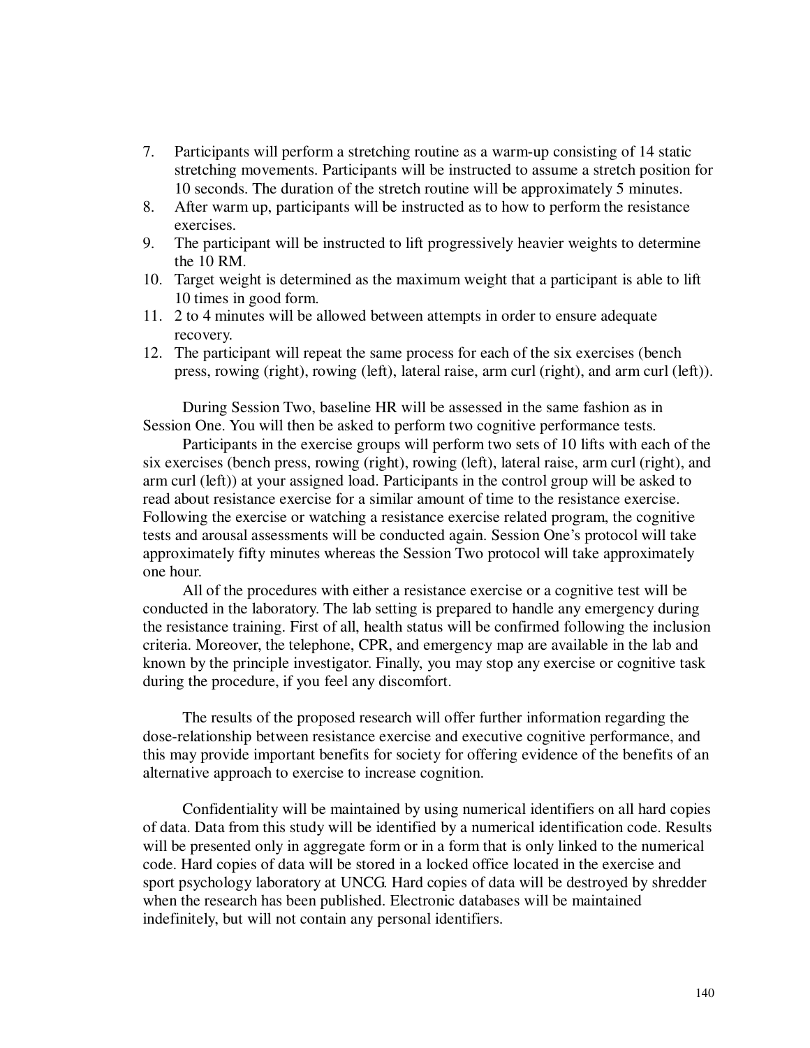7. Participants will perform a stretching routine as a warm-up consisting of 14 static stretching movements. Participants will be instructed to assume a stretch position for 10 seconds. The duration of the stretch routine will be approximately 5 minutes.
8. After warm up, participants will be instructed as to how to perform the resistance exercises.
9. The participant will be instructed to lift progressively heavier weights to determine the 10 RM.
10. Target weight is determined as the maximum weight that a participant is able to lift 10 times in good form.
11. 2 to 4 minutes will be allowed between attempts in order to ensure adequate recovery.
12. The participant will repeat the same process for each of the six exercises (bench press, rowing (right), rowing (left), lateral raise, arm curl (right), and arm curl (left)).

During Session Two, baseline HR will be assessed in the same fashion as in Session One. You will then be asked to perform two cognitive performance tests.

Participants in the exercise groups will perform two sets of 10 lifts with each of the six exercises (bench press, rowing (right), rowing (left), lateral raise, arm curl (right), and arm curl (left)) at your assigned load. Participants in the control group will be asked to read about resistance exercise for a similar amount of time to the resistance exercise. Following the exercise or watching a resistance exercise related program, the cognitive tests and arousal assessments will be conducted again. Session One's protocol will take approximately fifty minutes whereas the Session Two protocol will take approximately one hour.

All of the procedures with either a resistance exercise or a cognitive test will be conducted in the laboratory. The lab setting is prepared to handle any emergency during the resistance training. First of all, health status will be confirmed following the inclusion criteria. Moreover, the telephone, CPR, and emergency map are available in the lab and known by the principle investigator. Finally, you may stop any exercise or cognitive task during the procedure, if you feel any discomfort.

The results of the proposed research will offer further information regarding the dose-relationship between resistance exercise and executive cognitive performance, and this may provide important benefits for society for offering evidence of the benefits of an alternative approach to exercise to increase cognition.

Confidentiality will be maintained by using numerical identifiers on all hard copies of data. Data from this study will be identified by a numerical identification code. Results will be presented only in aggregate form or in a form that is only linked to the numerical code. Hard copies of data will be stored in a locked office located in the exercise and sport psychology laboratory at UNCG. Hard copies of data will be destroyed by shredder when the research has been published. Electronic databases will be maintained indefinitely, but will not contain any personal identifiers.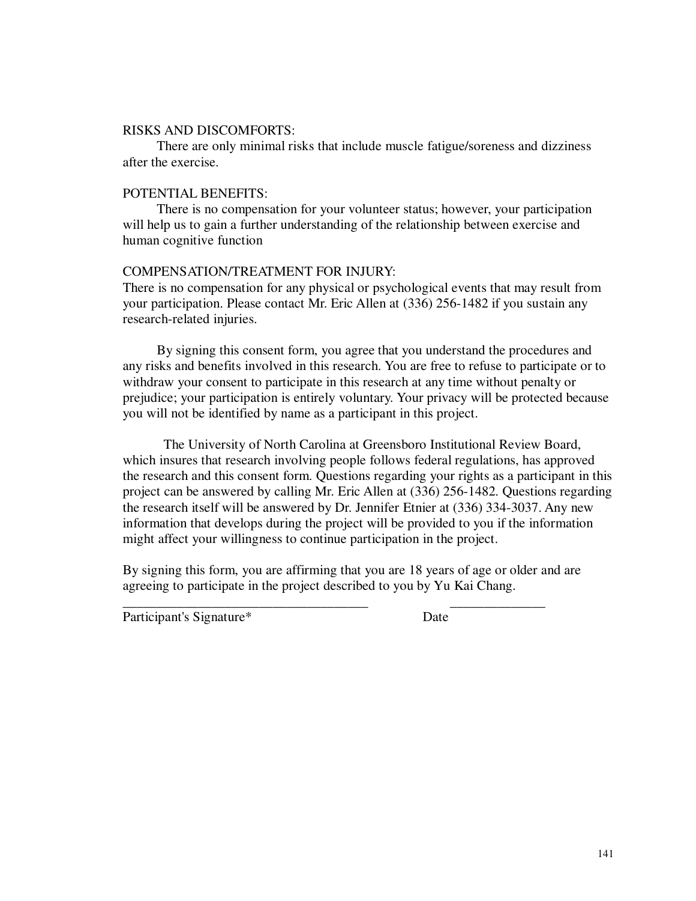RISKS AND DISCOMFORTS:

There are only minimal risks that include muscle fatigue/soreness and dizziness after the exercise.

POTENTIAL BENEFITS:

There is no compensation for your volunteer status; however, your participation will help us to gain a further understanding of the relationship between exercise and human cognitive function

COMPENSATION/TREATMENT FOR INJURY:

There is no compensation for any physical or psychological events that may result from your participation. Please contact Mr. Eric Allen at (336) 256-1482 if you sustain any research-related injuries.

By signing this consent form, you agree that you understand the procedures and any risks and benefits involved in this research. You are free to refuse to participate or to withdraw your consent to participate in this research at any time without penalty or prejudice; your participation is entirely voluntary. Your privacy will be protected because you will not be identified by name as a participant in this project.

The University of North Carolina at Greensboro Institutional Review Board, which insures that research involving people follows federal regulations, has approved the research and this consent form. Questions regarding your rights as a participant in this project can be answered by calling Mr. Eric Allen at (336) 256-1482. Questions regarding the research itself will be answered by Dr. Jennifer Etnier at (336) 334-3037. Any new information that develops during the project will be provided to you if the information might affect your willingness to continue participation in the project.

By signing this form, you are affirming that you are 18 years of age or older and are agreeing to participate in the project described to you by Yu Kai Chang.

_____________________________________ ______________

Participant's Signature* Date